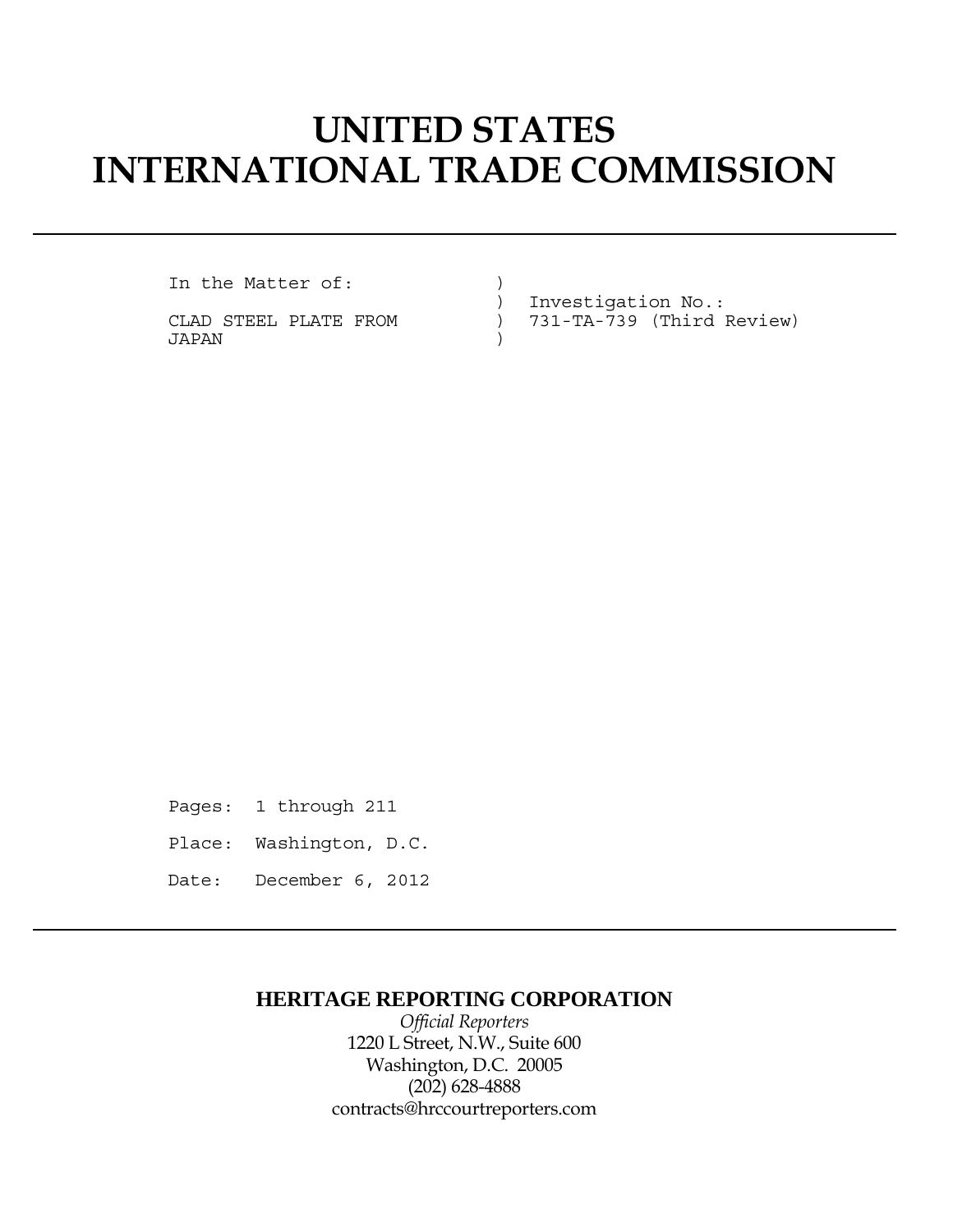# UNITED STATES
# INTERNATIONAL TRADE COMMISSION

```
In the Matter of:              )
                               )  Investigation No.:
CLAD STEEL PLATE FROM          )  731-TA-739 (Third Review)
JAPAN                          )
```

Pages: 1 through 211

Place: Washington, D.C.

Date: December 6, 2012

**HERITAGE REPORTING CORPORATION**

*Official Reporters*

1220 L Street, N.W., Suite 600

Washington, D.C. 20005

(202) 628-4888

contracts@hrccourtreporters.com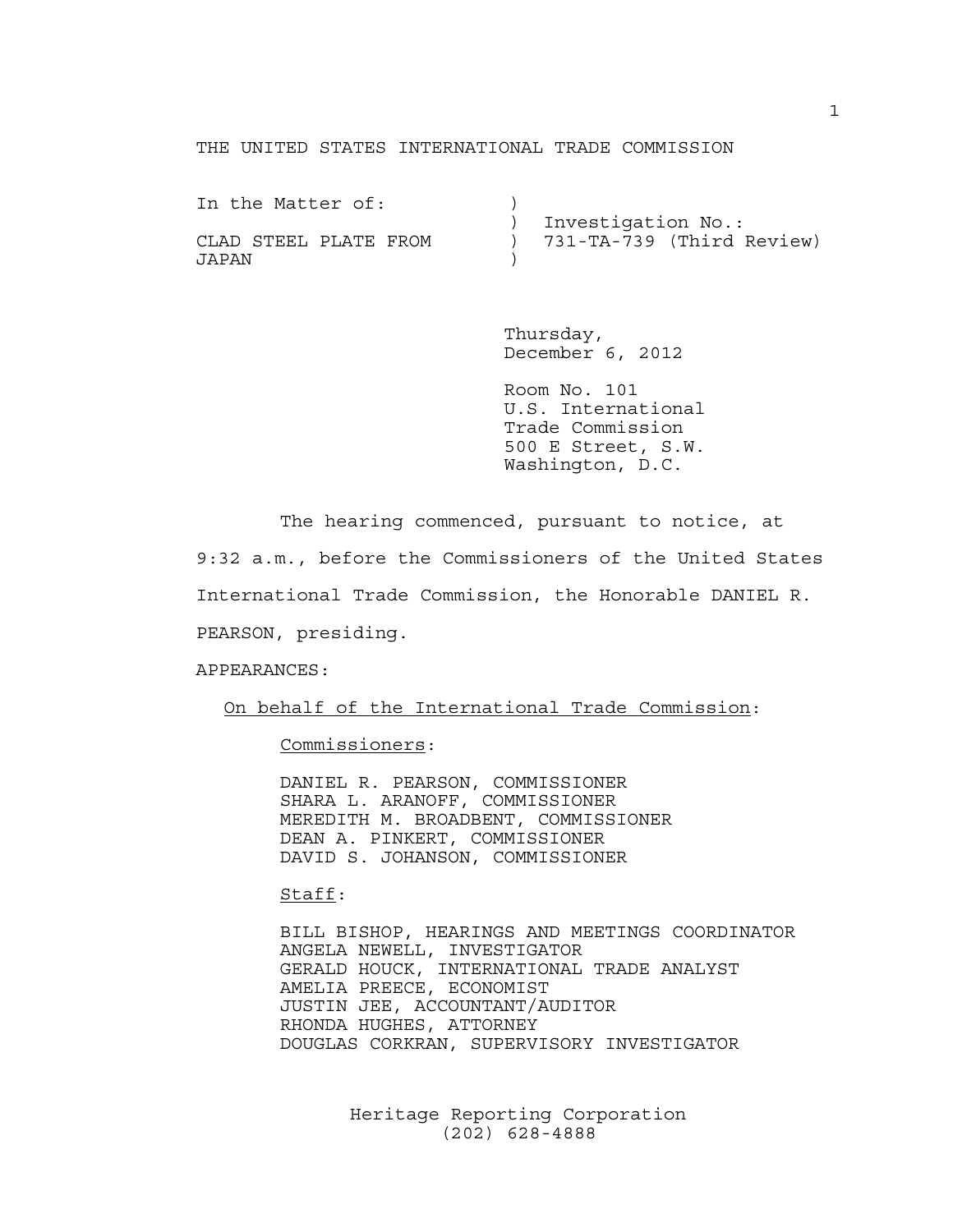THE UNITED STATES INTERNATIONAL TRADE COMMISSION

| In the Matter of: | | |
|---|---|---|
| | ) | Investigation No.: |
| CLAD STEEL PLATE FROM | ) | 731-TA-739 (Third Review) |
| JAPAN | ) | |

Thursday,
December 6, 2012

Room No. 101
U.S. International
Trade Commission
500 E Street, S.W.
Washington, D.C.

The hearing commenced, pursuant to notice, at 9:32 a.m., before the Commissioners of the United States International Trade Commission, the Honorable DANIEL R. PEARSON, presiding.

APPEARANCES:

On behalf of the International Trade Commission:

Commissioners:

DANIEL R. PEARSON, COMMISSIONER
SHARA L. ARANOFF, COMMISSIONER
MEREDITH M. BROADBENT, COMMISSIONER
DEAN A. PINKERT, COMMISSIONER
DAVID S. JOHANSON, COMMISSIONER

Staff:

BILL BISHOP, HEARINGS AND MEETINGS COORDINATOR
ANGELA NEWELL, INVESTIGATOR
GERALD HOUCK, INTERNATIONAL TRADE ANALYST
AMELIA PREECE, ECONOMIST
JUSTIN JEE, ACCOUNTANT/AUDITOR
RHONDA HUGHES, ATTORNEY
DOUGLAS CORKRAN, SUPERVISORY INVESTIGATOR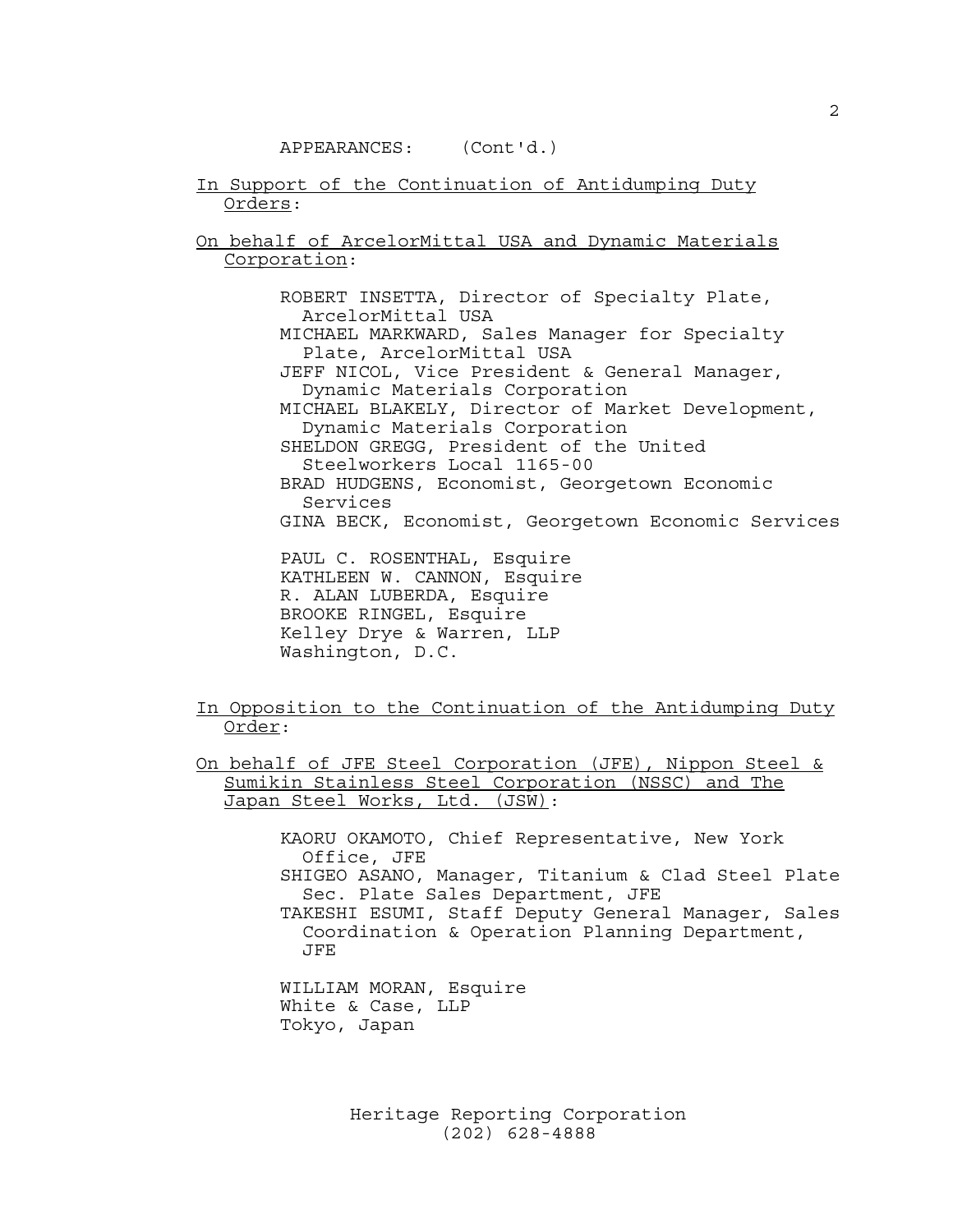APPEARANCES: (Cont'd.)

In Support of the Continuation of Antidumping Duty Orders:

On behalf of ArcelorMittal USA and Dynamic Materials Corporation:

ROBERT INSETTA, Director of Specialty Plate, ArcelorMittal USA
MICHAEL MARKWARD, Sales Manager for Specialty Plate, ArcelorMittal USA
JEFF NICOL, Vice President & General Manager, Dynamic Materials Corporation
MICHAEL BLAKELY, Director of Market Development, Dynamic Materials Corporation
SHELDON GREGG, President of the United Steelworkers Local 1165-00
BRAD HUDGENS, Economist, Georgetown Economic Services
GINA BECK, Economist, Georgetown Economic Services

PAUL C. ROSENTHAL, Esquire
KATHLEEN W. CANNON, Esquire
R. ALAN LUBERDA, Esquire
BROOKE RINGEL, Esquire
Kelley Drye & Warren, LLP
Washington, D.C.

In Opposition to the Continuation of the Antidumping Duty Order:

On behalf of JFE Steel Corporation (JFE), Nippon Steel & Sumikin Stainless Steel Corporation (NSSC) and The Japan Steel Works, Ltd. (JSW):

KAORU OKAMOTO, Chief Representative, New York Office, JFE
SHIGEO ASANO, Manager, Titanium & Clad Steel Plate Sec. Plate Sales Department, JFE
TAKESHI ESUMI, Staff Deputy General Manager, Sales Coordination & Operation Planning Department, JFE

WILLIAM MORAN, Esquire
White & Case, LLP
Tokyo, Japan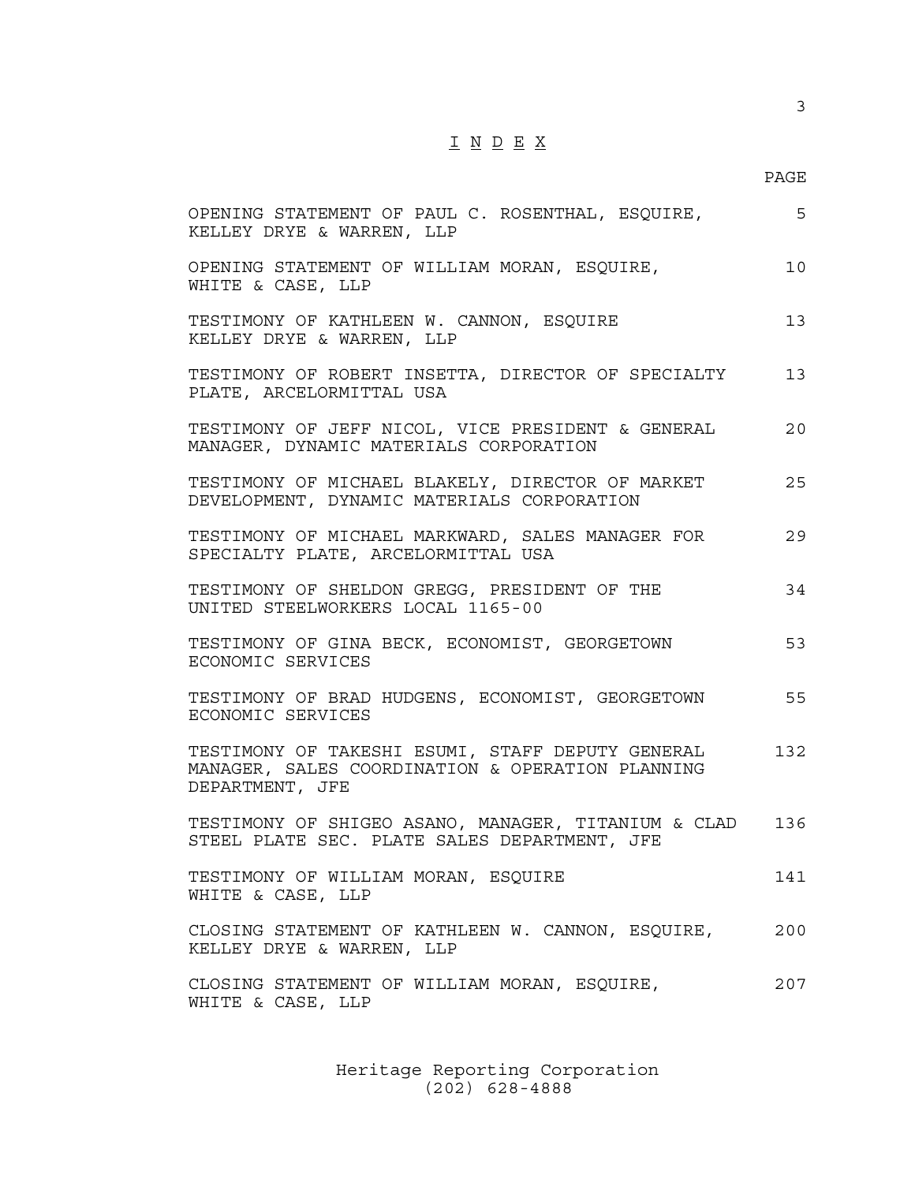# I N D E X

| | PAGE |
|---|---|
| OPENING STATEMENT OF PAUL C. ROSENTHAL, ESQUIRE, KELLEY DRYE & WARREN, LLP | 5 |
| OPENING STATEMENT OF WILLIAM MORAN, ESQUIRE, WHITE & CASE, LLP | 10 |
| TESTIMONY OF KATHLEEN W. CANNON, ESQUIRE KELLEY DRYE & WARREN, LLP | 13 |
| TESTIMONY OF ROBERT INSETTA, DIRECTOR OF SPECIALTY PLATE, ARCELORMITTAL USA | 13 |
| TESTIMONY OF JEFF NICOL, VICE PRESIDENT & GENERAL MANAGER, DYNAMIC MATERIALS CORPORATION | 20 |
| TESTIMONY OF MICHAEL BLAKELY, DIRECTOR OF MARKET DEVELOPMENT, DYNAMIC MATERIALS CORPORATION | 25 |
| TESTIMONY OF MICHAEL MARKWARD, SALES MANAGER FOR SPECIALTY PLATE, ARCELORMITTAL USA | 29 |
| TESTIMONY OF SHELDON GREGG, PRESIDENT OF THE UNITED STEELWORKERS LOCAL 1165-00 | 34 |
| TESTIMONY OF GINA BECK, ECONOMIST, GEORGETOWN ECONOMIC SERVICES | 53 |
| TESTIMONY OF BRAD HUDGENS, ECONOMIST, GEORGETOWN ECONOMIC SERVICES | 55 |
| TESTIMONY OF TAKESHI ESUMI, STAFF DEPUTY GENERAL MANAGER, SALES COORDINATION & OPERATION PLANNING DEPARTMENT, JFE | 132 |
| TESTIMONY OF SHIGEO ASANO, MANAGER, TITANIUM & CLAD STEEL PLATE SEC. PLATE SALES DEPARTMENT, JFE | 136 |
| TESTIMONY OF WILLIAM MORAN, ESQUIRE WHITE & CASE, LLP | 141 |
| CLOSING STATEMENT OF KATHLEEN W. CANNON, ESQUIRE, KELLEY DRYE & WARREN, LLP | 200 |
| CLOSING STATEMENT OF WILLIAM MORAN, ESQUIRE, WHITE & CASE, LLP | 207 |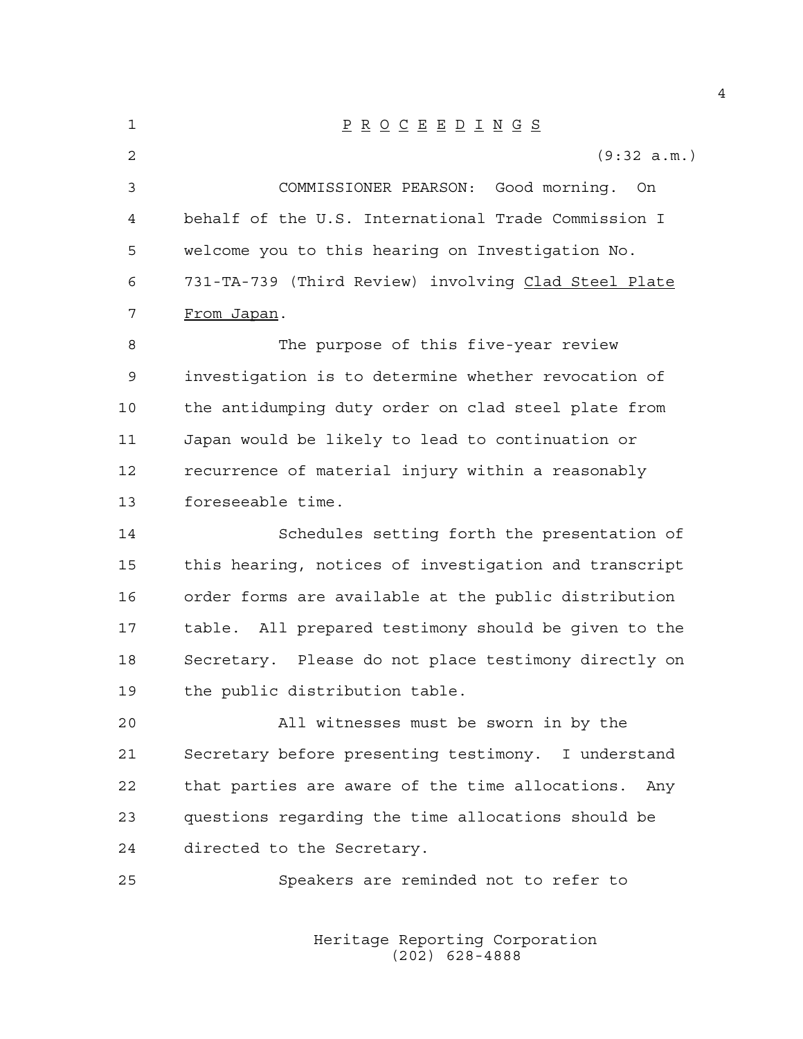# P R O C E E D I N G S

(9:32 a.m.)

COMMISSIONER PEARSON: Good morning. On behalf of the U.S. International Trade Commission I welcome you to this hearing on Investigation No. 731-TA-739 (Third Review) involving Clad Steel Plate From Japan.

The purpose of this five-year review investigation is to determine whether revocation of the antidumping duty order on clad steel plate from Japan would be likely to lead to continuation or recurrence of material injury within a reasonably foreseeable time.

Schedules setting forth the presentation of this hearing, notices of investigation and transcript order forms are available at the public distribution table. All prepared testimony should be given to the Secretary. Please do not place testimony directly on the public distribution table.

All witnesses must be sworn in by the Secretary before presenting testimony. I understand that parties are aware of the time allocations. Any questions regarding the time allocations should be directed to the Secretary.

Speakers are reminded not to refer to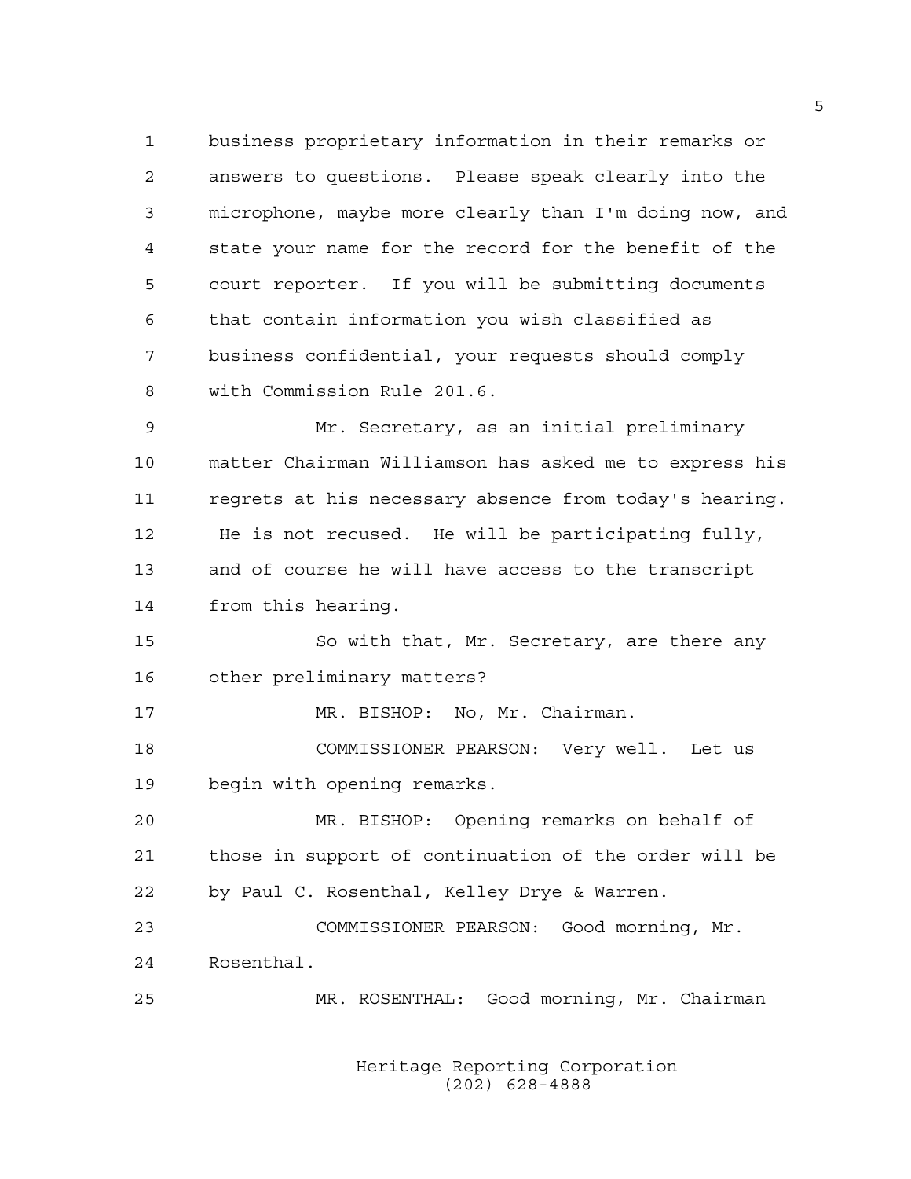business proprietary information in their remarks or answers to questions. Please speak clearly into the microphone, maybe more clearly than I'm doing now, and state your name for the record for the benefit of the court reporter. If you will be submitting documents that contain information you wish classified as business confidential, your requests should comply with Commission Rule 201.6.

Mr. Secretary, as an initial preliminary matter Chairman Williamson has asked me to express his regrets at his necessary absence from today's hearing. He is not recused. He will be participating fully, and of course he will have access to the transcript from this hearing.

So with that, Mr. Secretary, are there any other preliminary matters?

MR. BISHOP: No, Mr. Chairman.

COMMISSIONER PEARSON: Very well. Let us begin with opening remarks.

MR. BISHOP: Opening remarks on behalf of those in support of continuation of the order will be by Paul C. Rosenthal, Kelley Drye & Warren.

COMMISSIONER PEARSON: Good morning, Mr. Rosenthal.

MR. ROSENTHAL: Good morning, Mr. Chairman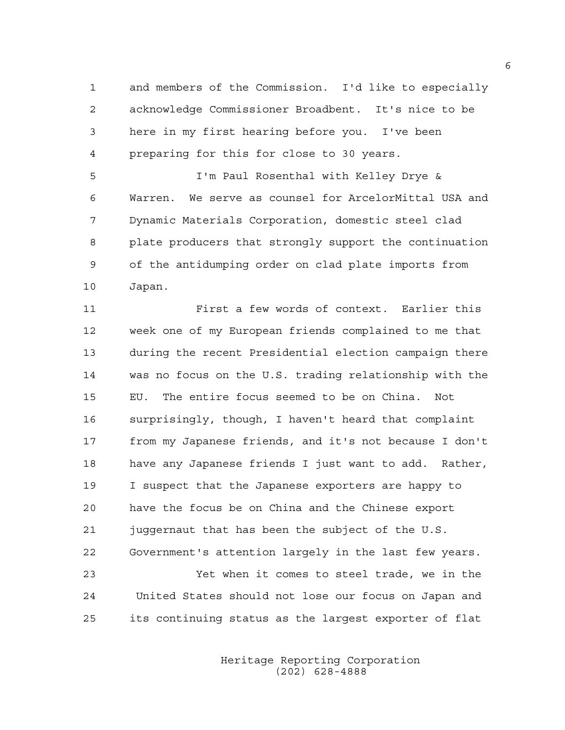and members of the Commission. I'd like to especially acknowledge Commissioner Broadbent. It's nice to be here in my first hearing before you. I've been preparing for this for close to 30 years.

I'm Paul Rosenthal with Kelley Drye & Warren. We serve as counsel for ArcelorMittal USA and Dynamic Materials Corporation, domestic steel clad plate producers that strongly support the continuation of the antidumping order on clad plate imports from Japan.

First a few words of context. Earlier this week one of my European friends complained to me that during the recent Presidential election campaign there was no focus on the U.S. trading relationship with the EU. The entire focus seemed to be on China. Not surprisingly, though, I haven't heard that complaint from my Japanese friends, and it's not because I don't have any Japanese friends I just want to add. Rather, I suspect that the Japanese exporters are happy to have the focus be on China and the Chinese export juggernaut that has been the subject of the U.S. Government's attention largely in the last few years.

Yet when it comes to steel trade, we in the United States should not lose our focus on Japan and its continuing status as the largest exporter of flat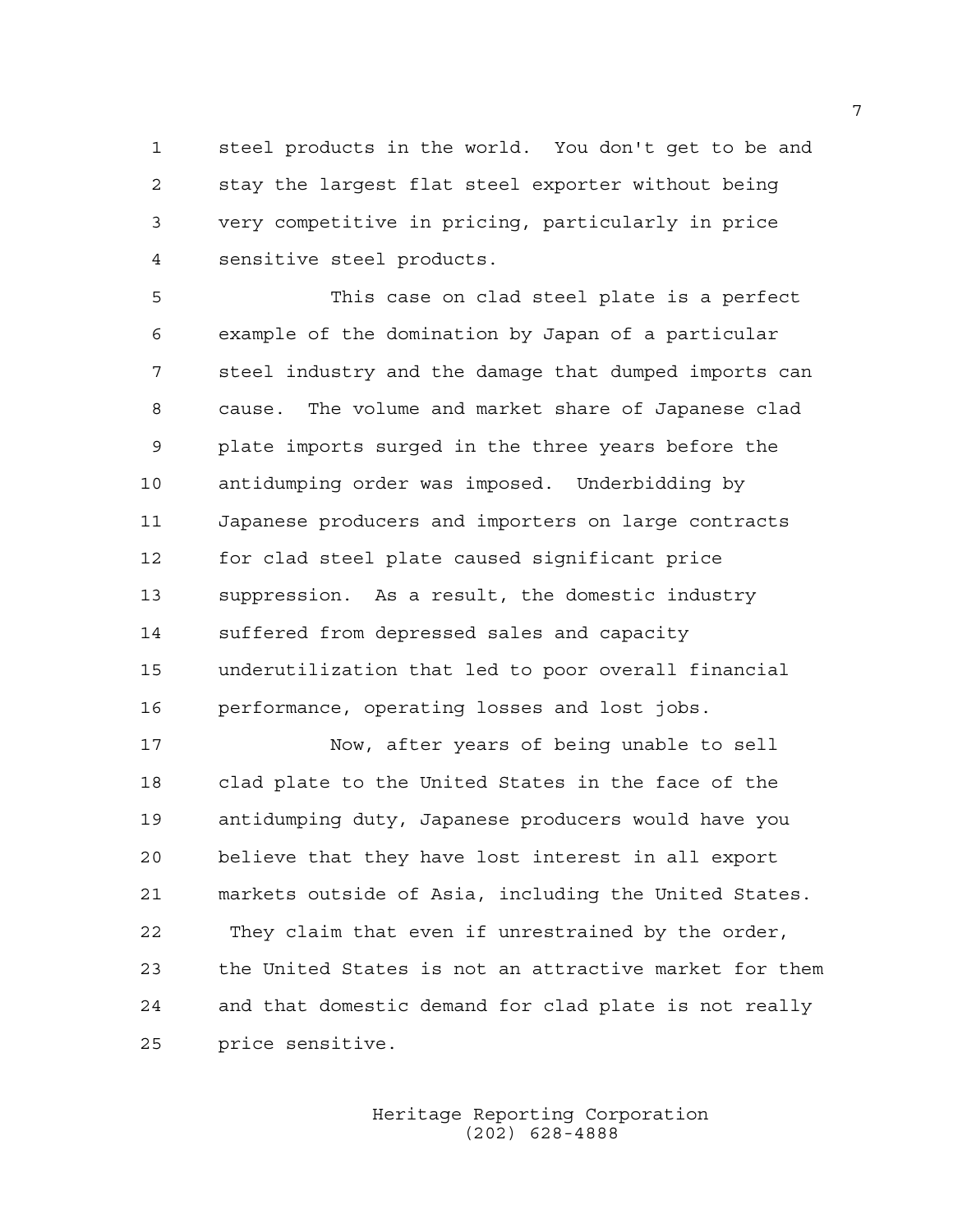steel products in the world. You don't get to be and stay the largest flat steel exporter without being very competitive in pricing, particularly in price sensitive steel products.

This case on clad steel plate is a perfect example of the domination by Japan of a particular steel industry and the damage that dumped imports can cause. The volume and market share of Japanese clad plate imports surged in the three years before the antidumping order was imposed. Underbidding by Japanese producers and importers on large contracts for clad steel plate caused significant price suppression. As a result, the domestic industry suffered from depressed sales and capacity underutilization that led to poor overall financial performance, operating losses and lost jobs.

Now, after years of being unable to sell clad plate to the United States in the face of the antidumping duty, Japanese producers would have you believe that they have lost interest in all export markets outside of Asia, including the United States. They claim that even if unrestrained by the order, the United States is not an attractive market for them and that domestic demand for clad plate is not really price sensitive.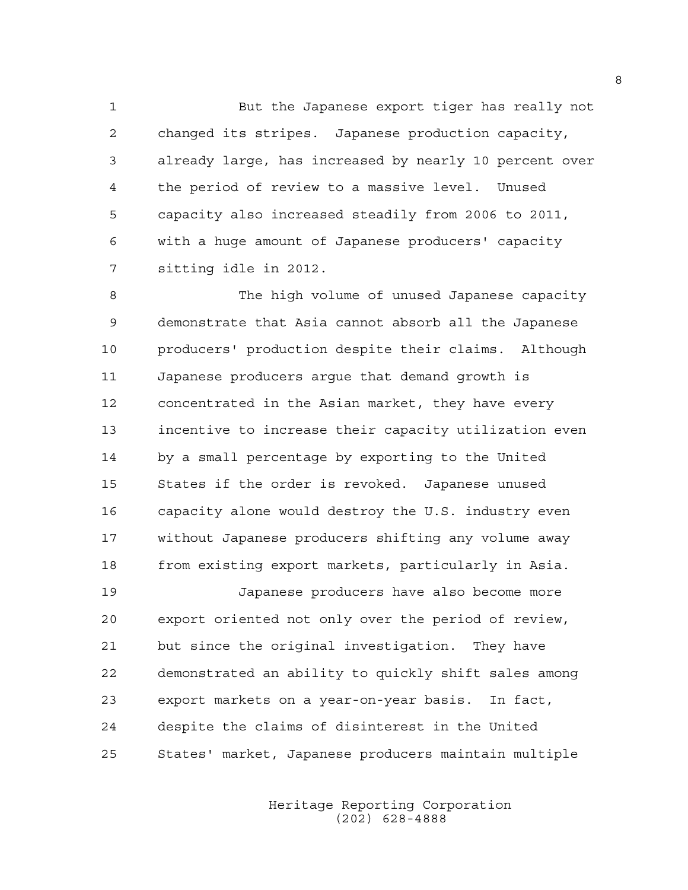But the Japanese export tiger has really not changed its stripes. Japanese production capacity, already large, has increased by nearly 10 percent over the period of review to a massive level. Unused capacity also increased steadily from 2006 to 2011, with a huge amount of Japanese producers' capacity sitting idle in 2012.

The high volume of unused Japanese capacity demonstrate that Asia cannot absorb all the Japanese producers' production despite their claims. Although Japanese producers argue that demand growth is concentrated in the Asian market, they have every incentive to increase their capacity utilization even by a small percentage by exporting to the United States if the order is revoked. Japanese unused capacity alone would destroy the U.S. industry even without Japanese producers shifting any volume away from existing export markets, particularly in Asia.

Japanese producers have also become more export oriented not only over the period of review, but since the original investigation. They have demonstrated an ability to quickly shift sales among export markets on a year-on-year basis. In fact, despite the claims of disinterest in the United States' market, Japanese producers maintain multiple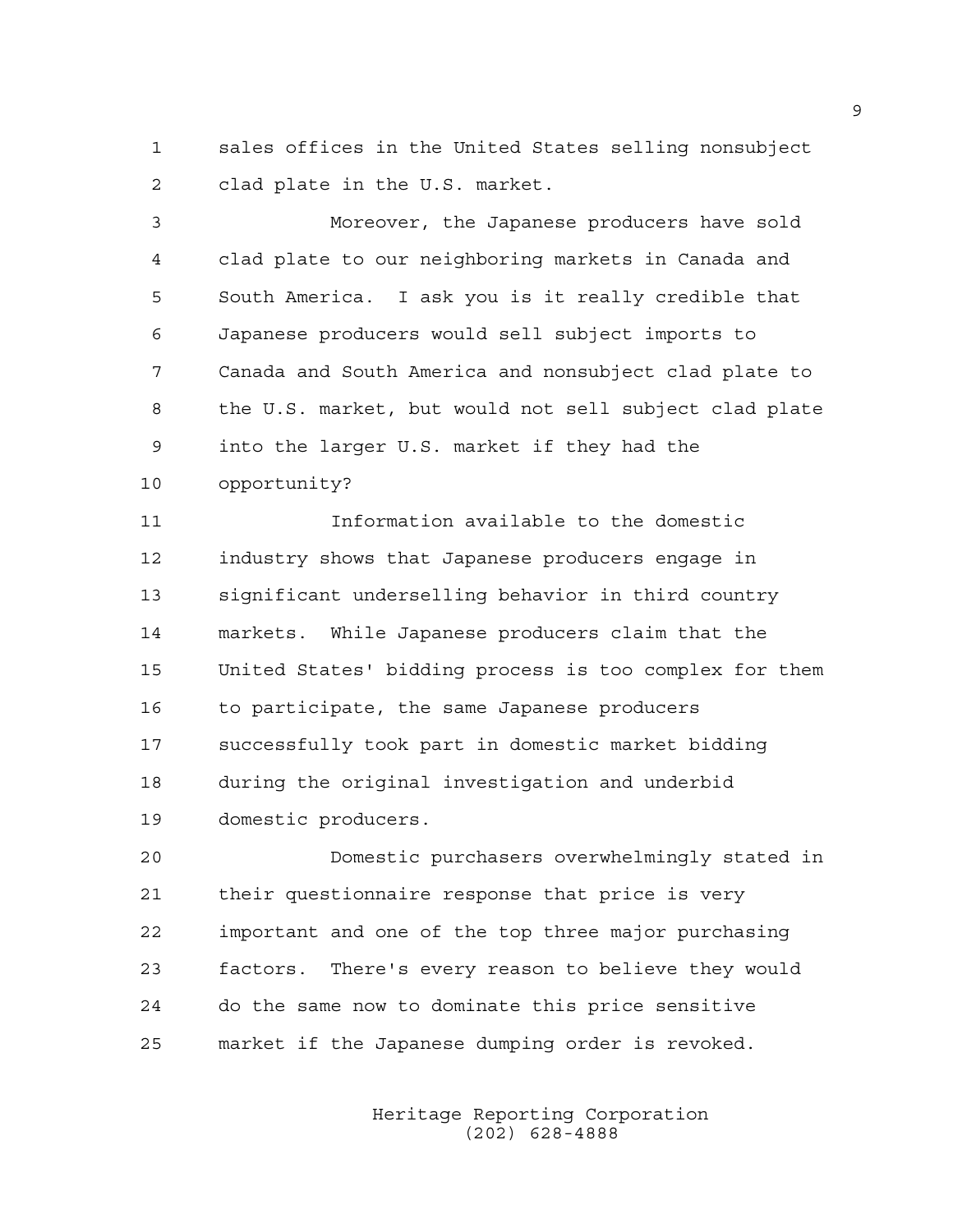sales offices in the United States selling nonsubject clad plate in the U.S. market.

Moreover, the Japanese producers have sold clad plate to our neighboring markets in Canada and South America. I ask you is it really credible that Japanese producers would sell subject imports to Canada and South America and nonsubject clad plate to the U.S. market, but would not sell subject clad plate into the larger U.S. market if they had the opportunity?

Information available to the domestic industry shows that Japanese producers engage in significant underselling behavior in third country markets. While Japanese producers claim that the United States' bidding process is too complex for them to participate, the same Japanese producers successfully took part in domestic market bidding during the original investigation and underbid domestic producers.

Domestic purchasers overwhelmingly stated in their questionnaire response that price is very important and one of the top three major purchasing factors. There's every reason to believe they would do the same now to dominate this price sensitive market if the Japanese dumping order is revoked.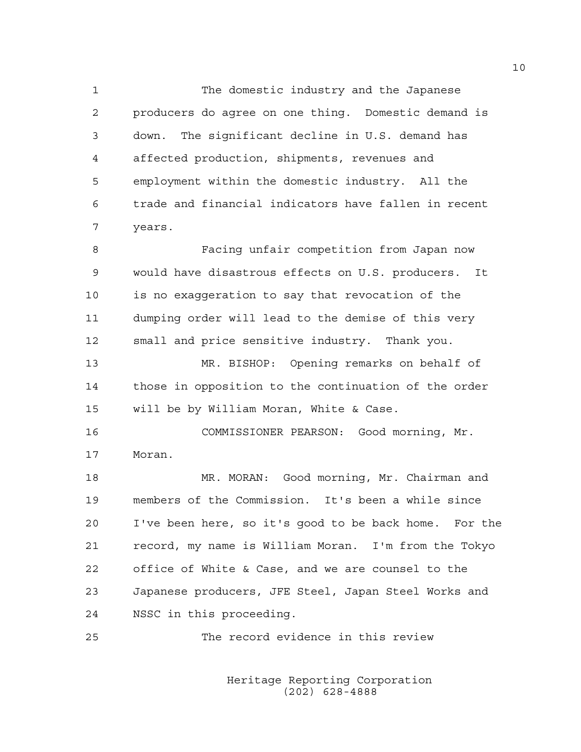The domestic industry and the Japanese producers do agree on one thing. Domestic demand is down. The significant decline in U.S. demand has affected production, shipments, revenues and employment within the domestic industry. All the trade and financial indicators have fallen in recent years.

Facing unfair competition from Japan now would have disastrous effects on U.S. producers. It is no exaggeration to say that revocation of the dumping order will lead to the demise of this very small and price sensitive industry. Thank you.

MR. BISHOP: Opening remarks on behalf of those in opposition to the continuation of the order will be by William Moran, White & Case.

COMMISSIONER PEARSON: Good morning, Mr. Moran.

MR. MORAN: Good morning, Mr. Chairman and members of the Commission. It's been a while since I've been here, so it's good to be back home. For the record, my name is William Moran. I'm from the Tokyo office of White & Case, and we are counsel to the Japanese producers, JFE Steel, Japan Steel Works and NSSC in this proceeding.

The record evidence in this review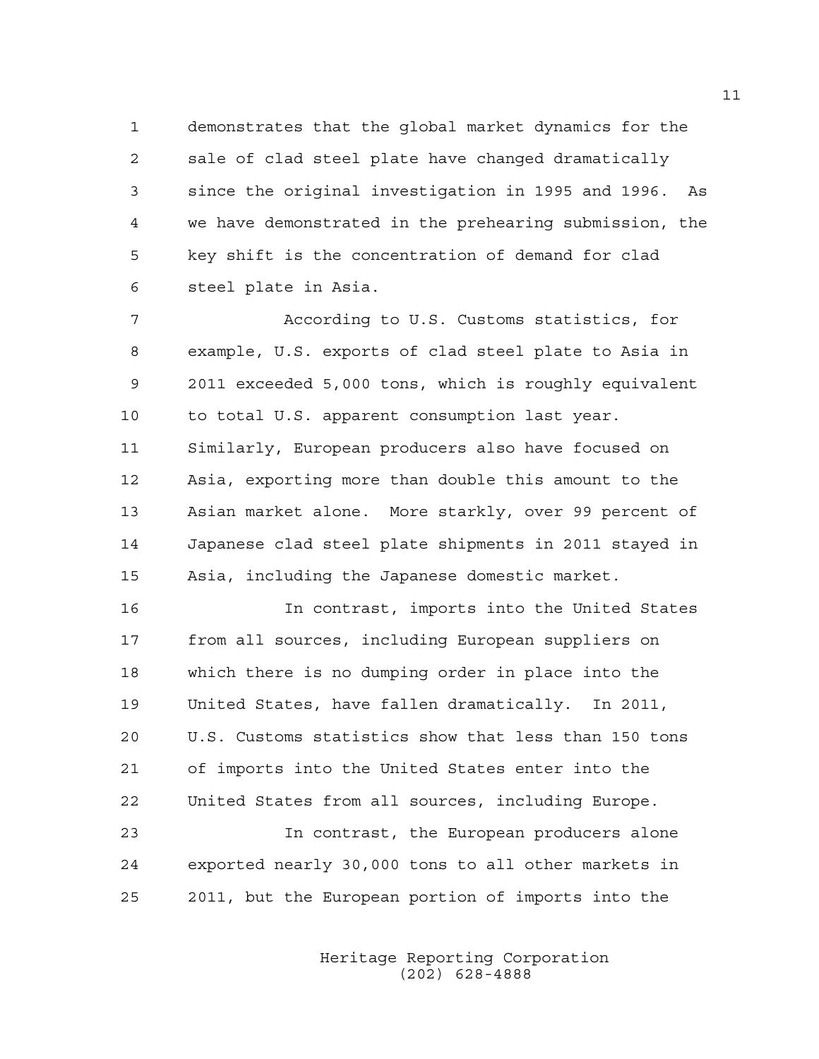demonstrates that the global market dynamics for the sale of clad steel plate have changed dramatically since the original investigation in 1995 and 1996. As we have demonstrated in the prehearing submission, the key shift is the concentration of demand for clad steel plate in Asia.

According to U.S. Customs statistics, for example, U.S. exports of clad steel plate to Asia in 2011 exceeded 5,000 tons, which is roughly equivalent to total U.S. apparent consumption last year. Similarly, European producers also have focused on Asia, exporting more than double this amount to the Asian market alone. More starkly, over 99 percent of Japanese clad steel plate shipments in 2011 stayed in Asia, including the Japanese domestic market.

In contrast, imports into the United States from all sources, including European suppliers on which there is no dumping order in place into the United States, have fallen dramatically. In 2011, U.S. Customs statistics show that less than 150 tons of imports into the United States enter into the United States from all sources, including Europe.

In contrast, the European producers alone exported nearly 30,000 tons to all other markets in 2011, but the European portion of imports into the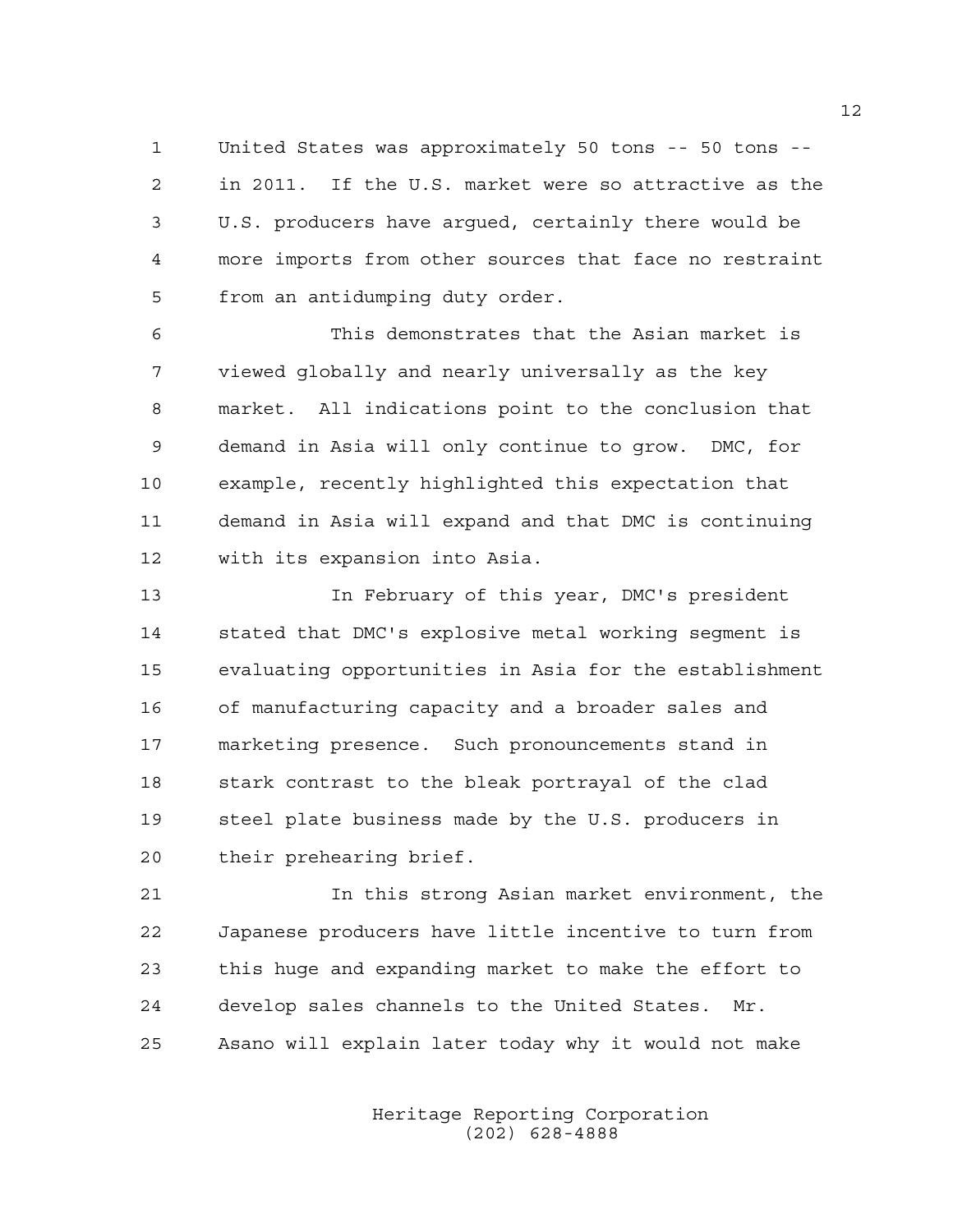United States was approximately 50 tons -- 50 tons -- in 2011. If the U.S. market were so attractive as the U.S. producers have argued, certainly there would be more imports from other sources that face no restraint from an antidumping duty order.

This demonstrates that the Asian market is viewed globally and nearly universally as the key market. All indications point to the conclusion that demand in Asia will only continue to grow. DMC, for example, recently highlighted this expectation that demand in Asia will expand and that DMC is continuing with its expansion into Asia.

In February of this year, DMC's president stated that DMC's explosive metal working segment is evaluating opportunities in Asia for the establishment of manufacturing capacity and a broader sales and marketing presence. Such pronouncements stand in stark contrast to the bleak portrayal of the clad steel plate business made by the U.S. producers in their prehearing brief.

In this strong Asian market environment, the Japanese producers have little incentive to turn from this huge and expanding market to make the effort to develop sales channels to the United States. Mr. Asano will explain later today why it would not make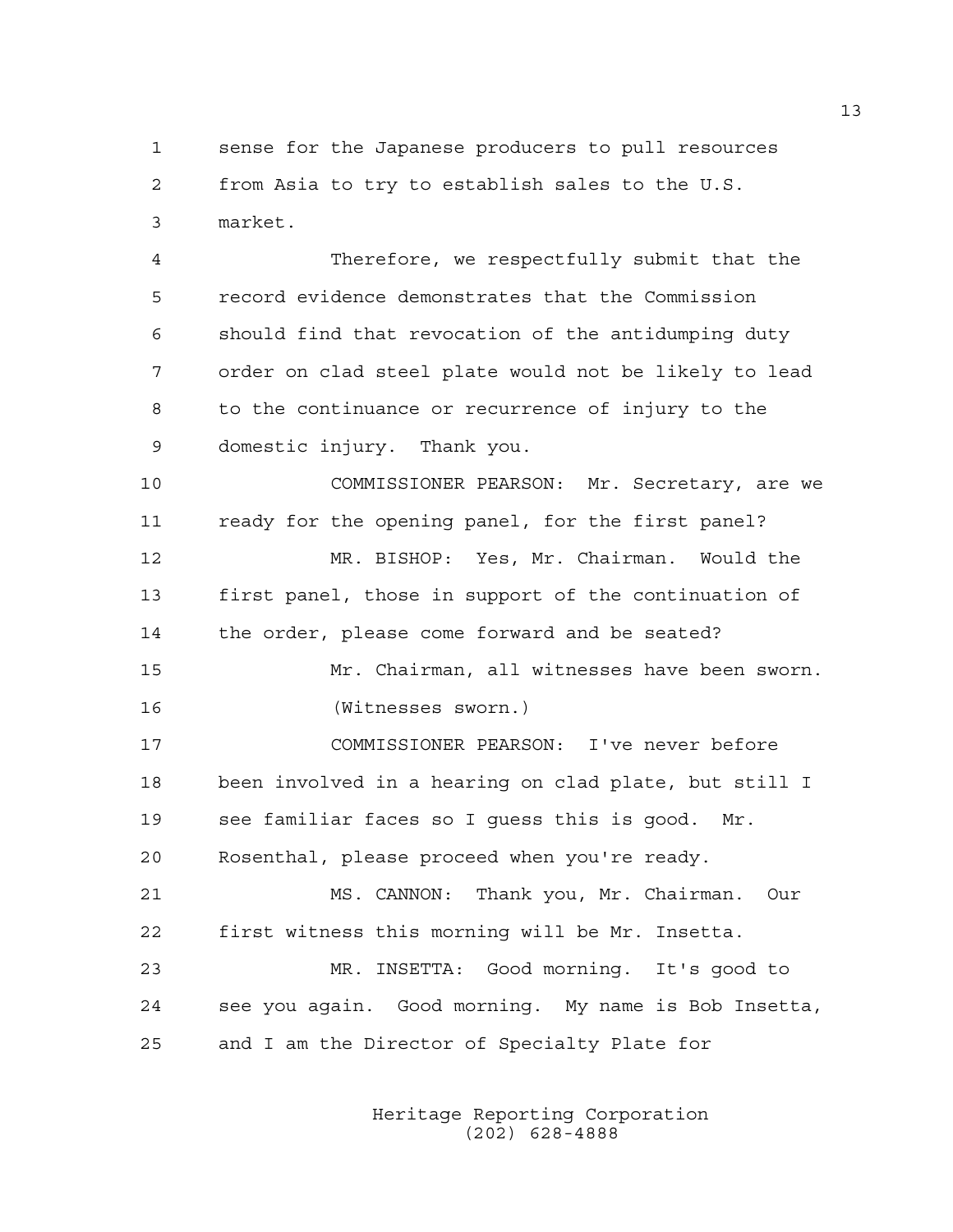sense for the Japanese producers to pull resources from Asia to try to establish sales to the U.S. market.

Therefore, we respectfully submit that the record evidence demonstrates that the Commission should find that revocation of the antidumping duty order on clad steel plate would not be likely to lead to the continuance or recurrence of injury to the domestic injury. Thank you.

COMMISSIONER PEARSON: Mr. Secretary, are we ready for the opening panel, for the first panel?

MR. BISHOP: Yes, Mr. Chairman. Would the first panel, those in support of the continuation of the order, please come forward and be seated?

Mr. Chairman, all witnesses have been sworn.

(Witnesses sworn.)

COMMISSIONER PEARSON: I've never before been involved in a hearing on clad plate, but still I see familiar faces so I guess this is good. Mr. Rosenthal, please proceed when you're ready.

MS. CANNON: Thank you, Mr. Chairman. Our first witness this morning will be Mr. Insetta.

MR. INSETTA: Good morning. It's good to see you again. Good morning. My name is Bob Insetta, and I am the Director of Specialty Plate for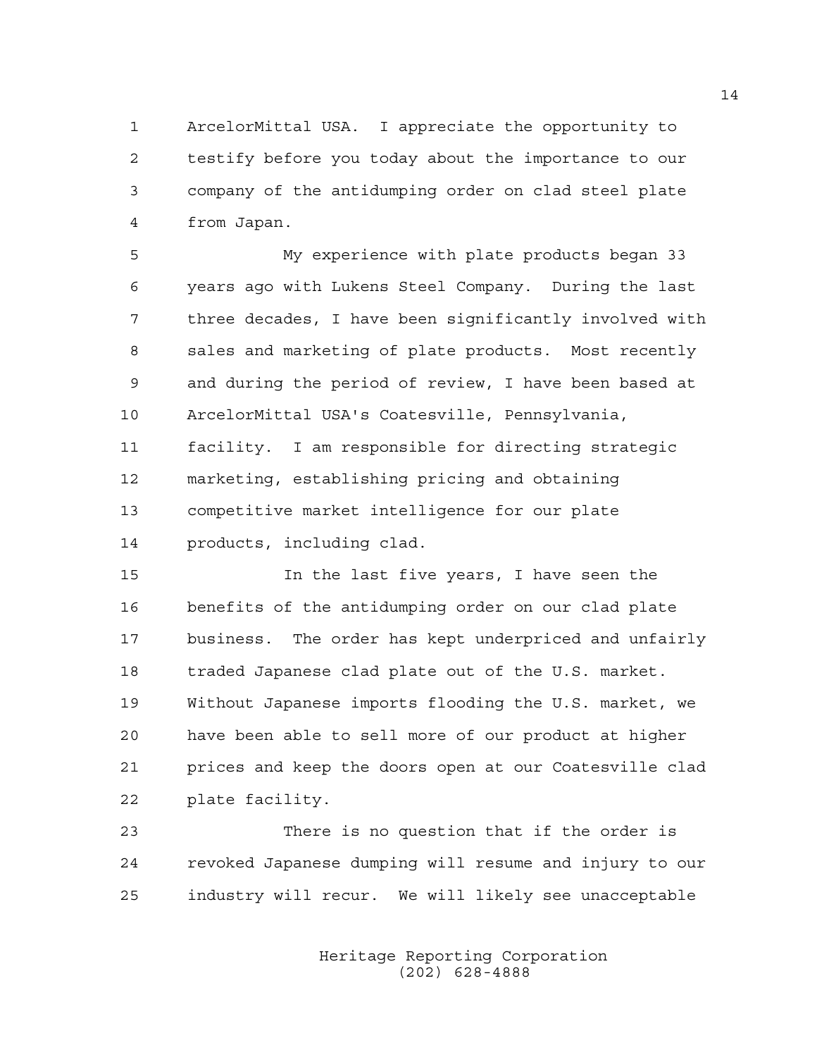ArcelorMittal USA. I appreciate the opportunity to testify before you today about the importance to our company of the antidumping order on clad steel plate from Japan.

My experience with plate products began 33 years ago with Lukens Steel Company. During the last three decades, I have been significantly involved with sales and marketing of plate products. Most recently and during the period of review, I have been based at ArcelorMittal USA's Coatesville, Pennsylvania, facility. I am responsible for directing strategic marketing, establishing pricing and obtaining competitive market intelligence for our plate products, including clad.

In the last five years, I have seen the benefits of the antidumping order on our clad plate business. The order has kept underpriced and unfairly traded Japanese clad plate out of the U.S. market. Without Japanese imports flooding the U.S. market, we have been able to sell more of our product at higher prices and keep the doors open at our Coatesville clad plate facility.

There is no question that if the order is revoked Japanese dumping will resume and injury to our industry will recur. We will likely see unacceptable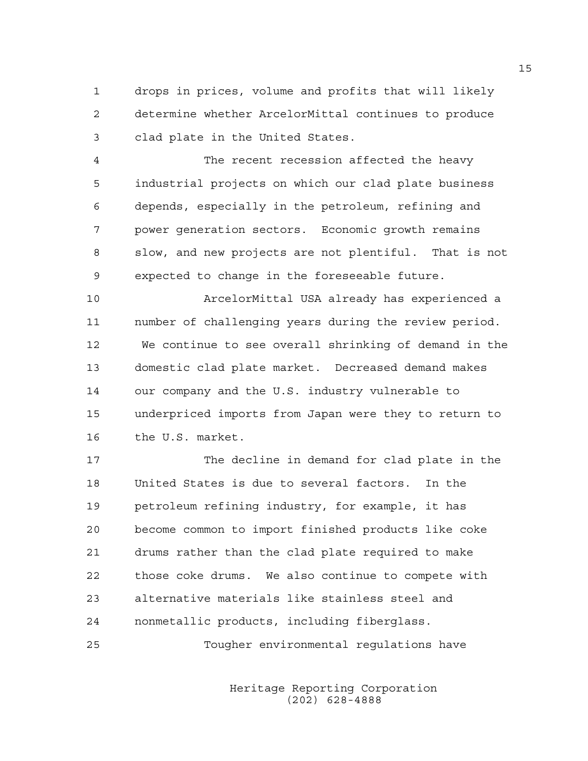drops in prices, volume and profits that will likely determine whether ArcelorMittal continues to produce clad plate in the United States.

The recent recession affected the heavy industrial projects on which our clad plate business depends, especially in the petroleum, refining and power generation sectors. Economic growth remains slow, and new projects are not plentiful. That is not expected to change in the foreseeable future.

ArcelorMittal USA already has experienced a number of challenging years during the review period. We continue to see overall shrinking of demand in the domestic clad plate market. Decreased demand makes our company and the U.S. industry vulnerable to underpriced imports from Japan were they to return to the U.S. market.

The decline in demand for clad plate in the United States is due to several factors. In the petroleum refining industry, for example, it has become common to import finished products like coke drums rather than the clad plate required to make those coke drums. We also continue to compete with alternative materials like stainless steel and nonmetallic products, including fiberglass.

Tougher environmental regulations have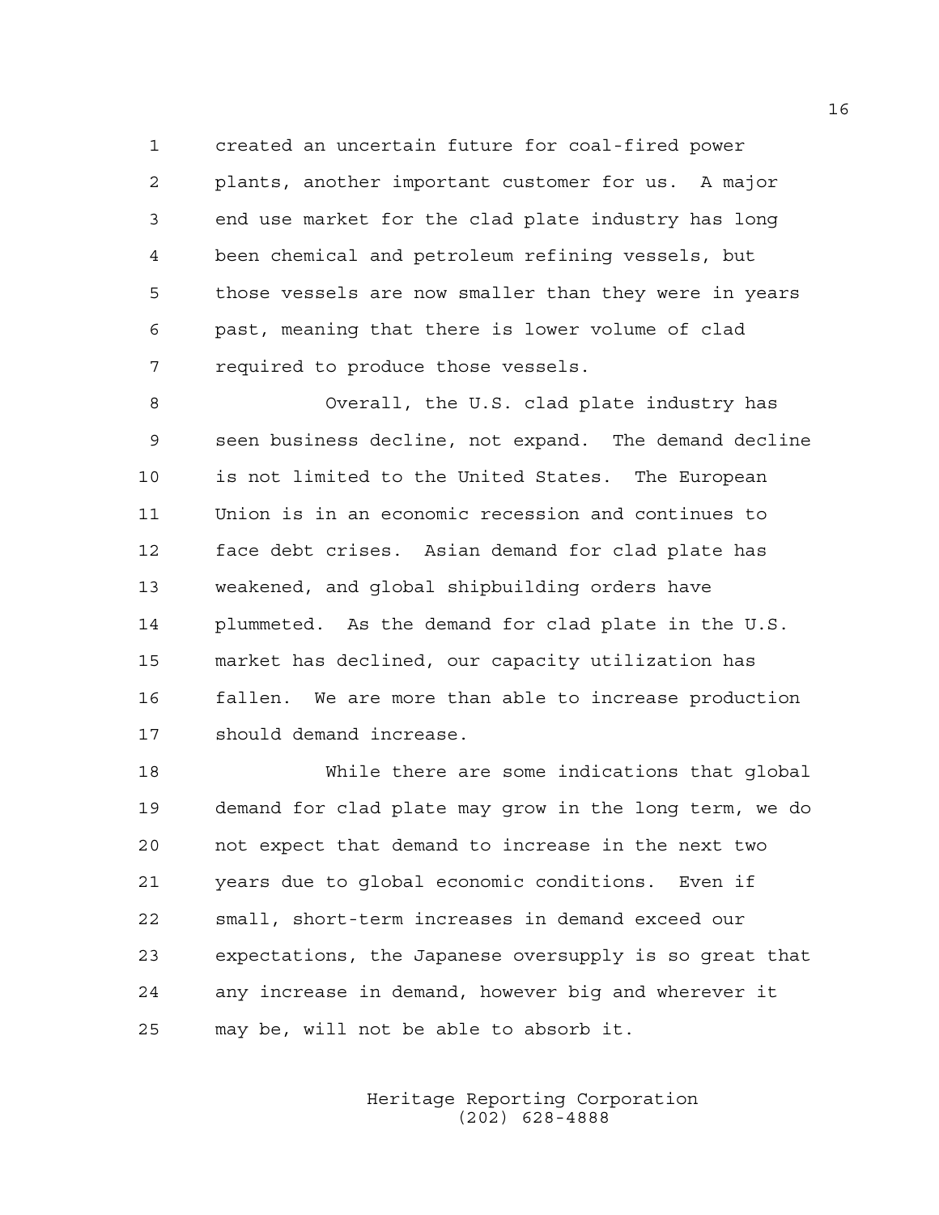created an uncertain future for coal-fired power plants, another important customer for us. A major end use market for the clad plate industry has long been chemical and petroleum refining vessels, but those vessels are now smaller than they were in years past, meaning that there is lower volume of clad required to produce those vessels.

Overall, the U.S. clad plate industry has seen business decline, not expand. The demand decline is not limited to the United States. The European Union is in an economic recession and continues to face debt crises. Asian demand for clad plate has weakened, and global shipbuilding orders have plummeted. As the demand for clad plate in the U.S. market has declined, our capacity utilization has fallen. We are more than able to increase production should demand increase.

While there are some indications that global demand for clad plate may grow in the long term, we do not expect that demand to increase in the next two years due to global economic conditions. Even if small, short-term increases in demand exceed our expectations, the Japanese oversupply is so great that any increase in demand, however big and wherever it may be, will not be able to absorb it.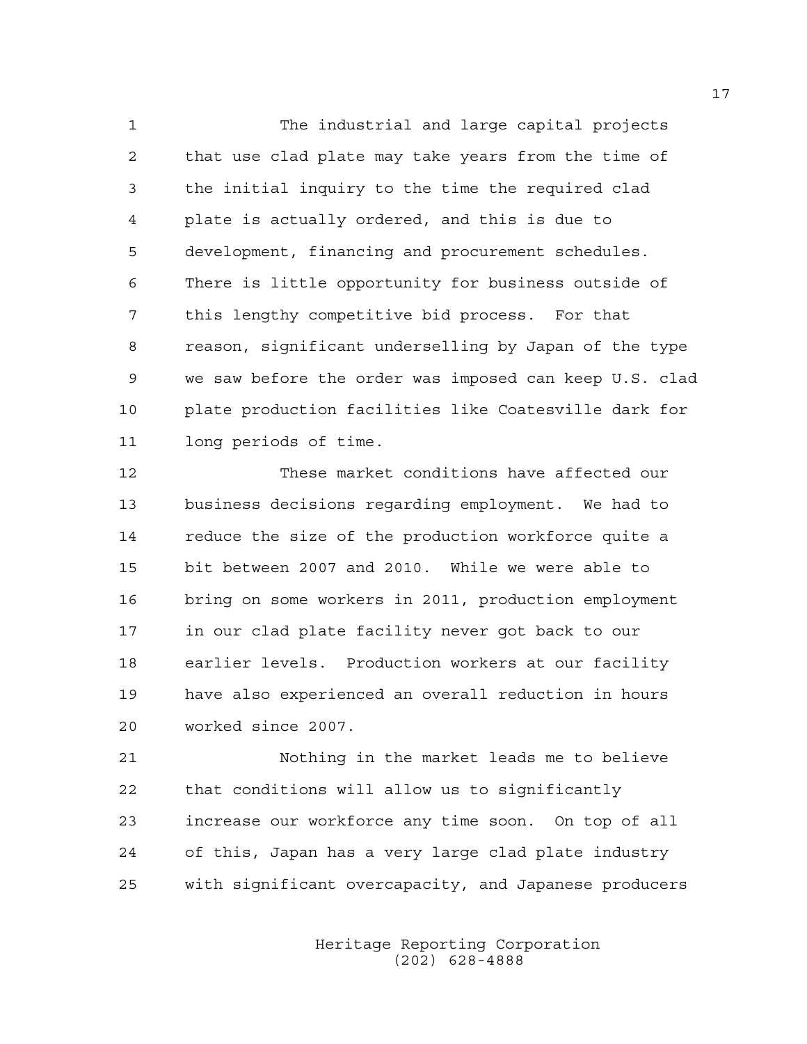The industrial and large capital projects that use clad plate may take years from the time of the initial inquiry to the time the required clad plate is actually ordered, and this is due to development, financing and procurement schedules. There is little opportunity for business outside of this lengthy competitive bid process. For that reason, significant underselling by Japan of the type we saw before the order was imposed can keep U.S. clad plate production facilities like Coatesville dark for long periods of time.

These market conditions have affected our business decisions regarding employment. We had to reduce the size of the production workforce quite a bit between 2007 and 2010. While we were able to bring on some workers in 2011, production employment in our clad plate facility never got back to our earlier levels. Production workers at our facility have also experienced an overall reduction in hours worked since 2007.

Nothing in the market leads me to believe that conditions will allow us to significantly increase our workforce any time soon. On top of all of this, Japan has a very large clad plate industry with significant overcapacity, and Japanese producers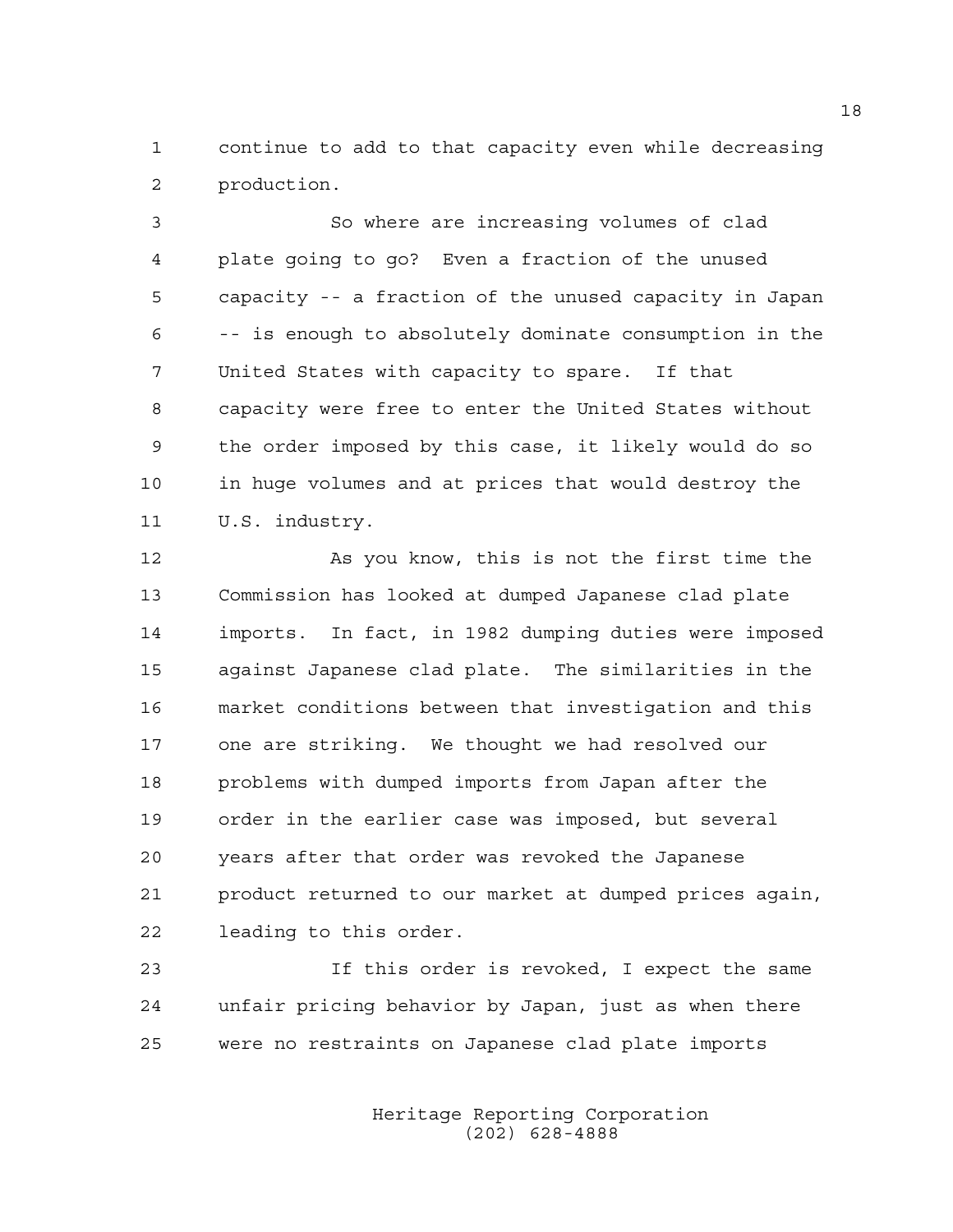continue to add to that capacity even while decreasing production.

So where are increasing volumes of clad plate going to go? Even a fraction of the unused capacity -- a fraction of the unused capacity in Japan -- is enough to absolutely dominate consumption in the United States with capacity to spare. If that capacity were free to enter the United States without the order imposed by this case, it likely would do so in huge volumes and at prices that would destroy the U.S. industry.

As you know, this is not the first time the Commission has looked at dumped Japanese clad plate imports. In fact, in 1982 dumping duties were imposed against Japanese clad plate. The similarities in the market conditions between that investigation and this one are striking. We thought we had resolved our problems with dumped imports from Japan after the order in the earlier case was imposed, but several years after that order was revoked the Japanese product returned to our market at dumped prices again, leading to this order.

If this order is revoked, I expect the same unfair pricing behavior by Japan, just as when there were no restraints on Japanese clad plate imports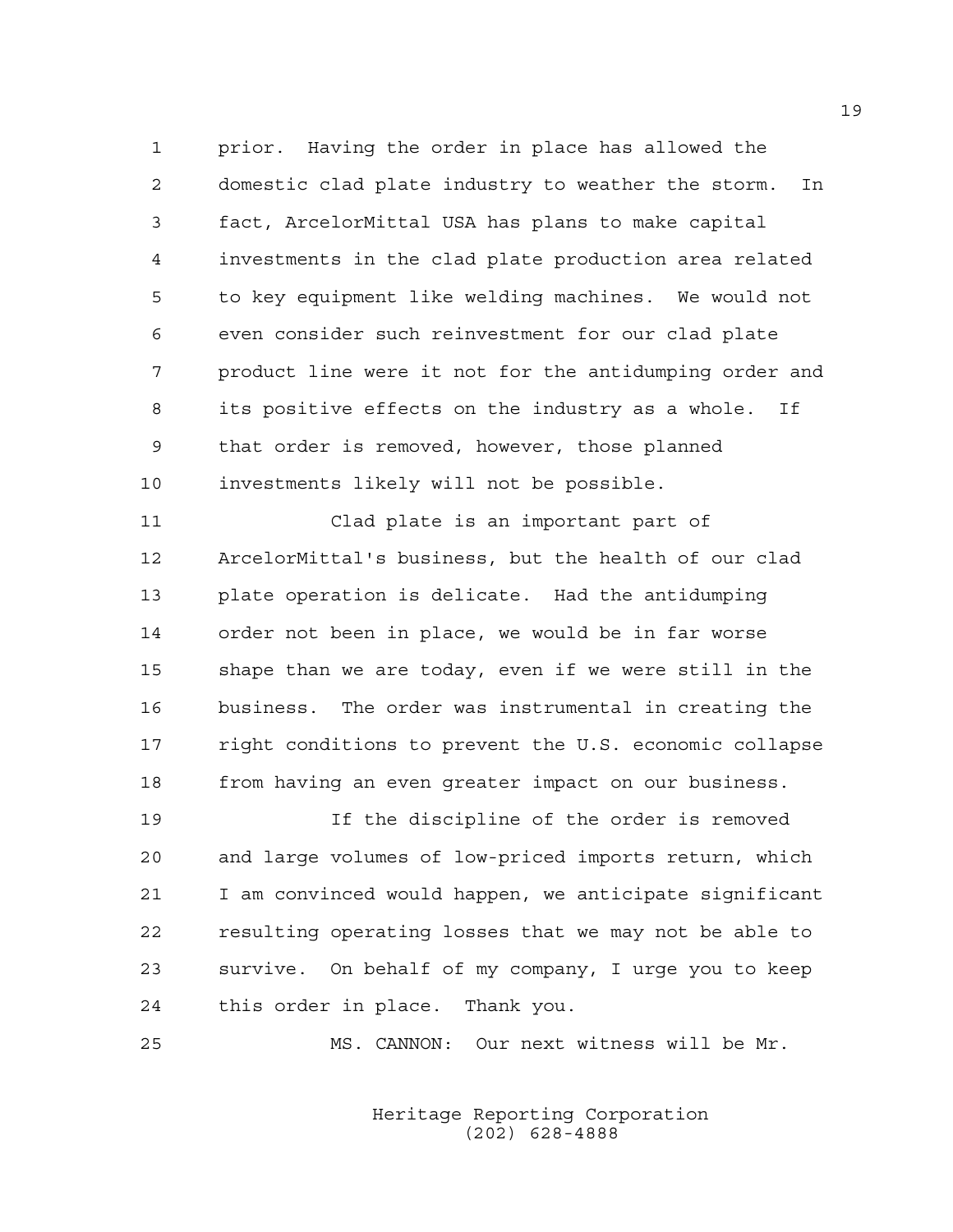prior. Having the order in place has allowed the domestic clad plate industry to weather the storm. In fact, ArcelorMittal USA has plans to make capital investments in the clad plate production area related to key equipment like welding machines. We would not even consider such reinvestment for our clad plate product line were it not for the antidumping order and its positive effects on the industry as a whole. If that order is removed, however, those planned investments likely will not be possible.

Clad plate is an important part of ArcelorMittal's business, but the health of our clad plate operation is delicate. Had the antidumping order not been in place, we would be in far worse shape than we are today, even if we were still in the business. The order was instrumental in creating the right conditions to prevent the U.S. economic collapse from having an even greater impact on our business.

If the discipline of the order is removed and large volumes of low-priced imports return, which I am convinced would happen, we anticipate significant resulting operating losses that we may not be able to survive. On behalf of my company, I urge you to keep this order in place. Thank you.

MS. CANNON: Our next witness will be Mr.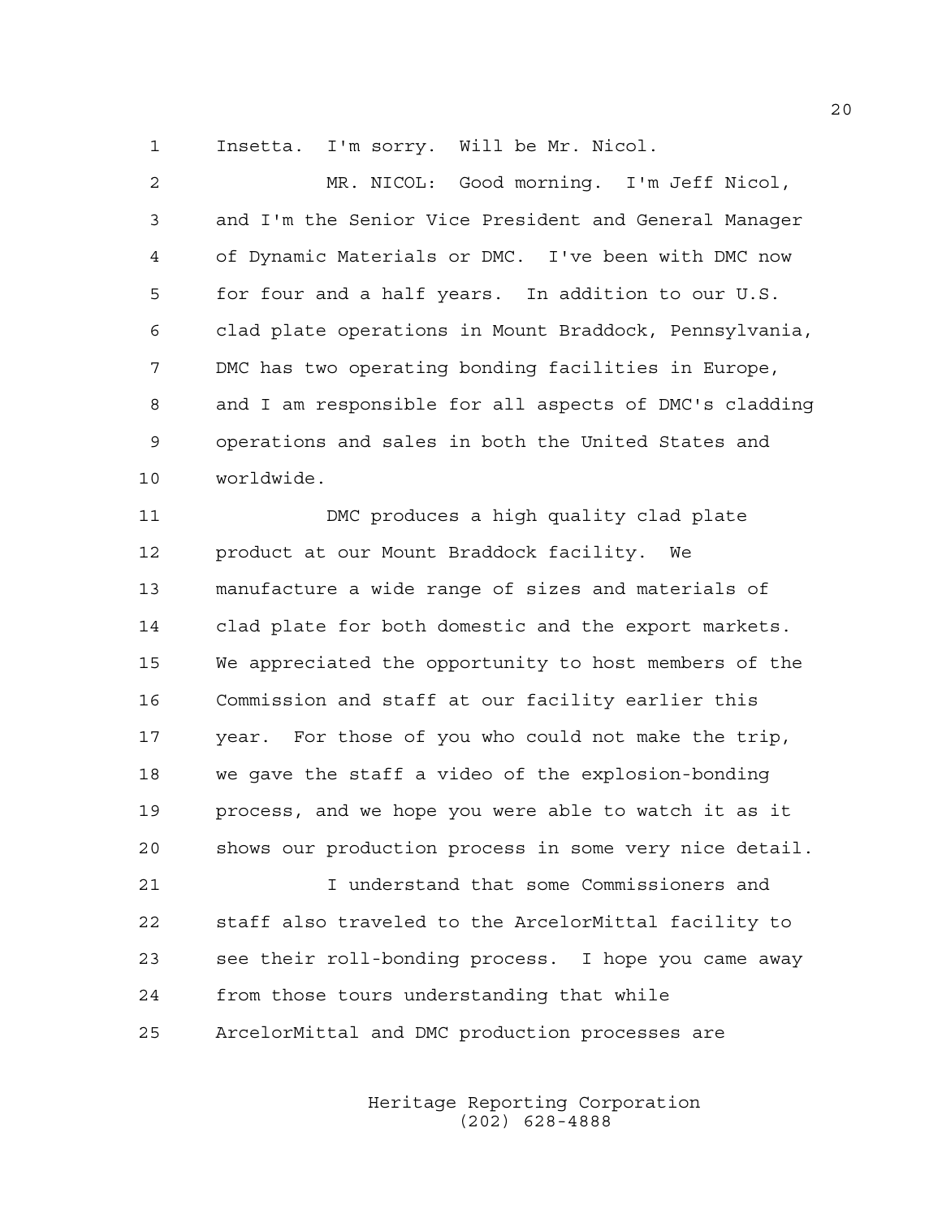Insetta. I'm sorry. Will be Mr. Nicol.

MR. NICOL: Good morning. I'm Jeff Nicol, and I'm the Senior Vice President and General Manager of Dynamic Materials or DMC. I've been with DMC now for four and a half years. In addition to our U.S. clad plate operations in Mount Braddock, Pennsylvania, DMC has two operating bonding facilities in Europe, and I am responsible for all aspects of DMC's cladding operations and sales in both the United States and worldwide.

DMC produces a high quality clad plate product at our Mount Braddock facility. We manufacture a wide range of sizes and materials of clad plate for both domestic and the export markets. We appreciated the opportunity to host members of the Commission and staff at our facility earlier this year. For those of you who could not make the trip, we gave the staff a video of the explosion-bonding process, and we hope you were able to watch it as it shows our production process in some very nice detail.

I understand that some Commissioners and staff also traveled to the ArcelorMittal facility to see their roll-bonding process. I hope you came away from those tours understanding that while ArcelorMittal and DMC production processes are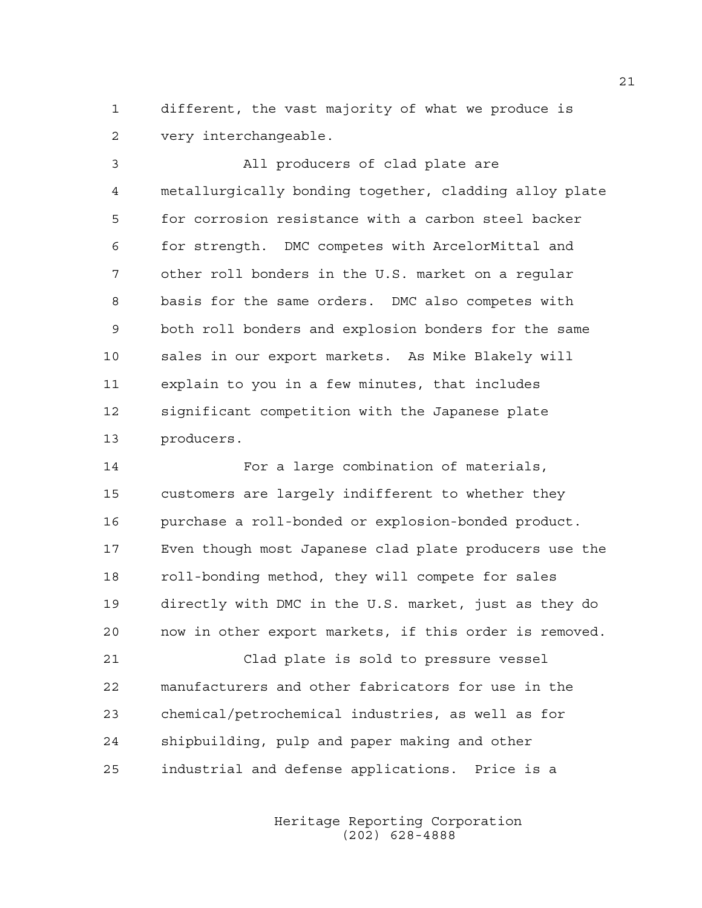different, the vast majority of what we produce is very interchangeable.

All producers of clad plate are metallurgically bonding together, cladding alloy plate for corrosion resistance with a carbon steel backer for strength. DMC competes with ArcelorMittal and other roll bonders in the U.S. market on a regular basis for the same orders. DMC also competes with both roll bonders and explosion bonders for the same sales in our export markets. As Mike Blakely will explain to you in a few minutes, that includes significant competition with the Japanese plate producers.

For a large combination of materials, customers are largely indifferent to whether they purchase a roll-bonded or explosion-bonded product. Even though most Japanese clad plate producers use the roll-bonding method, they will compete for sales directly with DMC in the U.S. market, just as they do now in other export markets, if this order is removed.

Clad plate is sold to pressure vessel manufacturers and other fabricators for use in the chemical/petrochemical industries, as well as for shipbuilding, pulp and paper making and other industrial and defense applications. Price is a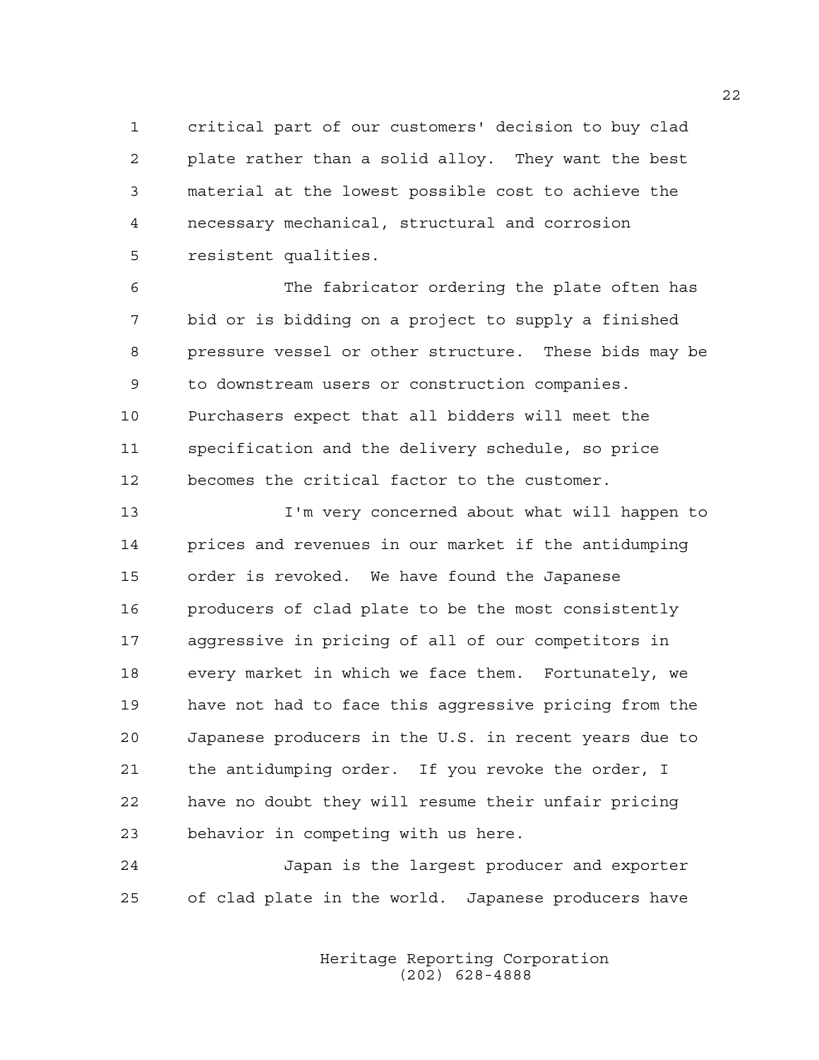critical part of our customers' decision to buy clad plate rather than a solid alloy. They want the best material at the lowest possible cost to achieve the necessary mechanical, structural and corrosion resistent qualities.

The fabricator ordering the plate often has bid or is bidding on a project to supply a finished pressure vessel or other structure. These bids may be to downstream users or construction companies. Purchasers expect that all bidders will meet the specification and the delivery schedule, so price becomes the critical factor to the customer.

I'm very concerned about what will happen to prices and revenues in our market if the antidumping order is revoked. We have found the Japanese producers of clad plate to be the most consistently aggressive in pricing of all of our competitors in every market in which we face them. Fortunately, we have not had to face this aggressive pricing from the Japanese producers in the U.S. in recent years due to the antidumping order. If you revoke the order, I have no doubt they will resume their unfair pricing behavior in competing with us here.

Japan is the largest producer and exporter of clad plate in the world. Japanese producers have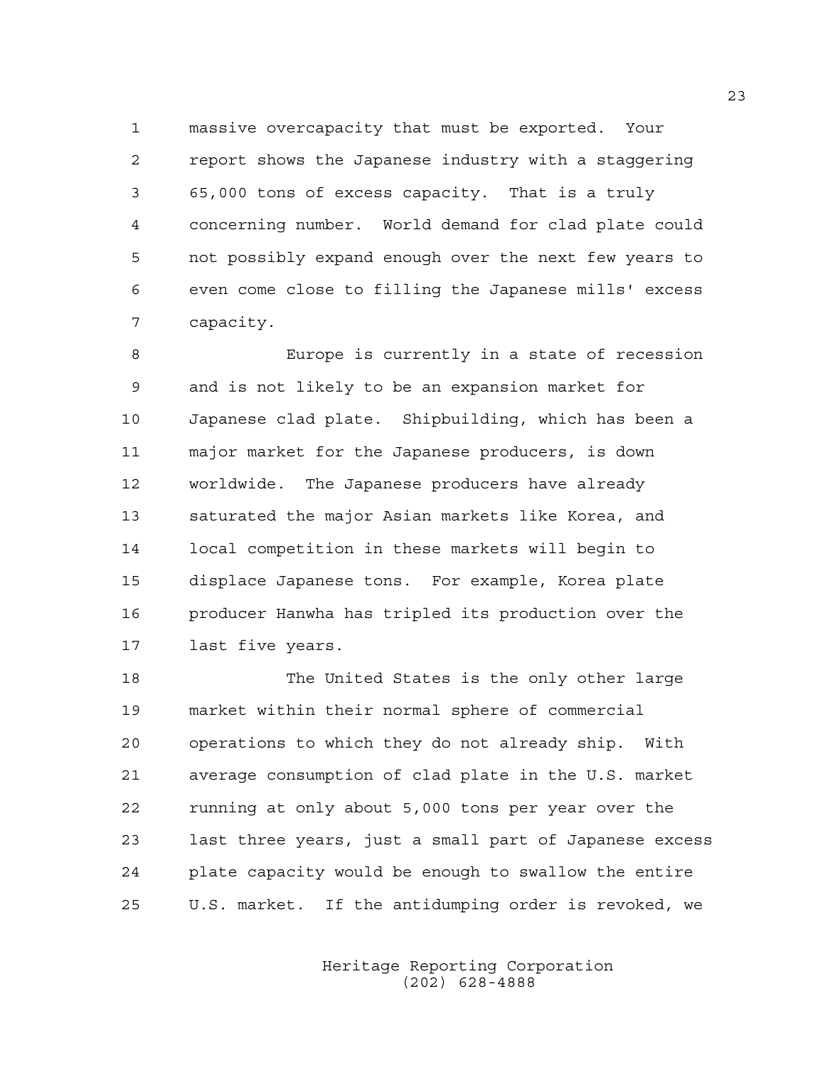massive overcapacity that must be exported. Your report shows the Japanese industry with a staggering 65,000 tons of excess capacity. That is a truly concerning number. World demand for clad plate could not possibly expand enough over the next few years to even come close to filling the Japanese mills' excess capacity.

Europe is currently in a state of recession and is not likely to be an expansion market for Japanese clad plate. Shipbuilding, which has been a major market for the Japanese producers, is down worldwide. The Japanese producers have already saturated the major Asian markets like Korea, and local competition in these markets will begin to displace Japanese tons. For example, Korea plate producer Hanwha has tripled its production over the last five years.

The United States is the only other large market within their normal sphere of commercial operations to which they do not already ship. With average consumption of clad plate in the U.S. market running at only about 5,000 tons per year over the last three years, just a small part of Japanese excess plate capacity would be enough to swallow the entire U.S. market. If the antidumping order is revoked, we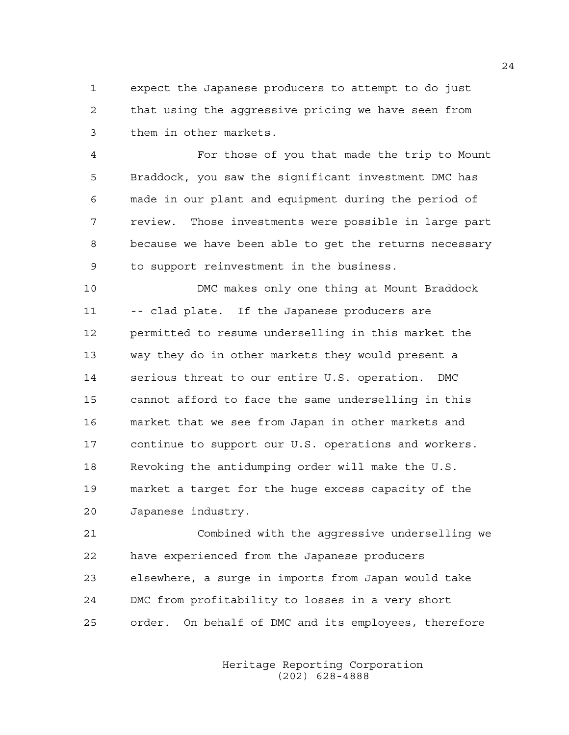expect the Japanese producers to attempt to do just that using the aggressive pricing we have seen from them in other markets.

For those of you that made the trip to Mount Braddock, you saw the significant investment DMC has made in our plant and equipment during the period of review. Those investments were possible in large part because we have been able to get the returns necessary to support reinvestment in the business.

DMC makes only one thing at Mount Braddock -- clad plate. If the Japanese producers are permitted to resume underselling in this market the way they do in other markets they would present a serious threat to our entire U.S. operation. DMC cannot afford to face the same underselling in this market that we see from Japan in other markets and continue to support our U.S. operations and workers. Revoking the antidumping order will make the U.S. market a target for the huge excess capacity of the Japanese industry.

Combined with the aggressive underselling we have experienced from the Japanese producers elsewhere, a surge in imports from Japan would take DMC from profitability to losses in a very short order. On behalf of DMC and its employees, therefore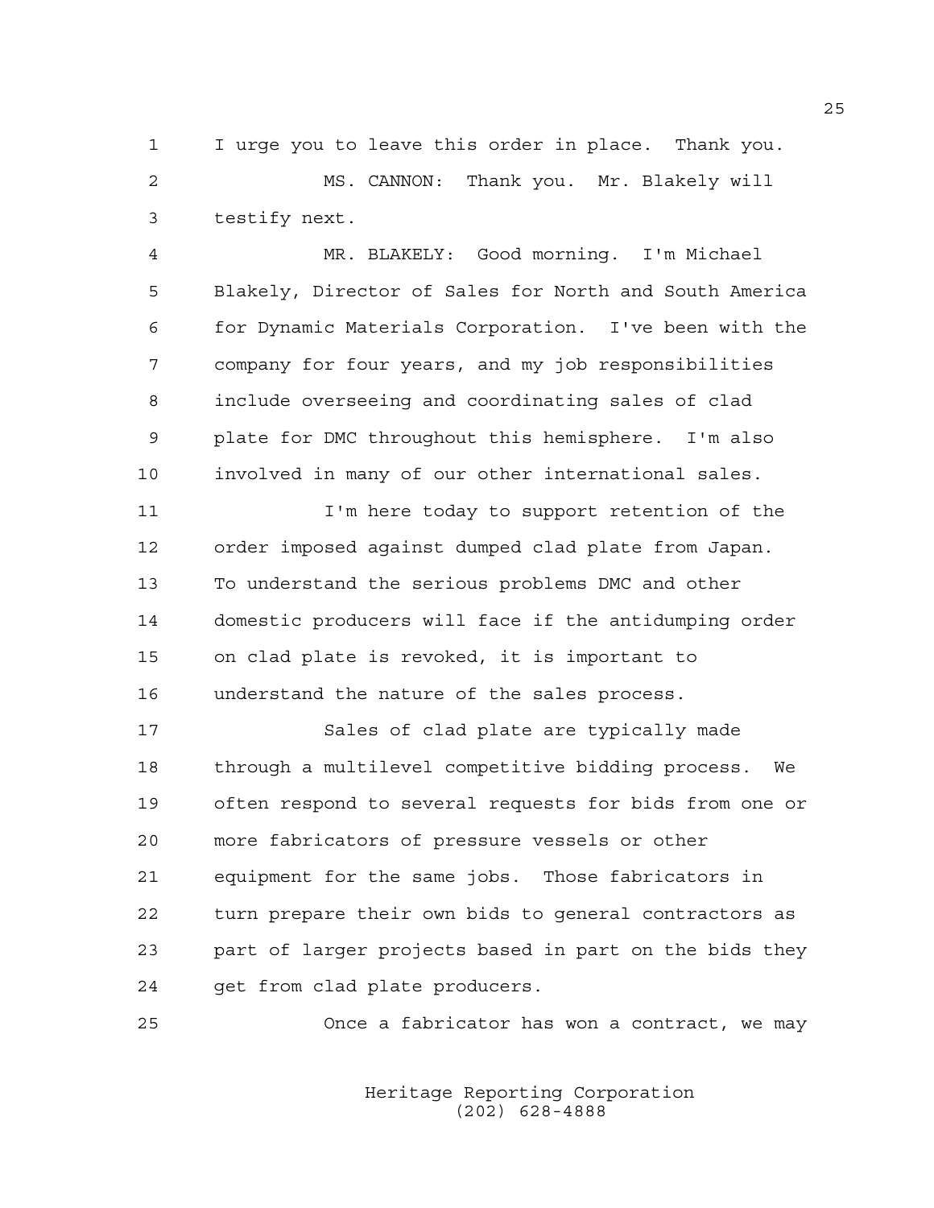I urge you to leave this order in place. Thank you.

MS. CANNON: Thank you. Mr. Blakely will testify next.

MR. BLAKELY: Good morning. I'm Michael Blakely, Director of Sales for North and South America for Dynamic Materials Corporation. I've been with the company for four years, and my job responsibilities include overseeing and coordinating sales of clad plate for DMC throughout this hemisphere. I'm also involved in many of our other international sales.

I'm here today to support retention of the order imposed against dumped clad plate from Japan. To understand the serious problems DMC and other domestic producers will face if the antidumping order on clad plate is revoked, it is important to understand the nature of the sales process.

Sales of clad plate are typically made through a multilevel competitive bidding process. We often respond to several requests for bids from one or more fabricators of pressure vessels or other equipment for the same jobs. Those fabricators in turn prepare their own bids to general contractors as part of larger projects based in part on the bids they get from clad plate producers.

Once a fabricator has won a contract, we may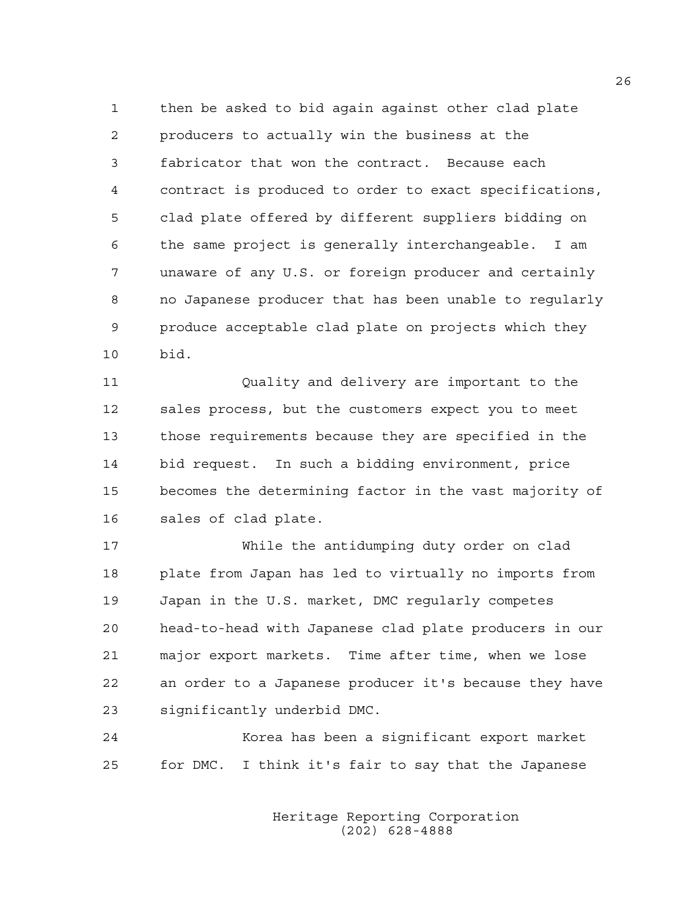then be asked to bid again against other clad plate producers to actually win the business at the fabricator that won the contract. Because each contract is produced to order to exact specifications, clad plate offered by different suppliers bidding on the same project is generally interchangeable. I am unaware of any U.S. or foreign producer and certainly no Japanese producer that has been unable to regularly produce acceptable clad plate on projects which they bid.

Quality and delivery are important to the sales process, but the customers expect you to meet those requirements because they are specified in the bid request. In such a bidding environment, price becomes the determining factor in the vast majority of sales of clad plate.

While the antidumping duty order on clad plate from Japan has led to virtually no imports from Japan in the U.S. market, DMC regularly competes head-to-head with Japanese clad plate producers in our major export markets. Time after time, when we lose an order to a Japanese producer it's because they have significantly underbid DMC.

Korea has been a significant export market for DMC. I think it's fair to say that the Japanese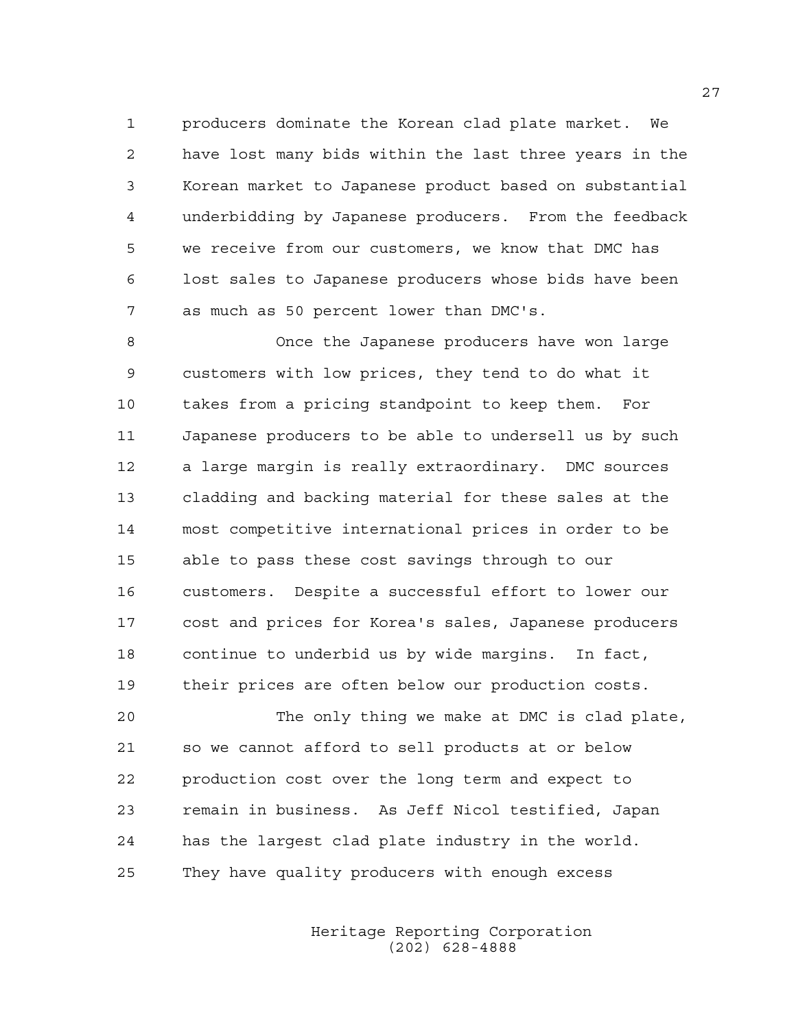producers dominate the Korean clad plate market. We have lost many bids within the last three years in the Korean market to Japanese product based on substantial underbidding by Japanese producers. From the feedback we receive from our customers, we know that DMC has lost sales to Japanese producers whose bids have been as much as 50 percent lower than DMC's.

Once the Japanese producers have won large customers with low prices, they tend to do what it takes from a pricing standpoint to keep them. For Japanese producers to be able to undersell us by such a large margin is really extraordinary. DMC sources cladding and backing material for these sales at the most competitive international prices in order to be able to pass these cost savings through to our customers. Despite a successful effort to lower our cost and prices for Korea's sales, Japanese producers continue to underbid us by wide margins. In fact, their prices are often below our production costs.

The only thing we make at DMC is clad plate, so we cannot afford to sell products at or below production cost over the long term and expect to remain in business. As Jeff Nicol testified, Japan has the largest clad plate industry in the world. They have quality producers with enough excess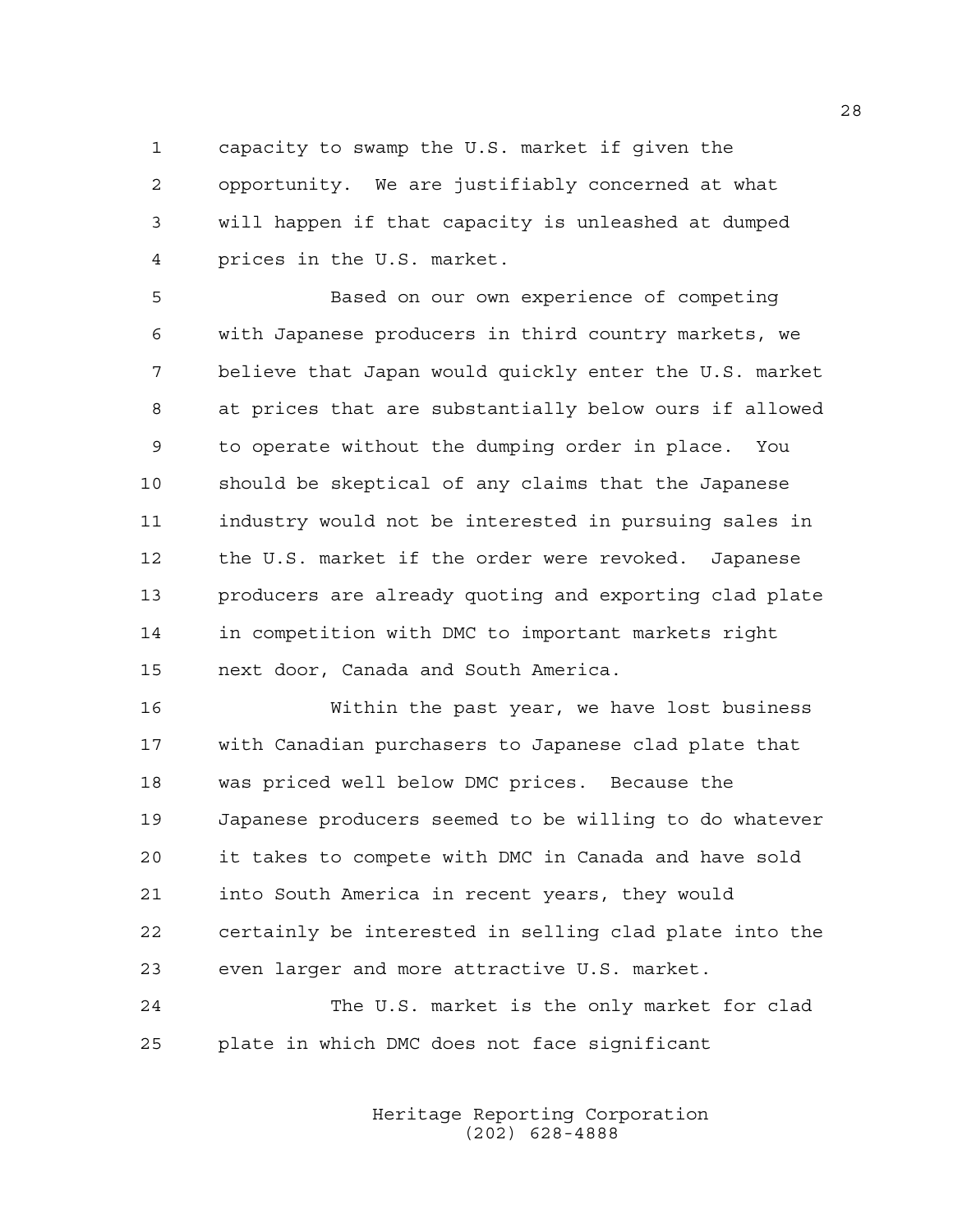capacity to swamp the U.S. market if given the opportunity. We are justifiably concerned at what will happen if that capacity is unleashed at dumped prices in the U.S. market.

Based on our own experience of competing with Japanese producers in third country markets, we believe that Japan would quickly enter the U.S. market at prices that are substantially below ours if allowed to operate without the dumping order in place. You should be skeptical of any claims that the Japanese industry would not be interested in pursuing sales in the U.S. market if the order were revoked. Japanese producers are already quoting and exporting clad plate in competition with DMC to important markets right next door, Canada and South America.

Within the past year, we have lost business with Canadian purchasers to Japanese clad plate that was priced well below DMC prices. Because the Japanese producers seemed to be willing to do whatever it takes to compete with DMC in Canada and have sold into South America in recent years, they would certainly be interested in selling clad plate into the even larger and more attractive U.S. market.

The U.S. market is the only market for clad plate in which DMC does not face significant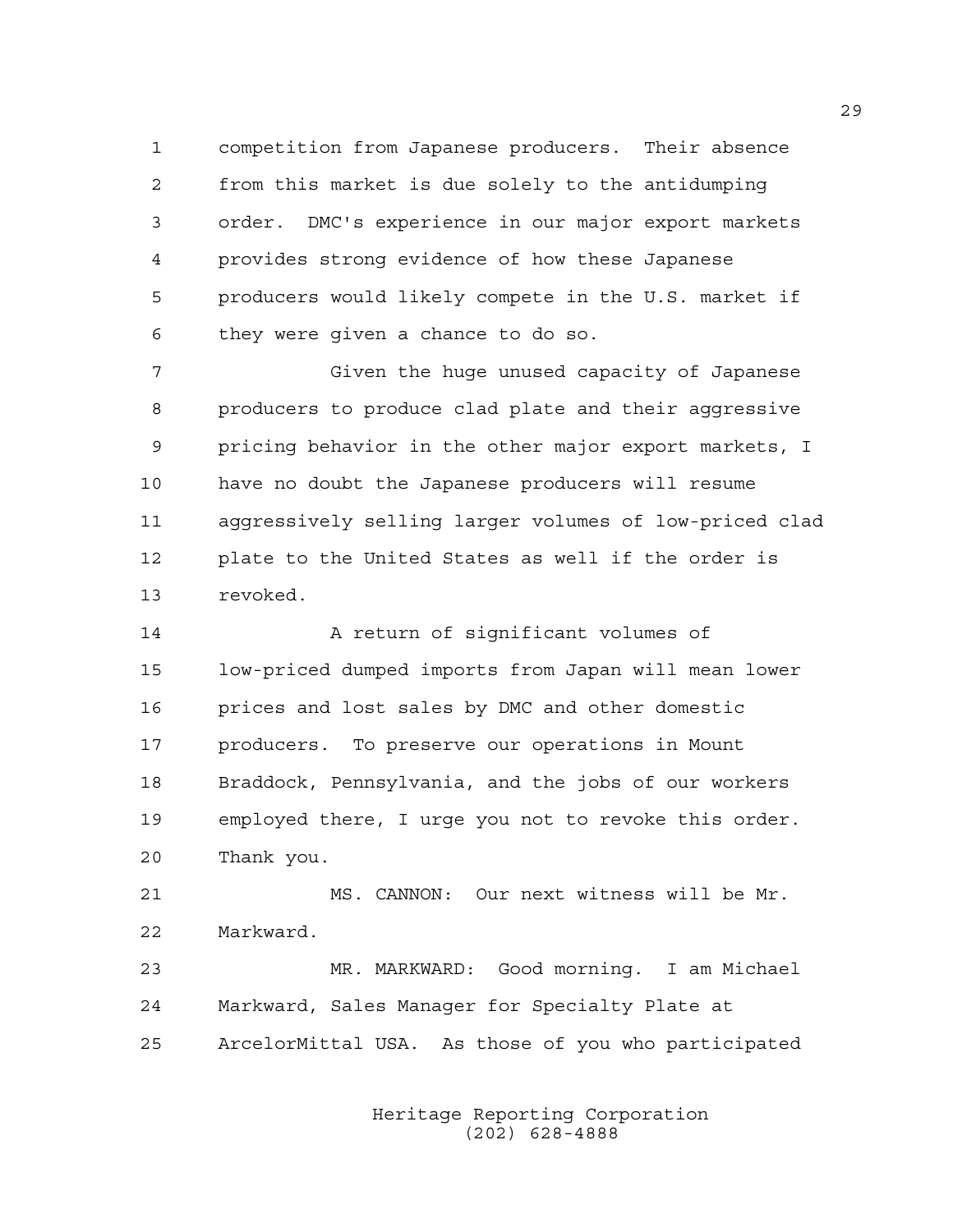competition from Japanese producers. Their absence from this market is due solely to the antidumping order. DMC's experience in our major export markets provides strong evidence of how these Japanese producers would likely compete in the U.S. market if they were given a chance to do so.

Given the huge unused capacity of Japanese producers to produce clad plate and their aggressive pricing behavior in the other major export markets, I have no doubt the Japanese producers will resume aggressively selling larger volumes of low-priced clad plate to the United States as well if the order is revoked.

A return of significant volumes of low-priced dumped imports from Japan will mean lower prices and lost sales by DMC and other domestic producers. To preserve our operations in Mount Braddock, Pennsylvania, and the jobs of our workers employed there, I urge you not to revoke this order. Thank you.

MS. CANNON: Our next witness will be Mr. Markward.

MR. MARKWARD: Good morning. I am Michael Markward, Sales Manager for Specialty Plate at ArcelorMittal USA. As those of you who participated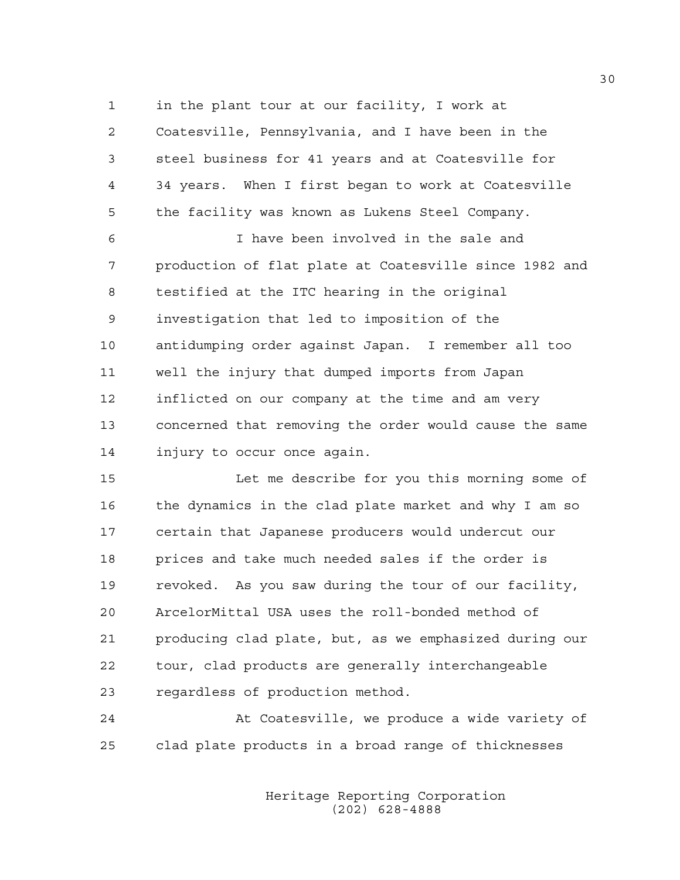in the plant tour at our facility, I work at Coatesville, Pennsylvania, and I have been in the steel business for 41 years and at Coatesville for 34 years. When I first began to work at Coatesville the facility was known as Lukens Steel Company.

I have been involved in the sale and production of flat plate at Coatesville since 1982 and testified at the ITC hearing in the original investigation that led to imposition of the antidumping order against Japan. I remember all too well the injury that dumped imports from Japan inflicted on our company at the time and am very concerned that removing the order would cause the same injury to occur once again.

Let me describe for you this morning some of the dynamics in the clad plate market and why I am so certain that Japanese producers would undercut our prices and take much needed sales if the order is revoked. As you saw during the tour of our facility, ArcelorMittal USA uses the roll-bonded method of producing clad plate, but, as we emphasized during our tour, clad products are generally interchangeable regardless of production method.

At Coatesville, we produce a wide variety of clad plate products in a broad range of thicknesses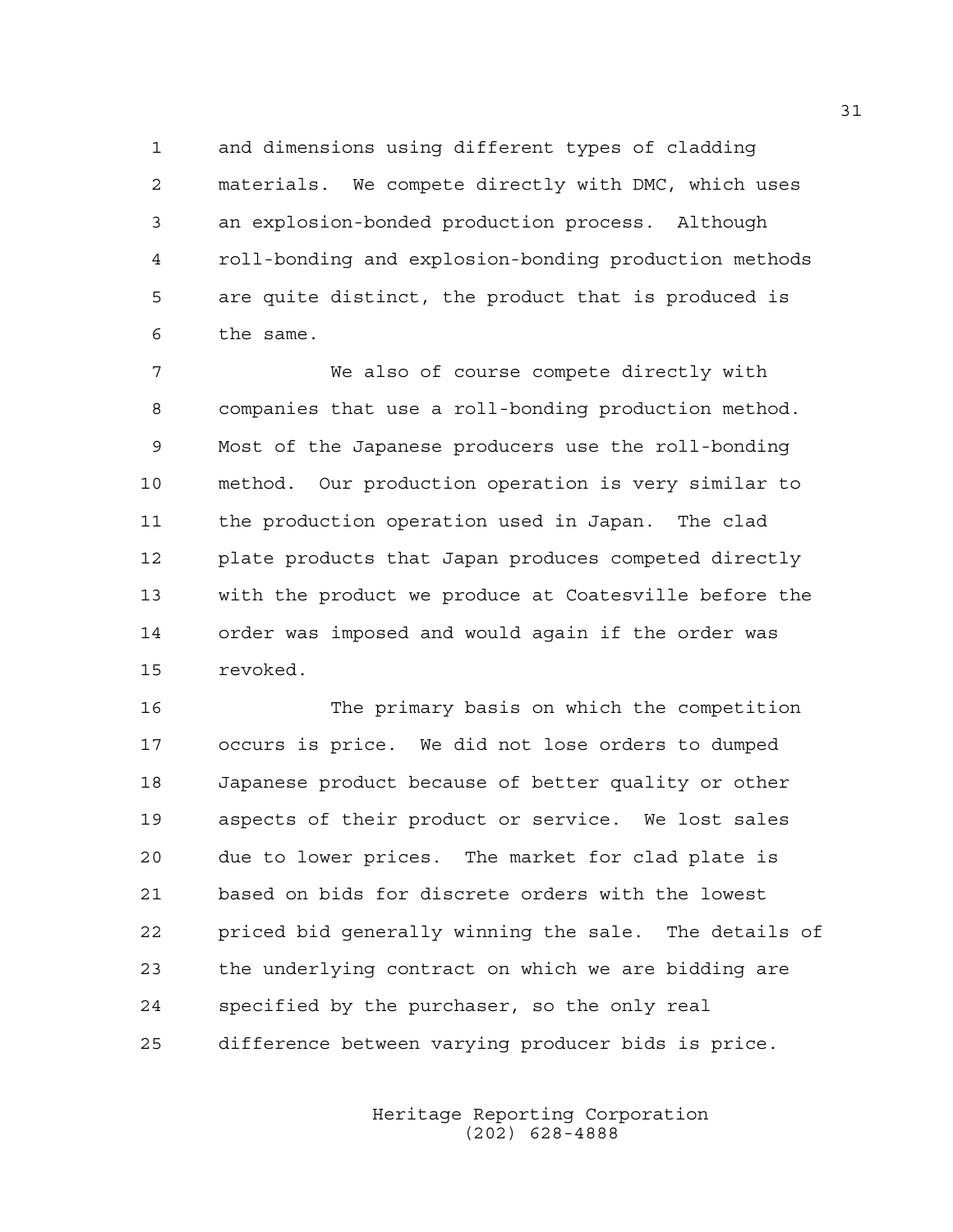and dimensions using different types of cladding materials. We compete directly with DMC, which uses an explosion-bonded production process. Although roll-bonding and explosion-bonding production methods are quite distinct, the product that is produced is the same.

We also of course compete directly with companies that use a roll-bonding production method. Most of the Japanese producers use the roll-bonding method. Our production operation is very similar to the production operation used in Japan. The clad plate products that Japan produces competed directly with the product we produce at Coatesville before the order was imposed and would again if the order was revoked.

The primary basis on which the competition occurs is price. We did not lose orders to dumped Japanese product because of better quality or other aspects of their product or service. We lost sales due to lower prices. The market for clad plate is based on bids for discrete orders with the lowest priced bid generally winning the sale. The details of the underlying contract on which we are bidding are specified by the purchaser, so the only real difference between varying producer bids is price.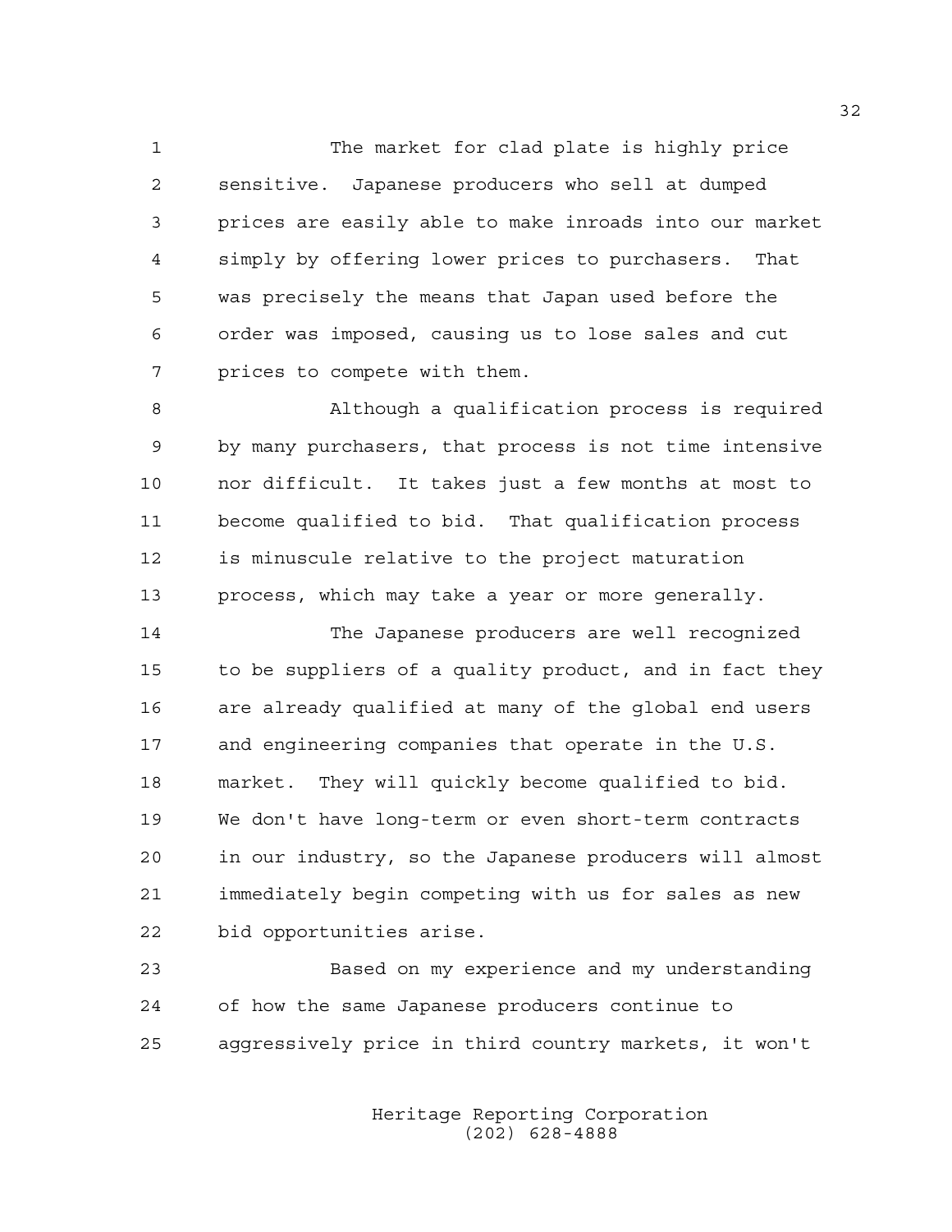The market for clad plate is highly price sensitive. Japanese producers who sell at dumped prices are easily able to make inroads into our market simply by offering lower prices to purchasers. That was precisely the means that Japan used before the order was imposed, causing us to lose sales and cut prices to compete with them.

Although a qualification process is required by many purchasers, that process is not time intensive nor difficult. It takes just a few months at most to become qualified to bid. That qualification process is minuscule relative to the project maturation process, which may take a year or more generally.

The Japanese producers are well recognized to be suppliers of a quality product, and in fact they are already qualified at many of the global end users and engineering companies that operate in the U.S. market. They will quickly become qualified to bid. We don't have long-term or even short-term contracts in our industry, so the Japanese producers will almost immediately begin competing with us for sales as new bid opportunities arise.

Based on my experience and my understanding of how the same Japanese producers continue to aggressively price in third country markets, it won't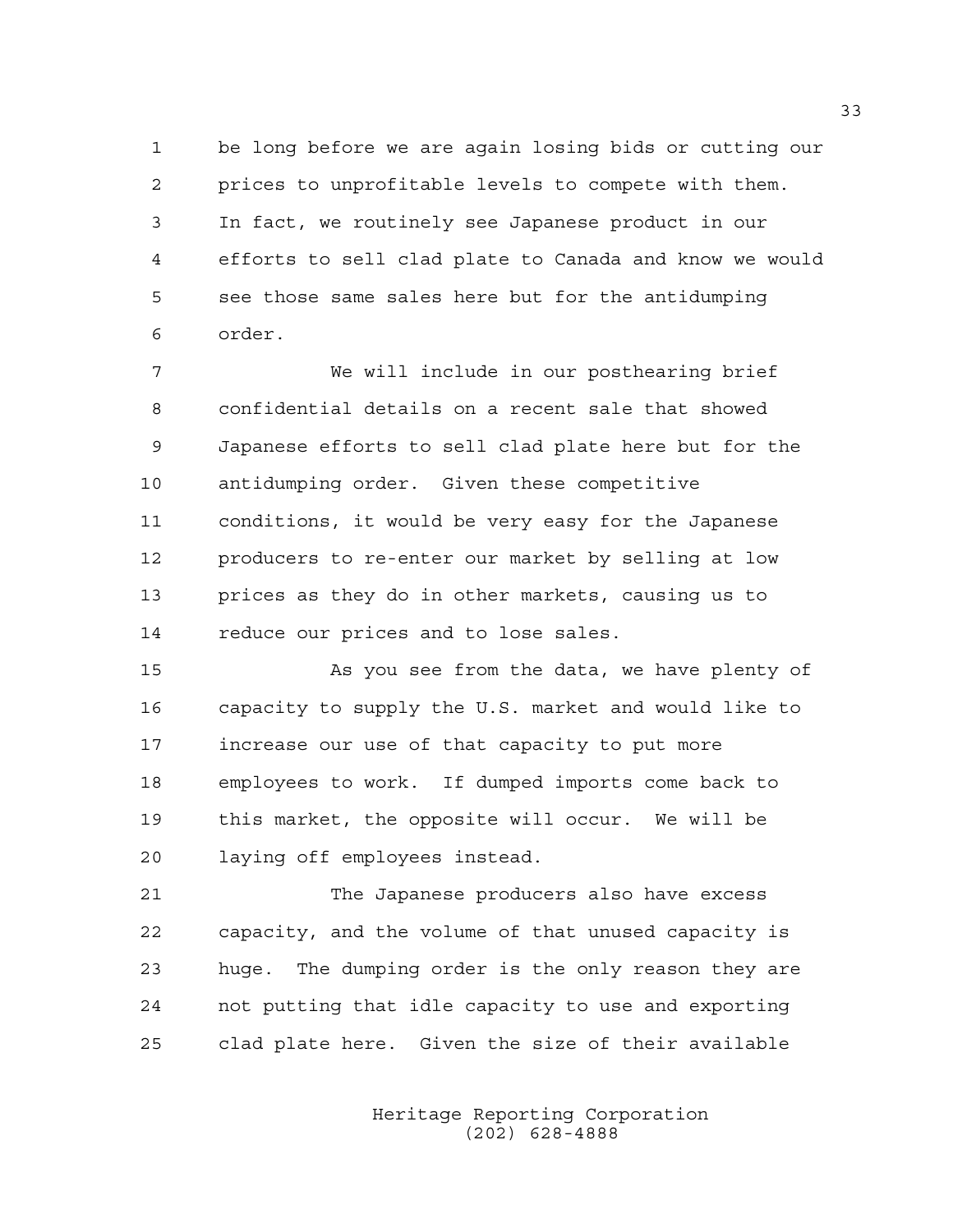be long before we are again losing bids or cutting our prices to unprofitable levels to compete with them. In fact, we routinely see Japanese product in our efforts to sell clad plate to Canada and know we would see those same sales here but for the antidumping order.

We will include in our posthearing brief confidential details on a recent sale that showed Japanese efforts to sell clad plate here but for the antidumping order. Given these competitive conditions, it would be very easy for the Japanese producers to re-enter our market by selling at low prices as they do in other markets, causing us to reduce our prices and to lose sales.

As you see from the data, we have plenty of capacity to supply the U.S. market and would like to increase our use of that capacity to put more employees to work. If dumped imports come back to this market, the opposite will occur. We will be laying off employees instead.

The Japanese producers also have excess capacity, and the volume of that unused capacity is huge. The dumping order is the only reason they are not putting that idle capacity to use and exporting clad plate here. Given the size of their available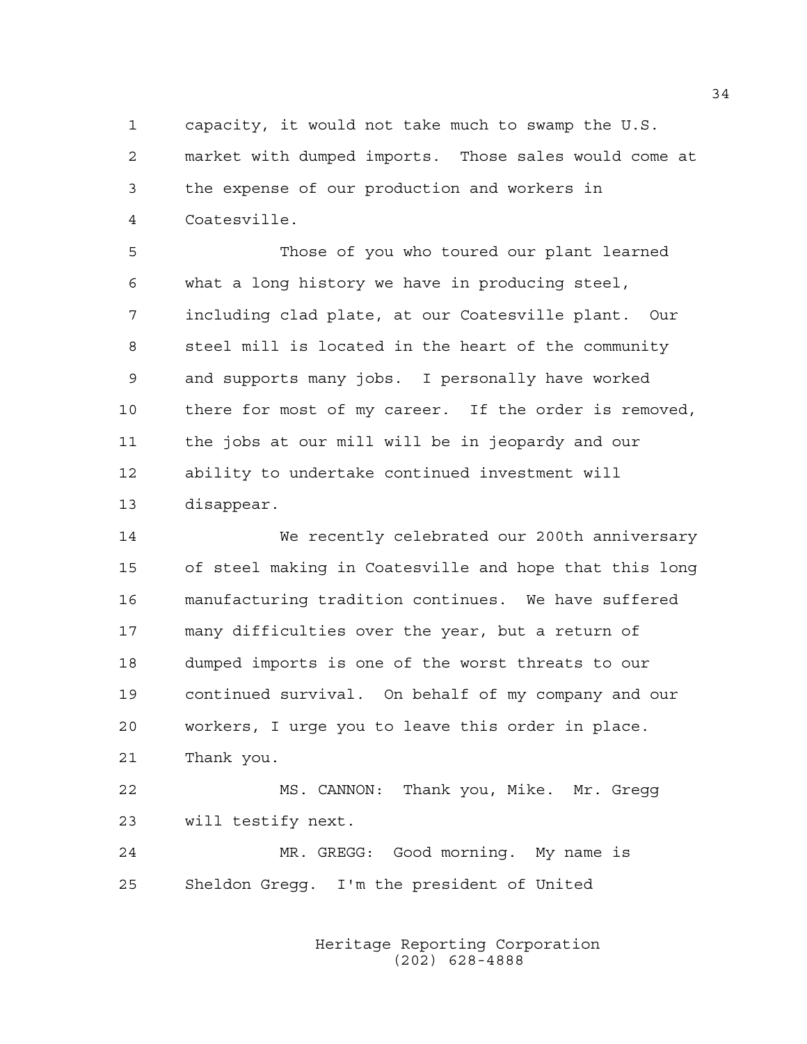capacity, it would not take much to swamp the U.S. market with dumped imports. Those sales would come at the expense of our production and workers in Coatesville.

Those of you who toured our plant learned what a long history we have in producing steel, including clad plate, at our Coatesville plant. Our steel mill is located in the heart of the community and supports many jobs. I personally have worked there for most of my career. If the order is removed, the jobs at our mill will be in jeopardy and our ability to undertake continued investment will disappear.

We recently celebrated our 200th anniversary of steel making in Coatesville and hope that this long manufacturing tradition continues. We have suffered many difficulties over the year, but a return of dumped imports is one of the worst threats to our continued survival. On behalf of my company and our workers, I urge you to leave this order in place. Thank you.

MS. CANNON: Thank you, Mike. Mr. Gregg will testify next.

MR. GREGG: Good morning. My name is Sheldon Gregg. I'm the president of United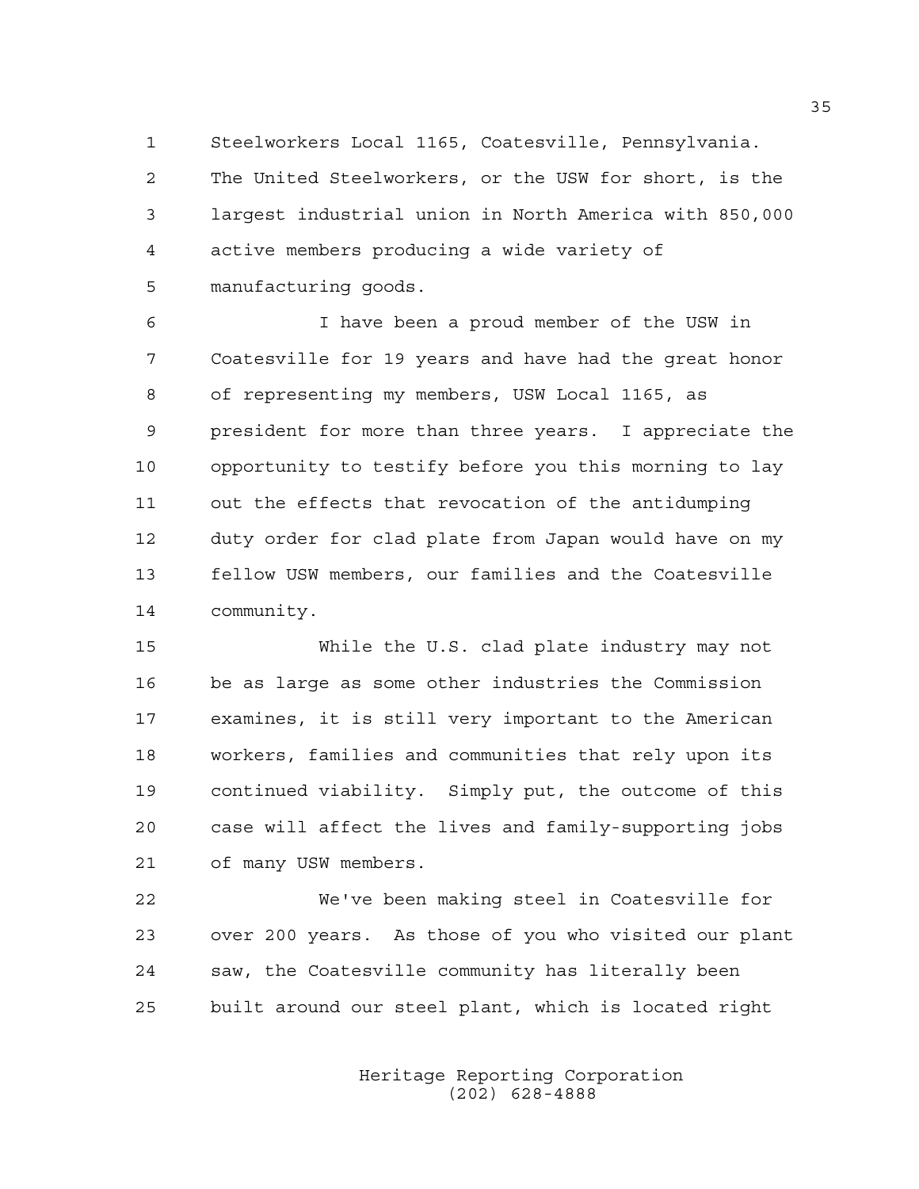Steelworkers Local 1165, Coatesville, Pennsylvania. The United Steelworkers, or the USW for short, is the largest industrial union in North America with 850,000 active members producing a wide variety of manufacturing goods.

I have been a proud member of the USW in Coatesville for 19 years and have had the great honor of representing my members, USW Local 1165, as president for more than three years. I appreciate the opportunity to testify before you this morning to lay out the effects that revocation of the antidumping duty order for clad plate from Japan would have on my fellow USW members, our families and the Coatesville community.

While the U.S. clad plate industry may not be as large as some other industries the Commission examines, it is still very important to the American workers, families and communities that rely upon its continued viability. Simply put, the outcome of this case will affect the lives and family-supporting jobs of many USW members.

We've been making steel in Coatesville for over 200 years. As those of you who visited our plant saw, the Coatesville community has literally been built around our steel plant, which is located right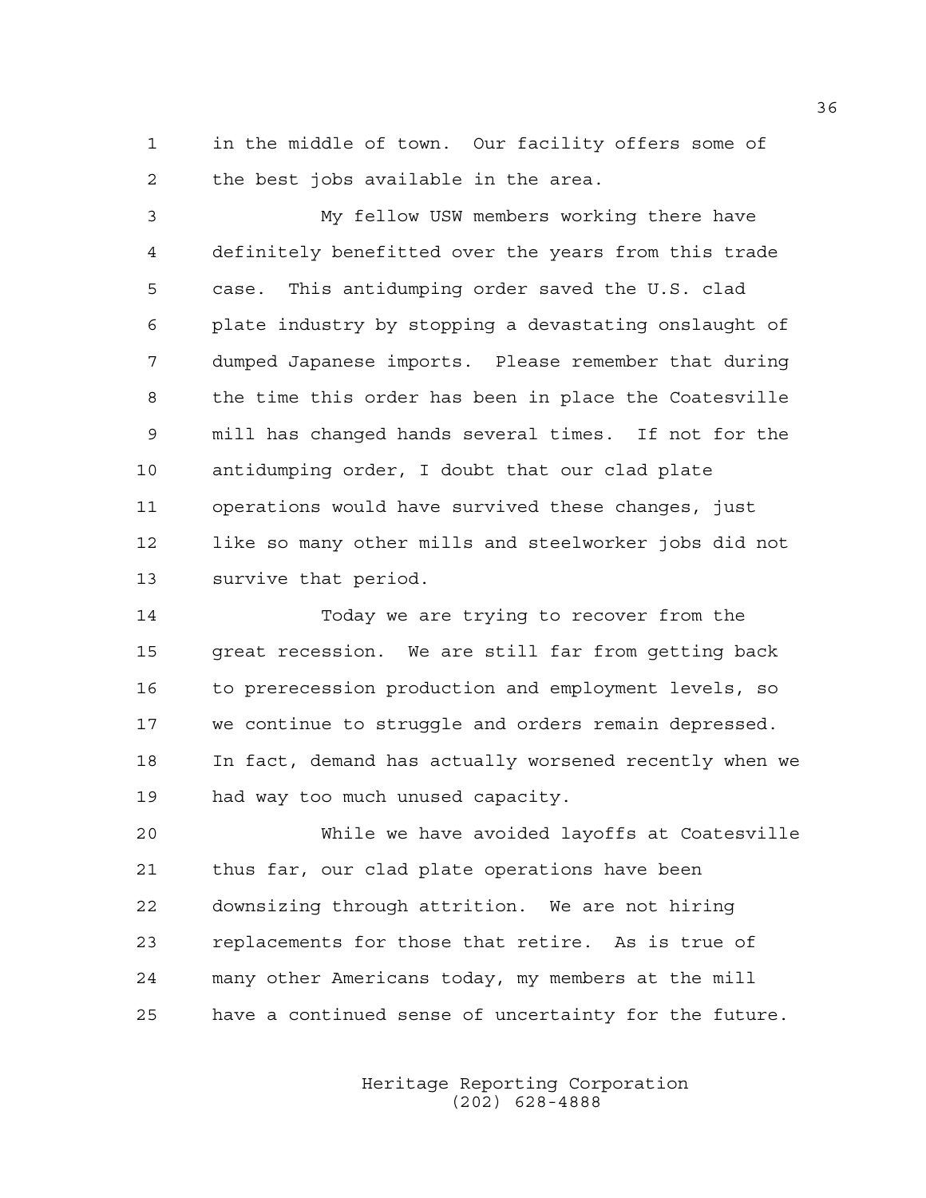in the middle of town. Our facility offers some of the best jobs available in the area.

My fellow USW members working there have definitely benefitted over the years from this trade case. This antidumping order saved the U.S. clad plate industry by stopping a devastating onslaught of dumped Japanese imports. Please remember that during the time this order has been in place the Coatesville mill has changed hands several times. If not for the antidumping order, I doubt that our clad plate operations would have survived these changes, just like so many other mills and steelworker jobs did not survive that period.

Today we are trying to recover from the great recession. We are still far from getting back to prerecession production and employment levels, so we continue to struggle and orders remain depressed. In fact, demand has actually worsened recently when we had way too much unused capacity.

While we have avoided layoffs at Coatesville thus far, our clad plate operations have been downsizing through attrition. We are not hiring replacements for those that retire. As is true of many other Americans today, my members at the mill have a continued sense of uncertainty for the future.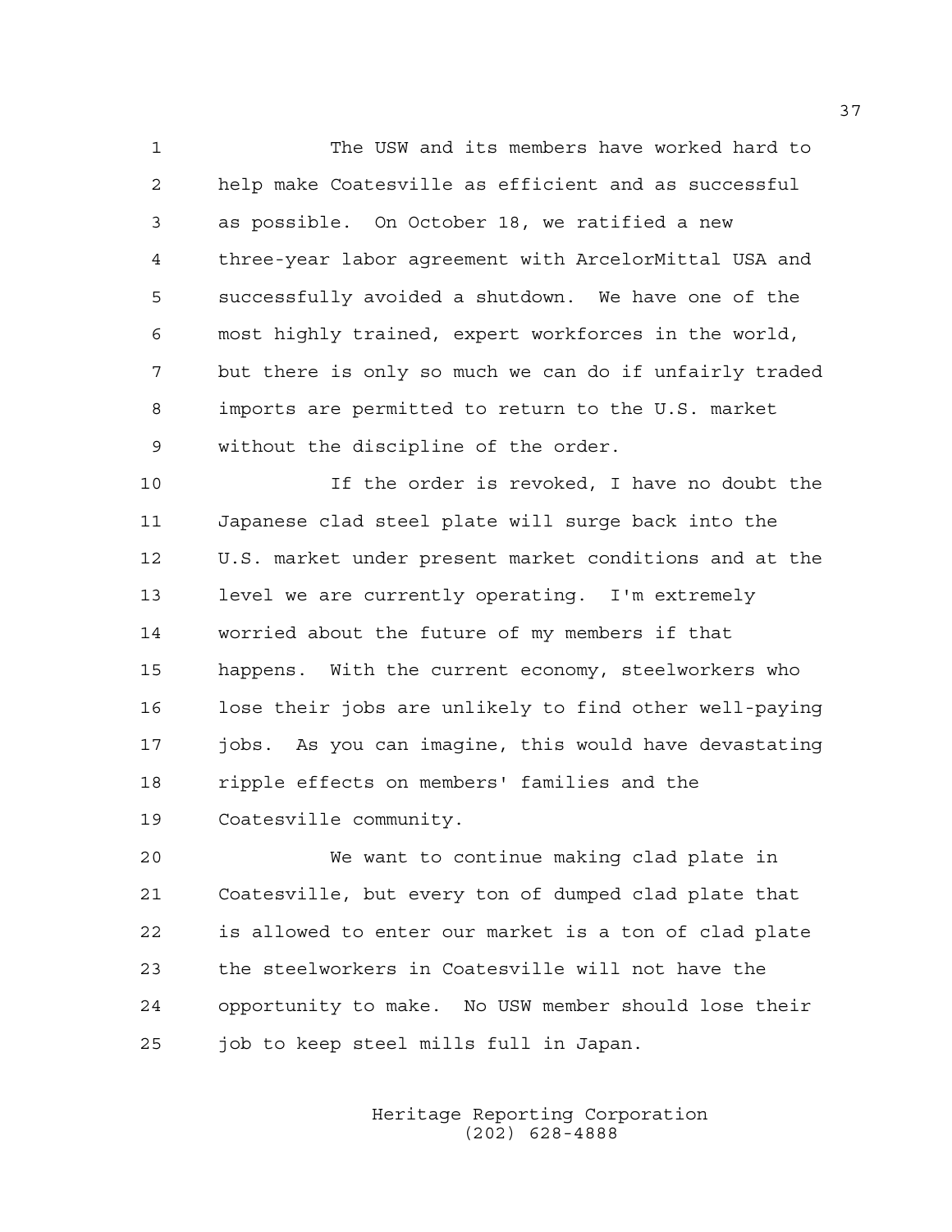The USW and its members have worked hard to help make Coatesville as efficient and as successful as possible. On October 18, we ratified a new three-year labor agreement with ArcelorMittal USA and successfully avoided a shutdown. We have one of the most highly trained, expert workforces in the world, but there is only so much we can do if unfairly traded imports are permitted to return to the U.S. market without the discipline of the order.

If the order is revoked, I have no doubt the Japanese clad steel plate will surge back into the U.S. market under present market conditions and at the level we are currently operating. I'm extremely worried about the future of my members if that happens. With the current economy, steelworkers who lose their jobs are unlikely to find other well-paying jobs. As you can imagine, this would have devastating ripple effects on members' families and the Coatesville community.

We want to continue making clad plate in Coatesville, but every ton of dumped clad plate that is allowed to enter our market is a ton of clad plate the steelworkers in Coatesville will not have the opportunity to make. No USW member should lose their job to keep steel mills full in Japan.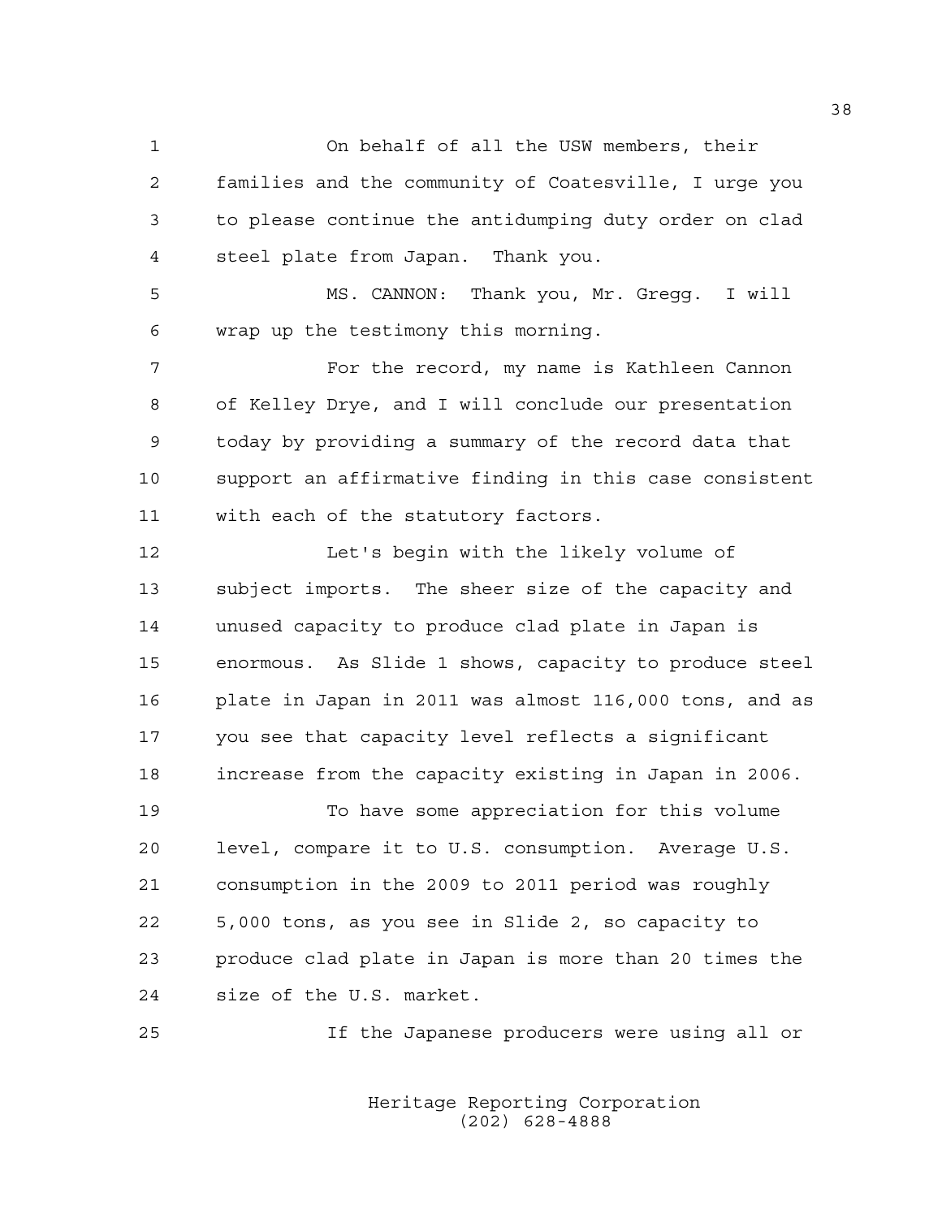On behalf of all the USW members, their families and the community of Coatesville, I urge you to please continue the antidumping duty order on clad steel plate from Japan. Thank you.

MS. CANNON: Thank you, Mr. Gregg. I will wrap up the testimony this morning.

For the record, my name is Kathleen Cannon of Kelley Drye, and I will conclude our presentation today by providing a summary of the record data that support an affirmative finding in this case consistent with each of the statutory factors.

Let's begin with the likely volume of subject imports. The sheer size of the capacity and unused capacity to produce clad plate in Japan is enormous. As Slide 1 shows, capacity to produce steel plate in Japan in 2011 was almost 116,000 tons, and as you see that capacity level reflects a significant increase from the capacity existing in Japan in 2006.

To have some appreciation for this volume level, compare it to U.S. consumption. Average U.S. consumption in the 2009 to 2011 period was roughly 5,000 tons, as you see in Slide 2, so capacity to produce clad plate in Japan is more than 20 times the size of the U.S. market.

If the Japanese producers were using all or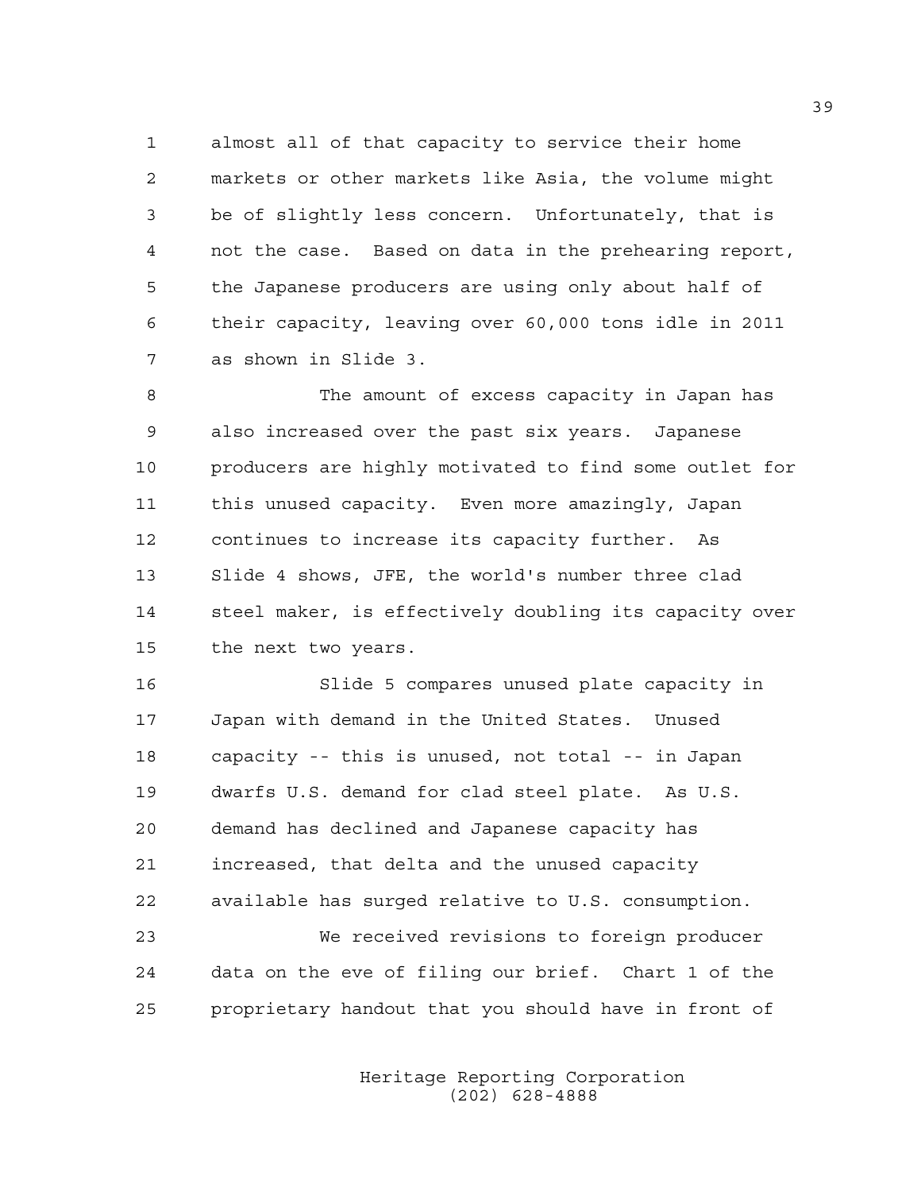almost all of that capacity to service their home markets or other markets like Asia, the volume might be of slightly less concern. Unfortunately, that is not the case. Based on data in the prehearing report, the Japanese producers are using only about half of their capacity, leaving over 60,000 tons idle in 2011 as shown in Slide 3.

The amount of excess capacity in Japan has also increased over the past six years. Japanese producers are highly motivated to find some outlet for this unused capacity. Even more amazingly, Japan continues to increase its capacity further. As Slide 4 shows, JFE, the world's number three clad steel maker, is effectively doubling its capacity over the next two years.

Slide 5 compares unused plate capacity in Japan with demand in the United States. Unused capacity -- this is unused, not total -- in Japan dwarfs U.S. demand for clad steel plate. As U.S. demand has declined and Japanese capacity has increased, that delta and the unused capacity available has surged relative to U.S. consumption.

We received revisions to foreign producer data on the eve of filing our brief. Chart 1 of the proprietary handout that you should have in front of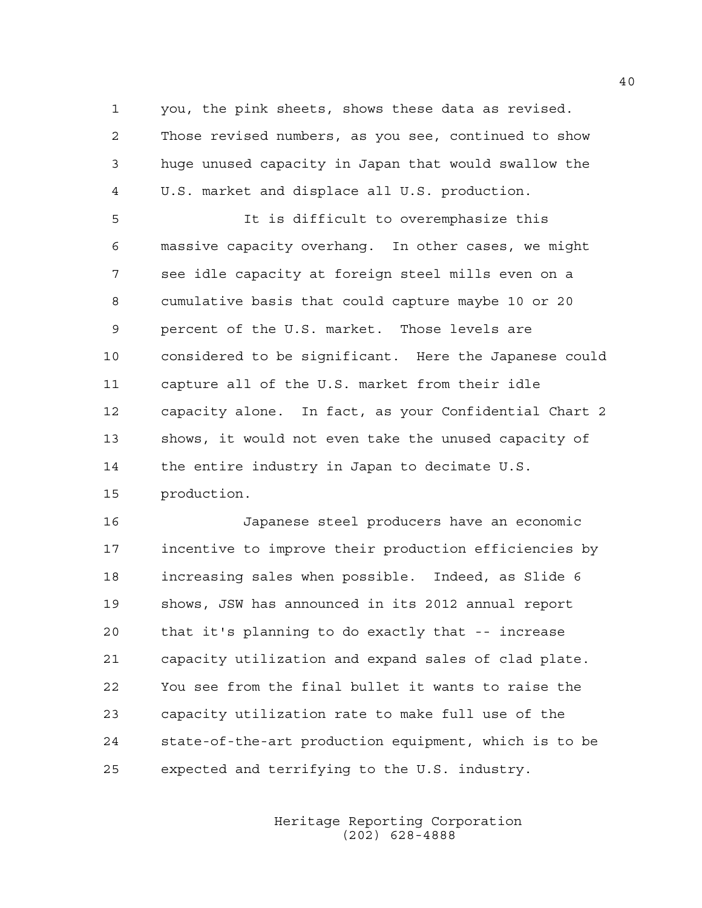you, the pink sheets, shows these data as revised. Those revised numbers, as you see, continued to show huge unused capacity in Japan that would swallow the U.S. market and displace all U.S. production.

It is difficult to overemphasize this massive capacity overhang. In other cases, we might see idle capacity at foreign steel mills even on a cumulative basis that could capture maybe 10 or 20 percent of the U.S. market. Those levels are considered to be significant. Here the Japanese could capture all of the U.S. market from their idle capacity alone. In fact, as your Confidential Chart 2 shows, it would not even take the unused capacity of the entire industry in Japan to decimate U.S. production.

Japanese steel producers have an economic incentive to improve their production efficiencies by increasing sales when possible. Indeed, as Slide 6 shows, JSW has announced in its 2012 annual report that it's planning to do exactly that -- increase capacity utilization and expand sales of clad plate. You see from the final bullet it wants to raise the capacity utilization rate to make full use of the state-of-the-art production equipment, which is to be expected and terrifying to the U.S. industry.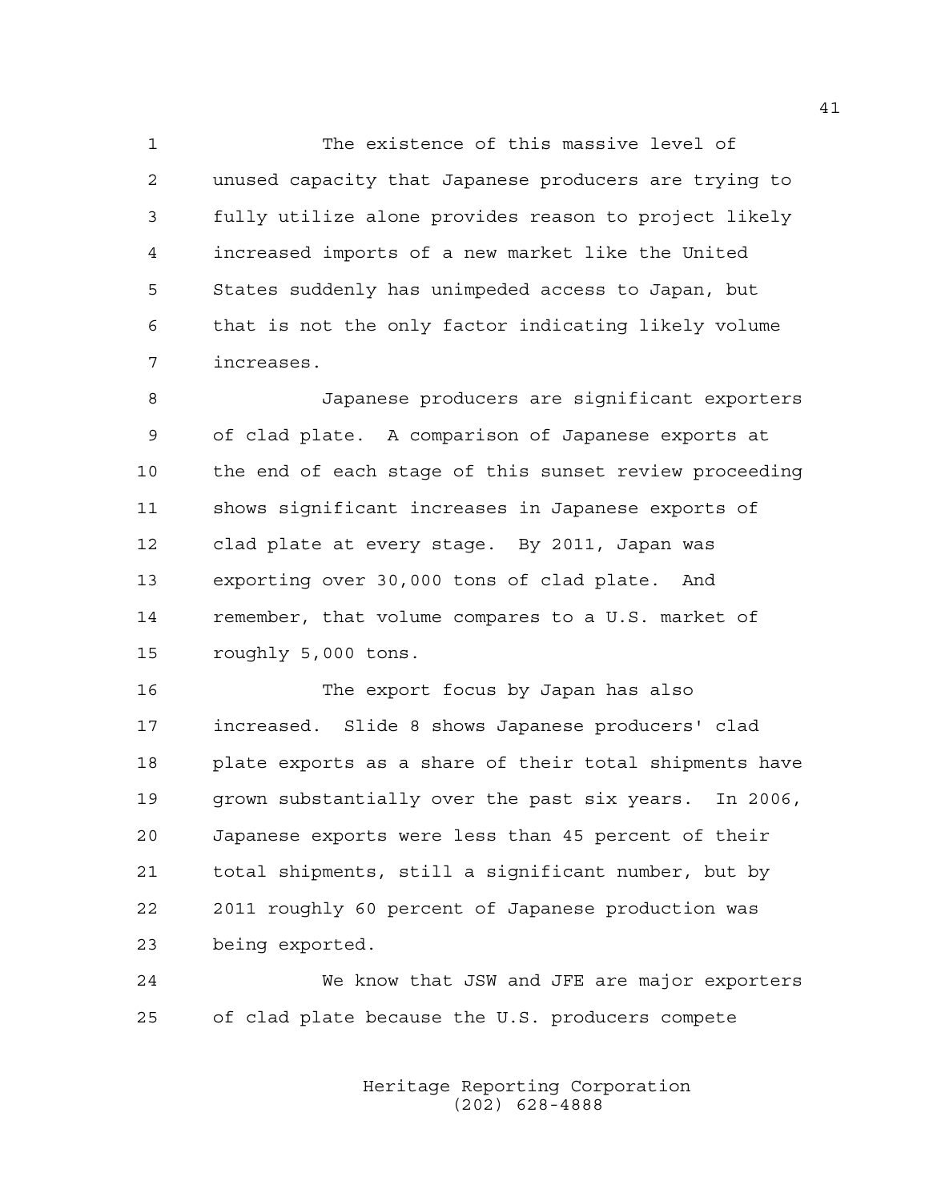The existence of this massive level of unused capacity that Japanese producers are trying to fully utilize alone provides reason to project likely increased imports of a new market like the United States suddenly has unimpeded access to Japan, but that is not the only factor indicating likely volume increases.

Japanese producers are significant exporters of clad plate. A comparison of Japanese exports at the end of each stage of this sunset review proceeding shows significant increases in Japanese exports of clad plate at every stage. By 2011, Japan was exporting over 30,000 tons of clad plate. And remember, that volume compares to a U.S. market of roughly 5,000 tons.

The export focus by Japan has also increased. Slide 8 shows Japanese producers' clad plate exports as a share of their total shipments have grown substantially over the past six years. In 2006, Japanese exports were less than 45 percent of their total shipments, still a significant number, but by 2011 roughly 60 percent of Japanese production was being exported.

We know that JSW and JFE are major exporters of clad plate because the U.S. producers compete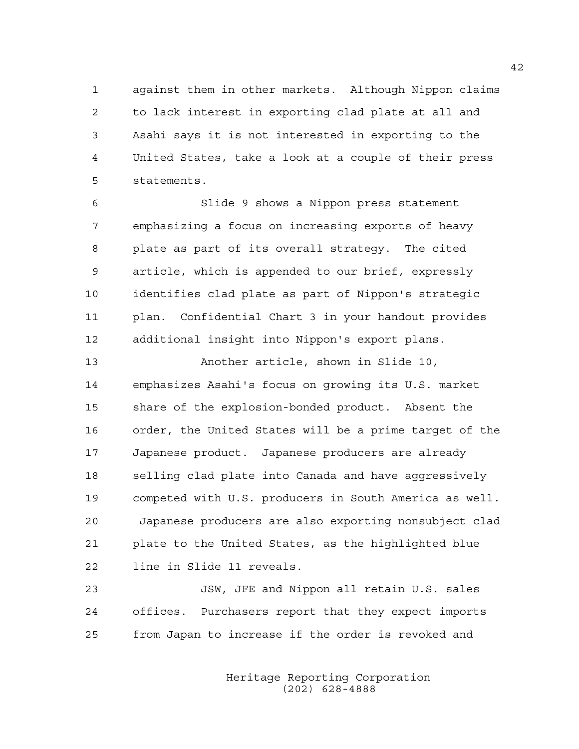against them in other markets. Although Nippon claims to lack interest in exporting clad plate at all and Asahi says it is not interested in exporting to the United States, take a look at a couple of their press statements.

Slide 9 shows a Nippon press statement emphasizing a focus on increasing exports of heavy plate as part of its overall strategy. The cited article, which is appended to our brief, expressly identifies clad plate as part of Nippon's strategic plan. Confidential Chart 3 in your handout provides additional insight into Nippon's export plans.

Another article, shown in Slide 10, emphasizes Asahi's focus on growing its U.S. market share of the explosion-bonded product. Absent the order, the United States will be a prime target of the Japanese product. Japanese producers are already selling clad plate into Canada and have aggressively competed with U.S. producers in South America as well. Japanese producers are also exporting nonsubject clad plate to the United States, as the highlighted blue line in Slide 11 reveals.

JSW, JFE and Nippon all retain U.S. sales offices. Purchasers report that they expect imports from Japan to increase if the order is revoked and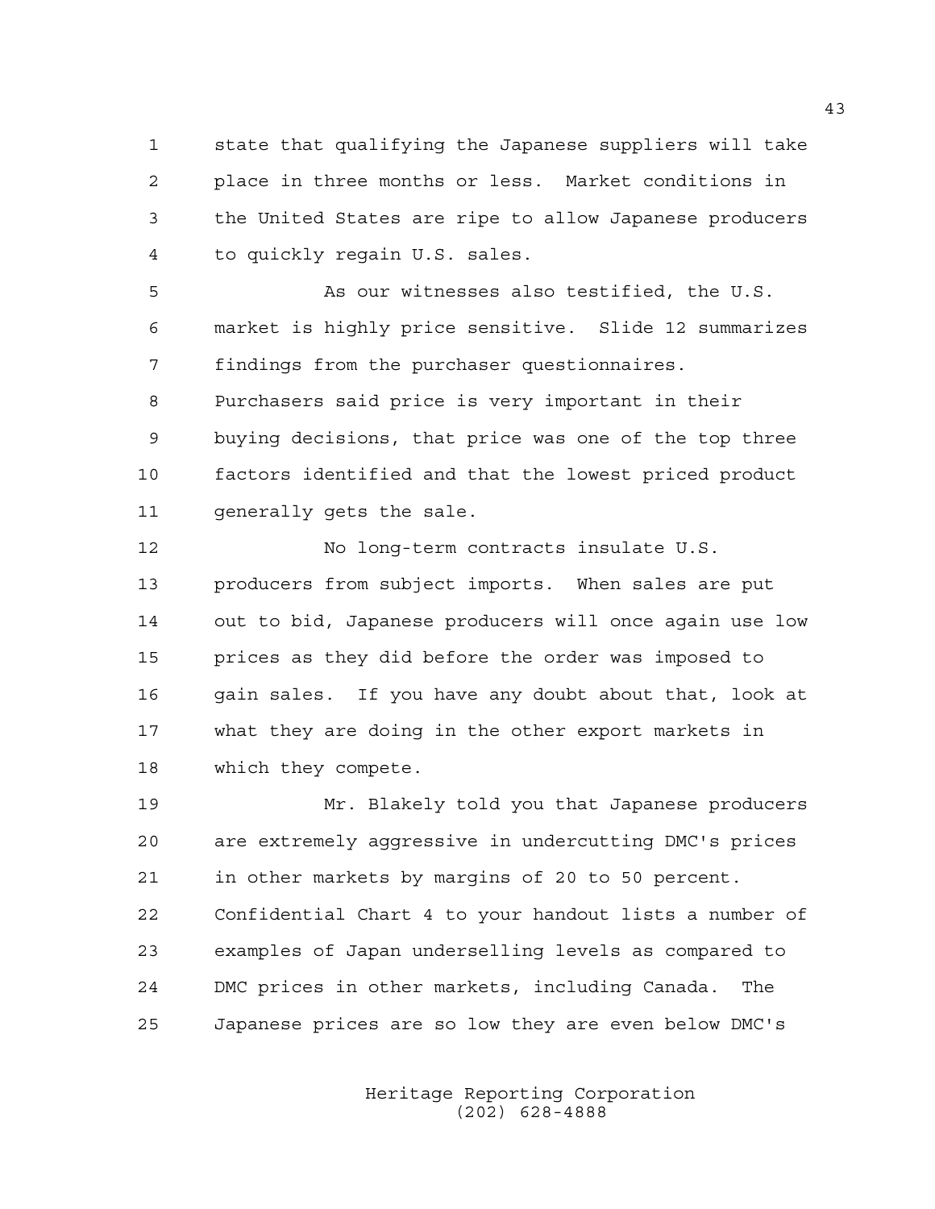state that qualifying the Japanese suppliers will take place in three months or less. Market conditions in the United States are ripe to allow Japanese producers to quickly regain U.S. sales.

As our witnesses also testified, the U.S. market is highly price sensitive. Slide 12 summarizes findings from the purchaser questionnaires. Purchasers said price is very important in their buying decisions, that price was one of the top three factors identified and that the lowest priced product generally gets the sale.

No long-term contracts insulate U.S. producers from subject imports. When sales are put out to bid, Japanese producers will once again use low prices as they did before the order was imposed to gain sales. If you have any doubt about that, look at what they are doing in the other export markets in which they compete.

Mr. Blakely told you that Japanese producers are extremely aggressive in undercutting DMC's prices in other markets by margins of 20 to 50 percent. Confidential Chart 4 to your handout lists a number of examples of Japan underselling levels as compared to DMC prices in other markets, including Canada. The Japanese prices are so low they are even below DMC's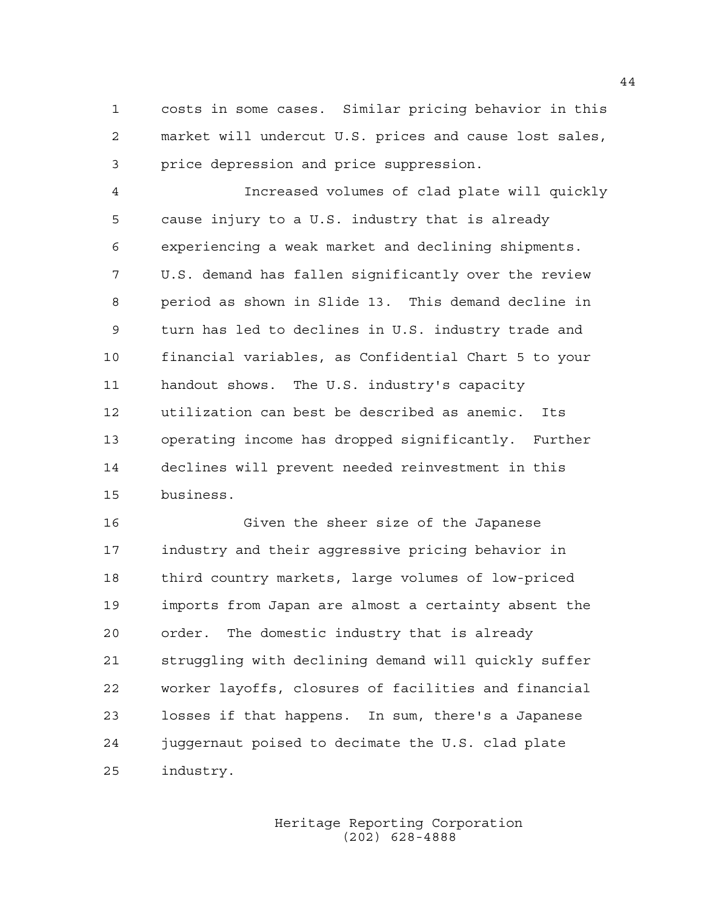costs in some cases. Similar pricing behavior in this market will undercut U.S. prices and cause lost sales, price depression and price suppression.

Increased volumes of clad plate will quickly cause injury to a U.S. industry that is already experiencing a weak market and declining shipments. U.S. demand has fallen significantly over the review period as shown in Slide 13. This demand decline in turn has led to declines in U.S. industry trade and financial variables, as Confidential Chart 5 to your handout shows. The U.S. industry's capacity utilization can best be described as anemic. Its operating income has dropped significantly. Further declines will prevent needed reinvestment in this business.

Given the sheer size of the Japanese industry and their aggressive pricing behavior in third country markets, large volumes of low-priced imports from Japan are almost a certainty absent the order. The domestic industry that is already struggling with declining demand will quickly suffer worker layoffs, closures of facilities and financial losses if that happens. In sum, there's a Japanese juggernaut poised to decimate the U.S. clad plate industry.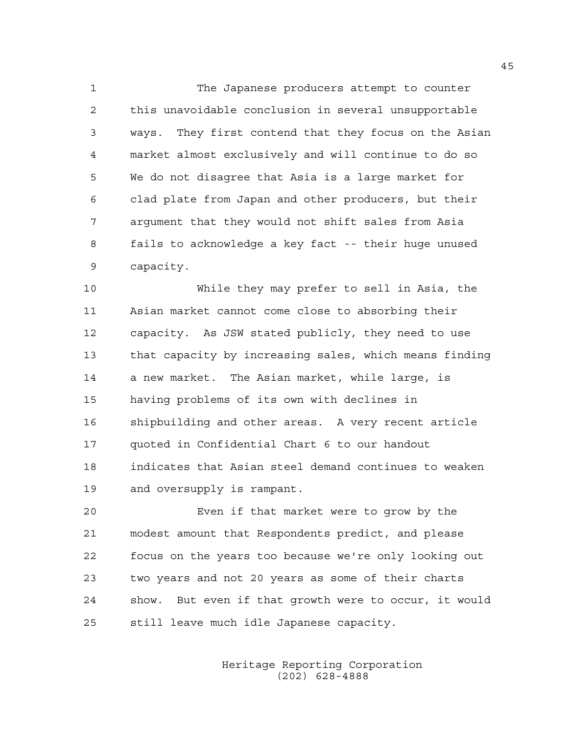The Japanese producers attempt to counter this unavoidable conclusion in several unsupportable ways. They first contend that they focus on the Asian market almost exclusively and will continue to do so We do not disagree that Asia is a large market for clad plate from Japan and other producers, but their argument that they would not shift sales from Asia fails to acknowledge a key fact -- their huge unused capacity.

While they may prefer to sell in Asia, the Asian market cannot come close to absorbing their capacity. As JSW stated publicly, they need to use that capacity by increasing sales, which means finding a new market. The Asian market, while large, is having problems of its own with declines in shipbuilding and other areas. A very recent article quoted in Confidential Chart 6 to our handout indicates that Asian steel demand continues to weaken and oversupply is rampant.

Even if that market were to grow by the modest amount that Respondents predict, and please focus on the years too because we're only looking out two years and not 20 years as some of their charts show. But even if that growth were to occur, it would still leave much idle Japanese capacity.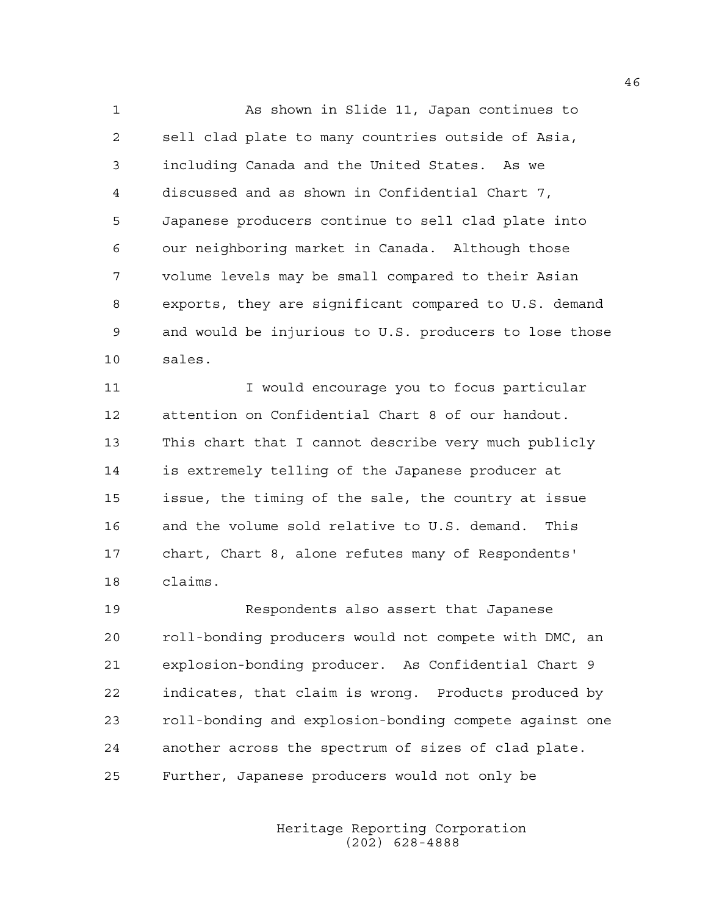As shown in Slide 11, Japan continues to sell clad plate to many countries outside of Asia, including Canada and the United States. As we discussed and as shown in Confidential Chart 7, Japanese producers continue to sell clad plate into our neighboring market in Canada. Although those volume levels may be small compared to their Asian exports, they are significant compared to U.S. demand and would be injurious to U.S. producers to lose those sales.

I would encourage you to focus particular attention on Confidential Chart 8 of our handout. This chart that I cannot describe very much publicly is extremely telling of the Japanese producer at issue, the timing of the sale, the country at issue and the volume sold relative to U.S. demand. This chart, Chart 8, alone refutes many of Respondents' claims.

Respondents also assert that Japanese roll-bonding producers would not compete with DMC, an explosion-bonding producer. As Confidential Chart 9 indicates, that claim is wrong. Products produced by roll-bonding and explosion-bonding compete against one another across the spectrum of sizes of clad plate. Further, Japanese producers would not only be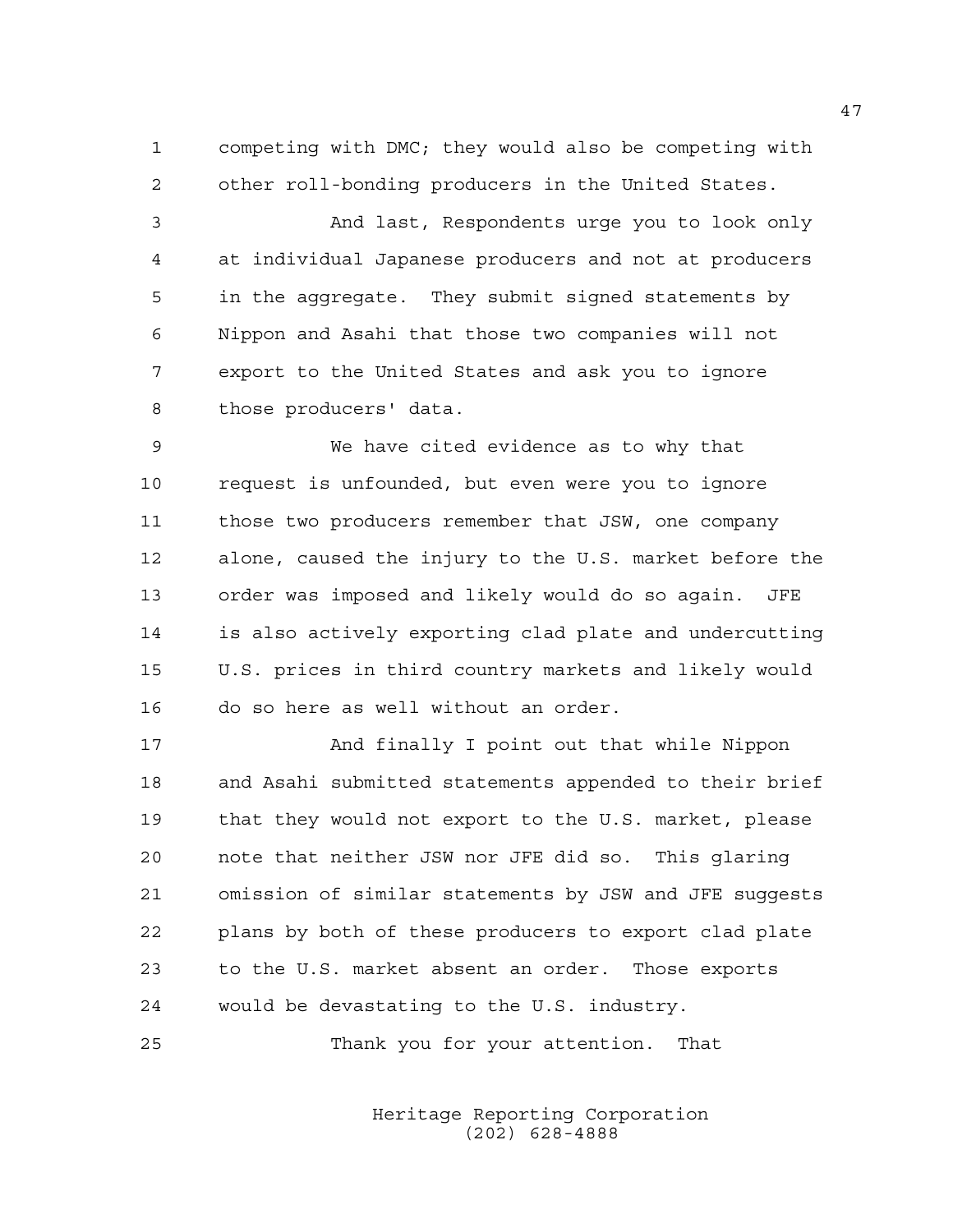competing with DMC; they would also be competing with other roll-bonding producers in the United States.

And last, Respondents urge you to look only at individual Japanese producers and not at producers in the aggregate. They submit signed statements by Nippon and Asahi that those two companies will not export to the United States and ask you to ignore those producers' data.

We have cited evidence as to why that request is unfounded, but even were you to ignore those two producers remember that JSW, one company alone, caused the injury to the U.S. market before the order was imposed and likely would do so again. JFE is also actively exporting clad plate and undercutting U.S. prices in third country markets and likely would do so here as well without an order.

And finally I point out that while Nippon and Asahi submitted statements appended to their brief that they would not export to the U.S. market, please note that neither JSW nor JFE did so. This glaring omission of similar statements by JSW and JFE suggests plans by both of these producers to export clad plate to the U.S. market absent an order. Those exports would be devastating to the U.S. industry.

Thank you for your attention. That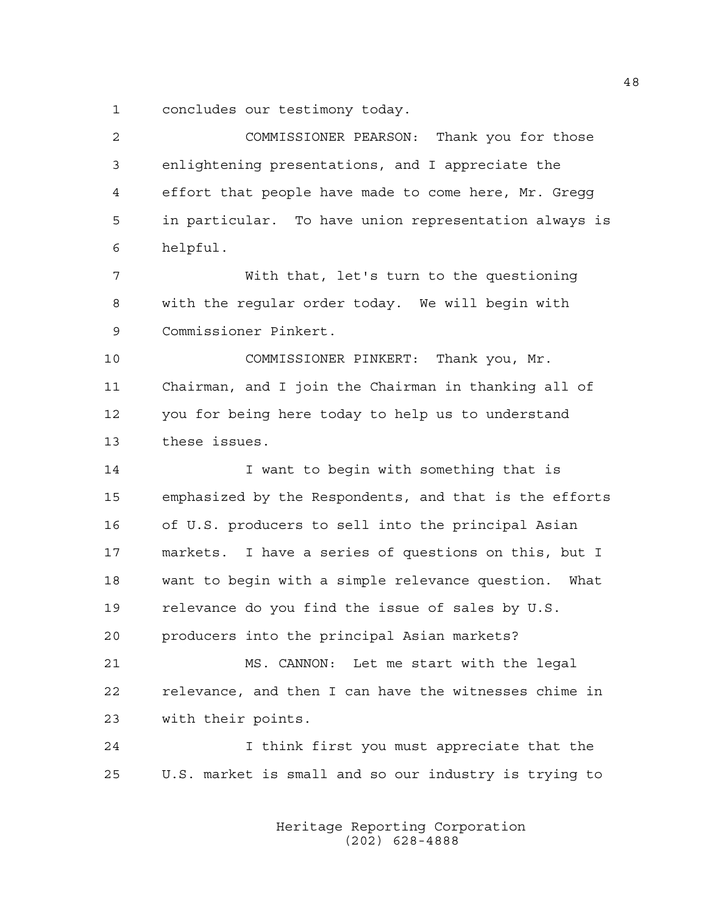concludes our testimony today.

COMMISSIONER PEARSON: Thank you for those enlightening presentations, and I appreciate the effort that people have made to come here, Mr. Gregg in particular. To have union representation always is helpful.

With that, let's turn to the questioning with the regular order today. We will begin with Commissioner Pinkert.

COMMISSIONER PINKERT: Thank you, Mr. Chairman, and I join the Chairman in thanking all of you for being here today to help us to understand these issues.

I want to begin with something that is emphasized by the Respondents, and that is the efforts of U.S. producers to sell into the principal Asian markets. I have a series of questions on this, but I want to begin with a simple relevance question. What relevance do you find the issue of sales by U.S. producers into the principal Asian markets?

MS. CANNON: Let me start with the legal relevance, and then I can have the witnesses chime in with their points.

I think first you must appreciate that the U.S. market is small and so our industry is trying to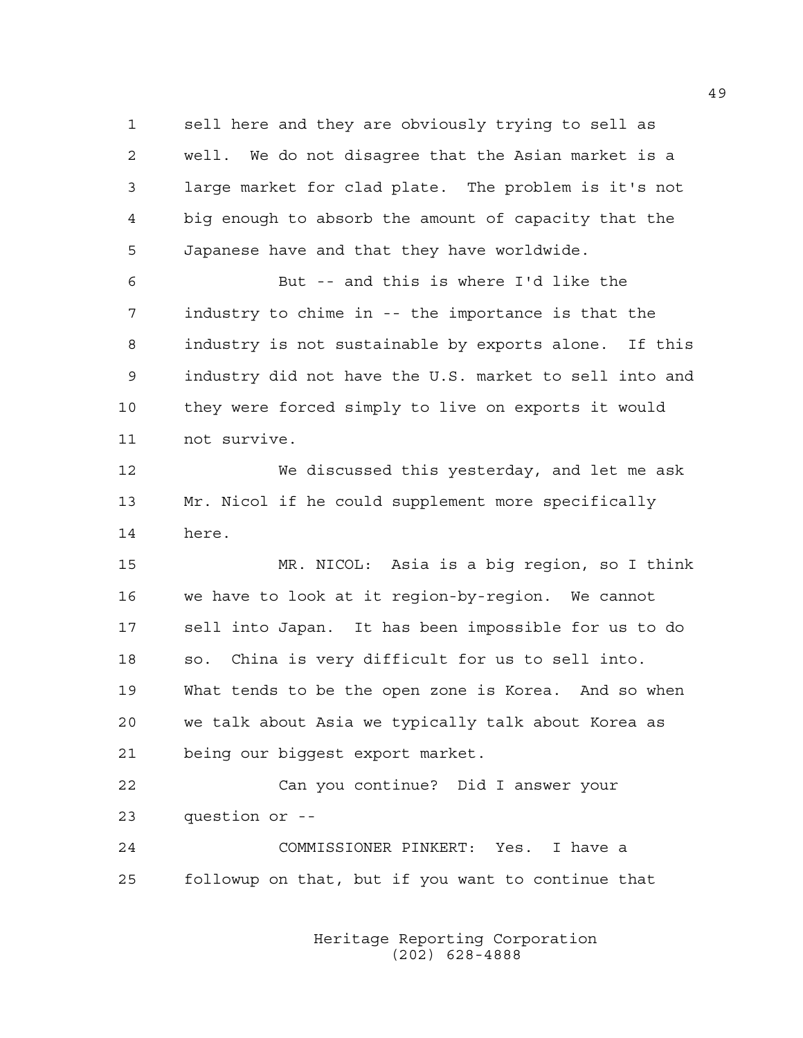sell here and they are obviously trying to sell as well. We do not disagree that the Asian market is a large market for clad plate. The problem is it's not big enough to absorb the amount of capacity that the Japanese have and that they have worldwide.

But -- and this is where I'd like the industry to chime in -- the importance is that the industry is not sustainable by exports alone. If this industry did not have the U.S. market to sell into and they were forced simply to live on exports it would not survive.

We discussed this yesterday, and let me ask Mr. Nicol if he could supplement more specifically here.

MR. NICOL: Asia is a big region, so I think we have to look at it region-by-region. We cannot sell into Japan. It has been impossible for us to do so. China is very difficult for us to sell into. What tends to be the open zone is Korea. And so when we talk about Asia we typically talk about Korea as being our biggest export market.

Can you continue? Did I answer your question or --

COMMISSIONER PINKERT: Yes. I have a followup on that, but if you want to continue that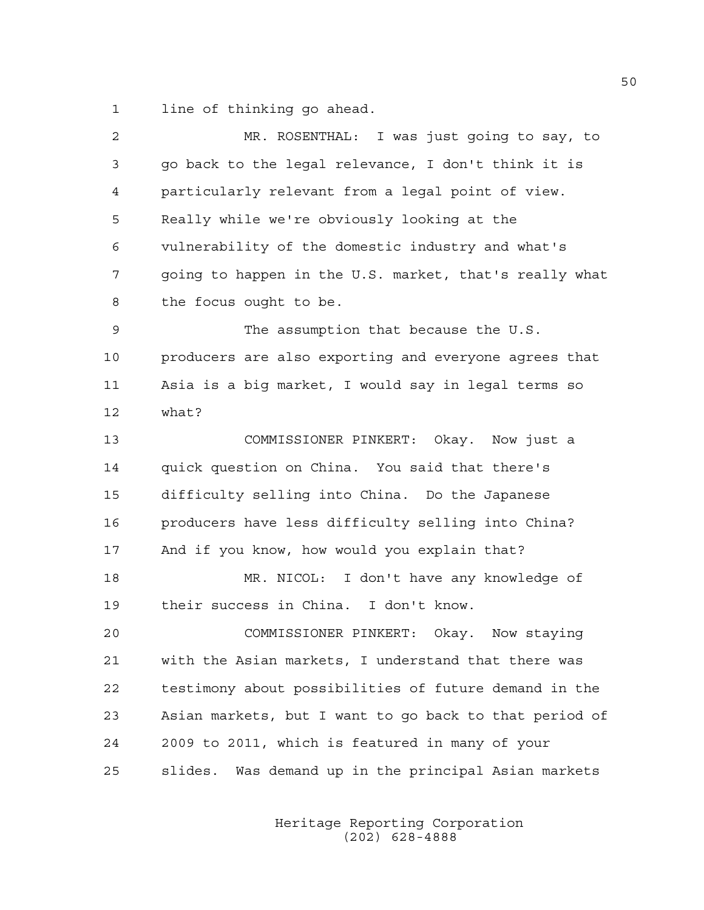line of thinking go ahead.

MR. ROSENTHAL: I was just going to say, to go back to the legal relevance, I don't think it is particularly relevant from a legal point of view. Really while we're obviously looking at the vulnerability of the domestic industry and what's going to happen in the U.S. market, that's really what the focus ought to be.

The assumption that because the U.S. producers are also exporting and everyone agrees that Asia is a big market, I would say in legal terms so what?

COMMISSIONER PINKERT: Okay. Now just a quick question on China. You said that there's difficulty selling into China. Do the Japanese producers have less difficulty selling into China? And if you know, how would you explain that?

MR. NICOL: I don't have any knowledge of their success in China. I don't know.

COMMISSIONER PINKERT: Okay. Now staying with the Asian markets, I understand that there was testimony about possibilities of future demand in the Asian markets, but I want to go back to that period of 2009 to 2011, which is featured in many of your slides. Was demand up in the principal Asian markets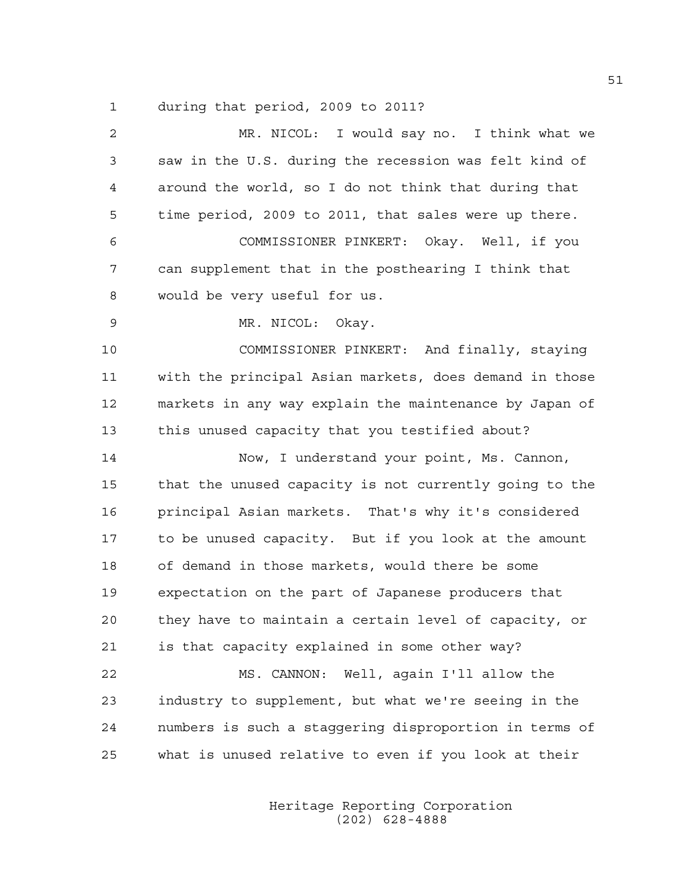during that period, 2009 to 2011?

MR. NICOL: I would say no. I think what we saw in the U.S. during the recession was felt kind of around the world, so I do not think that during that time period, 2009 to 2011, that sales were up there.

COMMISSIONER PINKERT: Okay. Well, if you can supplement that in the posthearing I think that would be very useful for us.

MR. NICOL: Okay.

COMMISSIONER PINKERT: And finally, staying with the principal Asian markets, does demand in those markets in any way explain the maintenance by Japan of this unused capacity that you testified about?

Now, I understand your point, Ms. Cannon, that the unused capacity is not currently going to the principal Asian markets. That's why it's considered to be unused capacity. But if you look at the amount of demand in those markets, would there be some expectation on the part of Japanese producers that they have to maintain a certain level of capacity, or is that capacity explained in some other way?

MS. CANNON: Well, again I'll allow the industry to supplement, but what we're seeing in the numbers is such a staggering disproportion in terms of what is unused relative to even if you look at their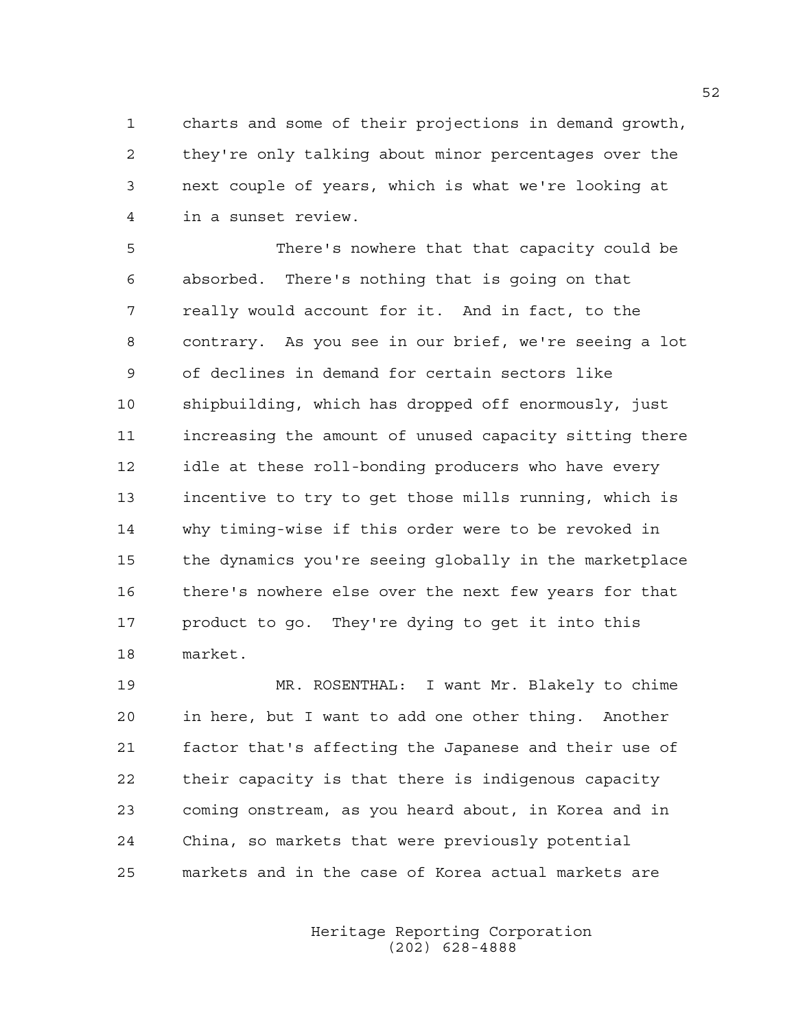charts and some of their projections in demand growth, they're only talking about minor percentages over the next couple of years, which is what we're looking at in a sunset review.

There's nowhere that that capacity could be absorbed. There's nothing that is going on that really would account for it. And in fact, to the contrary. As you see in our brief, we're seeing a lot of declines in demand for certain sectors like shipbuilding, which has dropped off enormously, just increasing the amount of unused capacity sitting there idle at these roll-bonding producers who have every incentive to try to get those mills running, which is why timing-wise if this order were to be revoked in the dynamics you're seeing globally in the marketplace there's nowhere else over the next few years for that product to go. They're dying to get it into this market.

MR. ROSENTHAL: I want Mr. Blakely to chime in here, but I want to add one other thing. Another factor that's affecting the Japanese and their use of their capacity is that there is indigenous capacity coming onstream, as you heard about, in Korea and in China, so markets that were previously potential markets and in the case of Korea actual markets are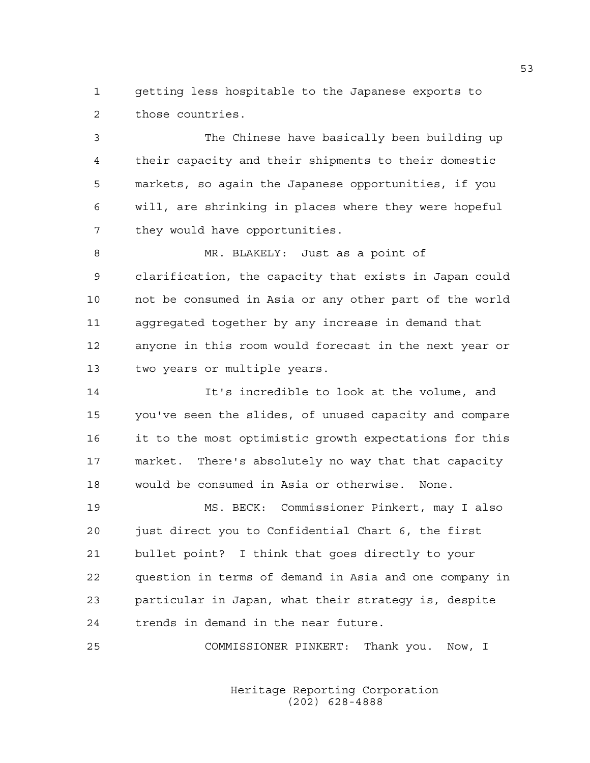getting less hospitable to the Japanese exports to those countries.

The Chinese have basically been building up their capacity and their shipments to their domestic markets, so again the Japanese opportunities, if you will, are shrinking in places where they were hopeful they would have opportunities.

MR. BLAKELY: Just as a point of clarification, the capacity that exists in Japan could not be consumed in Asia or any other part of the world aggregated together by any increase in demand that anyone in this room would forecast in the next year or two years or multiple years.

It's incredible to look at the volume, and you've seen the slides, of unused capacity and compare it to the most optimistic growth expectations for this market. There's absolutely no way that that capacity would be consumed in Asia or otherwise. None.

MS. BECK: Commissioner Pinkert, may I also just direct you to Confidential Chart 6, the first bullet point? I think that goes directly to your question in terms of demand in Asia and one company in particular in Japan, what their strategy is, despite trends in demand in the near future.

COMMISSIONER PINKERT: Thank you. Now, I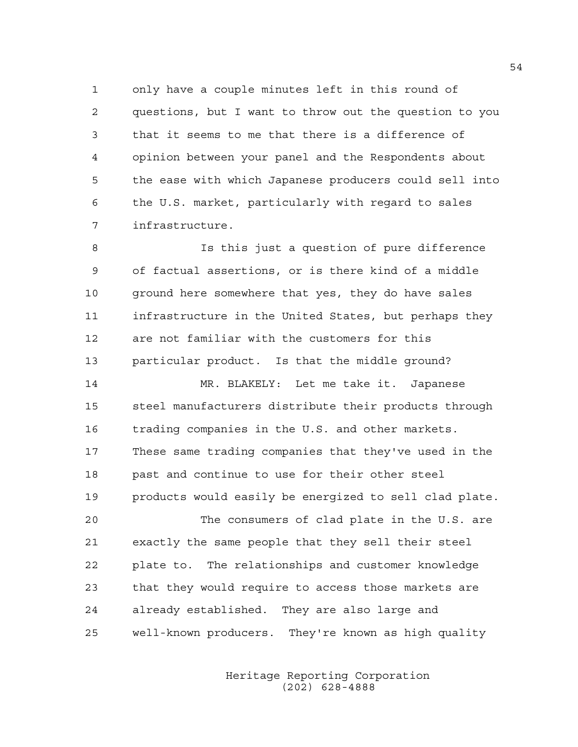only have a couple minutes left in this round of questions, but I want to throw out the question to you that it seems to me that there is a difference of opinion between your panel and the Respondents about the ease with which Japanese producers could sell into the U.S. market, particularly with regard to sales infrastructure.

Is this just a question of pure difference of factual assertions, or is there kind of a middle ground here somewhere that yes, they do have sales infrastructure in the United States, but perhaps they are not familiar with the customers for this particular product. Is that the middle ground?

MR. BLAKELY: Let me take it. Japanese steel manufacturers distribute their products through trading companies in the U.S. and other markets. These same trading companies that they've used in the past and continue to use for their other steel products would easily be energized to sell clad plate.

The consumers of clad plate in the U.S. are exactly the same people that they sell their steel plate to. The relationships and customer knowledge that they would require to access those markets are already established. They are also large and well-known producers. They're known as high quality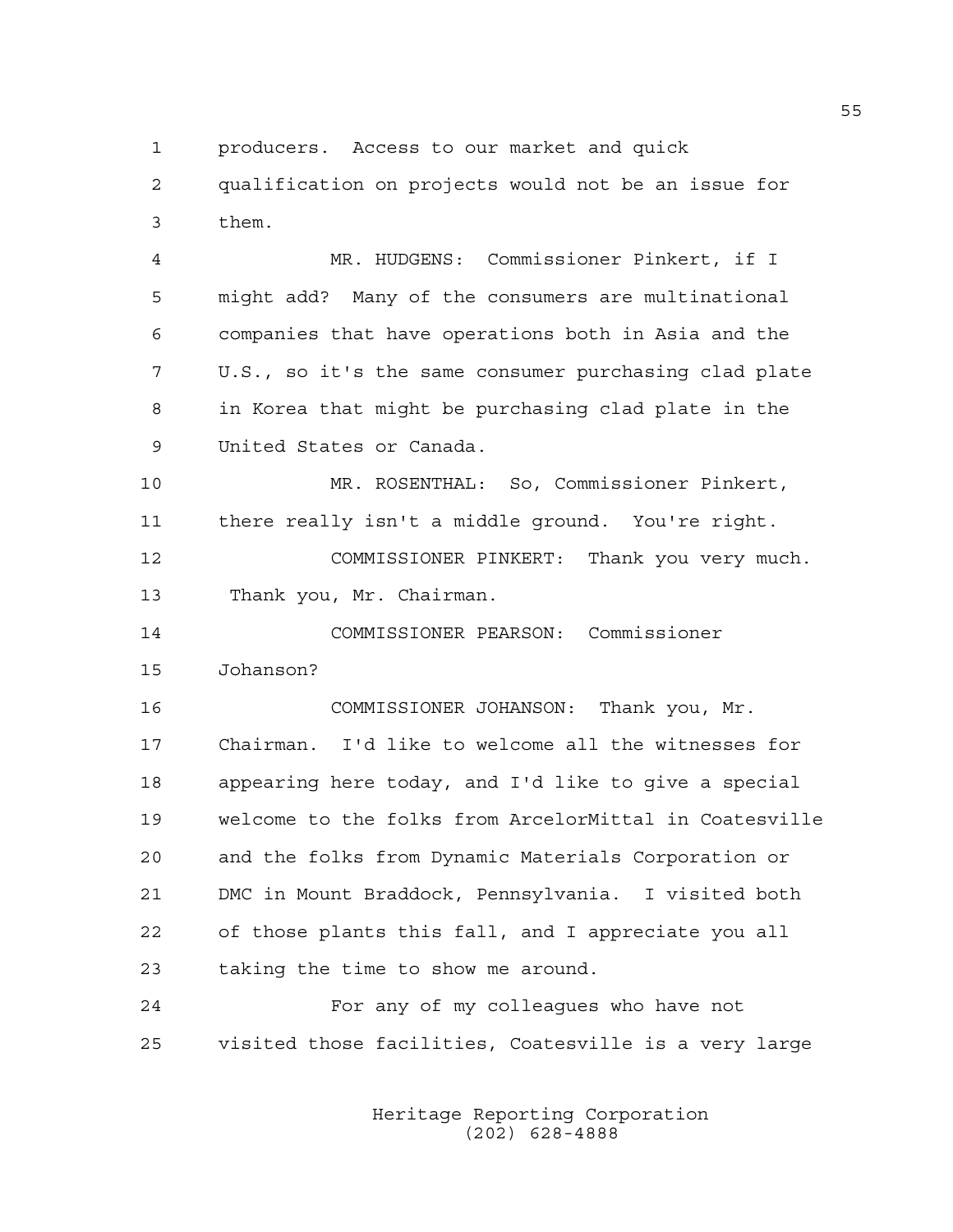producers. Access to our market and quick qualification on projects would not be an issue for them.

MR. HUDGENS: Commissioner Pinkert, if I might add? Many of the consumers are multinational companies that have operations both in Asia and the U.S., so it's the same consumer purchasing clad plate in Korea that might be purchasing clad plate in the United States or Canada.

MR. ROSENTHAL: So, Commissioner Pinkert, there really isn't a middle ground. You're right.

COMMISSIONER PINKERT: Thank you very much. Thank you, Mr. Chairman.

COMMISSIONER PEARSON: Commissioner Johanson?

COMMISSIONER JOHANSON: Thank you, Mr. Chairman. I'd like to welcome all the witnesses for appearing here today, and I'd like to give a special welcome to the folks from ArcelorMittal in Coatesville and the folks from Dynamic Materials Corporation or DMC in Mount Braddock, Pennsylvania. I visited both of those plants this fall, and I appreciate you all taking the time to show me around.

For any of my colleagues who have not visited those facilities, Coatesville is a very large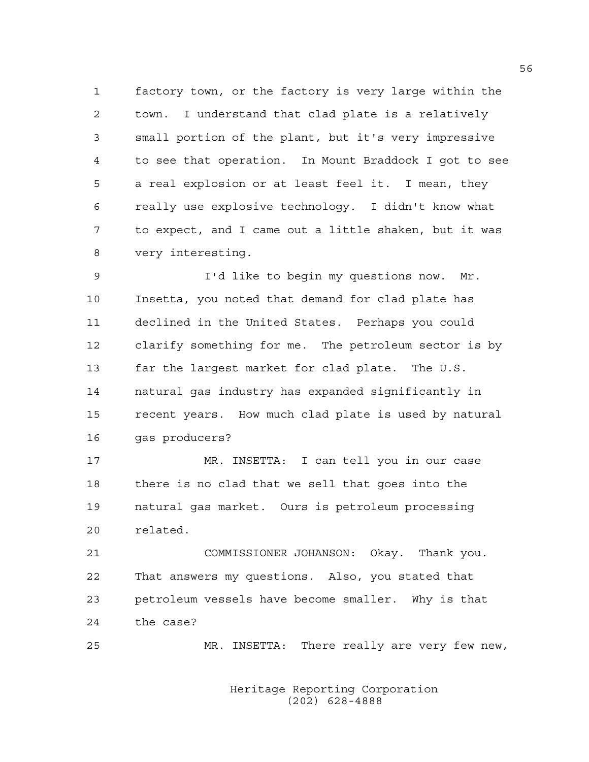factory town, or the factory is very large within the town. I understand that clad plate is a relatively small portion of the plant, but it's very impressive to see that operation. In Mount Braddock I got to see a real explosion or at least feel it. I mean, they really use explosive technology. I didn't know what to expect, and I came out a little shaken, but it was very interesting.

I'd like to begin my questions now. Mr. Insetta, you noted that demand for clad plate has declined in the United States. Perhaps you could clarify something for me. The petroleum sector is by far the largest market for clad plate. The U.S. natural gas industry has expanded significantly in recent years. How much clad plate is used by natural gas producers?

MR. INSETTA: I can tell you in our case there is no clad that we sell that goes into the natural gas market. Ours is petroleum processing related.

COMMISSIONER JOHANSON: Okay. Thank you. That answers my questions. Also, you stated that petroleum vessels have become smaller. Why is that the case?

MR. INSETTA: There really are very few new,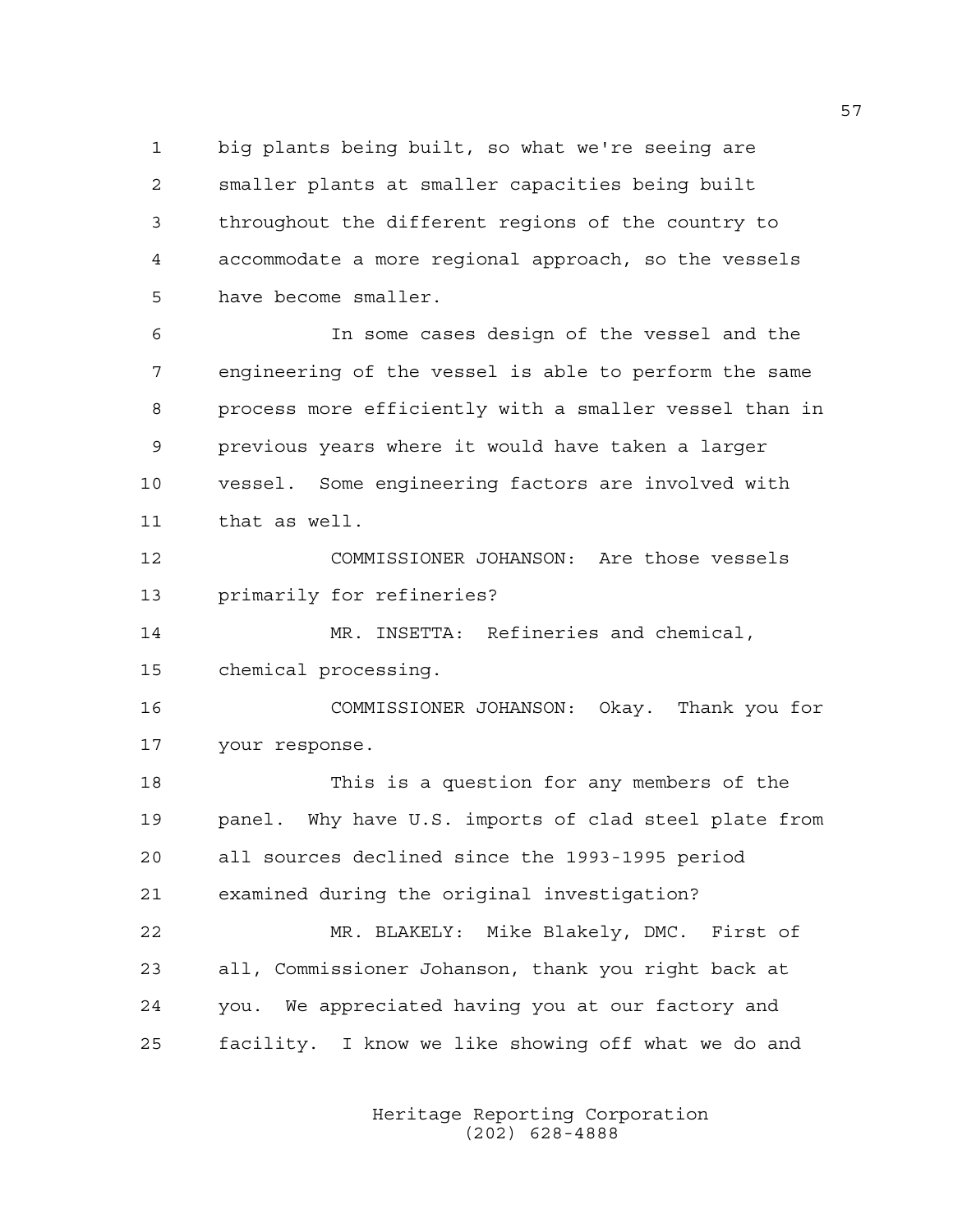big plants being built, so what we're seeing are smaller plants at smaller capacities being built throughout the different regions of the country to accommodate a more regional approach, so the vessels have become smaller.

In some cases design of the vessel and the engineering of the vessel is able to perform the same process more efficiently with a smaller vessel than in previous years where it would have taken a larger vessel. Some engineering factors are involved with that as well.

COMMISSIONER JOHANSON: Are those vessels primarily for refineries?

MR. INSETTA: Refineries and chemical, chemical processing.

COMMISSIONER JOHANSON: Okay. Thank you for your response.

This is a question for any members of the panel. Why have U.S. imports of clad steel plate from all sources declined since the 1993-1995 period examined during the original investigation?

MR. BLAKELY: Mike Blakely, DMC. First of all, Commissioner Johanson, thank you right back at you. We appreciated having you at our factory and facility. I know we like showing off what we do and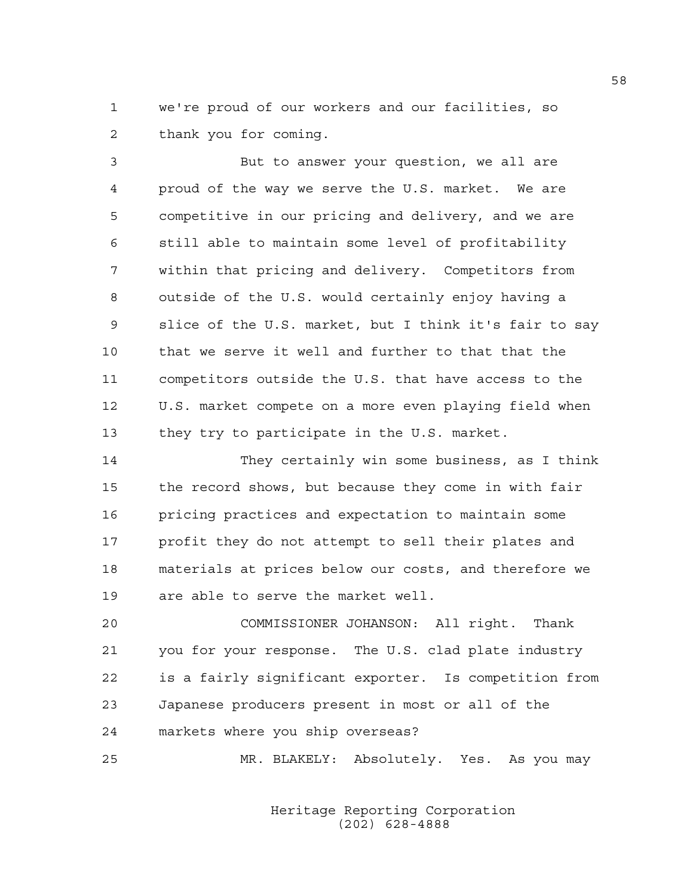we're proud of our workers and our facilities, so thank you for coming.

But to answer your question, we all are proud of the way we serve the U.S. market. We are competitive in our pricing and delivery, and we are still able to maintain some level of profitability within that pricing and delivery. Competitors from outside of the U.S. would certainly enjoy having a slice of the U.S. market, but I think it's fair to say that we serve it well and further to that that the competitors outside the U.S. that have access to the U.S. market compete on a more even playing field when they try to participate in the U.S. market.

They certainly win some business, as I think the record shows, but because they come in with fair pricing practices and expectation to maintain some profit they do not attempt to sell their plates and materials at prices below our costs, and therefore we are able to serve the market well.

COMMISSIONER JOHANSON: All right. Thank you for your response. The U.S. clad plate industry is a fairly significant exporter. Is competition from Japanese producers present in most or all of the markets where you ship overseas?

MR. BLAKELY: Absolutely. Yes. As you may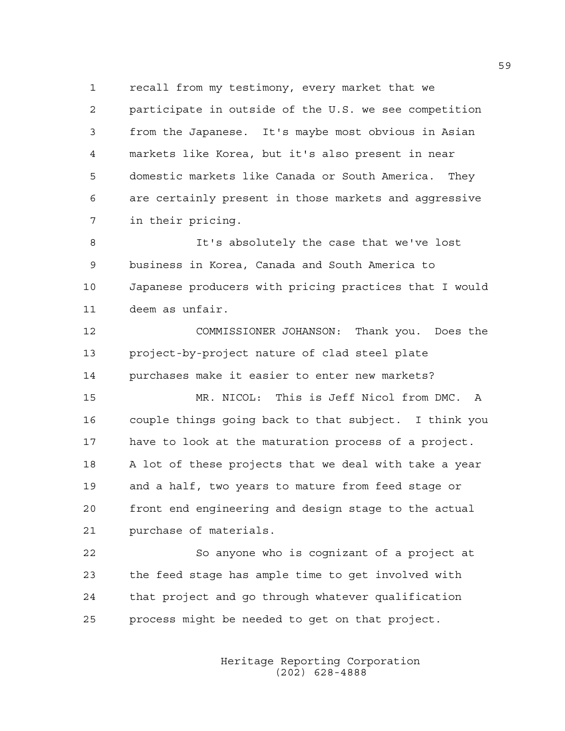recall from my testimony, every market that we participate in outside of the U.S. we see competition from the Japanese. It's maybe most obvious in Asian markets like Korea, but it's also present in near domestic markets like Canada or South America. They are certainly present in those markets and aggressive in their pricing.

It's absolutely the case that we've lost business in Korea, Canada and South America to Japanese producers with pricing practices that I would deem as unfair.

COMMISSIONER JOHANSON: Thank you. Does the project-by-project nature of clad steel plate purchases make it easier to enter new markets?

MR. NICOL: This is Jeff Nicol from DMC. A couple things going back to that subject. I think you have to look at the maturation process of a project. A lot of these projects that we deal with take a year and a half, two years to mature from feed stage or front end engineering and design stage to the actual purchase of materials.

So anyone who is cognizant of a project at the feed stage has ample time to get involved with that project and go through whatever qualification process might be needed to get on that project.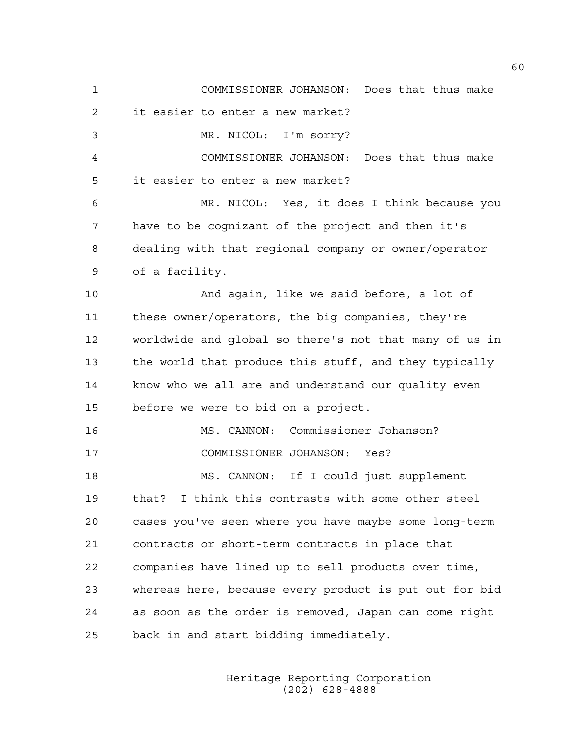COMMISSIONER JOHANSON: Does that thus make it easier to enter a new market?

MR. NICOL: I'm sorry?

COMMISSIONER JOHANSON: Does that thus make it easier to enter a new market?

MR. NICOL: Yes, it does I think because you have to be cognizant of the project and then it's dealing with that regional company or owner/operator of a facility.

And again, like we said before, a lot of these owner/operators, the big companies, they're worldwide and global so there's not that many of us in the world that produce this stuff, and they typically know who we all are and understand our quality even before we were to bid on a project.

MS. CANNON: Commissioner Johanson?

COMMISSIONER JOHANSON: Yes?

MS. CANNON: If I could just supplement that? I think this contrasts with some other steel cases you've seen where you have maybe some long-term contracts or short-term contracts in place that companies have lined up to sell products over time, whereas here, because every product is put out for bid as soon as the order is removed, Japan can come right back in and start bidding immediately.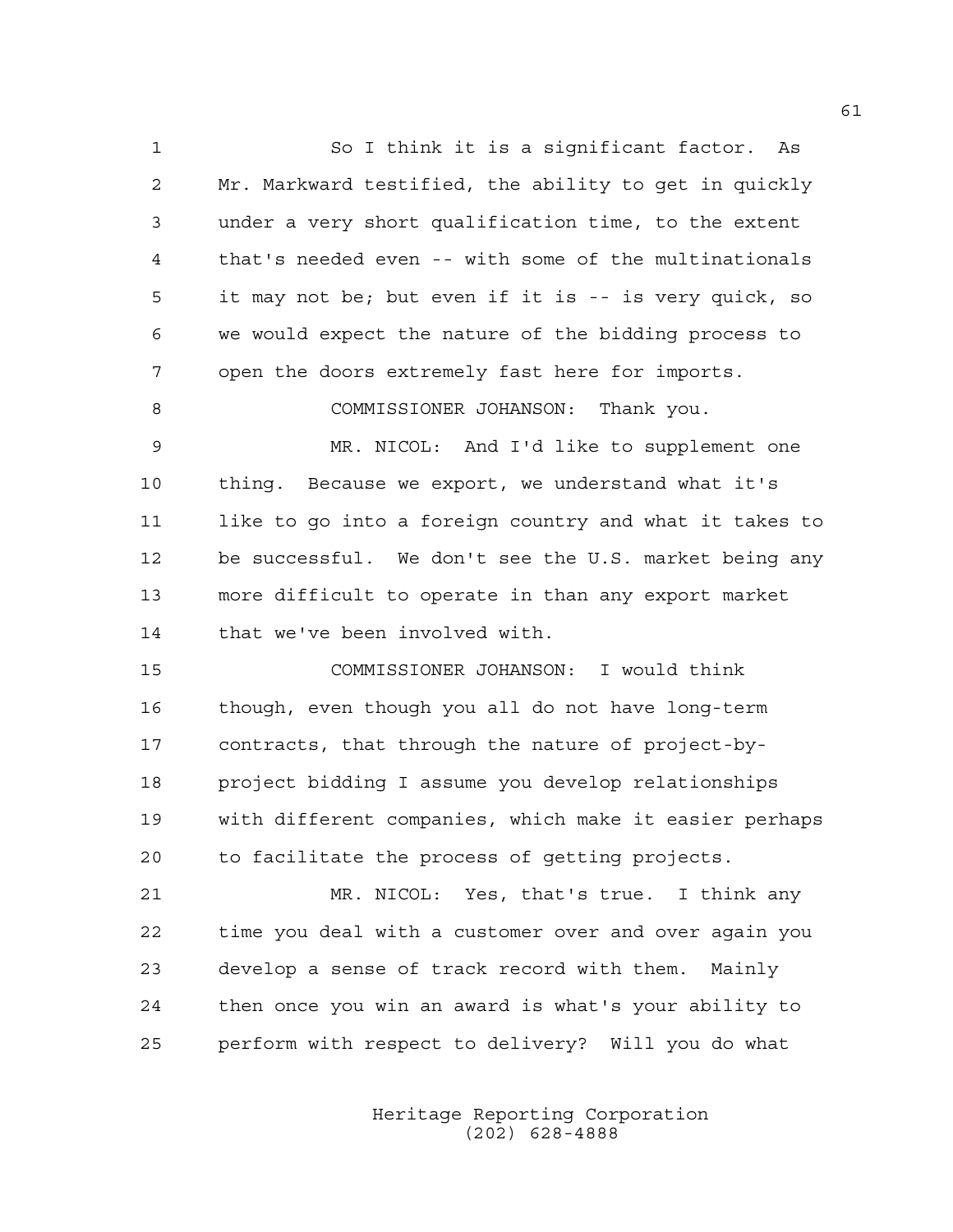So I think it is a significant factor. As Mr. Markward testified, the ability to get in quickly under a very short qualification time, to the extent that's needed even -- with some of the multinationals it may not be; but even if it is -- is very quick, so we would expect the nature of the bidding process to open the doors extremely fast here for imports.

COMMISSIONER JOHANSON: Thank you.

MR. NICOL: And I'd like to supplement one thing. Because we export, we understand what it's like to go into a foreign country and what it takes to be successful. We don't see the U.S. market being any more difficult to operate in than any export market that we've been involved with.

COMMISSIONER JOHANSON: I would think though, even though you all do not have long-term contracts, that through the nature of project-by-project bidding I assume you develop relationships with different companies, which make it easier perhaps to facilitate the process of getting projects.

MR. NICOL: Yes, that's true. I think any time you deal with a customer over and over again you develop a sense of track record with them. Mainly then once you win an award is what's your ability to perform with respect to delivery? Will you do what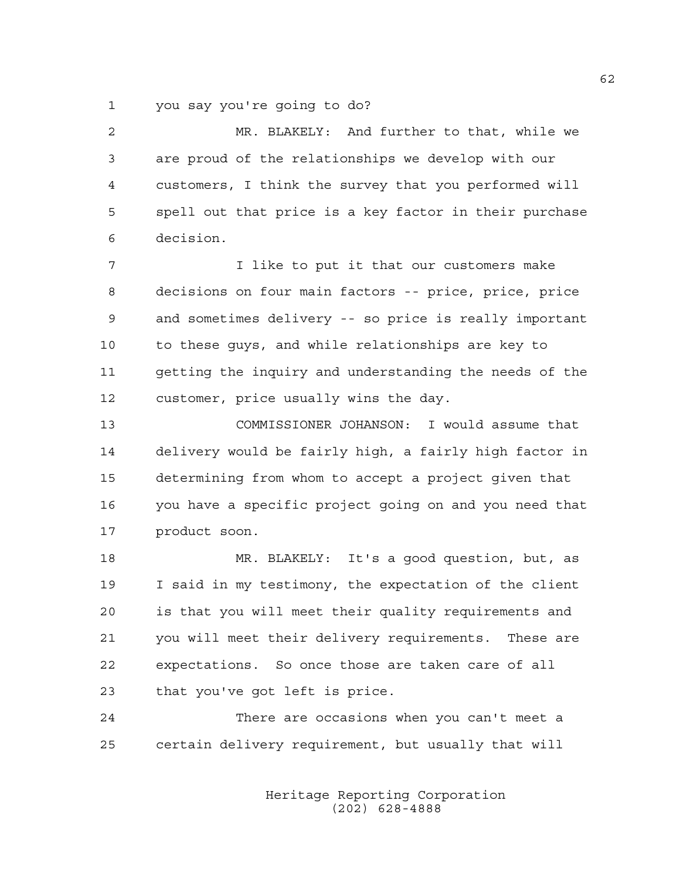you say you're going to do?

MR. BLAKELY: And further to that, while we are proud of the relationships we develop with our customers, I think the survey that you performed will spell out that price is a key factor in their purchase decision.

I like to put it that our customers make decisions on four main factors -- price, price, price and sometimes delivery -- so price is really important to these guys, and while relationships are key to getting the inquiry and understanding the needs of the customer, price usually wins the day.

COMMISSIONER JOHANSON: I would assume that delivery would be fairly high, a fairly high factor in determining from whom to accept a project given that you have a specific project going on and you need that product soon.

MR. BLAKELY: It's a good question, but, as I said in my testimony, the expectation of the client is that you will meet their quality requirements and you will meet their delivery requirements. These are expectations. So once those are taken care of all that you've got left is price.

There are occasions when you can't meet a certain delivery requirement, but usually that will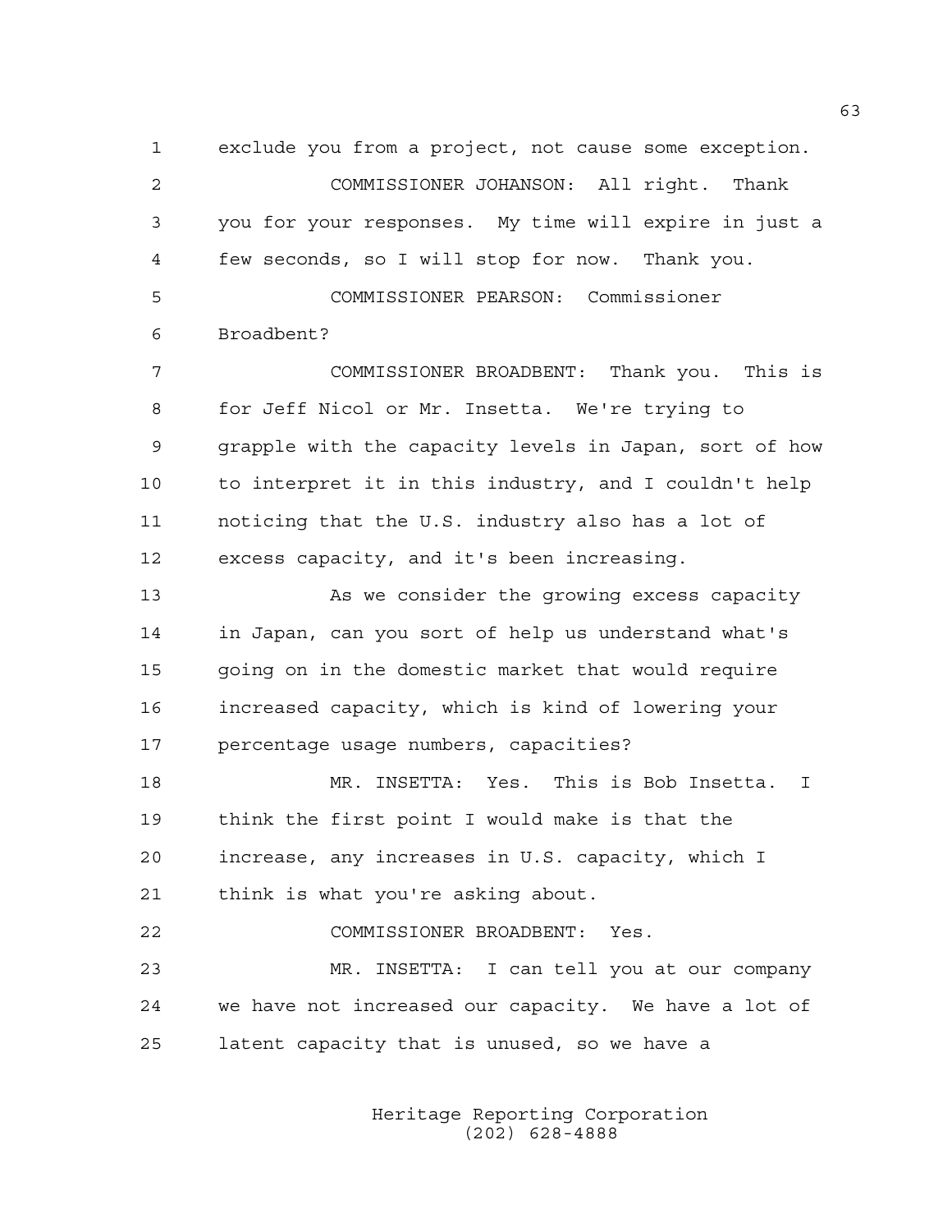exclude you from a project, not cause some exception.

COMMISSIONER JOHANSON: All right. Thank you for your responses. My time will expire in just a few seconds, so I will stop for now. Thank you.

COMMISSIONER PEARSON: Commissioner Broadbent?

COMMISSIONER BROADBENT: Thank you. This is for Jeff Nicol or Mr. Insetta. We're trying to grapple with the capacity levels in Japan, sort of how to interpret it in this industry, and I couldn't help noticing that the U.S. industry also has a lot of excess capacity, and it's been increasing.

As we consider the growing excess capacity in Japan, can you sort of help us understand what's going on in the domestic market that would require increased capacity, which is kind of lowering your percentage usage numbers, capacities?

MR. INSETTA: Yes. This is Bob Insetta. I think the first point I would make is that the increase, any increases in U.S. capacity, which I think is what you're asking about.

COMMISSIONER BROADBENT: Yes.

MR. INSETTA: I can tell you at our company we have not increased our capacity. We have a lot of latent capacity that is unused, so we have a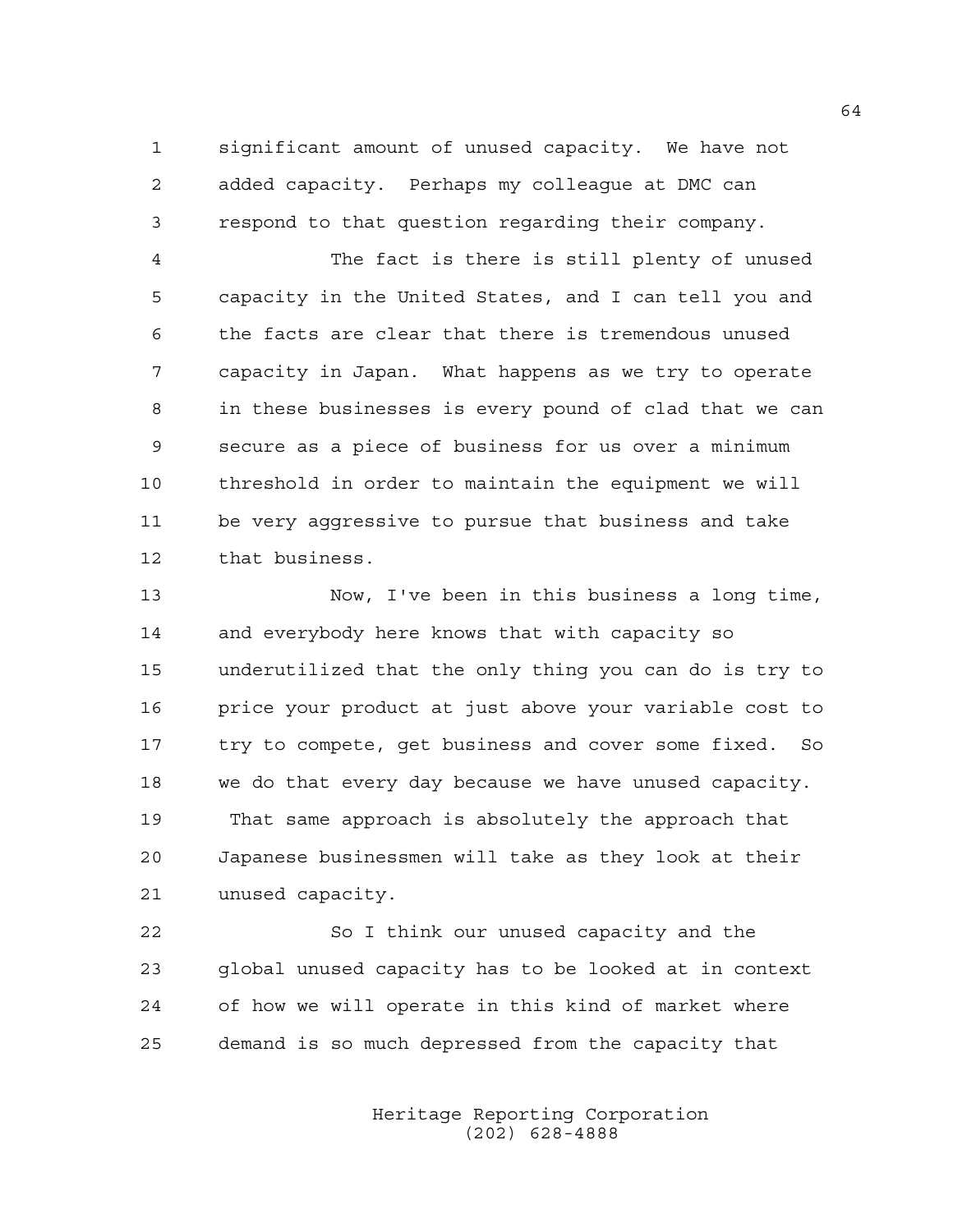significant amount of unused capacity. We have not added capacity. Perhaps my colleague at DMC can respond to that question regarding their company.

The fact is there is still plenty of unused capacity in the United States, and I can tell you and the facts are clear that there is tremendous unused capacity in Japan. What happens as we try to operate in these businesses is every pound of clad that we can secure as a piece of business for us over a minimum threshold in order to maintain the equipment we will be very aggressive to pursue that business and take that business.

Now, I've been in this business a long time, and everybody here knows that with capacity so underutilized that the only thing you can do is try to price your product at just above your variable cost to try to compete, get business and cover some fixed. So we do that every day because we have unused capacity. That same approach is absolutely the approach that Japanese businessmen will take as they look at their unused capacity.

So I think our unused capacity and the global unused capacity has to be looked at in context of how we will operate in this kind of market where demand is so much depressed from the capacity that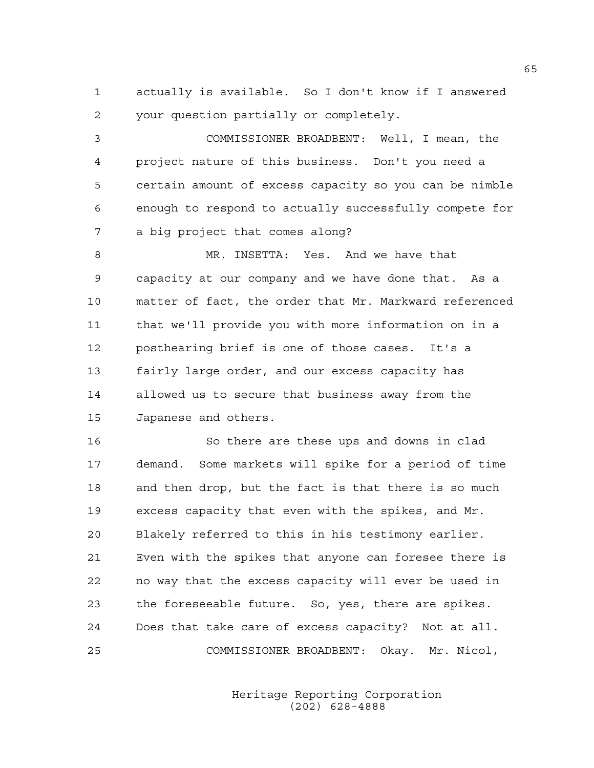actually is available. So I don't know if I answered your question partially or completely.

COMMISSIONER BROADBENT: Well, I mean, the project nature of this business. Don't you need a certain amount of excess capacity so you can be nimble enough to respond to actually successfully compete for a big project that comes along?

MR. INSETTA: Yes. And we have that capacity at our company and we have done that. As a matter of fact, the order that Mr. Markward referenced that we'll provide you with more information on in a posthearing brief is one of those cases. It's a fairly large order, and our excess capacity has allowed us to secure that business away from the Japanese and others.

So there are these ups and downs in clad demand. Some markets will spike for a period of time and then drop, but the fact is that there is so much excess capacity that even with the spikes, and Mr. Blakely referred to this in his testimony earlier. Even with the spikes that anyone can foresee there is no way that the excess capacity will ever be used in the foreseeable future. So, yes, there are spikes. Does that take care of excess capacity? Not at all.

COMMISSIONER BROADBENT: Okay. Mr. Nicol,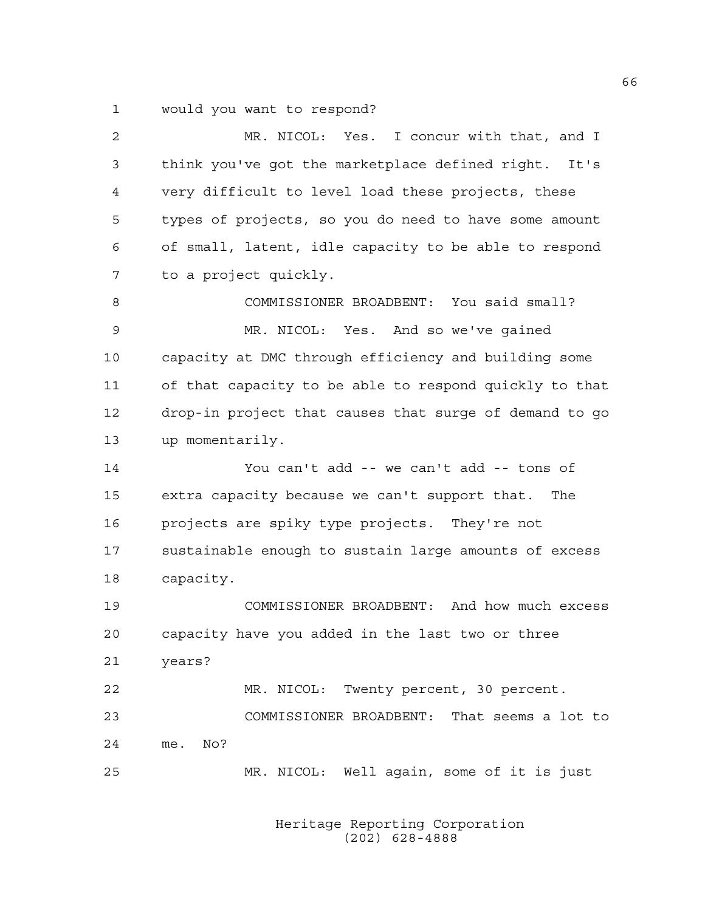would you want to respond?

MR. NICOL: Yes. I concur with that, and I think you've got the marketplace defined right. It's very difficult to level load these projects, these types of projects, so you do need to have some amount of small, latent, idle capacity to be able to respond to a project quickly.

COMMISSIONER BROADBENT: You said small?

MR. NICOL: Yes. And so we've gained capacity at DMC through efficiency and building some of that capacity to be able to respond quickly to that drop-in project that causes that surge of demand to go up momentarily.

You can't add -- we can't add -- tons of extra capacity because we can't support that. The projects are spiky type projects. They're not sustainable enough to sustain large amounts of excess capacity.

COMMISSIONER BROADBENT: And how much excess capacity have you added in the last two or three years?

MR. NICOL: Twenty percent, 30 percent.

COMMISSIONER BROADBENT: That seems a lot to me. No?

MR. NICOL: Well again, some of it is just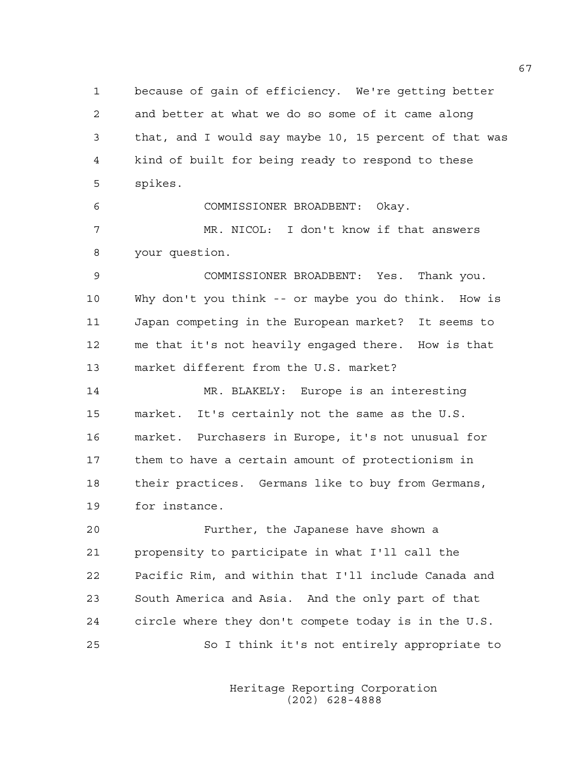because of gain of efficiency. We're getting better and better at what we do so some of it came along that, and I would say maybe 10, 15 percent of that was kind of built for being ready to respond to these spikes.

COMMISSIONER BROADBENT: Okay.

MR. NICOL: I don't know if that answers your question.

COMMISSIONER BROADBENT: Yes. Thank you. Why don't you think -- or maybe you do think. How is Japan competing in the European market? It seems to me that it's not heavily engaged there. How is that market different from the U.S. market?

MR. BLAKELY: Europe is an interesting market. It's certainly not the same as the U.S. market. Purchasers in Europe, it's not unusual for them to have a certain amount of protectionism in their practices. Germans like to buy from Germans, for instance.

Further, the Japanese have shown a propensity to participate in what I'll call the Pacific Rim, and within that I'll include Canada and South America and Asia. And the only part of that circle where they don't compete today is in the U.S.

So I think it's not entirely appropriate to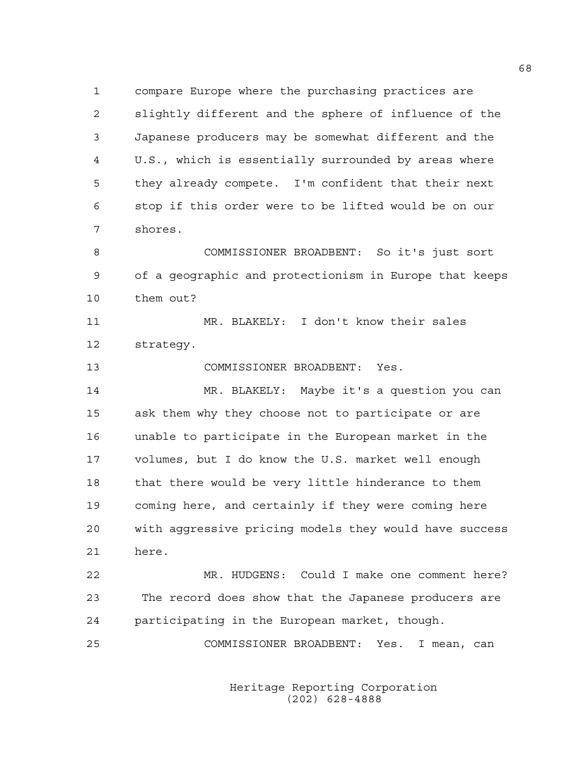compare Europe where the purchasing practices are slightly different and the sphere of influence of the Japanese producers may be somewhat different and the U.S., which is essentially surrounded by areas where they already compete. I'm confident that their next stop if this order were to be lifted would be on our shores.

COMMISSIONER BROADBENT: So it's just sort of a geographic and protectionism in Europe that keeps them out?

MR. BLAKELY: I don't know their sales strategy.

COMMISSIONER BROADBENT: Yes.

MR. BLAKELY: Maybe it's a question you can ask them why they choose not to participate or are unable to participate in the European market in the volumes, but I do know the U.S. market well enough that there would be very little hinderance to them coming here, and certainly if they were coming here with aggressive pricing models they would have success here.

MR. HUDGENS: Could I make one comment here? The record does show that the Japanese producers are participating in the European market, though.

COMMISSIONER BROADBENT: Yes. I mean, can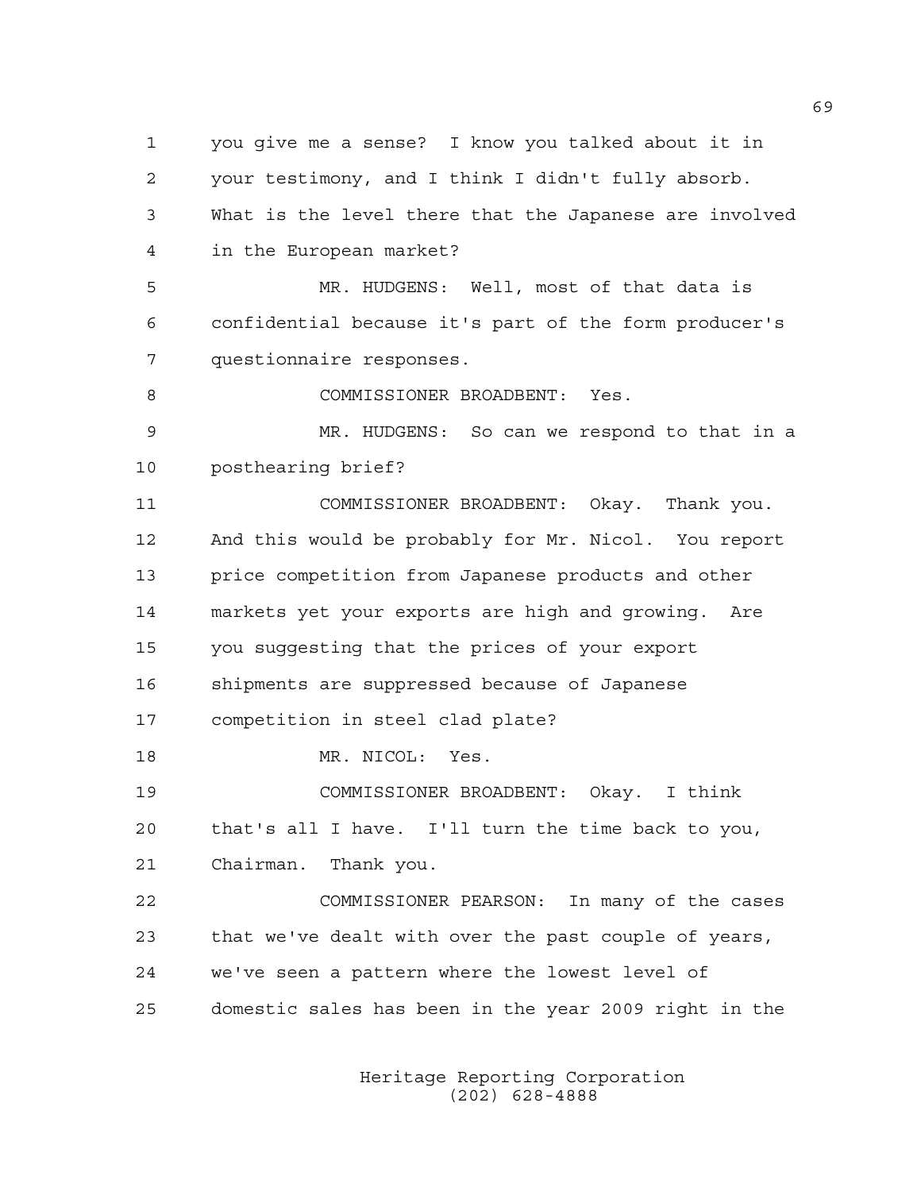you give me a sense? I know you talked about it in your testimony, and I think I didn't fully absorb. What is the level there that the Japanese are involved in the European market?

MR. HUDGENS: Well, most of that data is confidential because it's part of the form producer's questionnaire responses.

COMMISSIONER BROADBENT: Yes.

MR. HUDGENS: So can we respond to that in a posthearing brief?

COMMISSIONER BROADBENT: Okay. Thank you. And this would be probably for Mr. Nicol. You report price competition from Japanese products and other markets yet your exports are high and growing. Are you suggesting that the prices of your export shipments are suppressed because of Japanese competition in steel clad plate?

MR. NICOL: Yes.

COMMISSIONER BROADBENT: Okay. I think that's all I have. I'll turn the time back to you, Chairman. Thank you.

COMMISSIONER PEARSON: In many of the cases that we've dealt with over the past couple of years, we've seen a pattern where the lowest level of domestic sales has been in the year 2009 right in the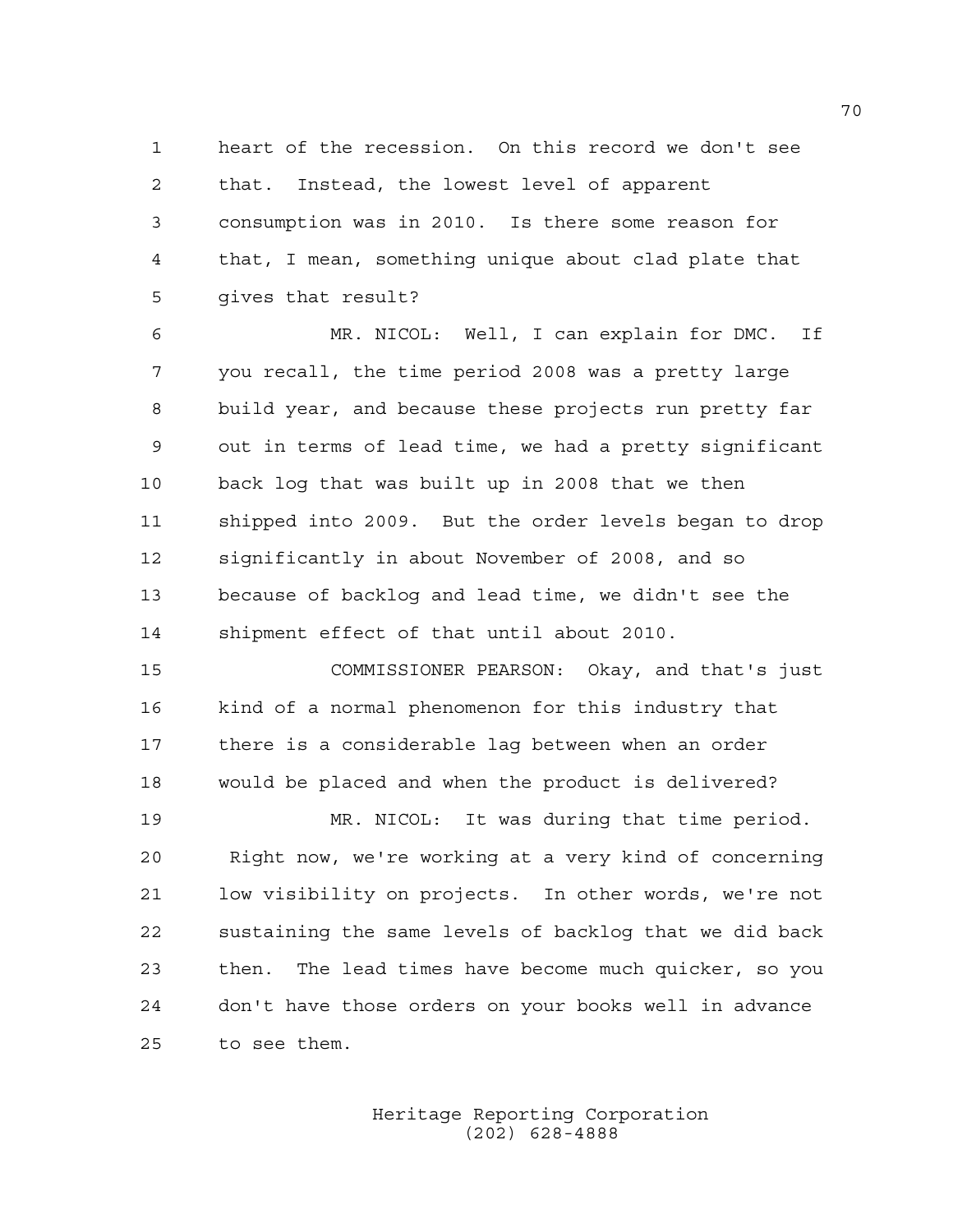heart of the recession. On this record we don't see that. Instead, the lowest level of apparent consumption was in 2010. Is there some reason for that, I mean, something unique about clad plate that gives that result?

MR. NICOL: Well, I can explain for DMC. If you recall, the time period 2008 was a pretty large build year, and because these projects run pretty far out in terms of lead time, we had a pretty significant back log that was built up in 2008 that we then shipped into 2009. But the order levels began to drop significantly in about November of 2008, and so because of backlog and lead time, we didn't see the shipment effect of that until about 2010.

COMMISSIONER PEARSON: Okay, and that's just kind of a normal phenomenon for this industry that there is a considerable lag between when an order would be placed and when the product is delivered?

MR. NICOL: It was during that time period. Right now, we're working at a very kind of concerning low visibility on projects. In other words, we're not sustaining the same levels of backlog that we did back then. The lead times have become much quicker, so you don't have those orders on your books well in advance to see them.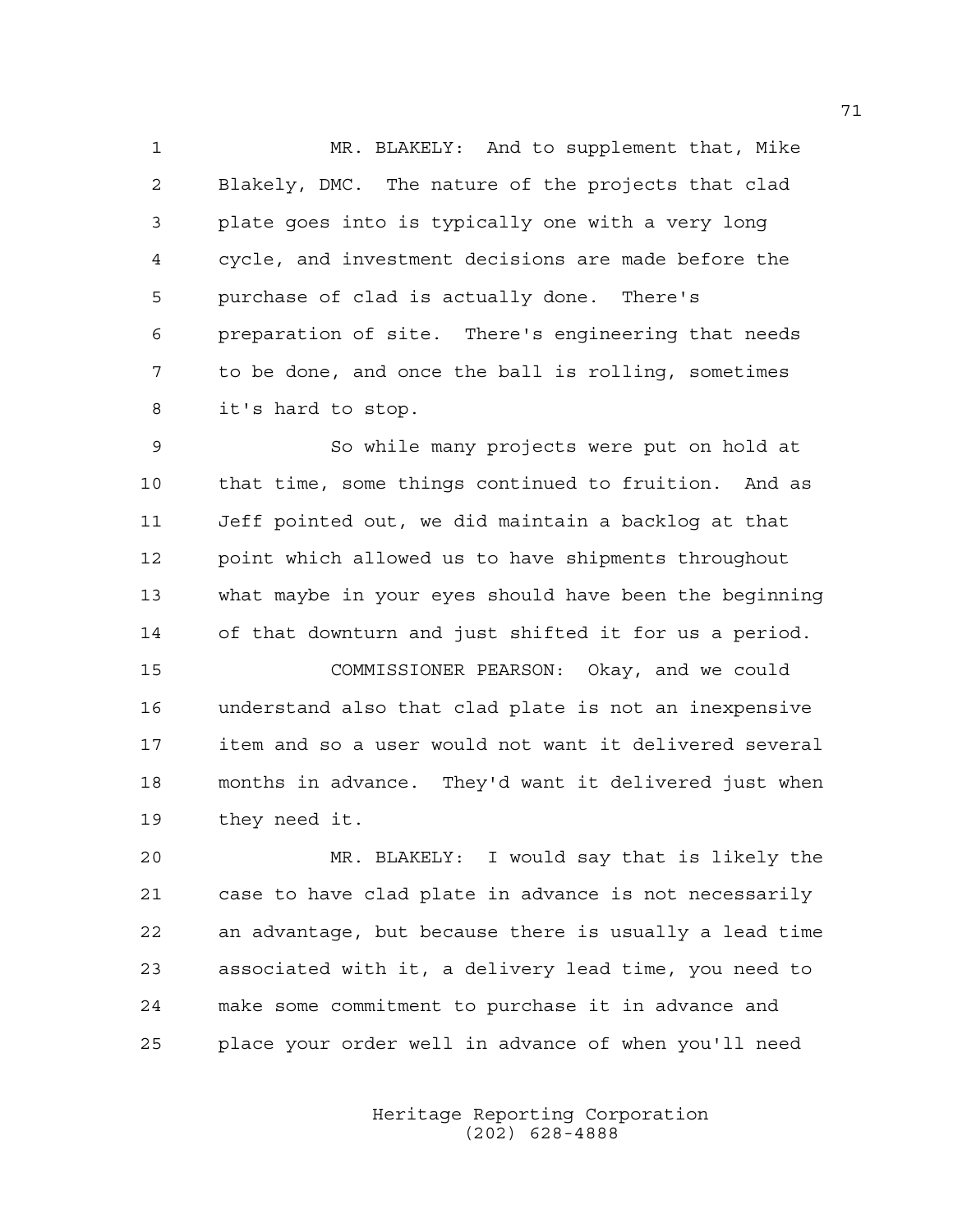MR. BLAKELY: And to supplement that, Mike Blakely, DMC. The nature of the projects that clad plate goes into is typically one with a very long cycle, and investment decisions are made before the purchase of clad is actually done. There's preparation of site. There's engineering that needs to be done, and once the ball is rolling, sometimes it's hard to stop.

So while many projects were put on hold at that time, some things continued to fruition. And as Jeff pointed out, we did maintain a backlog at that point which allowed us to have shipments throughout what maybe in your eyes should have been the beginning of that downturn and just shifted it for us a period.

COMMISSIONER PEARSON: Okay, and we could understand also that clad plate is not an inexpensive item and so a user would not want it delivered several months in advance. They'd want it delivered just when they need it.

MR. BLAKELY: I would say that is likely the case to have clad plate in advance is not necessarily an advantage, but because there is usually a lead time associated with it, a delivery lead time, you need to make some commitment to purchase it in advance and place your order well in advance of when you'll need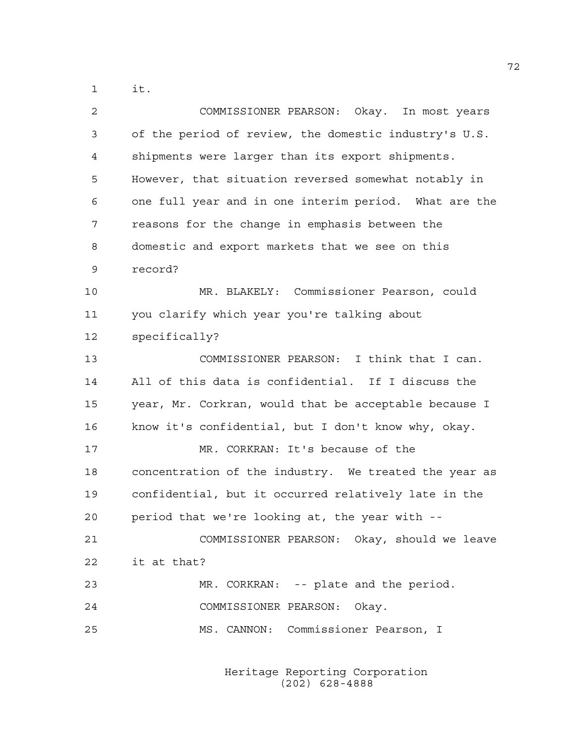it.

COMMISSIONER PEARSON: Okay. In most years of the period of review, the domestic industry's U.S. shipments were larger than its export shipments. However, that situation reversed somewhat notably in one full year and in one interim period. What are the reasons for the change in emphasis between the domestic and export markets that we see on this record?

MR. BLAKELY: Commissioner Pearson, could you clarify which year you're talking about specifically?

COMMISSIONER PEARSON: I think that I can. All of this data is confidential. If I discuss the year, Mr. Corkran, would that be acceptable because I know it's confidential, but I don't know why, okay.

MR. CORKRAN: It's because of the concentration of the industry. We treated the year as confidential, but it occurred relatively late in the period that we're looking at, the year with --

COMMISSIONER PEARSON: Okay, should we leave it at that?

MR. CORKRAN: -- plate and the period.

COMMISSIONER PEARSON: Okay.

MS. CANNON: Commissioner Pearson, I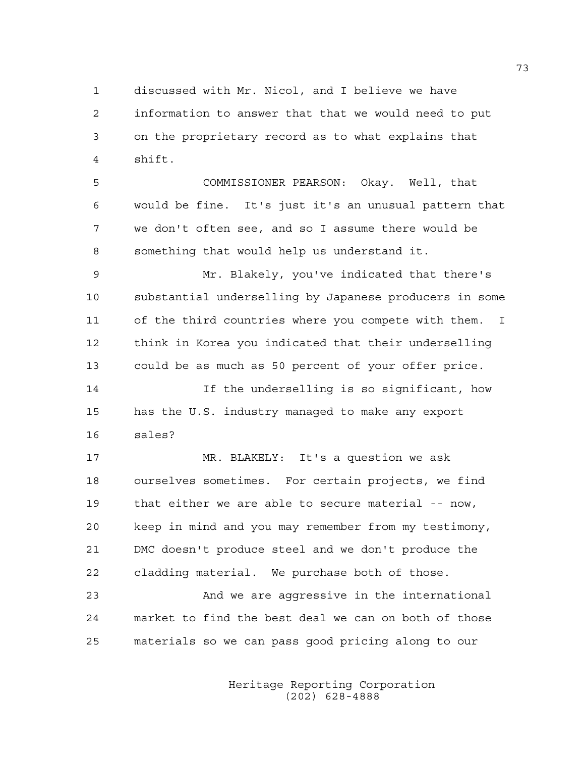discussed with Mr. Nicol, and I believe we have information to answer that that we would need to put on the proprietary record as to what explains that shift.

COMMISSIONER PEARSON: Okay. Well, that would be fine. It's just it's an unusual pattern that we don't often see, and so I assume there would be something that would help us understand it.

Mr. Blakely, you've indicated that there's substantial underselling by Japanese producers in some of the third countries where you compete with them. I think in Korea you indicated that their underselling could be as much as 50 percent of your offer price.

If the underselling is so significant, how has the U.S. industry managed to make any export sales?

MR. BLAKELY: It's a question we ask ourselves sometimes. For certain projects, we find that either we are able to secure material -- now, keep in mind and you may remember from my testimony, DMC doesn't produce steel and we don't produce the cladding material. We purchase both of those.

And we are aggressive in the international market to find the best deal we can on both of those materials so we can pass good pricing along to our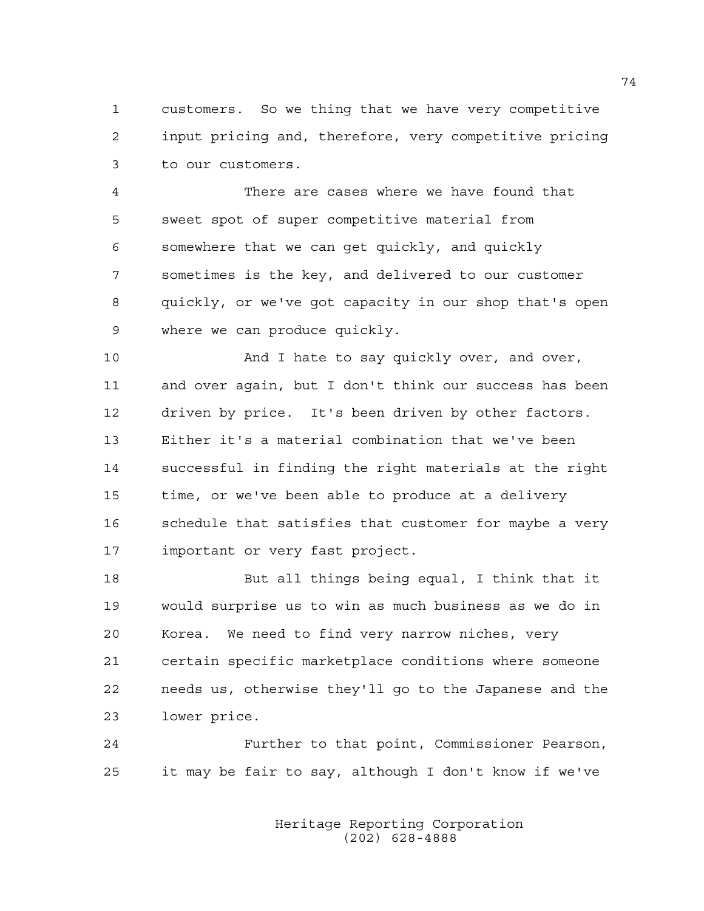customers. So we thing that we have very competitive input pricing and, therefore, very competitive pricing to our customers.

There are cases where we have found that sweet spot of super competitive material from somewhere that we can get quickly, and quickly sometimes is the key, and delivered to our customer quickly, or we've got capacity in our shop that's open where we can produce quickly.

And I hate to say quickly over, and over, and over again, but I don't think our success has been driven by price. It's been driven by other factors. Either it's a material combination that we've been successful in finding the right materials at the right time, or we've been able to produce at a delivery schedule that satisfies that customer for maybe a very important or very fast project.

But all things being equal, I think that it would surprise us to win as much business as we do in Korea. We need to find very narrow niches, very certain specific marketplace conditions where someone needs us, otherwise they'll go to the Japanese and the lower price.

Further to that point, Commissioner Pearson, it may be fair to say, although I don't know if we've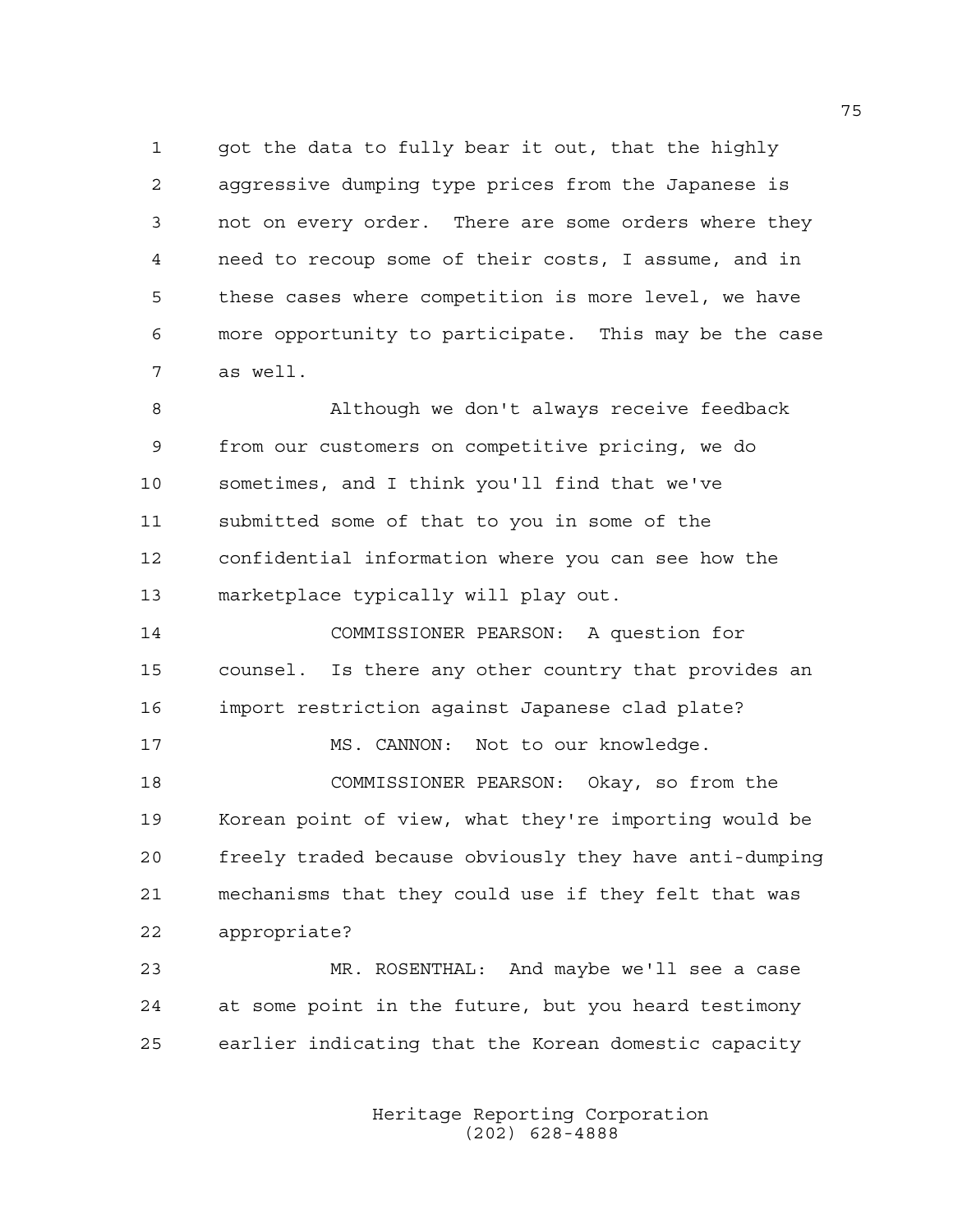got the data to fully bear it out, that the highly aggressive dumping type prices from the Japanese is not on every order. There are some orders where they need to recoup some of their costs, I assume, and in these cases where competition is more level, we have more opportunity to participate. This may be the case as well.

Although we don't always receive feedback from our customers on competitive pricing, we do sometimes, and I think you'll find that we've submitted some of that to you in some of the confidential information where you can see how the marketplace typically will play out.

COMMISSIONER PEARSON: A question for counsel. Is there any other country that provides an import restriction against Japanese clad plate?

MS. CANNON: Not to our knowledge.

COMMISSIONER PEARSON: Okay, so from the Korean point of view, what they're importing would be freely traded because obviously they have anti-dumping mechanisms that they could use if they felt that was appropriate?

MR. ROSENTHAL: And maybe we'll see a case at some point in the future, but you heard testimony earlier indicating that the Korean domestic capacity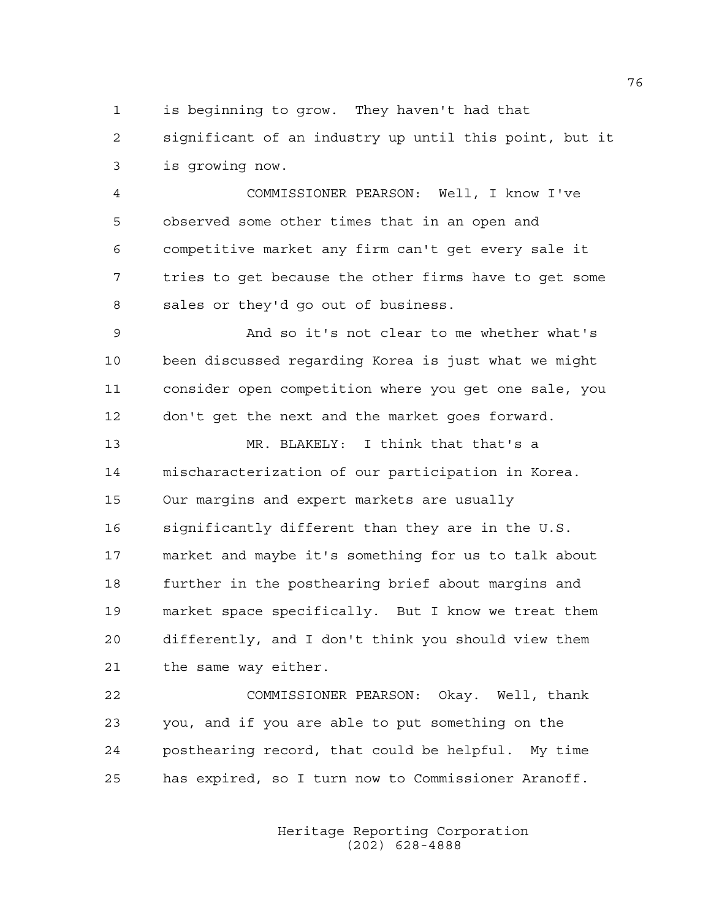is beginning to grow. They haven't had that significant of an industry up until this point, but it is growing now.

COMMISSIONER PEARSON: Well, I know I've observed some other times that in an open and competitive market any firm can't get every sale it tries to get because the other firms have to get some sales or they'd go out of business.

And so it's not clear to me whether what's been discussed regarding Korea is just what we might consider open competition where you get one sale, you don't get the next and the market goes forward.

MR. BLAKELY: I think that that's a mischaracterization of our participation in Korea. Our margins and expert markets are usually significantly different than they are in the U.S. market and maybe it's something for us to talk about further in the posthearing brief about margins and market space specifically. But I know we treat them differently, and I don't think you should view them the same way either.

COMMISSIONER PEARSON: Okay. Well, thank you, and if you are able to put something on the posthearing record, that could be helpful. My time has expired, so I turn now to Commissioner Aranoff.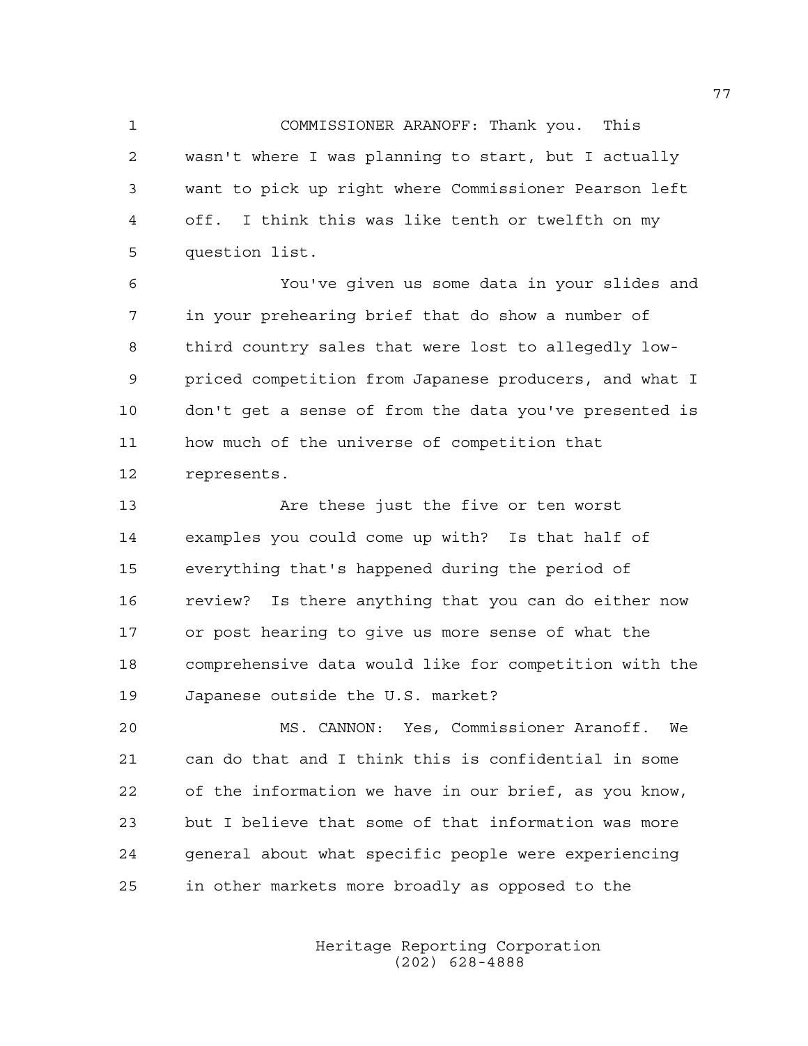COMMISSIONER ARANOFF: Thank you. This wasn't where I was planning to start, but I actually want to pick up right where Commissioner Pearson left off. I think this was like tenth or twelfth on my question list.

You've given us some data in your slides and in your prehearing brief that do show a number of third country sales that were lost to allegedly low-priced competition from Japanese producers, and what I don't get a sense of from the data you've presented is how much of the universe of competition that represents.

Are these just the five or ten worst examples you could come up with? Is that half of everything that's happened during the period of review? Is there anything that you can do either now or post hearing to give us more sense of what the comprehensive data would like for competition with the Japanese outside the U.S. market?

MS. CANNON: Yes, Commissioner Aranoff. We can do that and I think this is confidential in some of the information we have in our brief, as you know, but I believe that some of that information was more general about what specific people were experiencing in other markets more broadly as opposed to the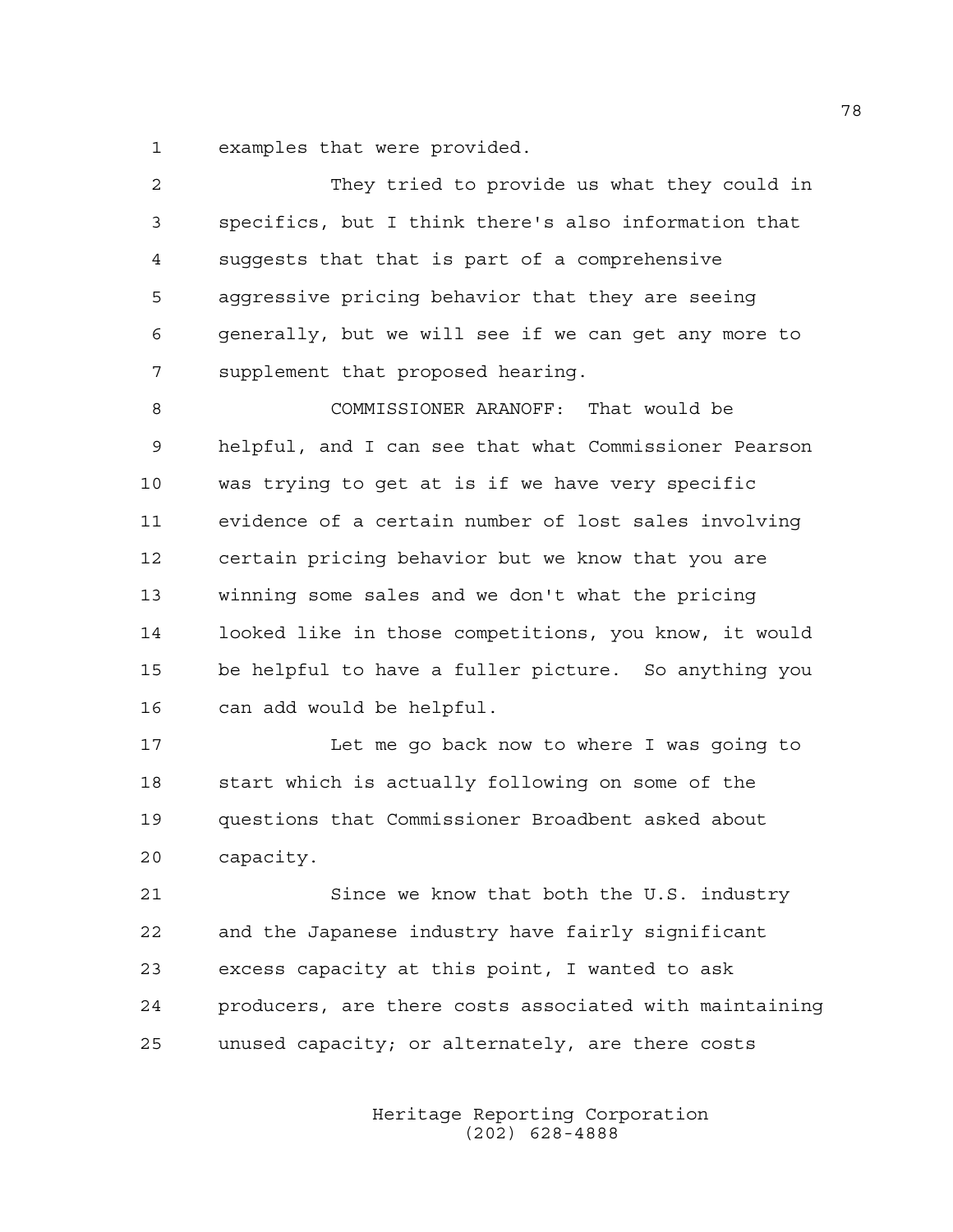examples that were provided.

They tried to provide us what they could in specifics, but I think there's also information that suggests that that is part of a comprehensive aggressive pricing behavior that they are seeing generally, but we will see if we can get any more to supplement that proposed hearing.

COMMISSIONER ARANOFF: That would be helpful, and I can see that what Commissioner Pearson was trying to get at is if we have very specific evidence of a certain number of lost sales involving certain pricing behavior but we know that you are winning some sales and we don't what the pricing looked like in those competitions, you know, it would be helpful to have a fuller picture. So anything you can add would be helpful.

Let me go back now to where I was going to start which is actually following on some of the questions that Commissioner Broadbent asked about capacity.

Since we know that both the U.S. industry and the Japanese industry have fairly significant excess capacity at this point, I wanted to ask producers, are there costs associated with maintaining unused capacity; or alternately, are there costs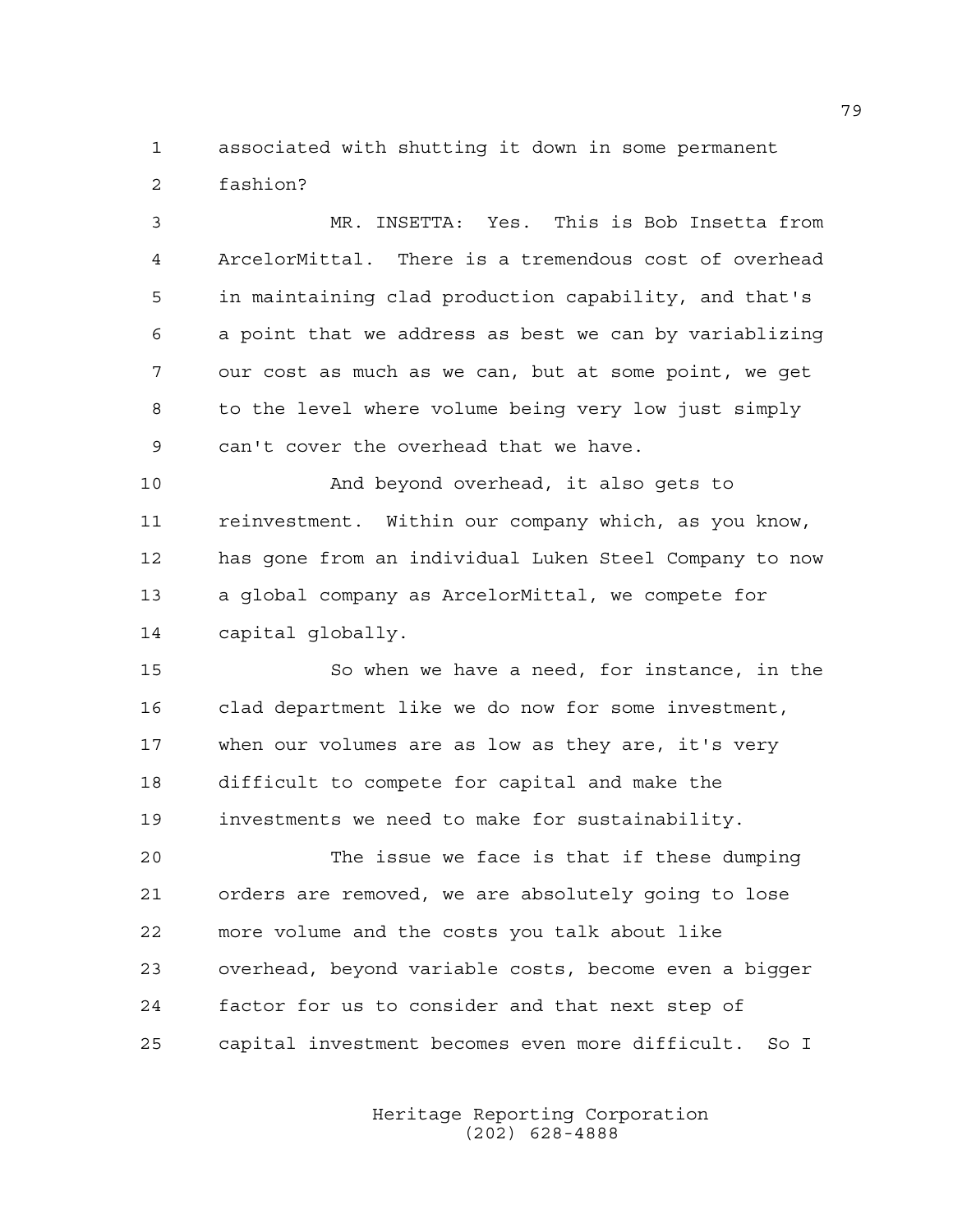associated with shutting it down in some permanent fashion?

MR. INSETTA: Yes. This is Bob Insetta from ArcelorMittal. There is a tremendous cost of overhead in maintaining clad production capability, and that's a point that we address as best we can by variablizing our cost as much as we can, but at some point, we get to the level where volume being very low just simply can't cover the overhead that we have.

And beyond overhead, it also gets to reinvestment. Within our company which, as you know, has gone from an individual Luken Steel Company to now a global company as ArcelorMittal, we compete for capital globally.

So when we have a need, for instance, in the clad department like we do now for some investment, when our volumes are as low as they are, it's very difficult to compete for capital and make the investments we need to make for sustainability.

The issue we face is that if these dumping orders are removed, we are absolutely going to lose more volume and the costs you talk about like overhead, beyond variable costs, become even a bigger factor for us to consider and that next step of capital investment becomes even more difficult. So I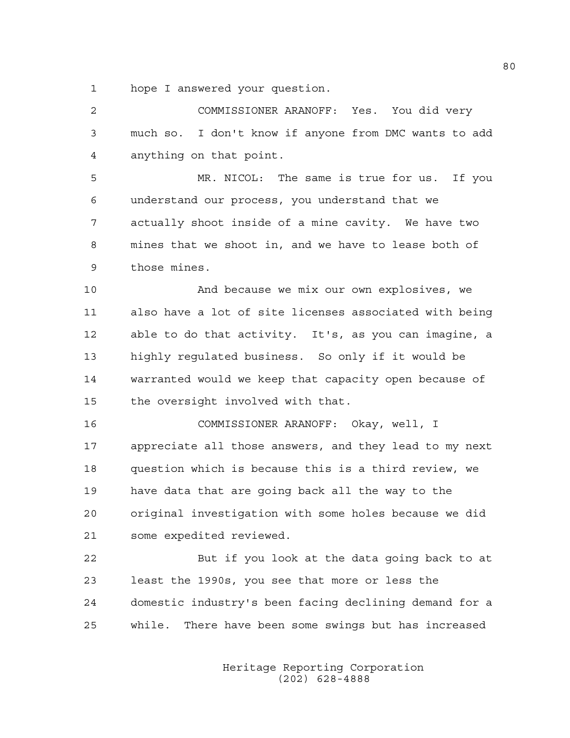hope I answered your question.

COMMISSIONER ARANOFF: Yes. You did very much so. I don't know if anyone from DMC wants to add anything on that point.

MR. NICOL: The same is true for us. If you understand our process, you understand that we actually shoot inside of a mine cavity. We have two mines that we shoot in, and we have to lease both of those mines.

And because we mix our own explosives, we also have a lot of site licenses associated with being able to do that activity. It's, as you can imagine, a highly regulated business. So only if it would be warranted would we keep that capacity open because of the oversight involved with that.

COMMISSIONER ARANOFF: Okay, well, I appreciate all those answers, and they lead to my next question which is because this is a third review, we have data that are going back all the way to the original investigation with some holes because we did some expedited reviewed.

But if you look at the data going back to at least the 1990s, you see that more or less the domestic industry's been facing declining demand for a while. There have been some swings but has increased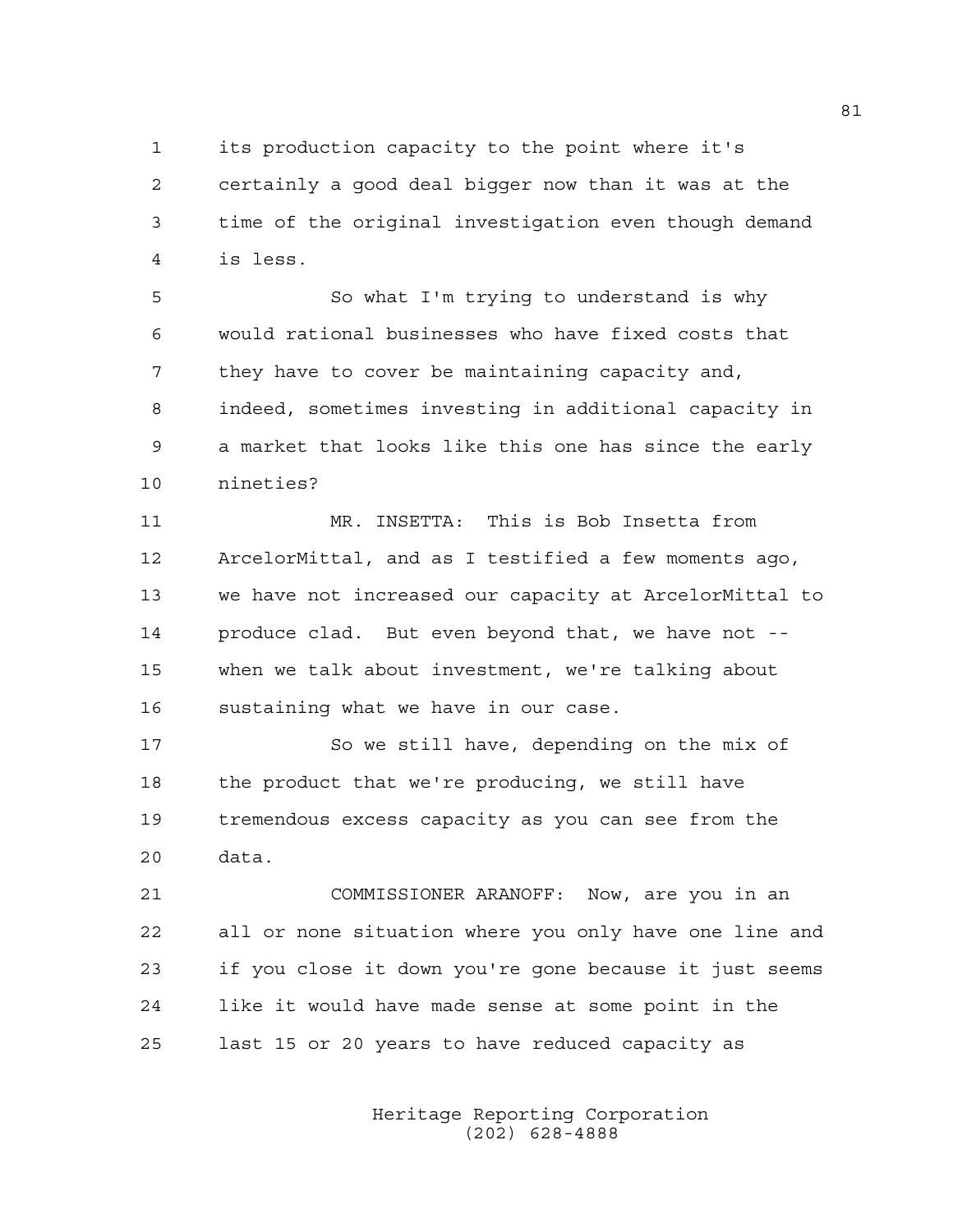its production capacity to the point where it's certainly a good deal bigger now than it was at the time of the original investigation even though demand is less.

So what I'm trying to understand is why would rational businesses who have fixed costs that they have to cover be maintaining capacity and, indeed, sometimes investing in additional capacity in a market that looks like this one has since the early nineties?

MR. INSETTA: This is Bob Insetta from ArcelorMittal, and as I testified a few moments ago, we have not increased our capacity at ArcelorMittal to produce clad. But even beyond that, we have not -- when we talk about investment, we're talking about sustaining what we have in our case.

So we still have, depending on the mix of the product that we're producing, we still have tremendous excess capacity as you can see from the data.

COMMISSIONER ARANOFF: Now, are you in an all or none situation where you only have one line and if you close it down you're gone because it just seems like it would have made sense at some point in the last 15 or 20 years to have reduced capacity as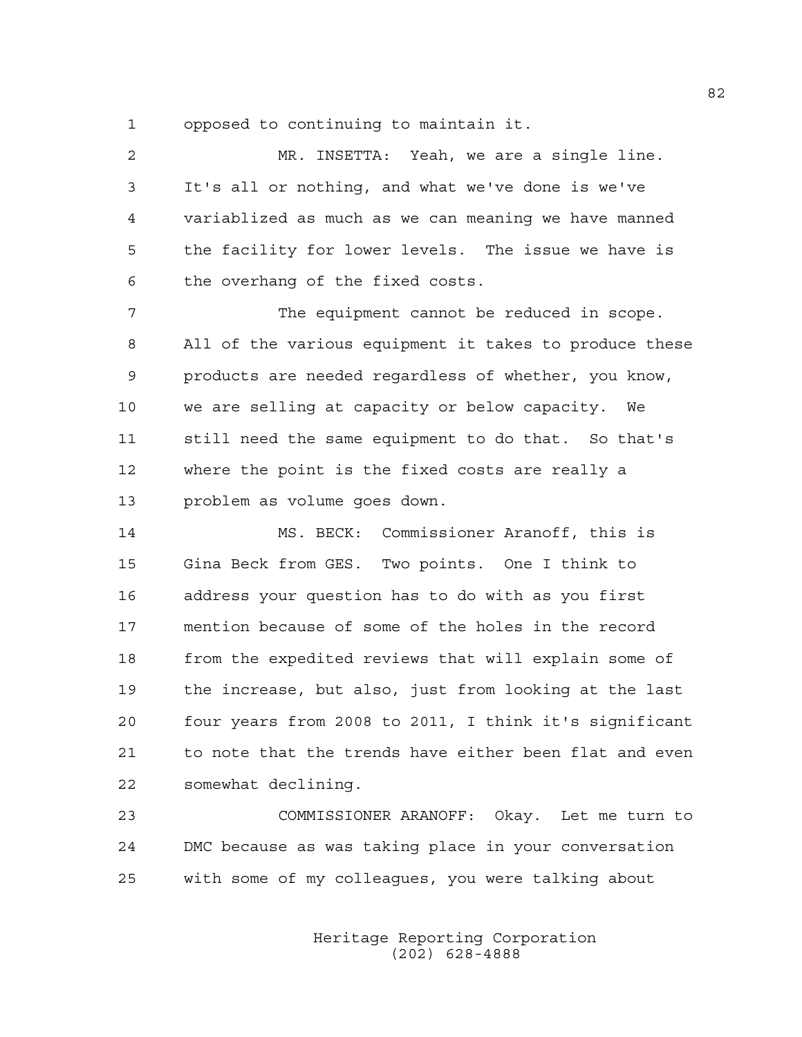opposed to continuing to maintain it.

MR. INSETTA: Yeah, we are a single line. It's all or nothing, and what we've done is we've variablized as much as we can meaning we have manned the facility for lower levels. The issue we have is the overhang of the fixed costs.

The equipment cannot be reduced in scope. All of the various equipment it takes to produce these products are needed regardless of whether, you know, we are selling at capacity or below capacity. We still need the same equipment to do that. So that's where the point is the fixed costs are really a problem as volume goes down.

MS. BECK: Commissioner Aranoff, this is Gina Beck from GES. Two points. One I think to address your question has to do with as you first mention because of some of the holes in the record from the expedited reviews that will explain some of the increase, but also, just from looking at the last four years from 2008 to 2011, I think it's significant to note that the trends have either been flat and even somewhat declining.

COMMISSIONER ARANOFF: Okay. Let me turn to DMC because as was taking place in your conversation with some of my colleagues, you were talking about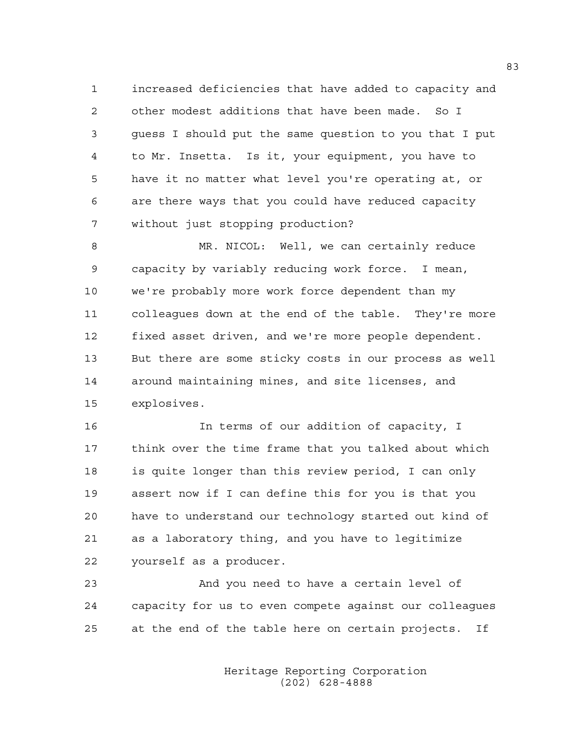increased deficiencies that have added to capacity and other modest additions that have been made. So I guess I should put the same question to you that I put to Mr. Insetta. Is it, your equipment, you have to have it no matter what level you're operating at, or are there ways that you could have reduced capacity without just stopping production?

MR. NICOL: Well, we can certainly reduce capacity by variably reducing work force. I mean, we're probably more work force dependent than my colleagues down at the end of the table. They're more fixed asset driven, and we're more people dependent. But there are some sticky costs in our process as well around maintaining mines, and site licenses, and explosives.

In terms of our addition of capacity, I think over the time frame that you talked about which is quite longer than this review period, I can only assert now if I can define this for you is that you have to understand our technology started out kind of as a laboratory thing, and you have to legitimize yourself as a producer.

And you need to have a certain level of capacity for us to even compete against our colleagues at the end of the table here on certain projects. If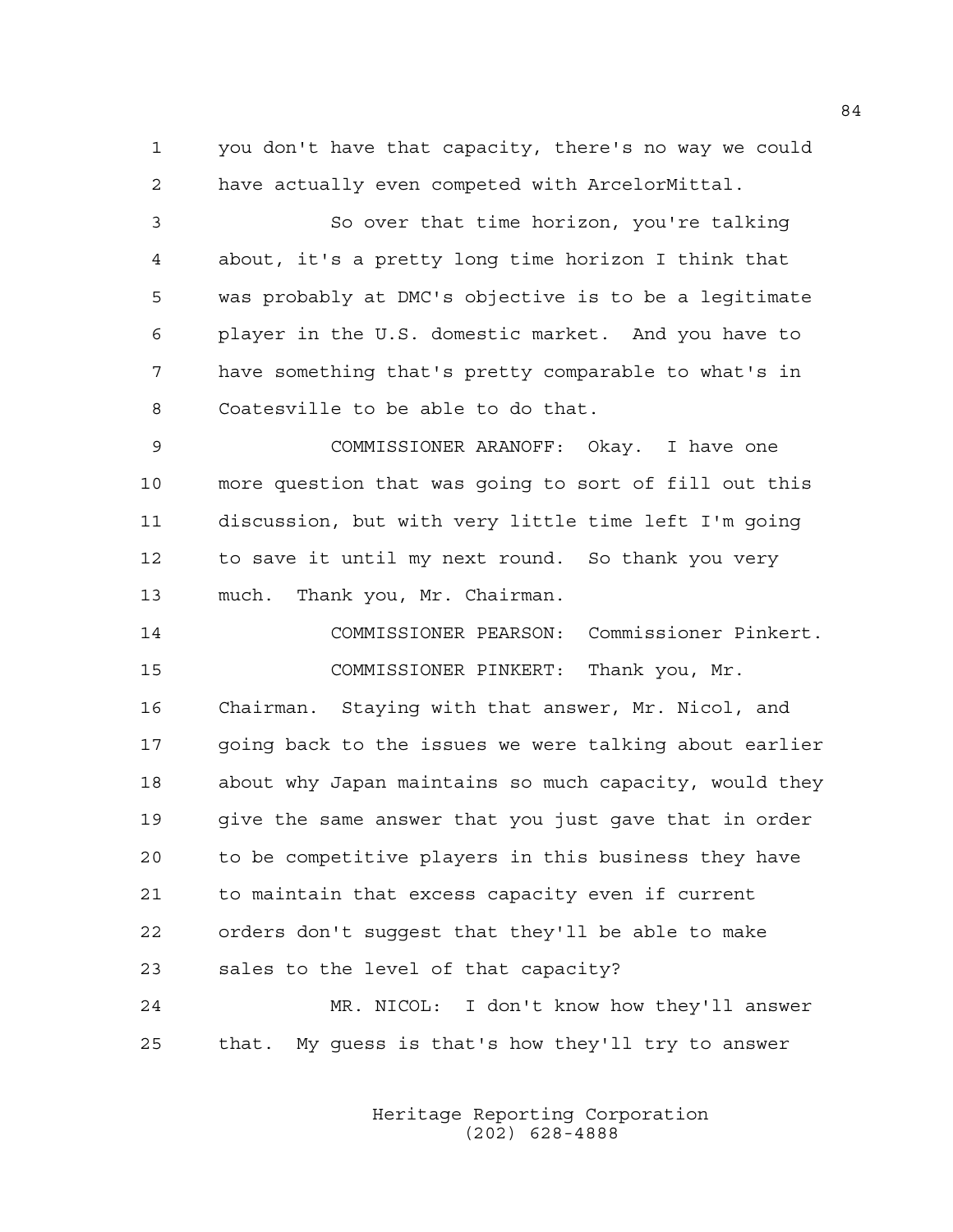you don't have that capacity, there's no way we could have actually even competed with ArcelorMittal.

So over that time horizon, you're talking about, it's a pretty long time horizon I think that was probably at DMC's objective is to be a legitimate player in the U.S. domestic market. And you have to have something that's pretty comparable to what's in Coatesville to be able to do that.

COMMISSIONER ARANOFF: Okay. I have one more question that was going to sort of fill out this discussion, but with very little time left I'm going to save it until my next round. So thank you very much. Thank you, Mr. Chairman.

COMMISSIONER PEARSON: Commissioner Pinkert.

COMMISSIONER PINKERT: Thank you, Mr. Chairman. Staying with that answer, Mr. Nicol, and going back to the issues we were talking about earlier about why Japan maintains so much capacity, would they give the same answer that you just gave that in order to be competitive players in this business they have to maintain that excess capacity even if current orders don't suggest that they'll be able to make sales to the level of that capacity?

MR. NICOL: I don't know how they'll answer that. My guess is that's how they'll try to answer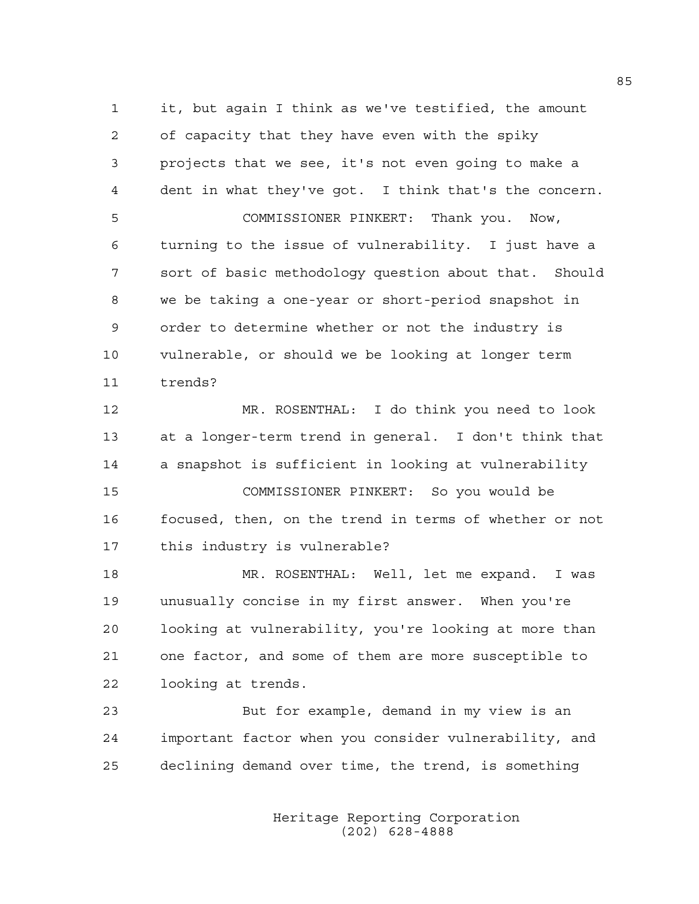it, but again I think as we've testified, the amount of capacity that they have even with the spiky projects that we see, it's not even going to make a dent in what they've got. I think that's the concern.

COMMISSIONER PINKERT: Thank you. Now, turning to the issue of vulnerability. I just have a sort of basic methodology question about that. Should we be taking a one-year or short-period snapshot in order to determine whether or not the industry is vulnerable, or should we be looking at longer term trends?

MR. ROSENTHAL: I do think you need to look at a longer-term trend in general. I don't think that a snapshot is sufficient in looking at vulnerability

COMMISSIONER PINKERT: So you would be focused, then, on the trend in terms of whether or not this industry is vulnerable?

MR. ROSENTHAL: Well, let me expand. I was unusually concise in my first answer. When you're looking at vulnerability, you're looking at more than one factor, and some of them are more susceptible to looking at trends.

But for example, demand in my view is an important factor when you consider vulnerability, and declining demand over time, the trend, is something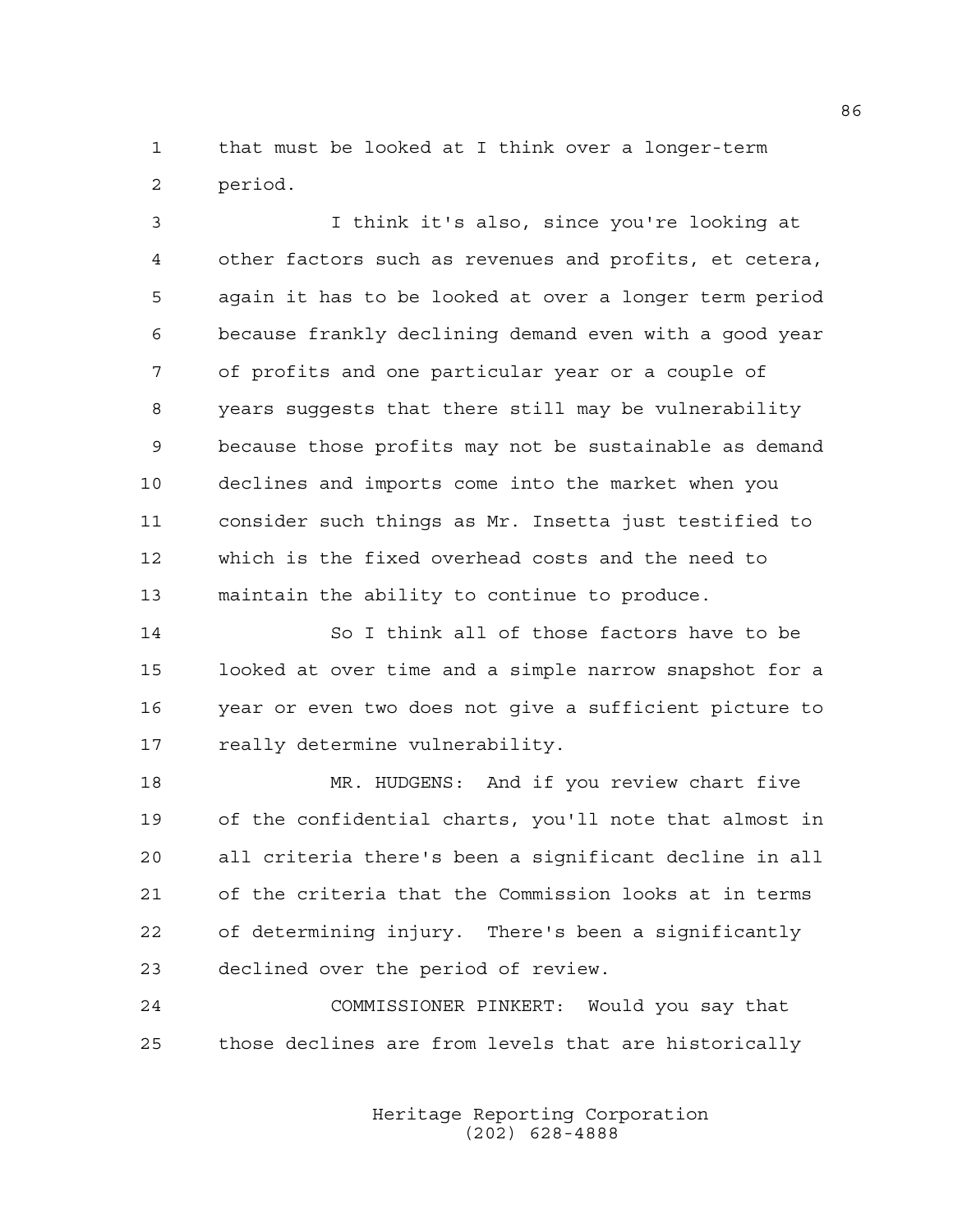that must be looked at I think over a longer-term period.

I think it's also, since you're looking at other factors such as revenues and profits, et cetera, again it has to be looked at over a longer term period because frankly declining demand even with a good year of profits and one particular year or a couple of years suggests that there still may be vulnerability because those profits may not be sustainable as demand declines and imports come into the market when you consider such things as Mr. Insetta just testified to which is the fixed overhead costs and the need to maintain the ability to continue to produce.

So I think all of those factors have to be looked at over time and a simple narrow snapshot for a year or even two does not give a sufficient picture to really determine vulnerability.

MR. HUDGENS: And if you review chart five of the confidential charts, you'll note that almost in all criteria there's been a significant decline in all of the criteria that the Commission looks at in terms of determining injury. There's been a significantly declined over the period of review.

COMMISSIONER PINKERT: Would you say that those declines are from levels that are historically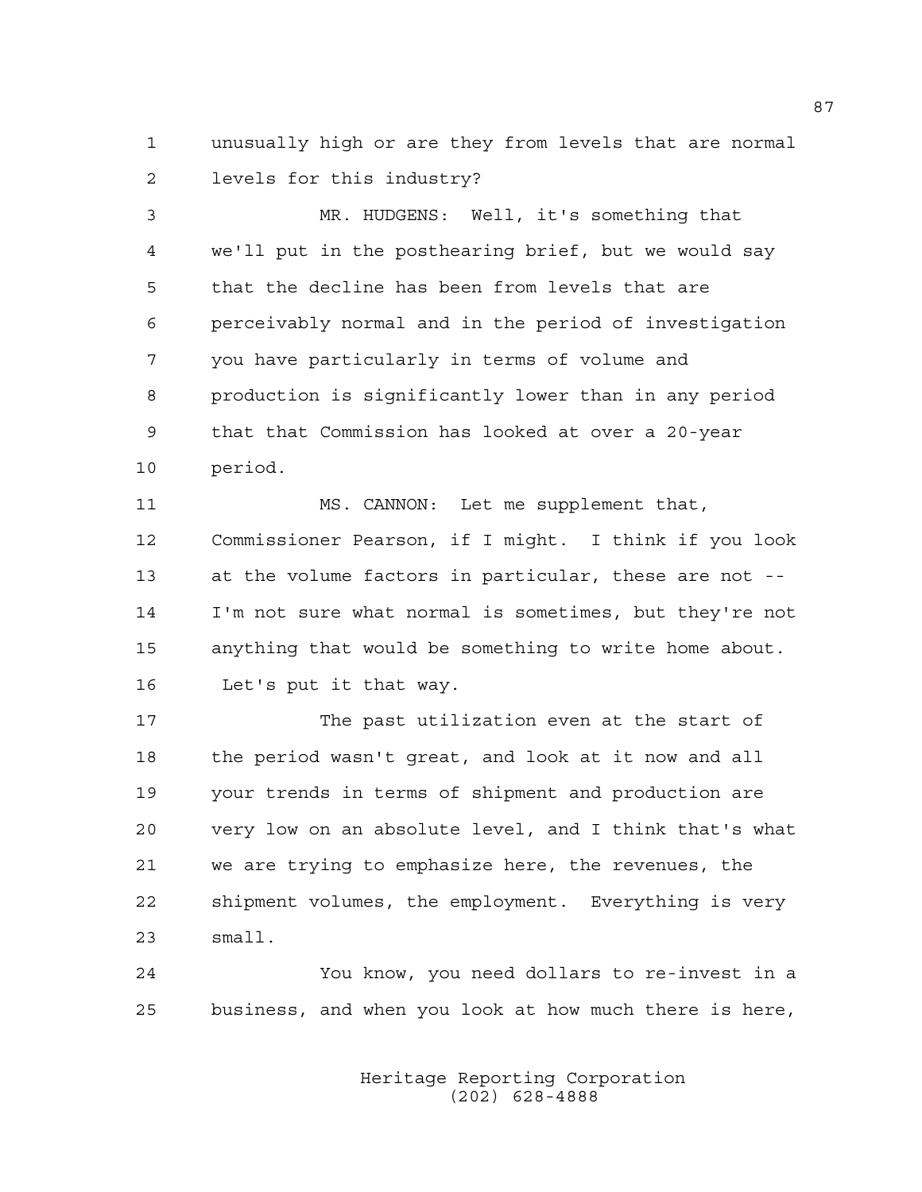unusually high or are they from levels that are normal levels for this industry?

MR. HUDGENS: Well, it's something that we'll put in the posthearing brief, but we would say that the decline has been from levels that are perceivably normal and in the period of investigation you have particularly in terms of volume and production is significantly lower than in any period that that Commission has looked at over a 20-year period.

MS. CANNON: Let me supplement that, Commissioner Pearson, if I might. I think if you look at the volume factors in particular, these are not -- I'm not sure what normal is sometimes, but they're not anything that would be something to write home about. Let's put it that way.

The past utilization even at the start of the period wasn't great, and look at it now and all your trends in terms of shipment and production are very low on an absolute level, and I think that's what we are trying to emphasize here, the revenues, the shipment volumes, the employment. Everything is very small.

You know, you need dollars to re-invest in a business, and when you look at how much there is here,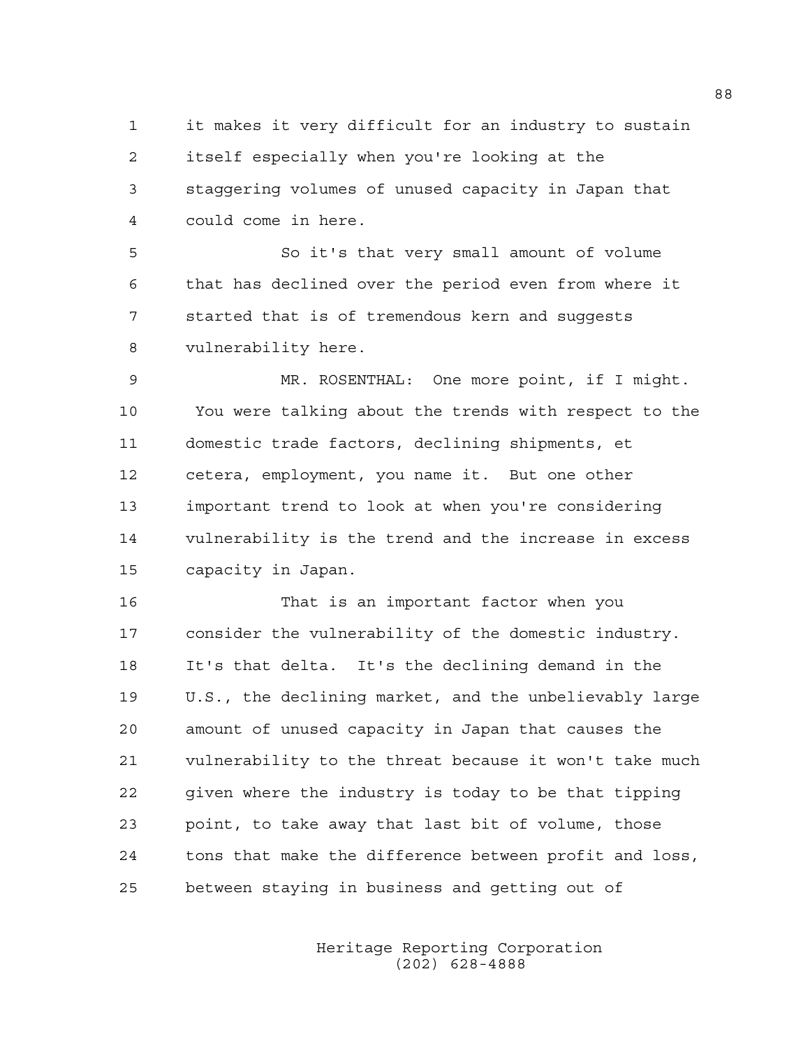it makes it very difficult for an industry to sustain itself especially when you're looking at the staggering volumes of unused capacity in Japan that could come in here.

So it's that very small amount of volume that has declined over the period even from where it started that is of tremendous kern and suggests vulnerability here.

MR. ROSENTHAL: One more point, if I might. You were talking about the trends with respect to the domestic trade factors, declining shipments, et cetera, employment, you name it. But one other important trend to look at when you're considering vulnerability is the trend and the increase in excess capacity in Japan.

That is an important factor when you consider the vulnerability of the domestic industry. It's that delta. It's the declining demand in the U.S., the declining market, and the unbelievably large amount of unused capacity in Japan that causes the vulnerability to the threat because it won't take much given where the industry is today to be that tipping point, to take away that last bit of volume, those tons that make the difference between profit and loss, between staying in business and getting out of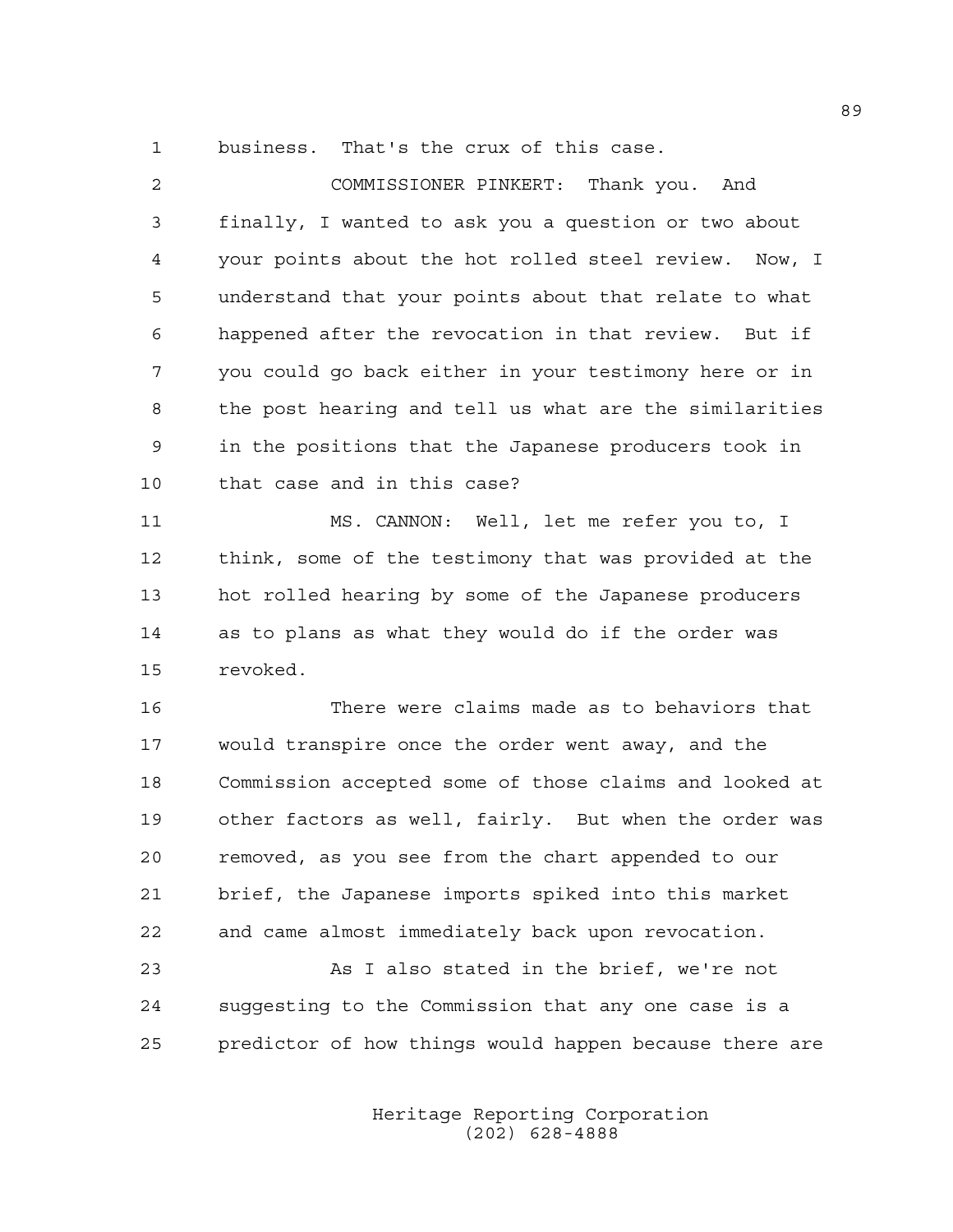business. That's the crux of this case.

COMMISSIONER PINKERT: Thank you. And finally, I wanted to ask you a question or two about your points about the hot rolled steel review. Now, I understand that your points about that relate to what happened after the revocation in that review. But if you could go back either in your testimony here or in the post hearing and tell us what are the similarities in the positions that the Japanese producers took in that case and in this case?

MS. CANNON: Well, let me refer you to, I think, some of the testimony that was provided at the hot rolled hearing by some of the Japanese producers as to plans as what they would do if the order was revoked.

There were claims made as to behaviors that would transpire once the order went away, and the Commission accepted some of those claims and looked at other factors as well, fairly. But when the order was removed, as you see from the chart appended to our brief, the Japanese imports spiked into this market and came almost immediately back upon revocation.

As I also stated in the brief, we're not suggesting to the Commission that any one case is a predictor of how things would happen because there are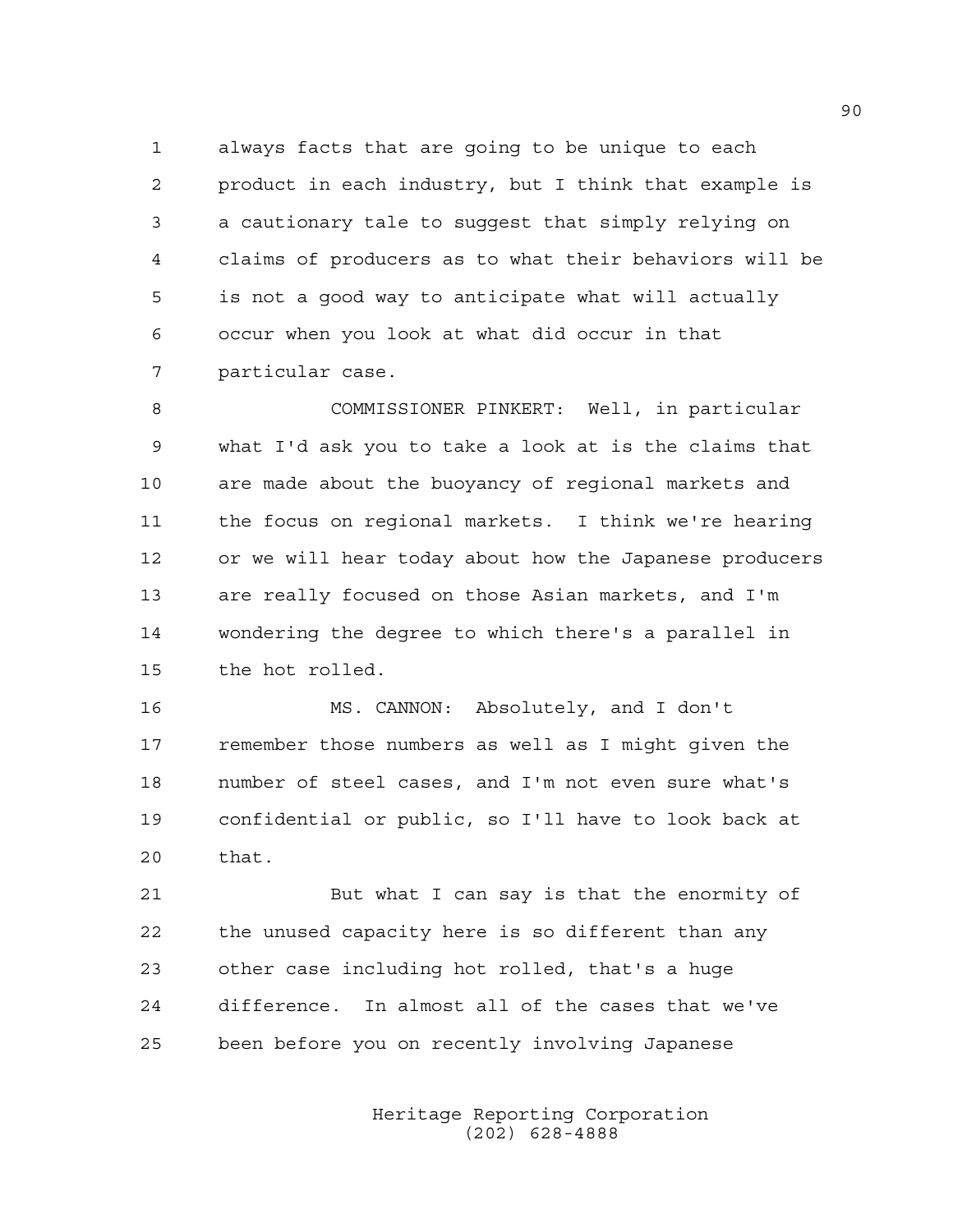always facts that are going to be unique to each product in each industry, but I think that example is a cautionary tale to suggest that simply relying on claims of producers as to what their behaviors will be is not a good way to anticipate what will actually occur when you look at what did occur in that particular case.

COMMISSIONER PINKERT: Well, in particular what I'd ask you to take a look at is the claims that are made about the buoyancy of regional markets and the focus on regional markets. I think we're hearing or we will hear today about how the Japanese producers are really focused on those Asian markets, and I'm wondering the degree to which there's a parallel in the hot rolled.

MS. CANNON: Absolutely, and I don't remember those numbers as well as I might given the number of steel cases, and I'm not even sure what's confidential or public, so I'll have to look back at that.

But what I can say is that the enormity of the unused capacity here is so different than any other case including hot rolled, that's a huge difference. In almost all of the cases that we've been before you on recently involving Japanese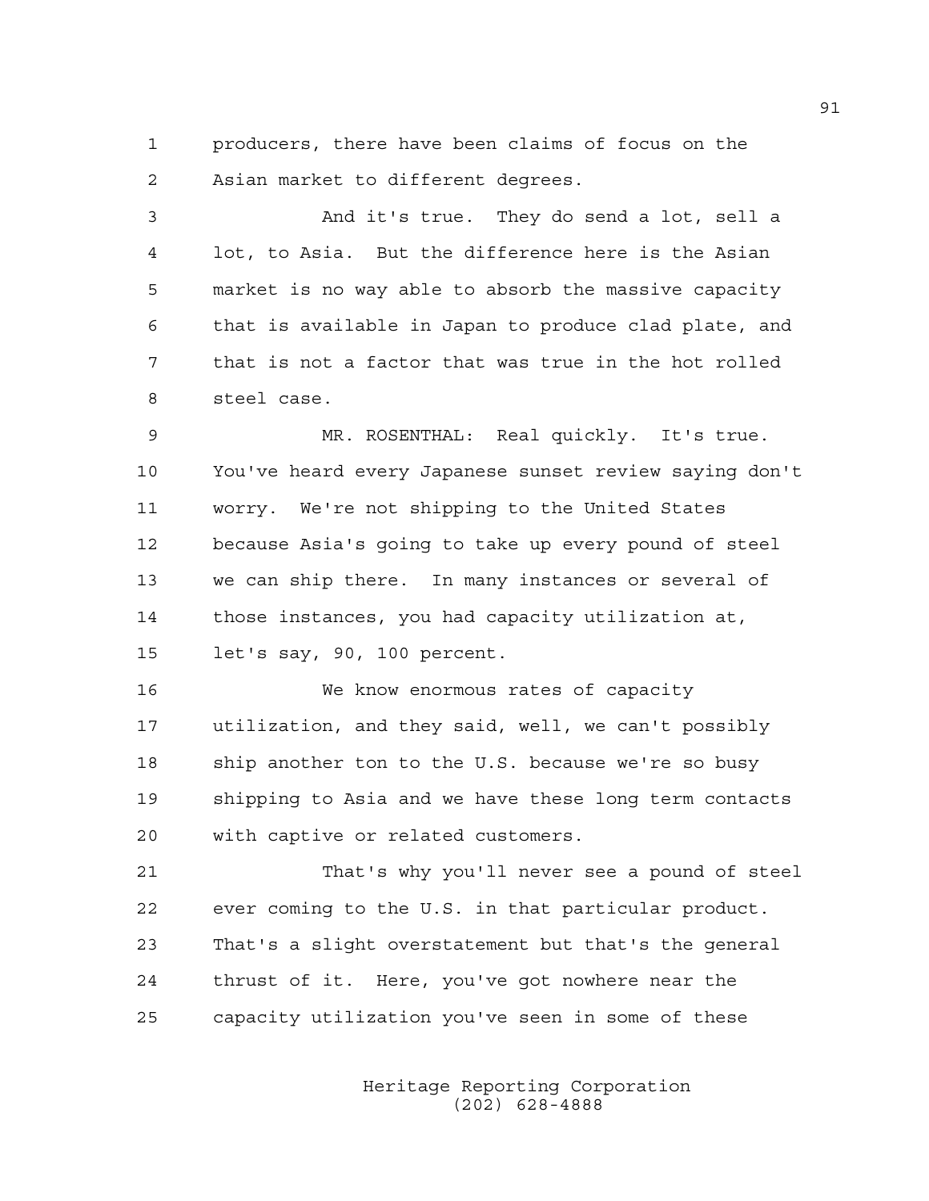producers, there have been claims of focus on the Asian market to different degrees.

And it's true. They do send a lot, sell a lot, to Asia. But the difference here is the Asian market is no way able to absorb the massive capacity that is available in Japan to produce clad plate, and that is not a factor that was true in the hot rolled steel case.

MR. ROSENTHAL: Real quickly. It's true. You've heard every Japanese sunset review saying don't worry. We're not shipping to the United States because Asia's going to take up every pound of steel we can ship there. In many instances or several of those instances, you had capacity utilization at, let's say, 90, 100 percent.

We know enormous rates of capacity utilization, and they said, well, we can't possibly ship another ton to the U.S. because we're so busy shipping to Asia and we have these long term contacts with captive or related customers.

That's why you'll never see a pound of steel ever coming to the U.S. in that particular product. That's a slight overstatement but that's the general thrust of it. Here, you've got nowhere near the capacity utilization you've seen in some of these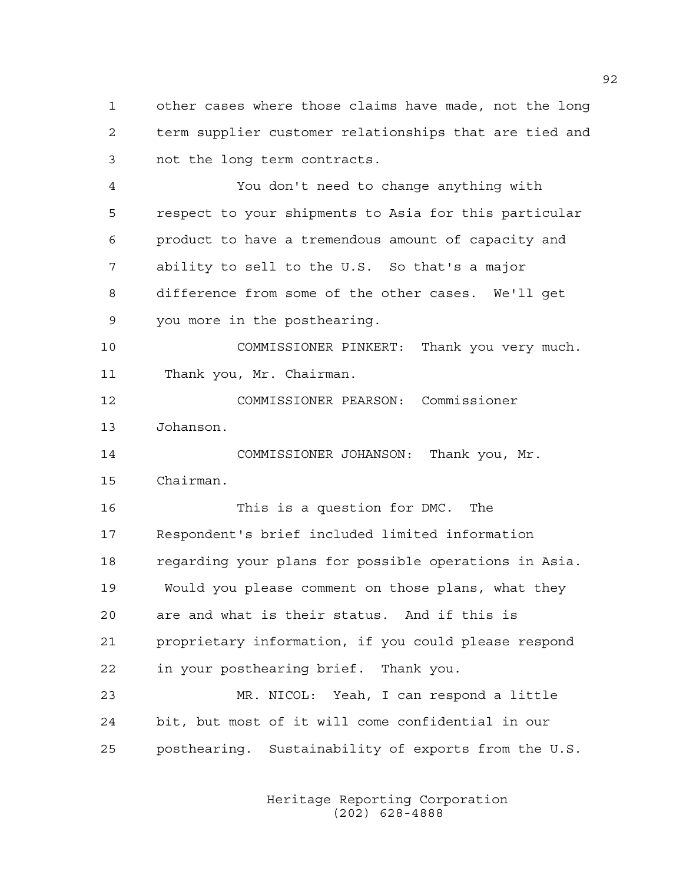other cases where those claims have made, not the long term supplier customer relationships that are tied and not the long term contracts.

You don't need to change anything with respect to your shipments to Asia for this particular product to have a tremendous amount of capacity and ability to sell to the U.S. So that's a major difference from some of the other cases. We'll get you more in the posthearing.

COMMISSIONER PINKERT: Thank you very much. Thank you, Mr. Chairman.

COMMISSIONER PEARSON: Commissioner Johanson.

COMMISSIONER JOHANSON: Thank you, Mr. Chairman.

This is a question for DMC. The Respondent's brief included limited information regarding your plans for possible operations in Asia. Would you please comment on those plans, what they are and what is their status. And if this is proprietary information, if you could please respond in your posthearing brief. Thank you.

MR. NICOL: Yeah, I can respond a little bit, but most of it will come confidential in our posthearing. Sustainability of exports from the U.S.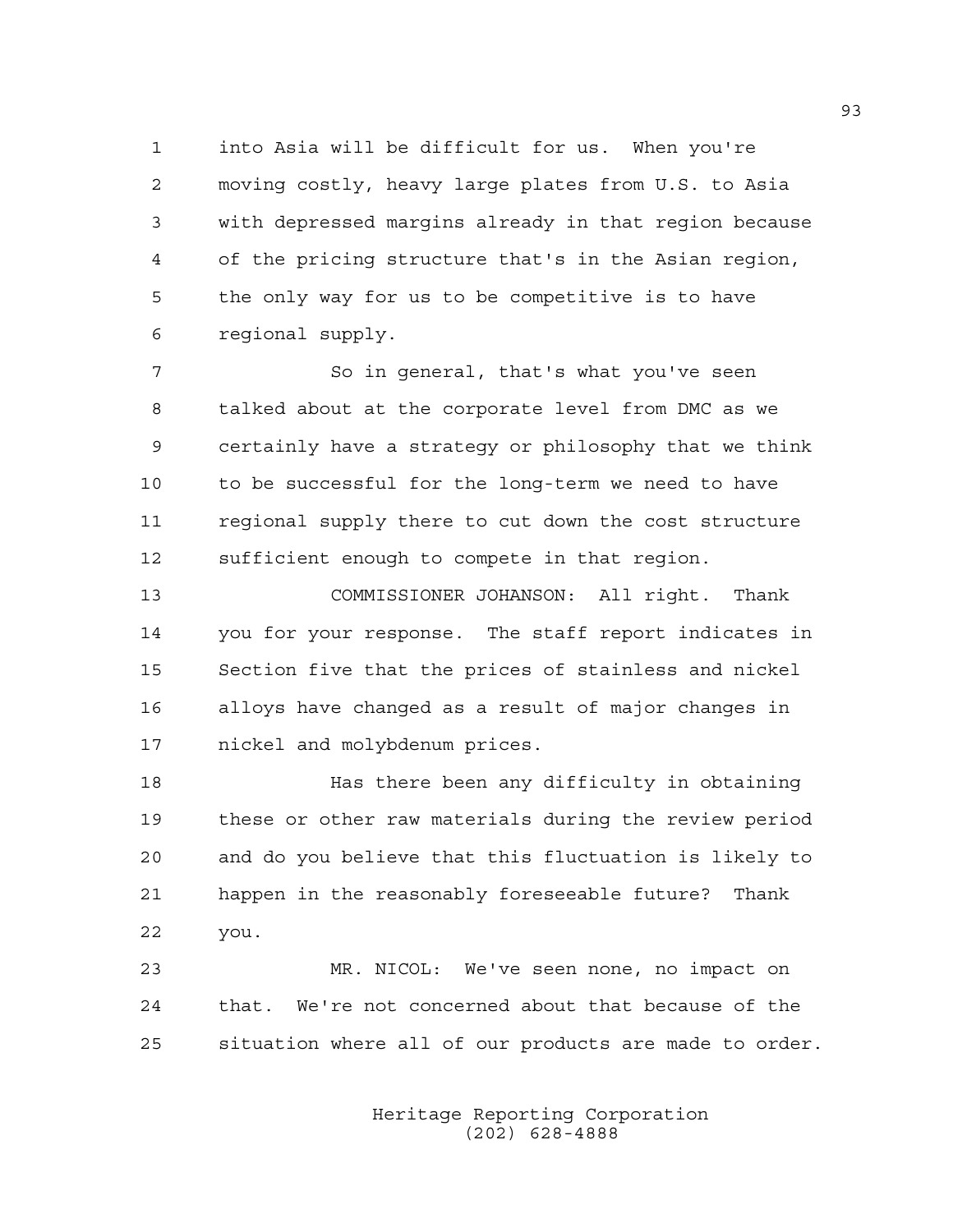into Asia will be difficult for us. When you're moving costly, heavy large plates from U.S. to Asia with depressed margins already in that region because of the pricing structure that's in the Asian region, the only way for us to be competitive is to have regional supply.

So in general, that's what you've seen talked about at the corporate level from DMC as we certainly have a strategy or philosophy that we think to be successful for the long-term we need to have regional supply there to cut down the cost structure sufficient enough to compete in that region.

COMMISSIONER JOHANSON: All right. Thank you for your response. The staff report indicates in Section five that the prices of stainless and nickel alloys have changed as a result of major changes in nickel and molybdenum prices.

Has there been any difficulty in obtaining these or other raw materials during the review period and do you believe that this fluctuation is likely to happen in the reasonably foreseeable future? Thank you.

MR. NICOL: We've seen none, no impact on that. We're not concerned about that because of the situation where all of our products are made to order.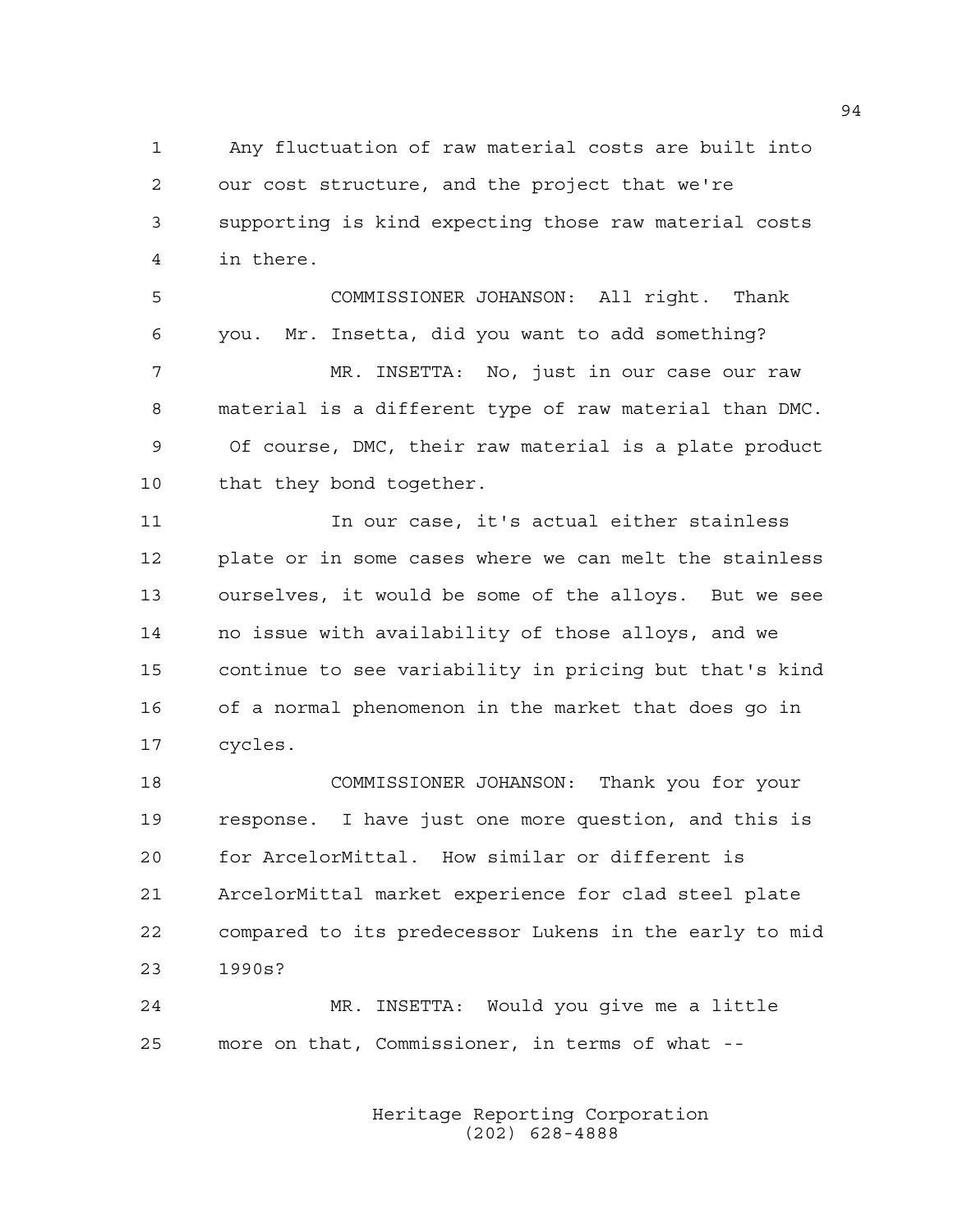Any fluctuation of raw material costs are built into our cost structure, and the project that we're supporting is kind expecting those raw material costs in there.

COMMISSIONER JOHANSON: All right. Thank you. Mr. Insetta, did you want to add something?

MR. INSETTA: No, just in our case our raw material is a different type of raw material than DMC. Of course, DMC, their raw material is a plate product that they bond together.

In our case, it's actual either stainless plate or in some cases where we can melt the stainless ourselves, it would be some of the alloys. But we see no issue with availability of those alloys, and we continue to see variability in pricing but that's kind of a normal phenomenon in the market that does go in cycles.

COMMISSIONER JOHANSON: Thank you for your response. I have just one more question, and this is for ArcelorMittal. How similar or different is ArcelorMittal market experience for clad steel plate compared to its predecessor Lukens in the early to mid 1990s?

MR. INSETTA: Would you give me a little more on that, Commissioner, in terms of what --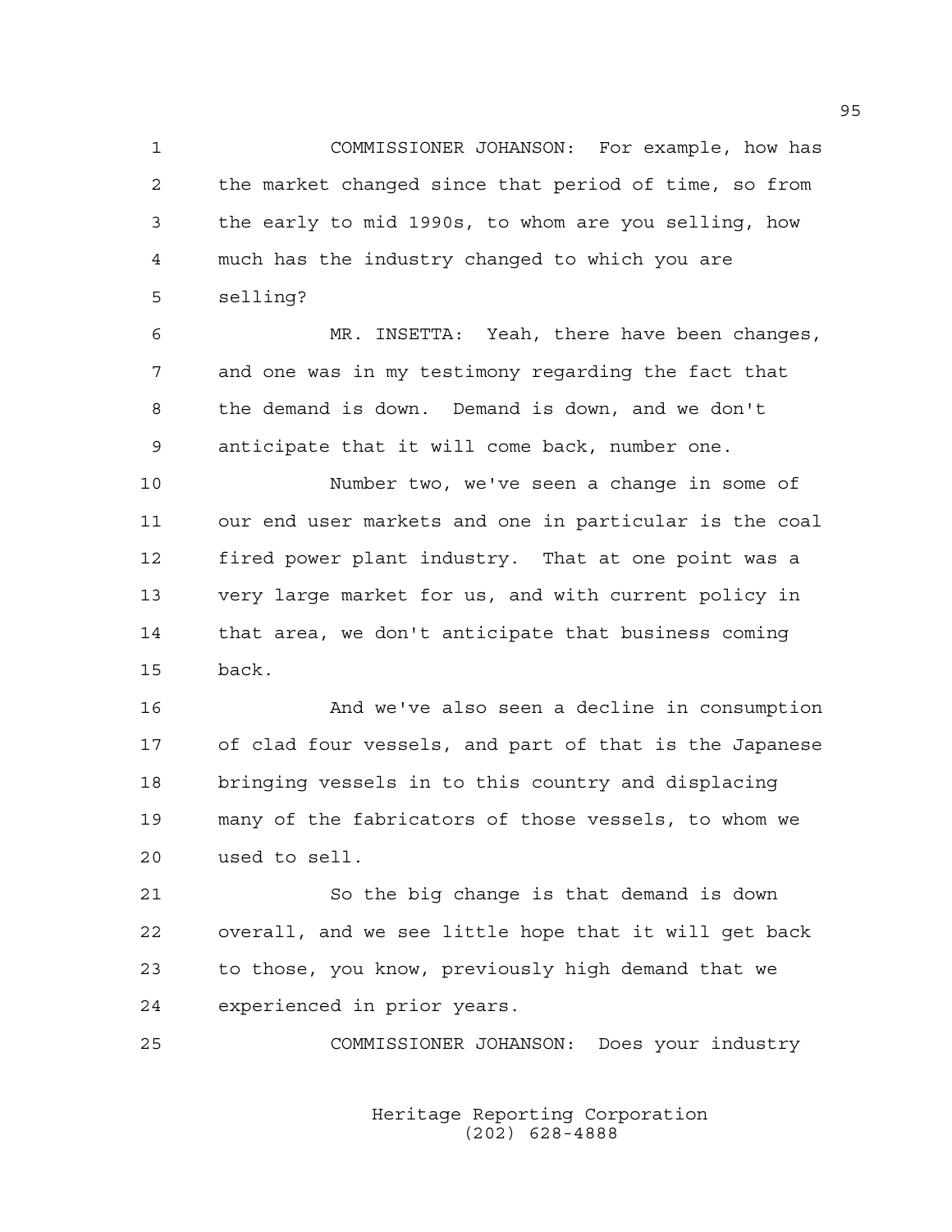COMMISSIONER JOHANSON: For example, how has the market changed since that period of time, so from the early to mid 1990s, to whom are you selling, how much has the industry changed to which you are selling?

MR. INSETTA: Yeah, there have been changes, and one was in my testimony regarding the fact that the demand is down. Demand is down, and we don't anticipate that it will come back, number one.

Number two, we've seen a change in some of our end user markets and one in particular is the coal fired power plant industry. That at one point was a very large market for us, and with current policy in that area, we don't anticipate that business coming back.

And we've also seen a decline in consumption of clad four vessels, and part of that is the Japanese bringing vessels in to this country and displacing many of the fabricators of those vessels, to whom we used to sell.

So the big change is that demand is down overall, and we see little hope that it will get back to those, you know, previously high demand that we experienced in prior years.

COMMISSIONER JOHANSON: Does your industry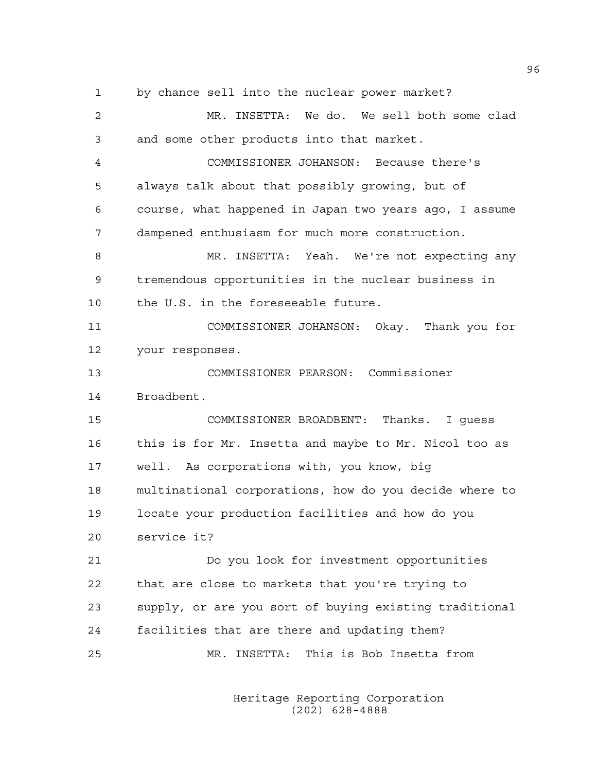by chance sell into the nuclear power market?

MR. INSETTA: We do. We sell both some clad and some other products into that market.

COMMISSIONER JOHANSON: Because there's always talk about that possibly growing, but of course, what happened in Japan two years ago, I assume dampened enthusiasm for much more construction.

MR. INSETTA: Yeah. We're not expecting any tremendous opportunities in the nuclear business in the U.S. in the foreseeable future.

COMMISSIONER JOHANSON: Okay. Thank you for your responses.

COMMISSIONER PEARSON: Commissioner Broadbent.

COMMISSIONER BROADBENT: Thanks. I guess this is for Mr. Insetta and maybe to Mr. Nicol too as well. As corporations with, you know, big multinational corporations, how do you decide where to locate your production facilities and how do you service it?

Do you look for investment opportunities that are close to markets that you're trying to supply, or are you sort of buying existing traditional facilities that are there and updating them?

MR. INSETTA: This is Bob Insetta from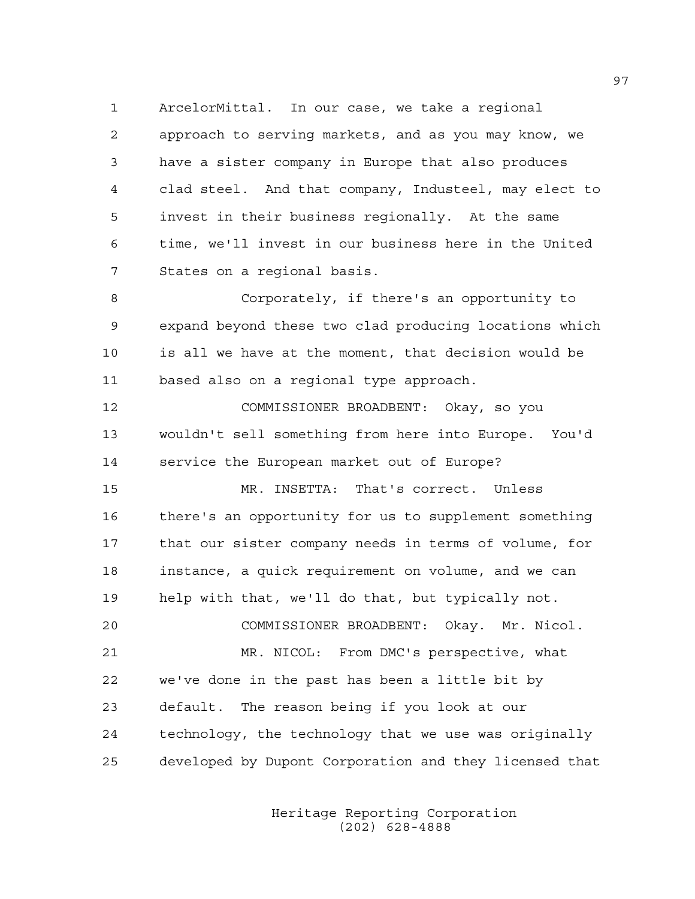ArcelorMittal. In our case, we take a regional approach to serving markets, and as you may know, we have a sister company in Europe that also produces clad steel. And that company, Industeel, may elect to invest in their business regionally. At the same time, we'll invest in our business here in the United States on a regional basis.

Corporately, if there's an opportunity to expand beyond these two clad producing locations which is all we have at the moment, that decision would be based also on a regional type approach.

COMMISSIONER BROADBENT: Okay, so you wouldn't sell something from here into Europe. You'd service the European market out of Europe?

MR. INSETTA: That's correct. Unless there's an opportunity for us to supplement something that our sister company needs in terms of volume, for instance, a quick requirement on volume, and we can help with that, we'll do that, but typically not.

COMMISSIONER BROADBENT: Okay. Mr. Nicol.

MR. NICOL: From DMC's perspective, what we've done in the past has been a little bit by default. The reason being if you look at our technology, the technology that we use was originally developed by Dupont Corporation and they licensed that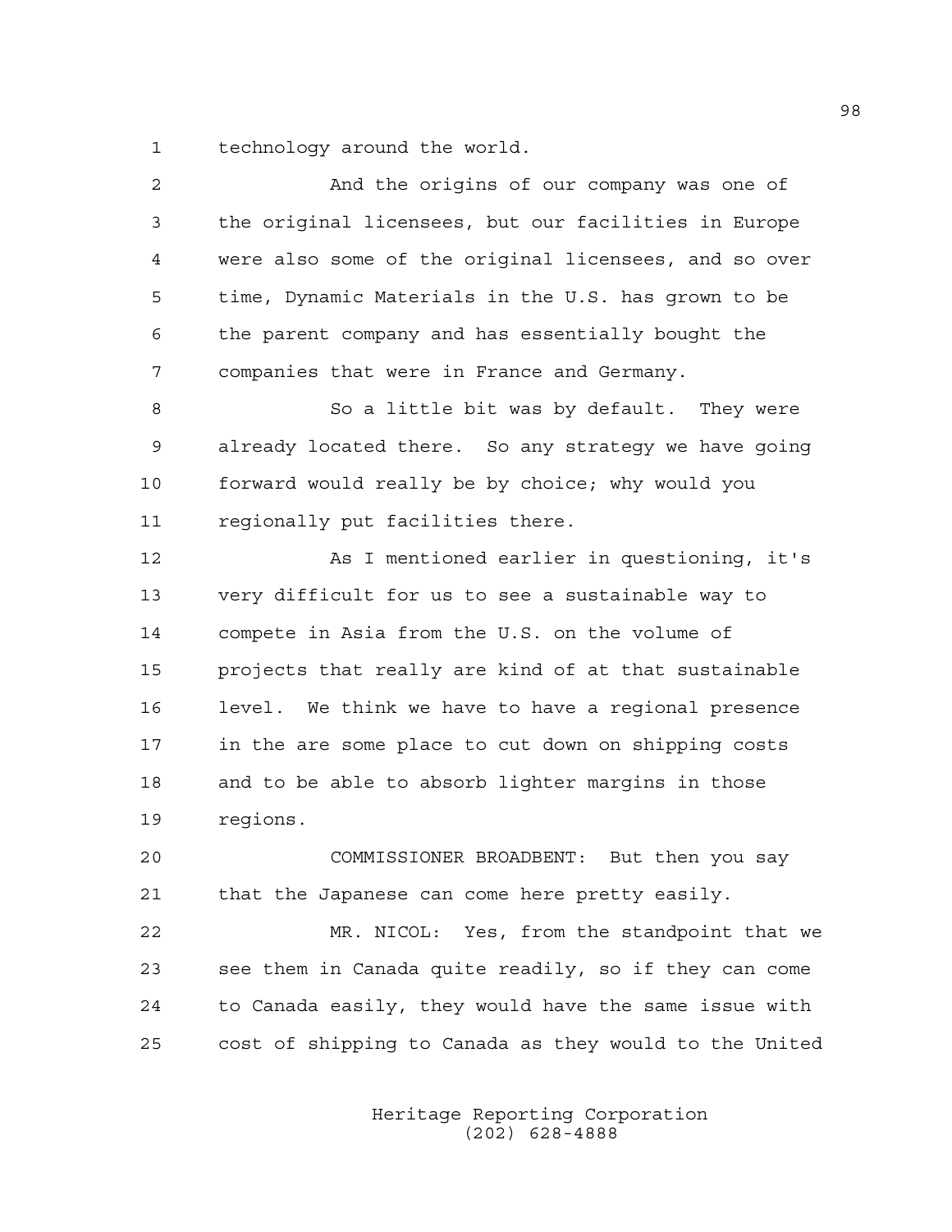technology around the world.

And the origins of our company was one of the original licensees, but our facilities in Europe were also some of the original licensees, and so over time, Dynamic Materials in the U.S. has grown to be the parent company and has essentially bought the companies that were in France and Germany.

So a little bit was by default. They were already located there. So any strategy we have going forward would really be by choice; why would you regionally put facilities there.

As I mentioned earlier in questioning, it's very difficult for us to see a sustainable way to compete in Asia from the U.S. on the volume of projects that really are kind of at that sustainable level. We think we have to have a regional presence in the are some place to cut down on shipping costs and to be able to absorb lighter margins in those regions.

COMMISSIONER BROADBENT: But then you say that the Japanese can come here pretty easily.

MR. NICOL: Yes, from the standpoint that we see them in Canada quite readily, so if they can come to Canada easily, they would have the same issue with cost of shipping to Canada as they would to the United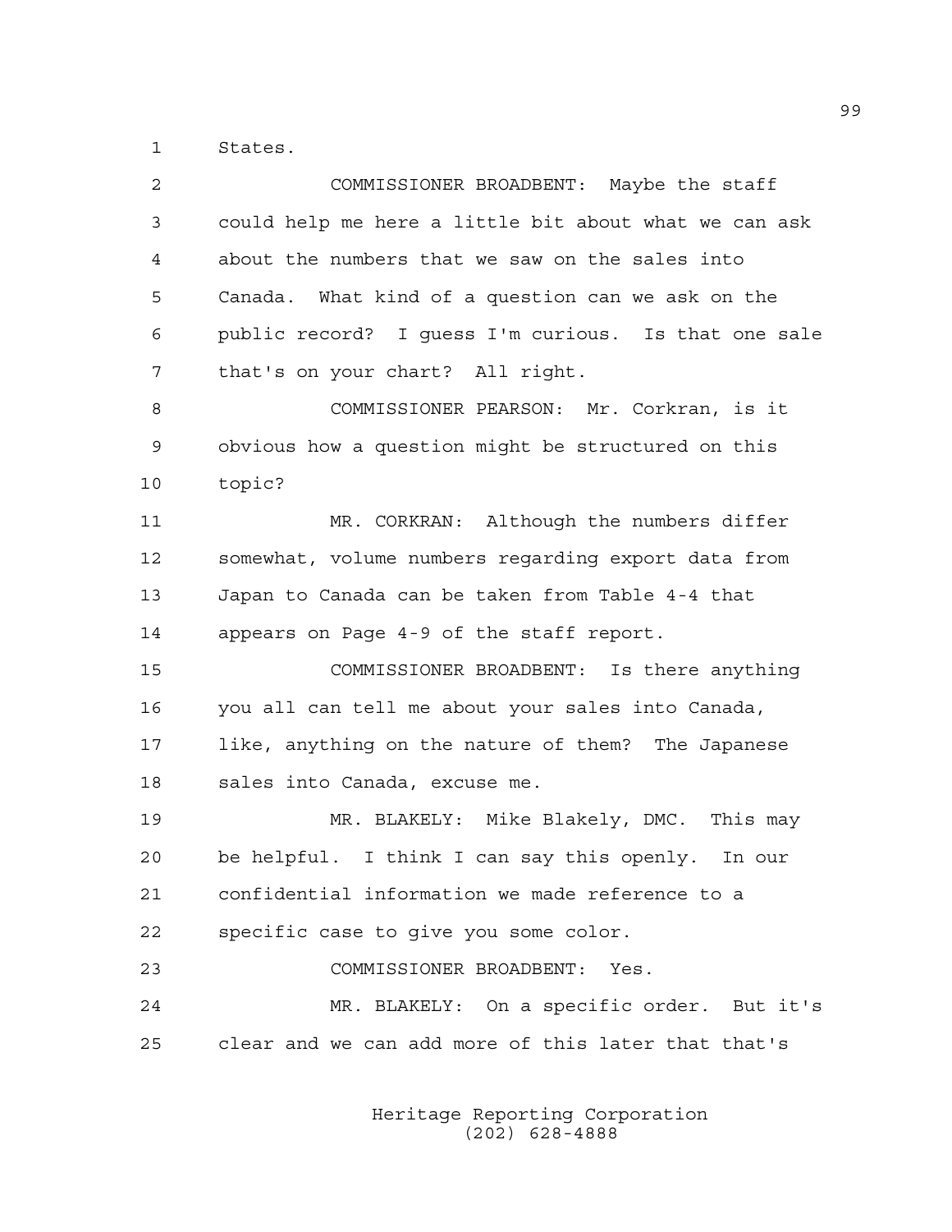States.

COMMISSIONER BROADBENT: Maybe the staff could help me here a little bit about what we can ask about the numbers that we saw on the sales into Canada. What kind of a question can we ask on the public record? I guess I'm curious. Is that one sale that's on your chart? All right.

COMMISSIONER PEARSON: Mr. Corkran, is it obvious how a question might be structured on this topic?

MR. CORKRAN: Although the numbers differ somewhat, volume numbers regarding export data from Japan to Canada can be taken from Table 4-4 that appears on Page 4-9 of the staff report.

COMMISSIONER BROADBENT: Is there anything you all can tell me about your sales into Canada, like, anything on the nature of them? The Japanese sales into Canada, excuse me.

MR. BLAKELY: Mike Blakely, DMC. This may be helpful. I think I can say this openly. In our confidential information we made reference to a specific case to give you some color.

COMMISSIONER BROADBENT: Yes.

MR. BLAKELY: On a specific order. But it's clear and we can add more of this later that that's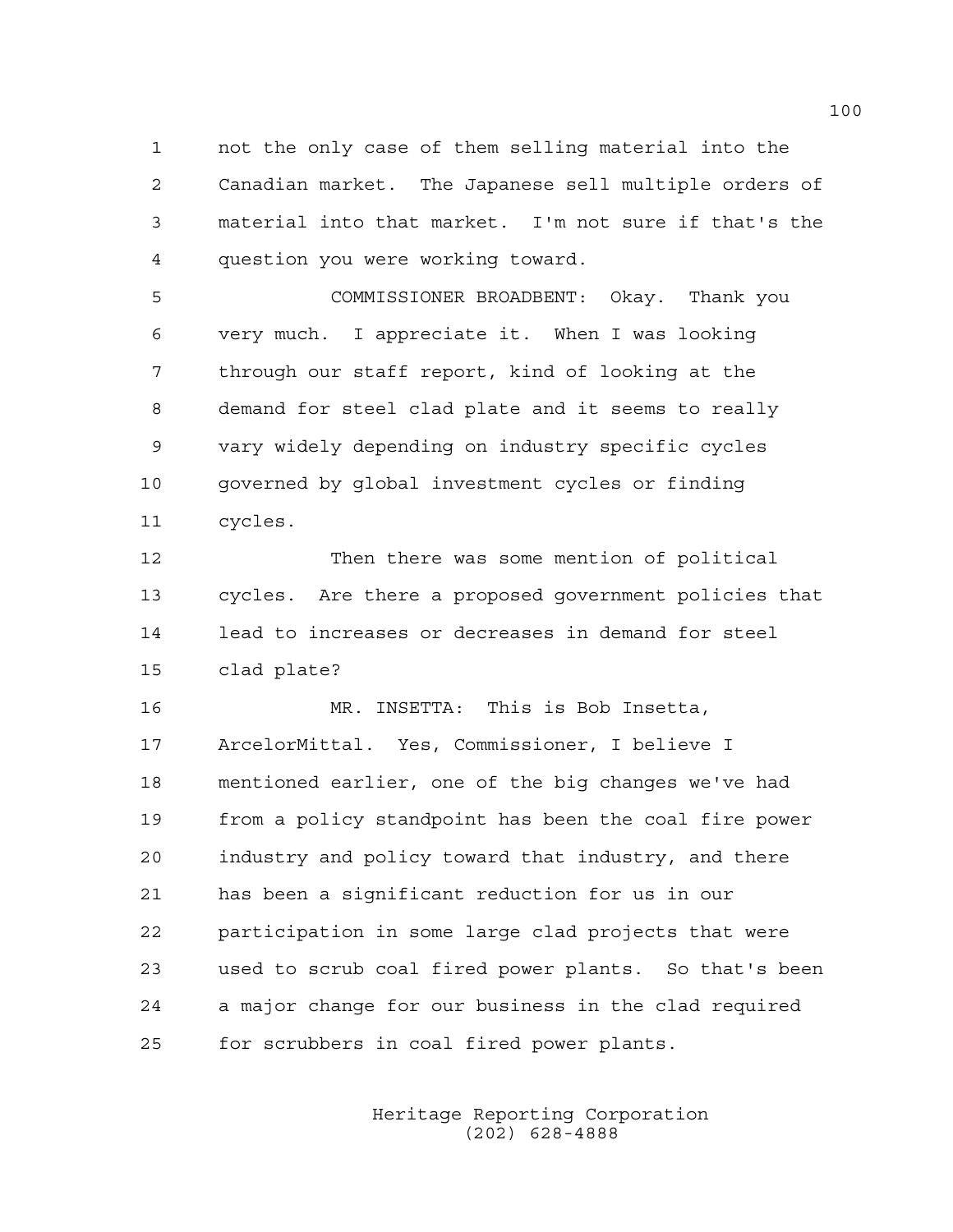not the only case of them selling material into the Canadian market. The Japanese sell multiple orders of material into that market. I'm not sure if that's the question you were working toward.

COMMISSIONER BROADBENT: Okay. Thank you very much. I appreciate it. When I was looking through our staff report, kind of looking at the demand for steel clad plate and it seems to really vary widely depending on industry specific cycles governed by global investment cycles or finding cycles.

Then there was some mention of political cycles. Are there a proposed government policies that lead to increases or decreases in demand for steel clad plate?

MR. INSETTA: This is Bob Insetta, ArcelorMittal. Yes, Commissioner, I believe I mentioned earlier, one of the big changes we've had from a policy standpoint has been the coal fire power industry and policy toward that industry, and there has been a significant reduction for us in our participation in some large clad projects that were used to scrub coal fired power plants. So that's been a major change for our business in the clad required for scrubbers in coal fired power plants.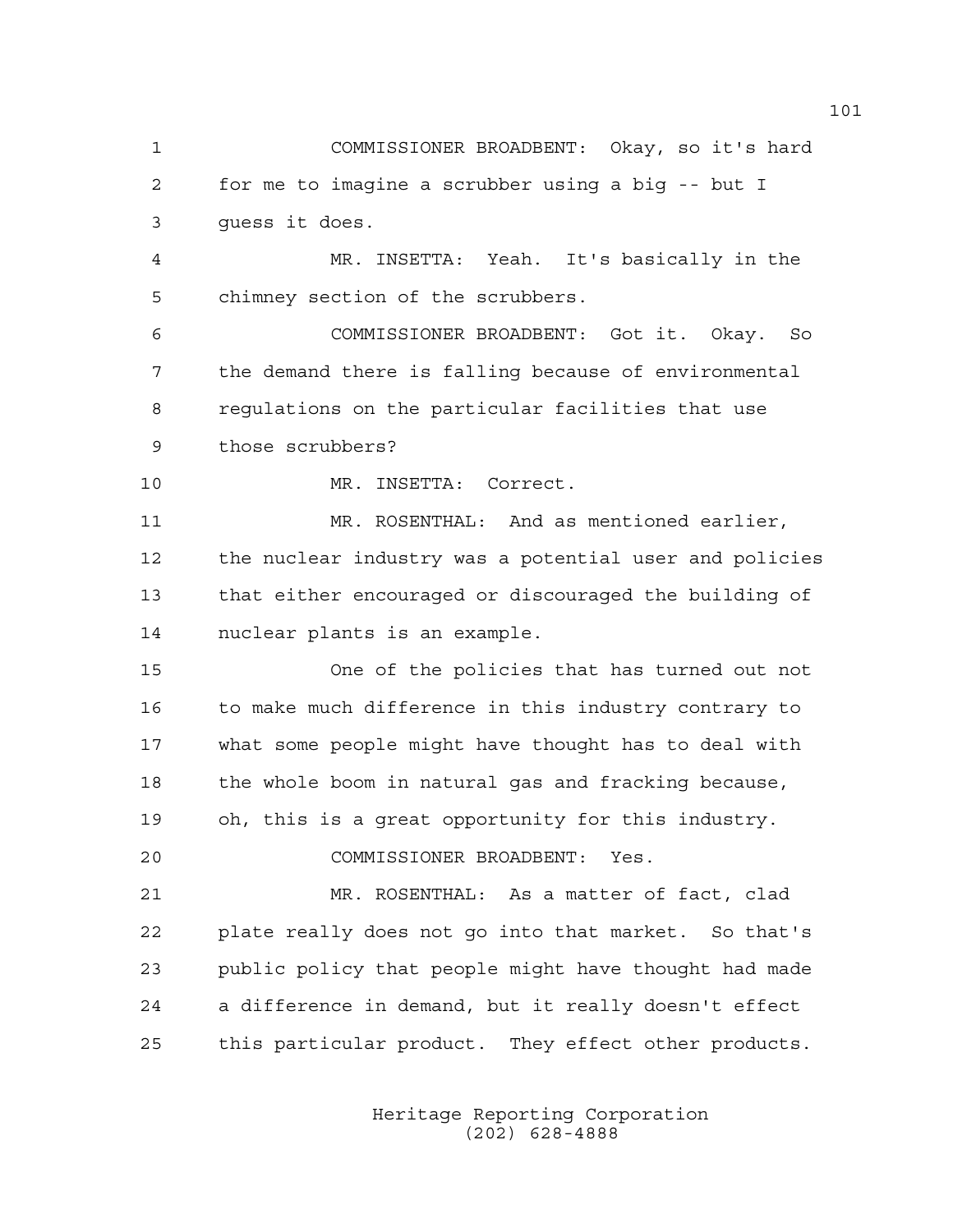COMMISSIONER BROADBENT: Okay, so it's hard for me to imagine a scrubber using a big -- but I guess it does.

MR. INSETTA: Yeah. It's basically in the chimney section of the scrubbers.

COMMISSIONER BROADBENT: Got it. Okay. So the demand there is falling because of environmental regulations on the particular facilities that use those scrubbers?

MR. INSETTA: Correct.

MR. ROSENTHAL: And as mentioned earlier, the nuclear industry was a potential user and policies that either encouraged or discouraged the building of nuclear plants is an example.

One of the policies that has turned out not to make much difference in this industry contrary to what some people might have thought has to deal with the whole boom in natural gas and fracking because, oh, this is a great opportunity for this industry.

COMMISSIONER BROADBENT: Yes.

MR. ROSENTHAL: As a matter of fact, clad plate really does not go into that market. So that's public policy that people might have thought had made a difference in demand, but it really doesn't effect this particular product. They effect other products.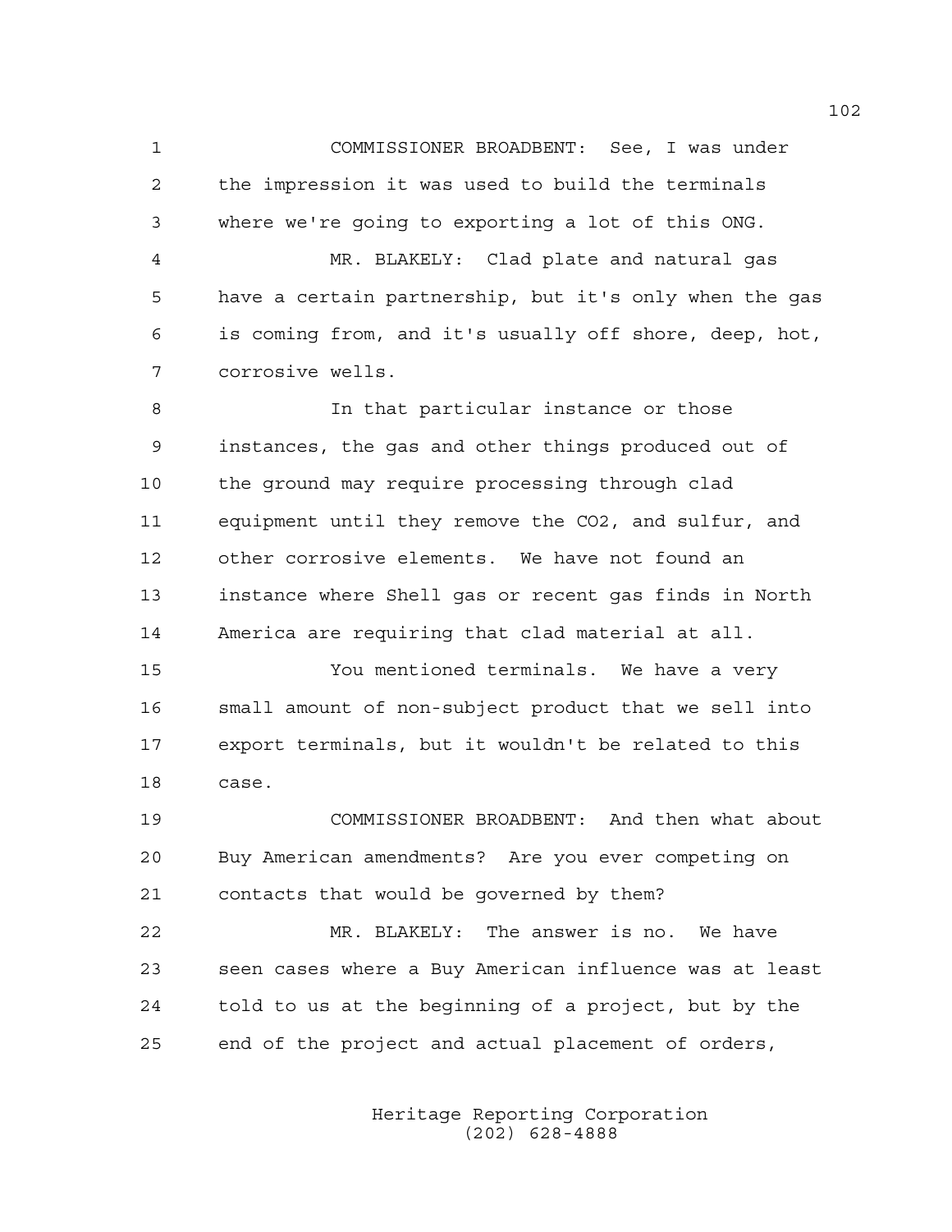COMMISSIONER BROADBENT: See, I was under the impression it was used to build the terminals where we're going to exporting a lot of this ONG.

MR. BLAKELY: Clad plate and natural gas have a certain partnership, but it's only when the gas is coming from, and it's usually off shore, deep, hot, corrosive wells.

In that particular instance or those instances, the gas and other things produced out of the ground may require processing through clad equipment until they remove the $CO_2$, and sulfur, and other corrosive elements. We have not found an instance where Shell gas or recent gas finds in North America are requiring that clad material at all.

You mentioned terminals. We have a very small amount of non-subject product that we sell into export terminals, but it wouldn't be related to this case.

COMMISSIONER BROADBENT: And then what about Buy American amendments? Are you ever competing on contacts that would be governed by them?

MR. BLAKELY: The answer is no. We have seen cases where a Buy American influence was at least told to us at the beginning of a project, but by the end of the project and actual placement of orders,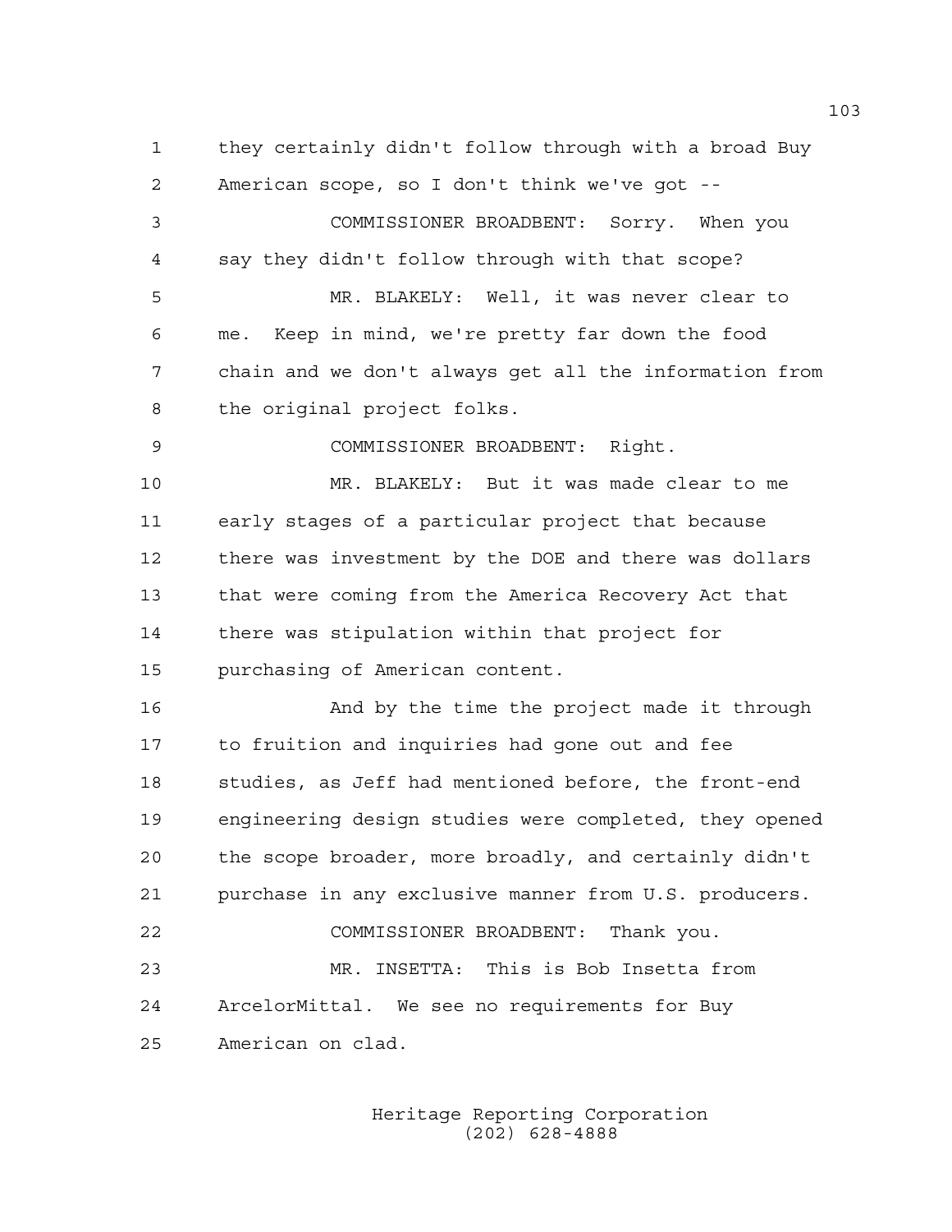they certainly didn't follow through with a broad Buy American scope, so I don't think we've got --

COMMISSIONER BROADBENT: Sorry. When you say they didn't follow through with that scope?

MR. BLAKELY: Well, it was never clear to me. Keep in mind, we're pretty far down the food chain and we don't always get all the information from the original project folks.

COMMISSIONER BROADBENT: Right.

MR. BLAKELY: But it was made clear to me early stages of a particular project that because there was investment by the DOE and there was dollars that were coming from the America Recovery Act that there was stipulation within that project for purchasing of American content.

And by the time the project made it through to fruition and inquiries had gone out and fee studies, as Jeff had mentioned before, the front-end engineering design studies were completed, they opened the scope broader, more broadly, and certainly didn't purchase in any exclusive manner from U.S. producers.

COMMISSIONER BROADBENT: Thank you.

MR. INSETTA: This is Bob Insetta from ArcelorMittal. We see no requirements for Buy American on clad.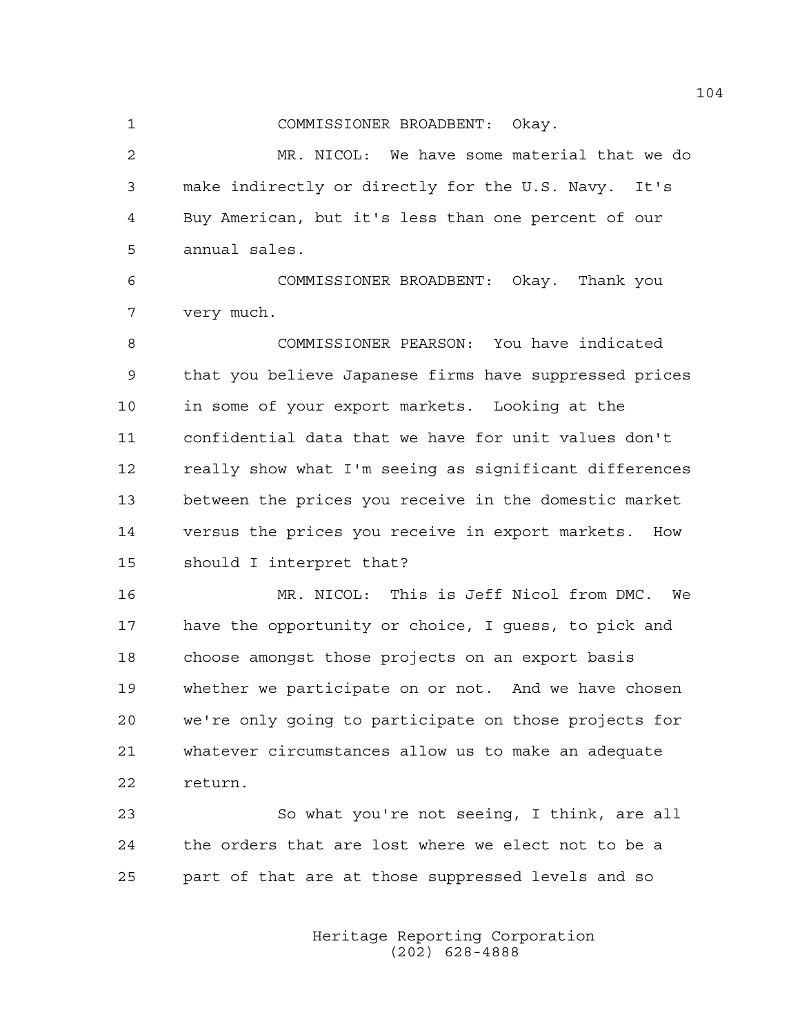COMMISSIONER BROADBENT: Okay.

MR. NICOL: We have some material that we do make indirectly or directly for the U.S. Navy. It's Buy American, but it's less than one percent of our annual sales.

COMMISSIONER BROADBENT: Okay. Thank you very much.

COMMISSIONER PEARSON: You have indicated that you believe Japanese firms have suppressed prices in some of your export markets. Looking at the confidential data that we have for unit values don't really show what I'm seeing as significant differences between the prices you receive in the domestic market versus the prices you receive in export markets. How should I interpret that?

MR. NICOL: This is Jeff Nicol from DMC. We have the opportunity or choice, I guess, to pick and choose amongst those projects on an export basis whether we participate on or not. And we have chosen we're only going to participate on those projects for whatever circumstances allow us to make an adequate return.

So what you're not seeing, I think, are all the orders that are lost where we elect not to be a part of that are at those suppressed levels and so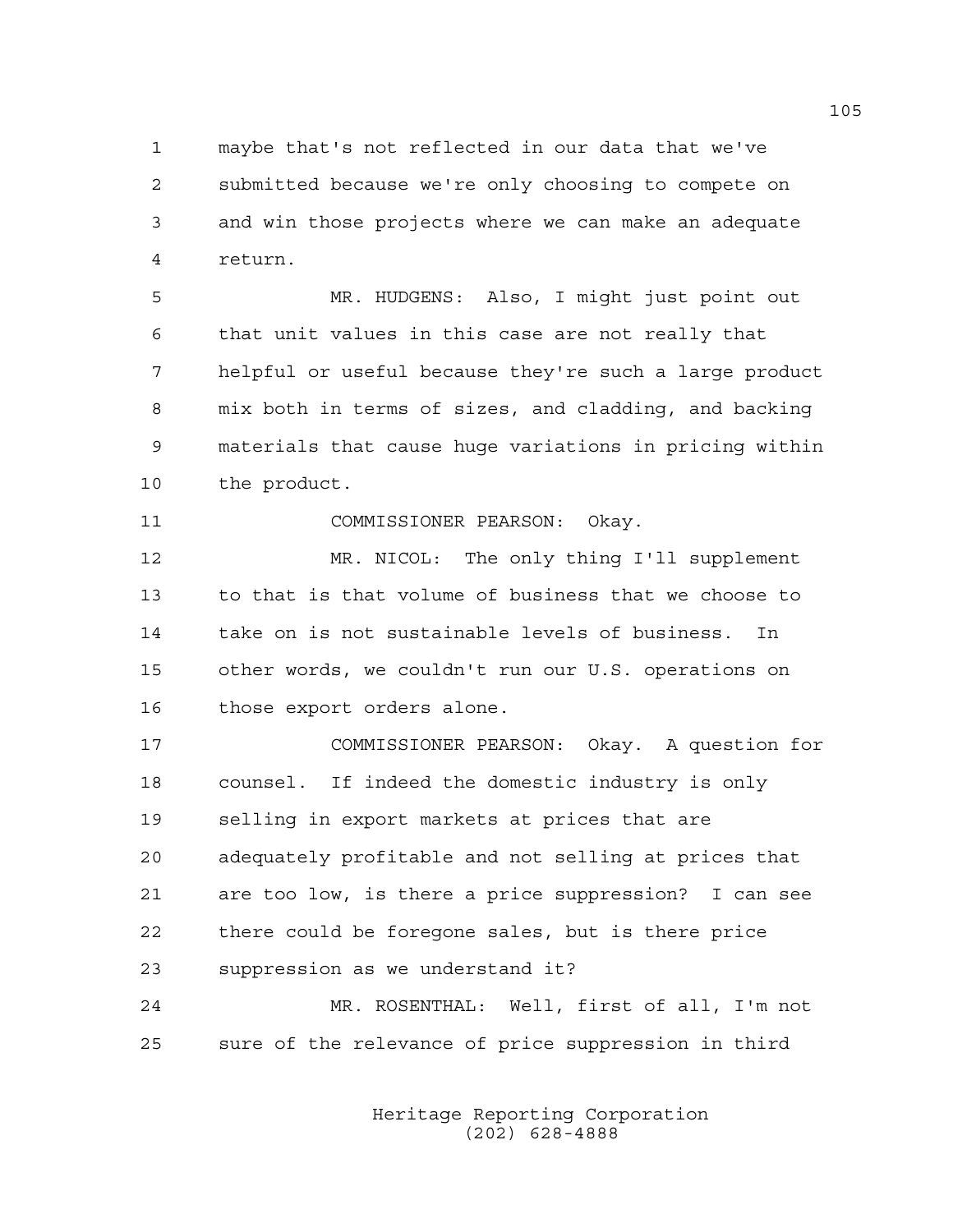maybe that's not reflected in our data that we've submitted because we're only choosing to compete on and win those projects where we can make an adequate return.

MR. HUDGENS: Also, I might just point out that unit values in this case are not really that helpful or useful because they're such a large product mix both in terms of sizes, and cladding, and backing materials that cause huge variations in pricing within the product.

COMMISSIONER PEARSON: Okay.

MR. NICOL: The only thing I'll supplement to that is that volume of business that we choose to take on is not sustainable levels of business. In other words, we couldn't run our U.S. operations on those export orders alone.

COMMISSIONER PEARSON: Okay. A question for counsel. If indeed the domestic industry is only selling in export markets at prices that are adequately profitable and not selling at prices that are too low, is there a price suppression? I can see there could be foregone sales, but is there price suppression as we understand it?

MR. ROSENTHAL: Well, first of all, I'm not sure of the relevance of price suppression in third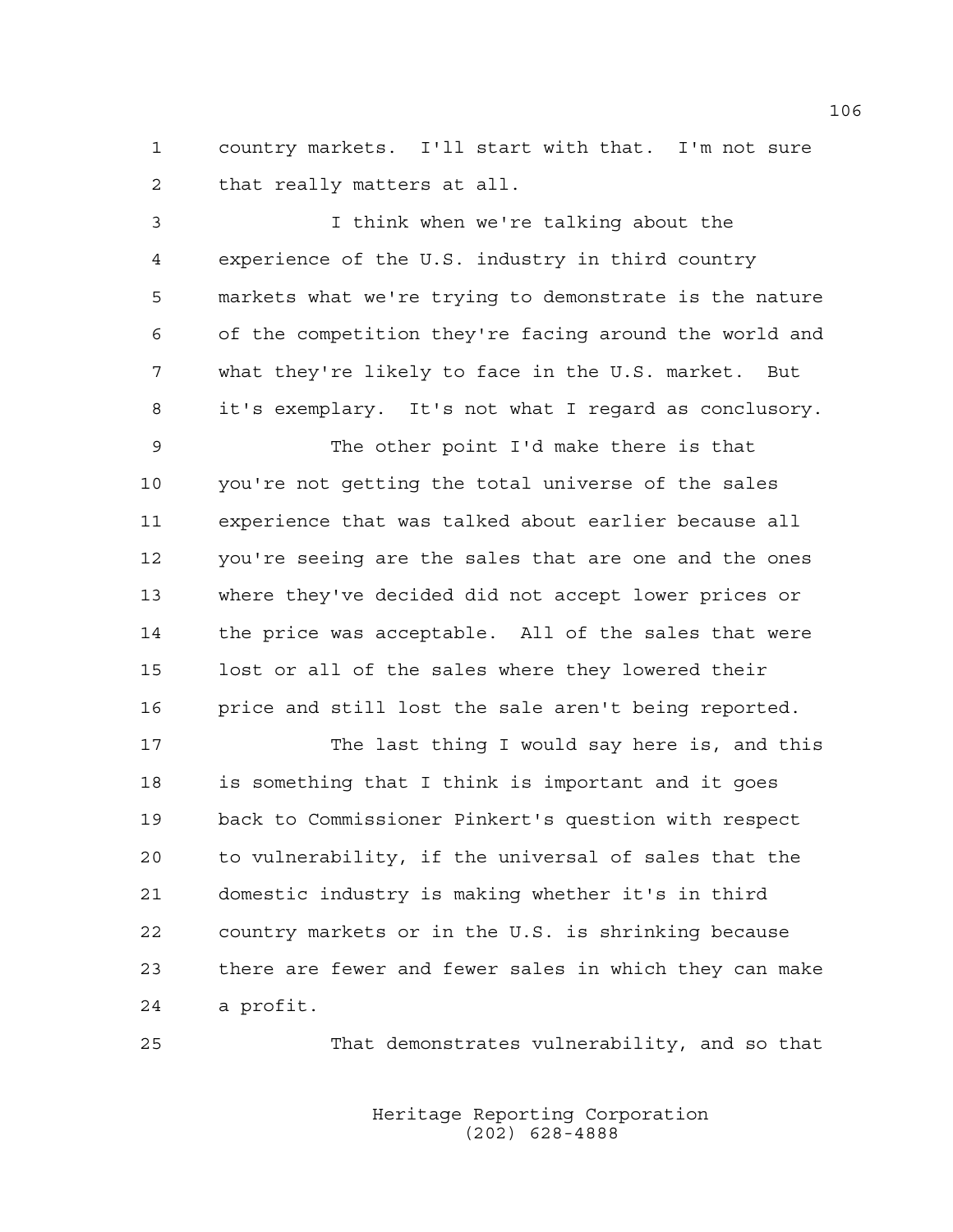country markets. I'll start with that. I'm not sure that really matters at all.

I think when we're talking about the experience of the U.S. industry in third country markets what we're trying to demonstrate is the nature of the competition they're facing around the world and what they're likely to face in the U.S. market. But it's exemplary. It's not what I regard as conclusory.

The other point I'd make there is that you're not getting the total universe of the sales experience that was talked about earlier because all you're seeing are the sales that are one and the ones where they've decided did not accept lower prices or the price was acceptable. All of the sales that were lost or all of the sales where they lowered their price and still lost the sale aren't being reported.

The last thing I would say here is, and this is something that I think is important and it goes back to Commissioner Pinkert's question with respect to vulnerability, if the universal of sales that the domestic industry is making whether it's in third country markets or in the U.S. is shrinking because there are fewer and fewer sales in which they can make a profit.

That demonstrates vulnerability, and so that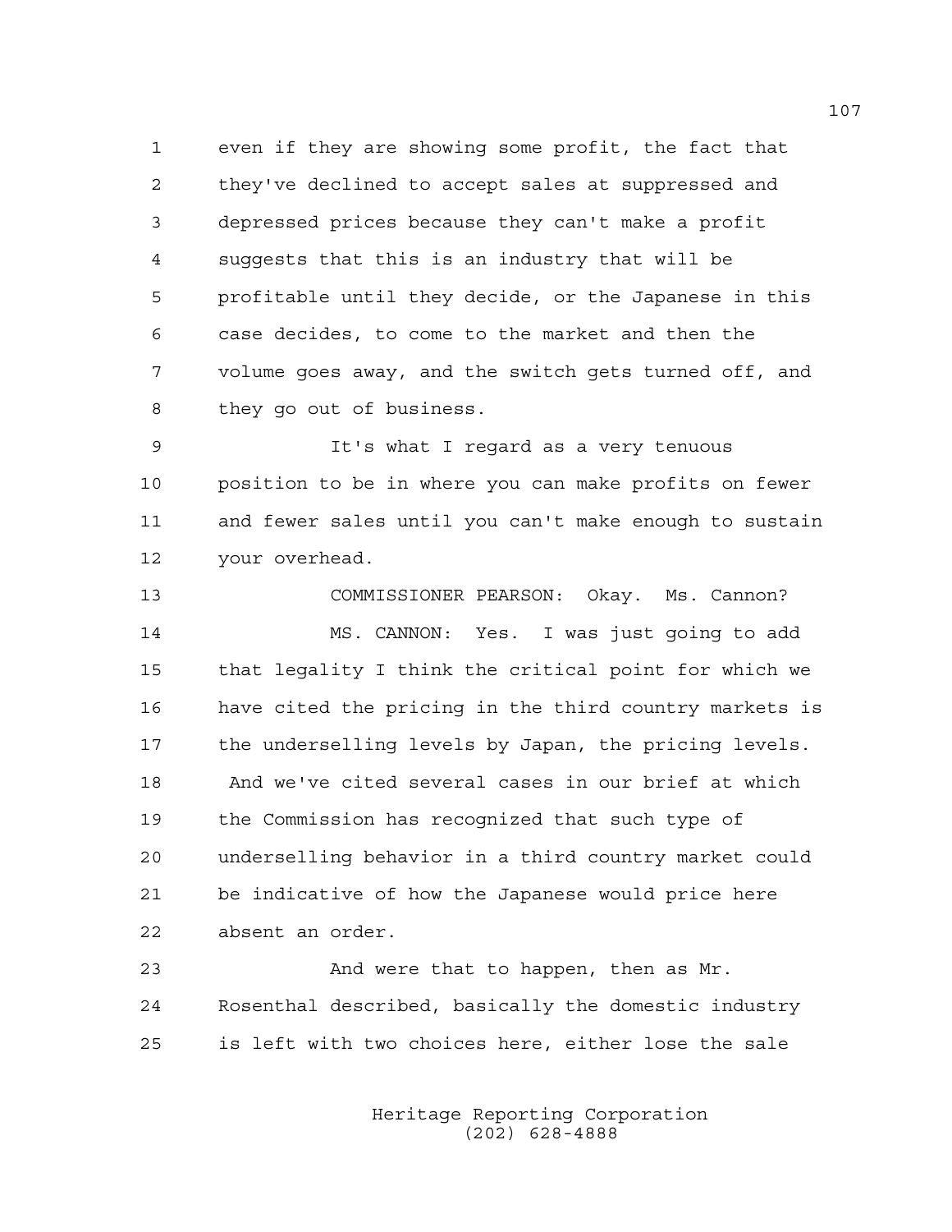even if they are showing some profit, the fact that they've declined to accept sales at suppressed and depressed prices because they can't make a profit suggests that this is an industry that will be profitable until they decide, or the Japanese in this case decides, to come to the market and then the volume goes away, and the switch gets turned off, and they go out of business.

It's what I regard as a very tenuous position to be in where you can make profits on fewer and fewer sales until you can't make enough to sustain your overhead.

COMMISSIONER PEARSON: Okay. Ms. Cannon?

MS. CANNON: Yes. I was just going to add that legality I think the critical point for which we have cited the pricing in the third country markets is the underselling levels by Japan, the pricing levels. And we've cited several cases in our brief at which the Commission has recognized that such type of underselling behavior in a third country market could be indicative of how the Japanese would price here absent an order.

And were that to happen, then as Mr. Rosenthal described, basically the domestic industry is left with two choices here, either lose the sale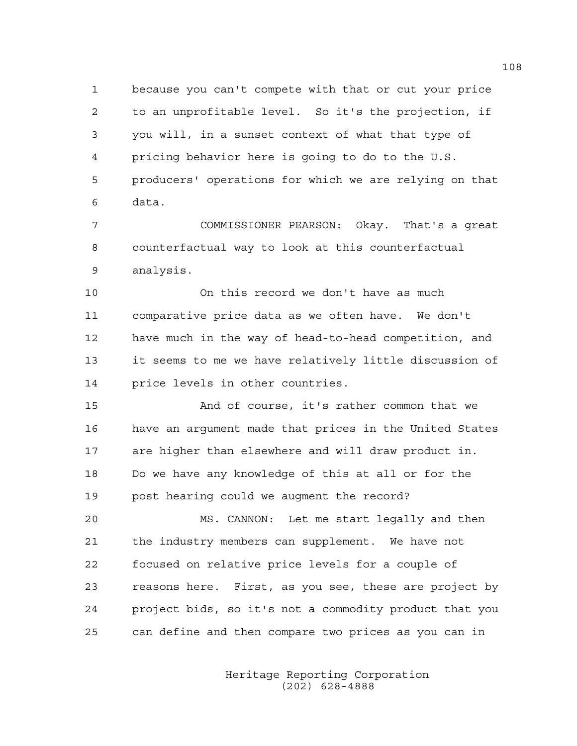because you can't compete with that or cut your price to an unprofitable level. So it's the projection, if you will, in a sunset context of what that type of pricing behavior here is going to do to the U.S. producers' operations for which we are relying on that data.

COMMISSIONER PEARSON: Okay. That's a great counterfactual way to look at this counterfactual analysis.

On this record we don't have as much comparative price data as we often have. We don't have much in the way of head-to-head competition, and it seems to me we have relatively little discussion of price levels in other countries.

And of course, it's rather common that we have an argument made that prices in the United States are higher than elsewhere and will draw product in. Do we have any knowledge of this at all or for the post hearing could we augment the record?

MS. CANNON: Let me start legally and then the industry members can supplement. We have not focused on relative price levels for a couple of reasons here. First, as you see, these are project by project bids, so it's not a commodity product that you can define and then compare two prices as you can in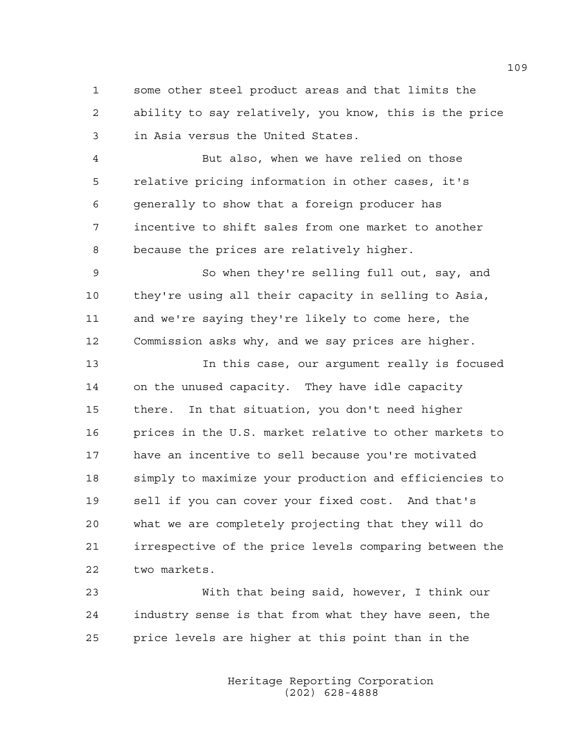some other steel product areas and that limits the ability to say relatively, you know, this is the price in Asia versus the United States.

But also, when we have relied on those relative pricing information in other cases, it's generally to show that a foreign producer has incentive to shift sales from one market to another because the prices are relatively higher.

So when they're selling full out, say, and they're using all their capacity in selling to Asia, and we're saying they're likely to come here, the Commission asks why, and we say prices are higher.

In this case, our argument really is focused on the unused capacity. They have idle capacity there. In that situation, you don't need higher prices in the U.S. market relative to other markets to have an incentive to sell because you're motivated simply to maximize your production and efficiencies to sell if you can cover your fixed cost. And that's what we are completely projecting that they will do irrespective of the price levels comparing between the two markets.

With that being said, however, I think our industry sense is that from what they have seen, the price levels are higher at this point than in the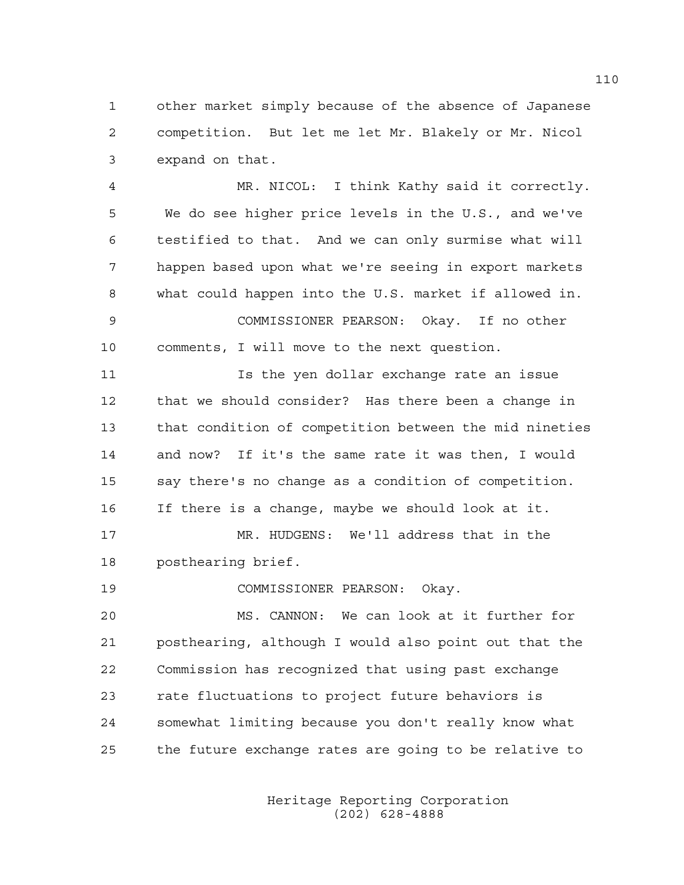other market simply because of the absence of Japanese competition. But let me let Mr. Blakely or Mr. Nicol expand on that.

MR. NICOL: I think Kathy said it correctly. We do see higher price levels in the U.S., and we've testified to that. And we can only surmise what will happen based upon what we're seeing in export markets what could happen into the U.S. market if allowed in.

COMMISSIONER PEARSON: Okay. If no other comments, I will move to the next question.

Is the yen dollar exchange rate an issue that we should consider? Has there been a change in that condition of competition between the mid nineties and now? If it's the same rate it was then, I would say there's no change as a condition of competition. If there is a change, maybe we should look at it.

MR. HUDGENS: We'll address that in the posthearing brief.

COMMISSIONER PEARSON: Okay.

MS. CANNON: We can look at it further for posthearing, although I would also point out that the Commission has recognized that using past exchange rate fluctuations to project future behaviors is somewhat limiting because you don't really know what the future exchange rates are going to be relative to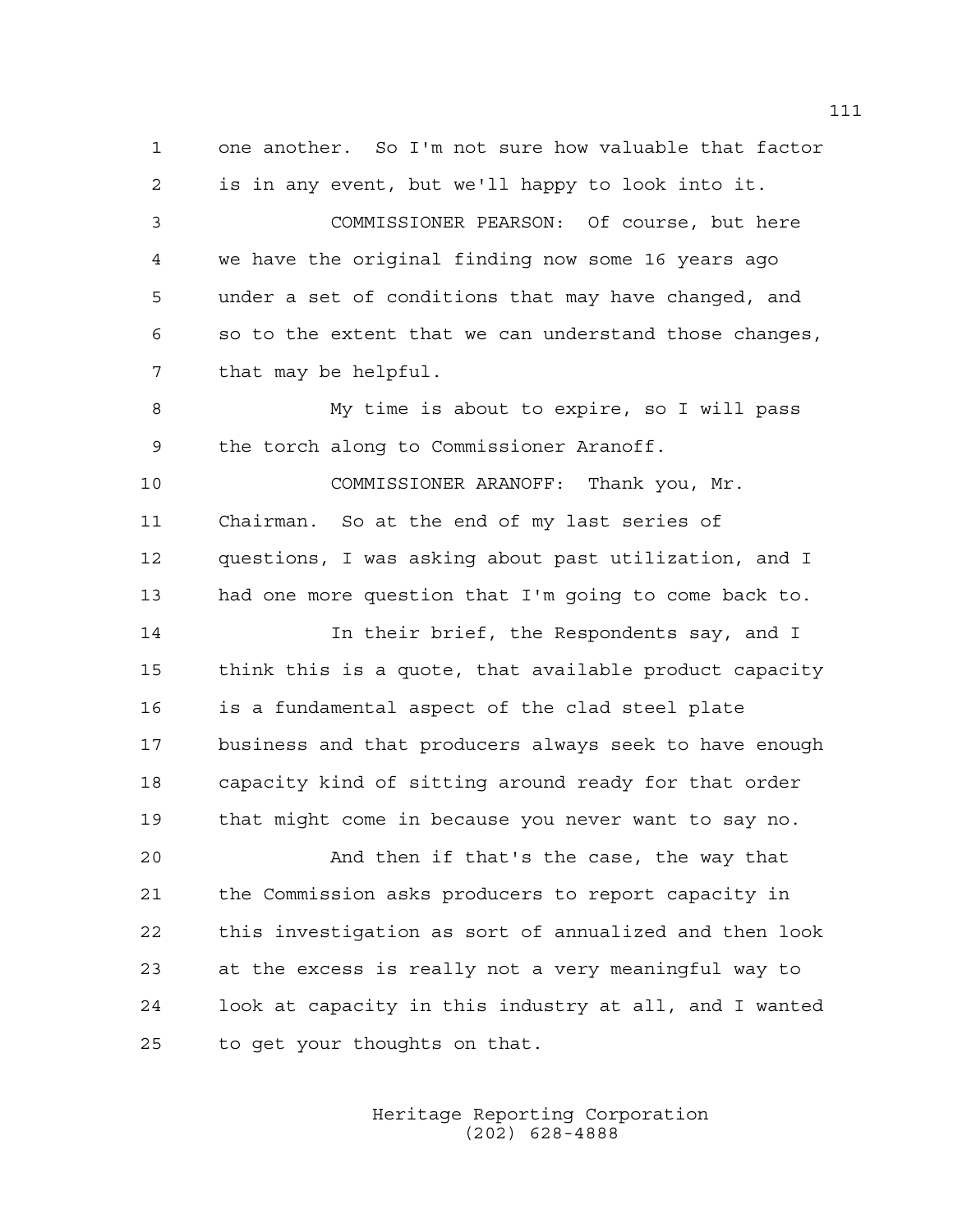one another. So I'm not sure how valuable that factor is in any event, but we'll happy to look into it.

COMMISSIONER PEARSON: Of course, but here we have the original finding now some 16 years ago under a set of conditions that may have changed, and so to the extent that we can understand those changes, that may be helpful.

My time is about to expire, so I will pass the torch along to Commissioner Aranoff.

COMMISSIONER ARANOFF: Thank you, Mr. Chairman. So at the end of my last series of questions, I was asking about past utilization, and I had one more question that I'm going to come back to.

In their brief, the Respondents say, and I think this is a quote, that available product capacity is a fundamental aspect of the clad steel plate business and that producers always seek to have enough capacity kind of sitting around ready for that order that might come in because you never want to say no.

And then if that's the case, the way that the Commission asks producers to report capacity in this investigation as sort of annualized and then look at the excess is really not a very meaningful way to look at capacity in this industry at all, and I wanted to get your thoughts on that.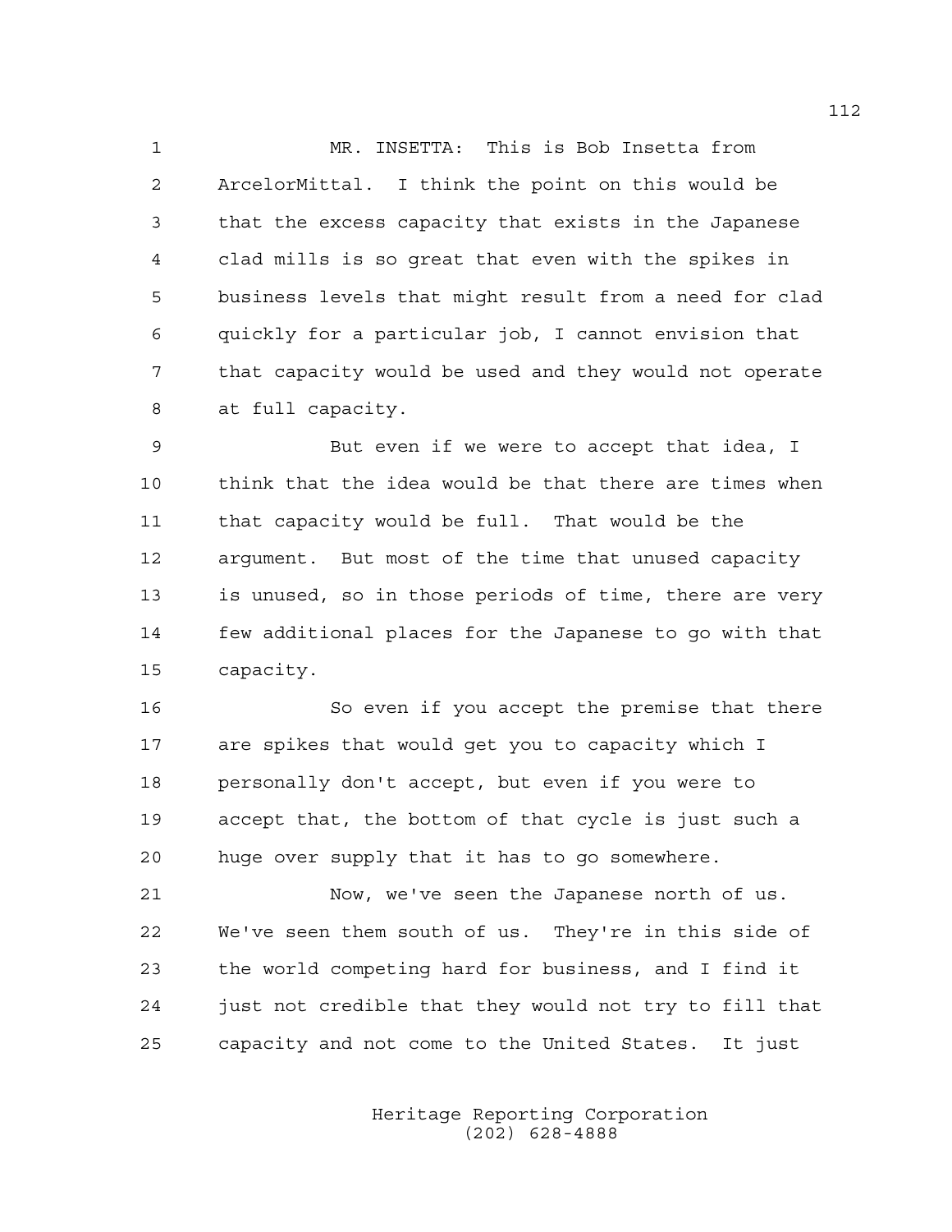MR. INSETTA: This is Bob Insetta from ArcelorMittal. I think the point on this would be that the excess capacity that exists in the Japanese clad mills is so great that even with the spikes in business levels that might result from a need for clad quickly for a particular job, I cannot envision that that capacity would be used and they would not operate at full capacity.

But even if we were to accept that idea, I think that the idea would be that there are times when that capacity would be full. That would be the argument. But most of the time that unused capacity is unused, so in those periods of time, there are very few additional places for the Japanese to go with that capacity.

So even if you accept the premise that there are spikes that would get you to capacity which I personally don't accept, but even if you were to accept that, the bottom of that cycle is just such a huge over supply that it has to go somewhere.

Now, we've seen the Japanese north of us. We've seen them south of us. They're in this side of the world competing hard for business, and I find it just not credible that they would not try to fill that capacity and not come to the United States. It just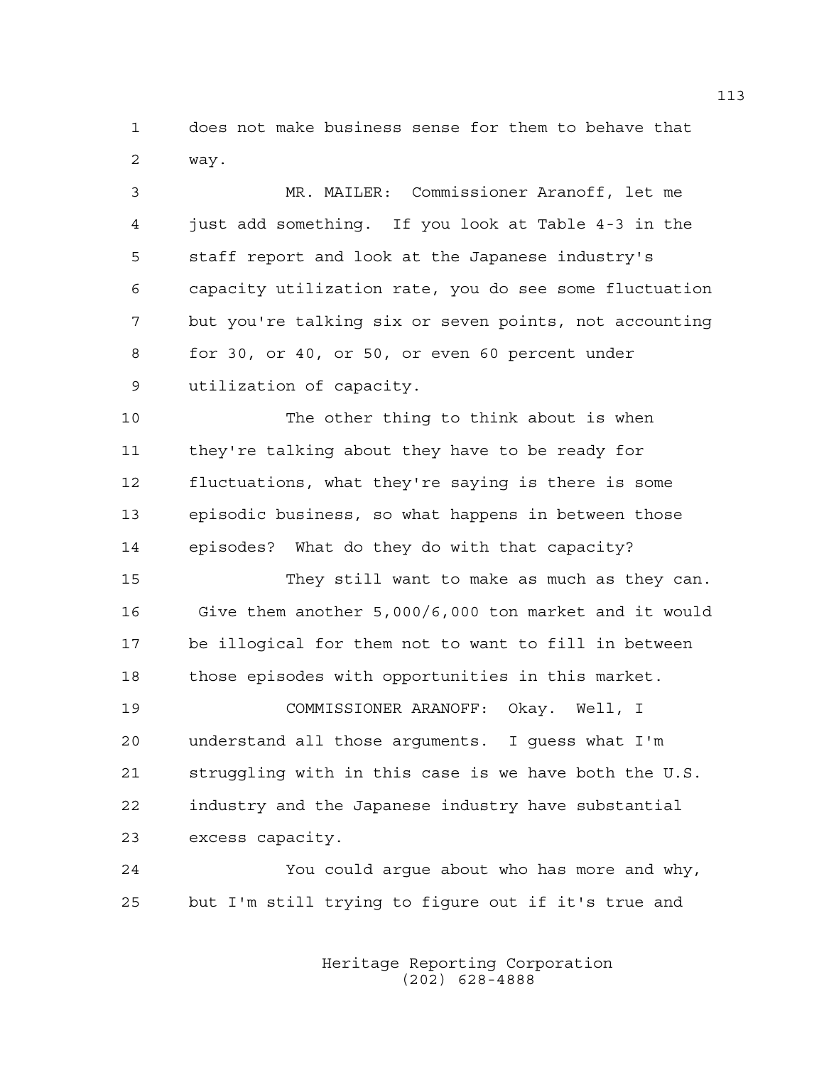does not make business sense for them to behave that way.

MR. MAILER: Commissioner Aranoff, let me just add something. If you look at Table 4-3 in the staff report and look at the Japanese industry's capacity utilization rate, you do see some fluctuation but you're talking six or seven points, not accounting for 30, or 40, or 50, or even 60 percent under utilization of capacity.

The other thing to think about is when they're talking about they have to be ready for fluctuations, what they're saying is there is some episodic business, so what happens in between those episodes? What do they do with that capacity?

They still want to make as much as they can. Give them another 5,000/6,000 ton market and it would be illogical for them not to want to fill in between those episodes with opportunities in this market.

COMMISSIONER ARANOFF: Okay. Well, I understand all those arguments. I guess what I'm struggling with in this case is we have both the U.S. industry and the Japanese industry have substantial excess capacity.

You could argue about who has more and why, but I'm still trying to figure out if it's true and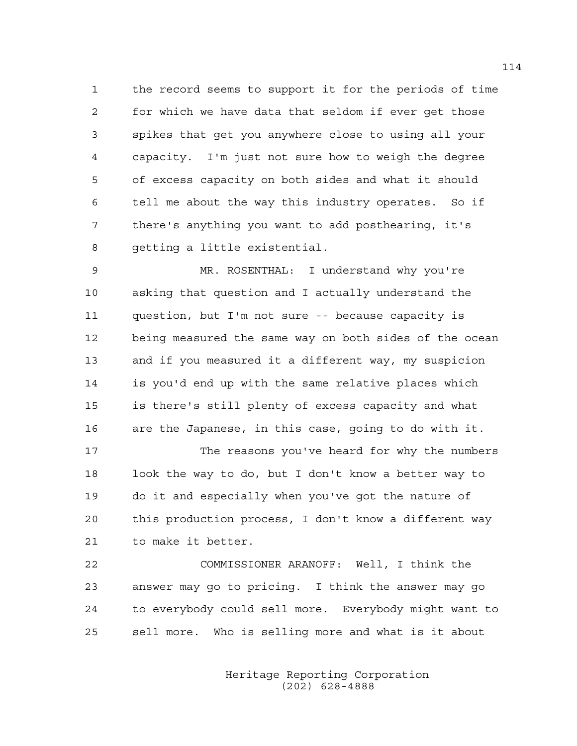the record seems to support it for the periods of time for which we have data that seldom if ever get those spikes that get you anywhere close to using all your capacity. I'm just not sure how to weigh the degree of excess capacity on both sides and what it should tell me about the way this industry operates. So if there's anything you want to add posthearing, it's getting a little existential.

MR. ROSENTHAL: I understand why you're asking that question and I actually understand the question, but I'm not sure -- because capacity is being measured the same way on both sides of the ocean and if you measured it a different way, my suspicion is you'd end up with the same relative places which is there's still plenty of excess capacity and what are the Japanese, in this case, going to do with it.

The reasons you've heard for why the numbers look the way to do, but I don't know a better way to do it and especially when you've got the nature of this production process, I don't know a different way to make it better.

COMMISSIONER ARANOFF: Well, I think the answer may go to pricing. I think the answer may go to everybody could sell more. Everybody might want to sell more. Who is selling more and what is it about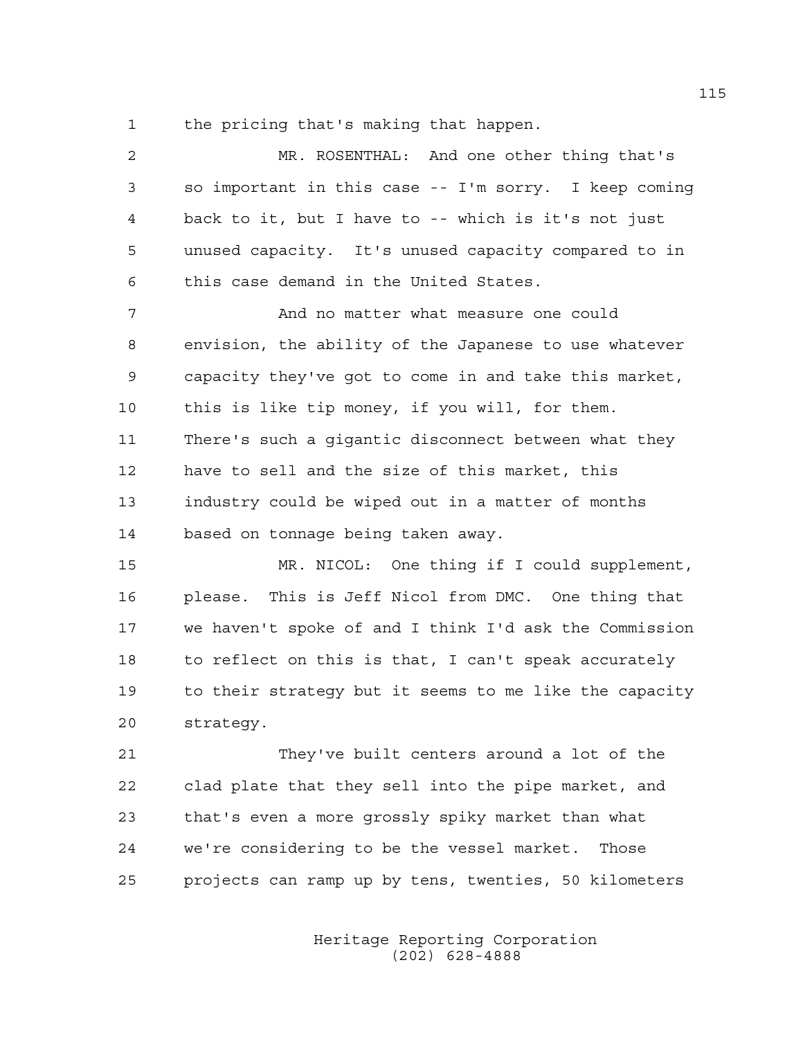the pricing that's making that happen.

MR. ROSENTHAL: And one other thing that's so important in this case -- I'm sorry. I keep coming back to it, but I have to -- which is it's not just unused capacity. It's unused capacity compared to in this case demand in the United States.

And no matter what measure one could envision, the ability of the Japanese to use whatever capacity they've got to come in and take this market, this is like tip money, if you will, for them. There's such a gigantic disconnect between what they have to sell and the size of this market, this industry could be wiped out in a matter of months based on tonnage being taken away.

MR. NICOL: One thing if I could supplement, please. This is Jeff Nicol from DMC. One thing that we haven't spoke of and I think I'd ask the Commission to reflect on this is that, I can't speak accurately to their strategy but it seems to me like the capacity strategy.

They've built centers around a lot of the clad plate that they sell into the pipe market, and that's even a more grossly spiky market than what we're considering to be the vessel market. Those projects can ramp up by tens, twenties, 50 kilometers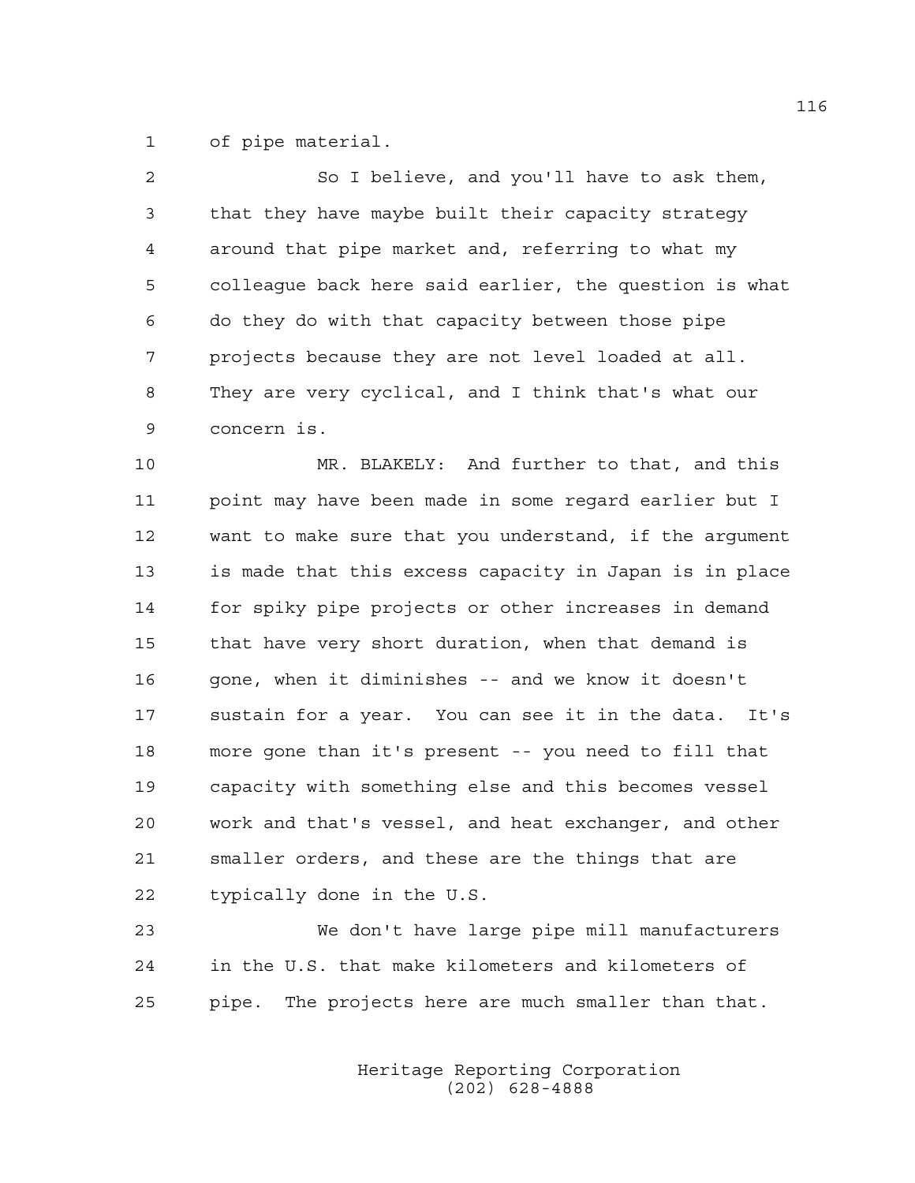of pipe material.

So I believe, and you'll have to ask them, that they have maybe built their capacity strategy around that pipe market and, referring to what my colleague back here said earlier, the question is what do they do with that capacity between those pipe projects because they are not level loaded at all. They are very cyclical, and I think that's what our concern is.

MR. BLAKELY: And further to that, and this point may have been made in some regard earlier but I want to make sure that you understand, if the argument is made that this excess capacity in Japan is in place for spiky pipe projects or other increases in demand that have very short duration, when that demand is gone, when it diminishes -- and we know it doesn't sustain for a year. You can see it in the data. It's more gone than it's present -- you need to fill that capacity with something else and this becomes vessel work and that's vessel, and heat exchanger, and other smaller orders, and these are the things that are typically done in the U.S.

We don't have large pipe mill manufacturers in the U.S. that make kilometers and kilometers of pipe. The projects here are much smaller than that.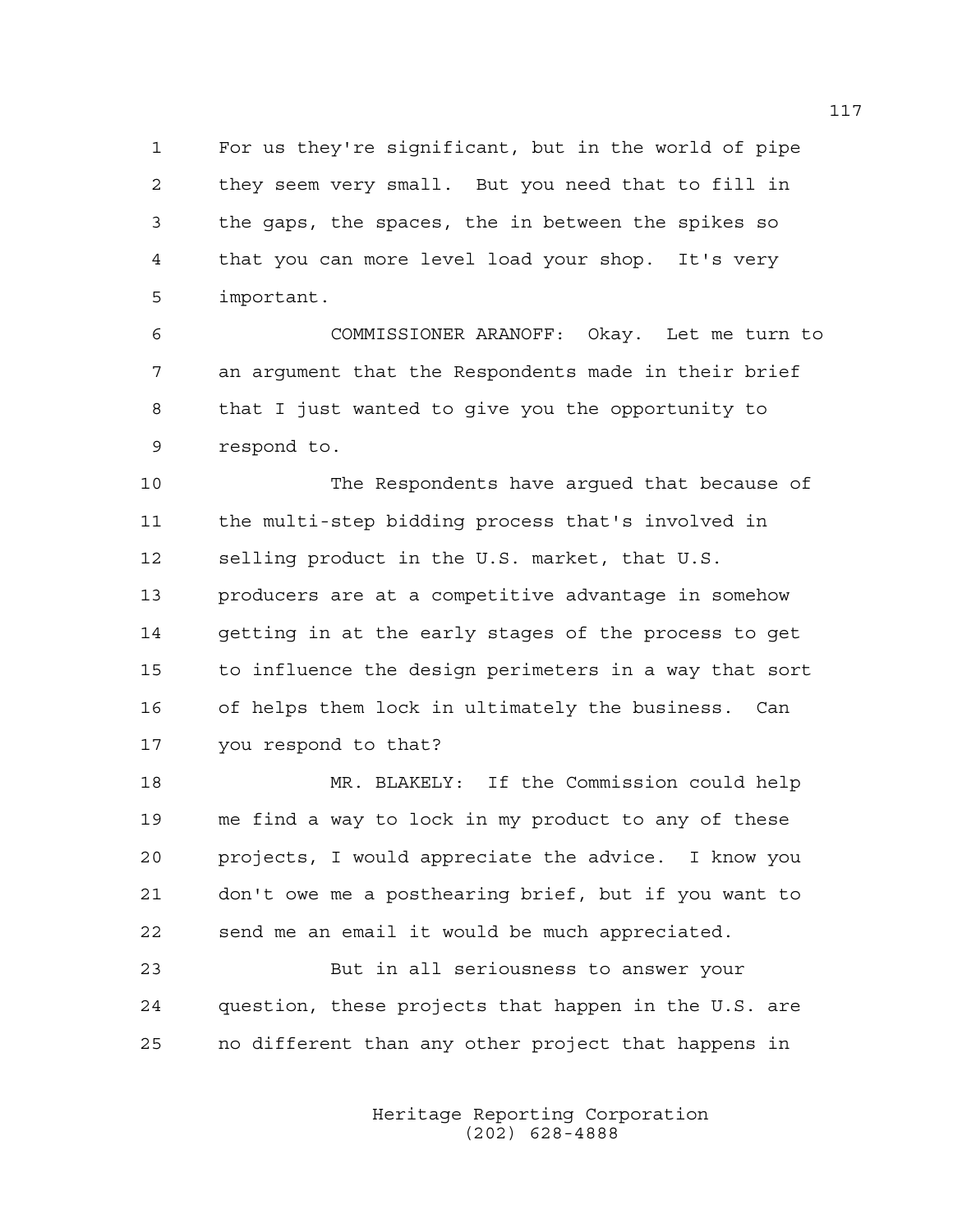For us they're significant, but in the world of pipe they seem very small. But you need that to fill in the gaps, the spaces, the in between the spikes so that you can more level load your shop. It's very important.

COMMISSIONER ARANOFF: Okay. Let me turn to an argument that the Respondents made in their brief that I just wanted to give you the opportunity to respond to.

The Respondents have argued that because of the multi-step bidding process that's involved in selling product in the U.S. market, that U.S. producers are at a competitive advantage in somehow getting in at the early stages of the process to get to influence the design perimeters in a way that sort of helps them lock in ultimately the business. Can you respond to that?

MR. BLAKELY: If the Commission could help me find a way to lock in my product to any of these projects, I would appreciate the advice. I know you don't owe me a posthearing brief, but if you want to send me an email it would be much appreciated.

But in all seriousness to answer your question, these projects that happen in the U.S. are no different than any other project that happens in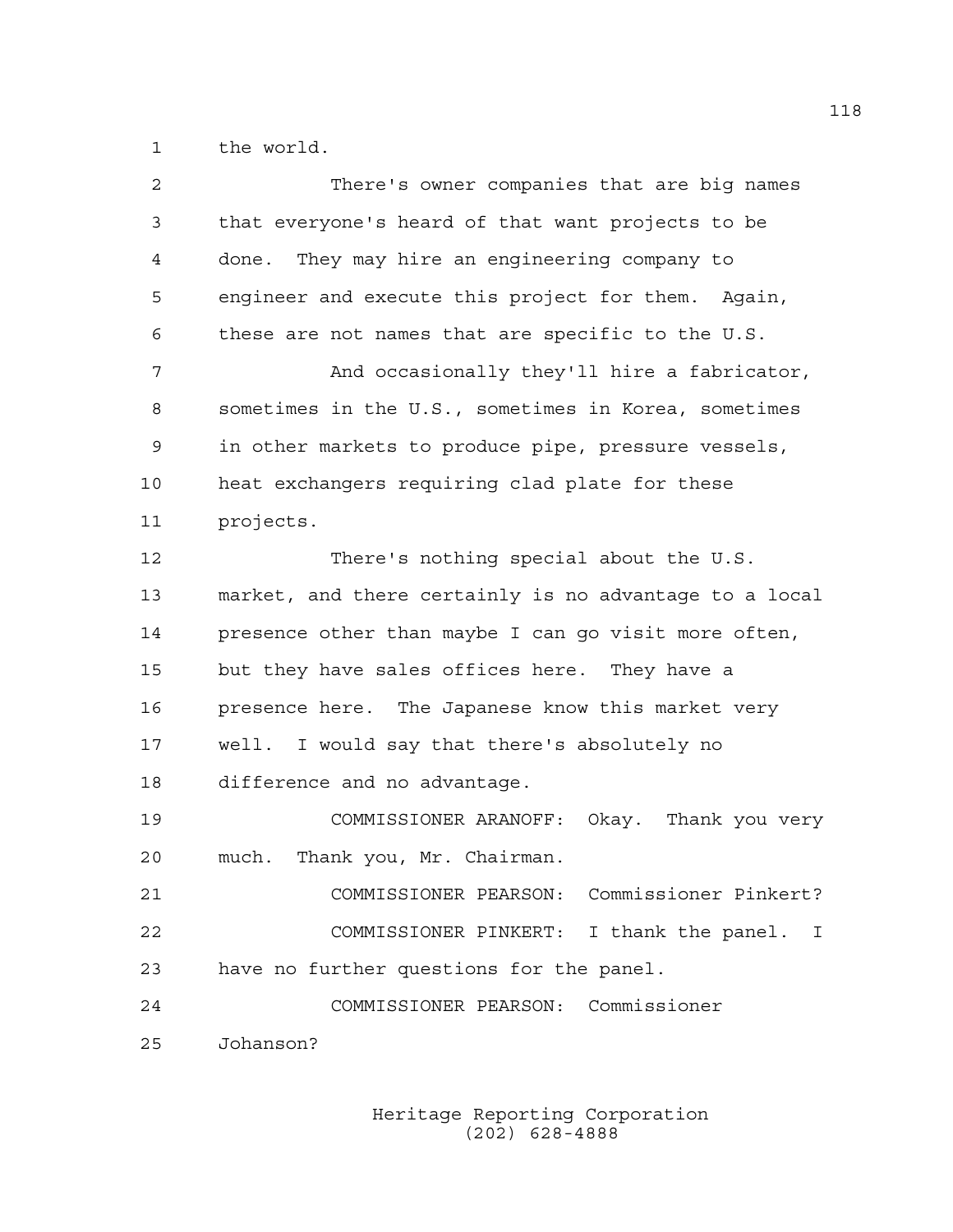the world.

There's owner companies that are big names that everyone's heard of that want projects to be done. They may hire an engineering company to engineer and execute this project for them. Again, these are not names that are specific to the U.S.

And occasionally they'll hire a fabricator, sometimes in the U.S., sometimes in Korea, sometimes in other markets to produce pipe, pressure vessels, heat exchangers requiring clad plate for these projects.

There's nothing special about the U.S. market, and there certainly is no advantage to a local presence other than maybe I can go visit more often, but they have sales offices here. They have a presence here. The Japanese know this market very well. I would say that there's absolutely no difference and no advantage.

COMMISSIONER ARANOFF: Okay. Thank you very much. Thank you, Mr. Chairman.

COMMISSIONER PEARSON: Commissioner Pinkert?

COMMISSIONER PINKERT: I thank the panel. I have no further questions for the panel.

COMMISSIONER PEARSON: Commissioner Johanson?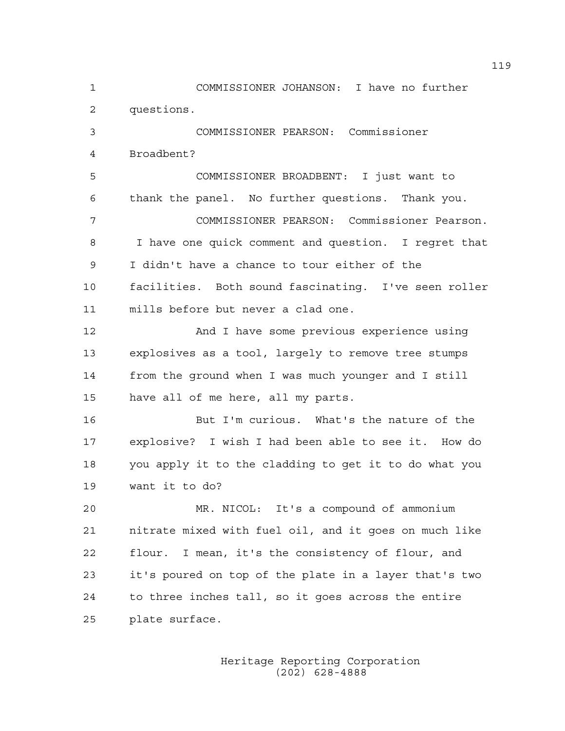COMMISSIONER JOHANSON: I have no further questions.

COMMISSIONER PEARSON: Commissioner Broadbent?

COMMISSIONER BROADBENT: I just want to thank the panel. No further questions. Thank you.

COMMISSIONER PEARSON: Commissioner Pearson. I have one quick comment and question. I regret that I didn't have a chance to tour either of the facilities. Both sound fascinating. I've seen roller mills before but never a clad one.

And I have some previous experience using explosives as a tool, largely to remove tree stumps from the ground when I was much younger and I still have all of me here, all my parts.

But I'm curious. What's the nature of the explosive? I wish I had been able to see it. How do you apply it to the cladding to get it to do what you want it to do?

MR. NICOL: It's a compound of ammonium nitrate mixed with fuel oil, and it goes on much like flour. I mean, it's the consistency of flour, and it's poured on top of the plate in a layer that's two to three inches tall, so it goes across the entire plate surface.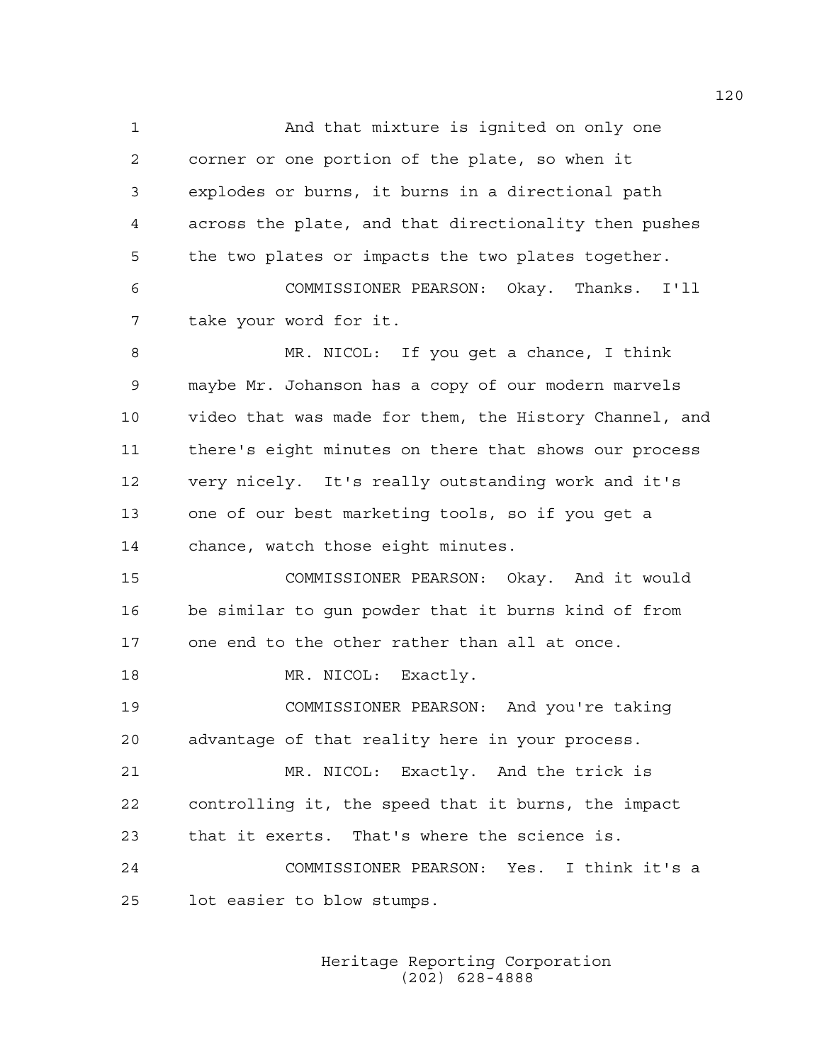And that mixture is ignited on only one corner or one portion of the plate, so when it explodes or burns, it burns in a directional path across the plate, and that directionality then pushes the two plates or impacts the two plates together.

COMMISSIONER PEARSON: Okay. Thanks. I'll take your word for it.

MR. NICOL: If you get a chance, I think maybe Mr. Johanson has a copy of our modern marvels video that was made for them, the History Channel, and there's eight minutes on there that shows our process very nicely. It's really outstanding work and it's one of our best marketing tools, so if you get a chance, watch those eight minutes.

COMMISSIONER PEARSON: Okay. And it would be similar to gun powder that it burns kind of from one end to the other rather than all at once.

MR. NICOL: Exactly.

COMMISSIONER PEARSON: And you're taking advantage of that reality here in your process.

MR. NICOL: Exactly. And the trick is controlling it, the speed that it burns, the impact that it exerts. That's where the science is.

COMMISSIONER PEARSON: Yes. I think it's a lot easier to blow stumps.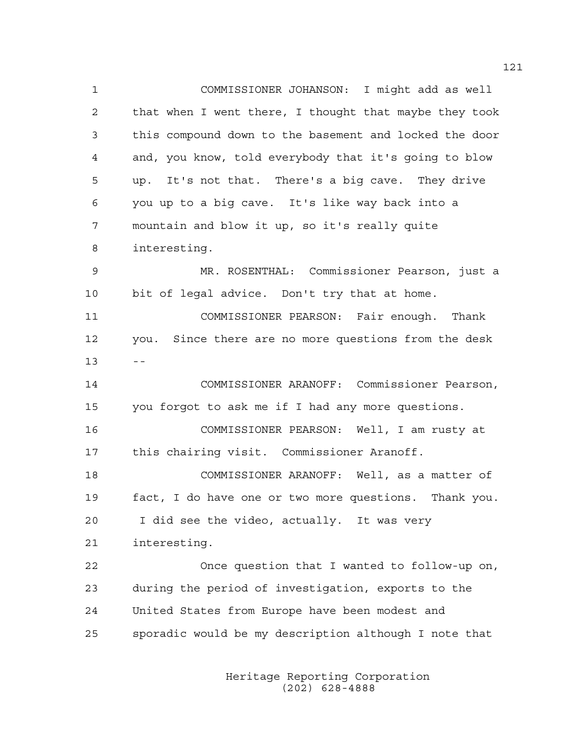1 COMMISSIONER JOHANSON: I might add as well
2 that when I went there, I thought that maybe they took
3 this compound down to the basement and locked the door
4 and, you know, told everybody that it's going to blow
5 up. It's not that. There's a big cave. They drive
6 you up to a big cave. It's like way back into a
7 mountain and blow it up, so it's really quite
8 interesting.
9 MR. ROSENTHAL: Commissioner Pearson, just a
10 bit of legal advice. Don't try that at home.
11 COMMISSIONER PEARSON: Fair enough. Thank
12 you. Since there are no more questions from the desk
13 --
14 COMMISSIONER ARANOFF: Commissioner Pearson,
15 you forgot to ask me if I had any more questions.
16 COMMISSIONER PEARSON: Well, I am rusty at
17 this chairing visit. Commissioner Aranoff.
18 COMMISSIONER ARANOFF: Well, as a matter of
19 fact, I do have one or two more questions. Thank you.
20 I did see the video, actually. It was very
21 interesting.
22 Once question that I wanted to follow-up on,
23 during the period of investigation, exports to the
24 United States from Europe have been modest and
25 sporadic would be my description although I note that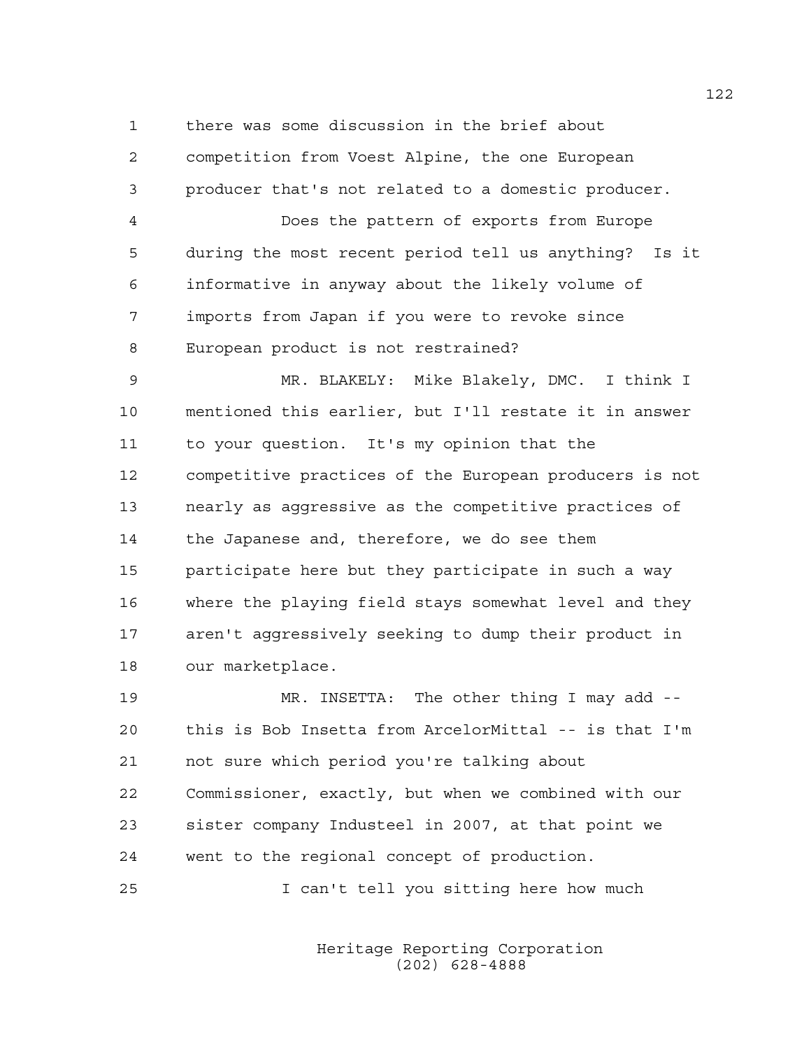there was some discussion in the brief about competition from Voest Alpine, the one European producer that's not related to a domestic producer.

Does the pattern of exports from Europe during the most recent period tell us anything? Is it informative in anyway about the likely volume of imports from Japan if you were to revoke since European product is not restrained?

MR. BLAKELY: Mike Blakely, DMC. I think I mentioned this earlier, but I'll restate it in answer to your question. It's my opinion that the competitive practices of the European producers is not nearly as aggressive as the competitive practices of the Japanese and, therefore, we do see them participate here but they participate in such a way where the playing field stays somewhat level and they aren't aggressively seeking to dump their product in our marketplace.

MR. INSETTA: The other thing I may add -- this is Bob Insetta from ArcelorMittal -- is that I'm not sure which period you're talking about Commissioner, exactly, but when we combined with our sister company Industeel in 2007, at that point we went to the regional concept of production.

I can't tell you sitting here how much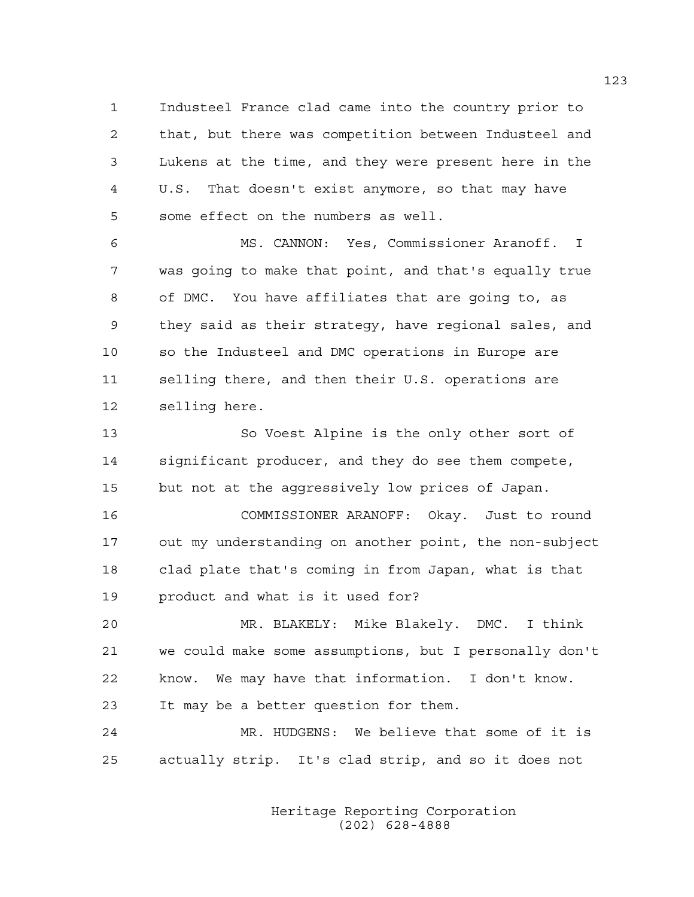Industeel France clad came into the country prior to that, but there was competition between Industeel and Lukens at the time, and they were present here in the U.S. That doesn't exist anymore, so that may have some effect on the numbers as well.

MS. CANNON: Yes, Commissioner Aranoff. I was going to make that point, and that's equally true of DMC. You have affiliates that are going to, as they said as their strategy, have regional sales, and so the Industeel and DMC operations in Europe are selling there, and then their U.S. operations are selling here.

So Voest Alpine is the only other sort of significant producer, and they do see them compete, but not at the aggressively low prices of Japan.

COMMISSIONER ARANOFF: Okay. Just to round out my understanding on another point, the non-subject clad plate that's coming in from Japan, what is that product and what is it used for?

MR. BLAKELY: Mike Blakely. DMC. I think we could make some assumptions, but I personally don't know. We may have that information. I don't know. It may be a better question for them.

MR. HUDGENS: We believe that some of it is actually strip. It's clad strip, and so it does not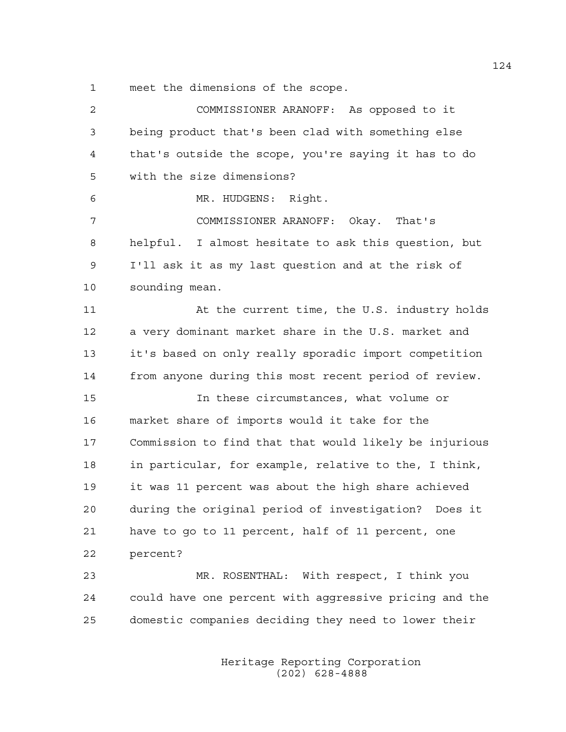meet the dimensions of the scope.

COMMISSIONER ARANOFF: As opposed to it being product that's been clad with something else that's outside the scope, you're saying it has to do with the size dimensions?

MR. HUDGENS: Right.

COMMISSIONER ARANOFF: Okay. That's helpful. I almost hesitate to ask this question, but I'll ask it as my last question and at the risk of sounding mean.

At the current time, the U.S. industry holds a very dominant market share in the U.S. market and it's based on only really sporadic import competition from anyone during this most recent period of review.

In these circumstances, what volume or market share of imports would it take for the Commission to find that that would likely be injurious in particular, for example, relative to the, I think, it was 11 percent was about the high share achieved during the original period of investigation? Does it have to go to 11 percent, half of 11 percent, one percent?

MR. ROSENTHAL: With respect, I think you could have one percent with aggressive pricing and the domestic companies deciding they need to lower their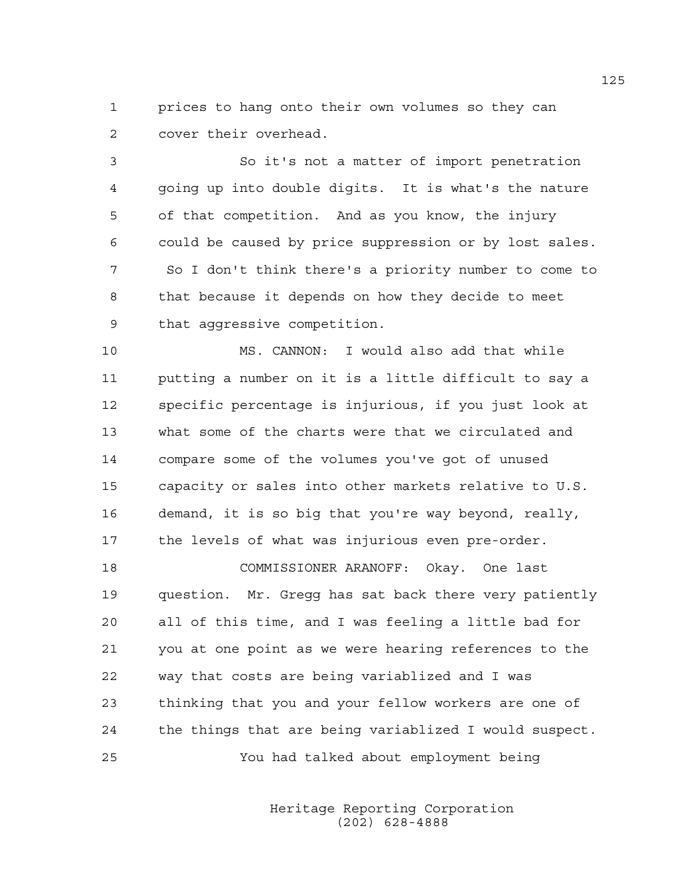prices to hang onto their own volumes so they can cover their overhead.

So it's not a matter of import penetration going up into double digits. It is what's the nature of that competition. And as you know, the injury could be caused by price suppression or by lost sales. So I don't think there's a priority number to come to that because it depends on how they decide to meet that aggressive competition.

MS. CANNON: I would also add that while putting a number on it is a little difficult to say a specific percentage is injurious, if you just look at what some of the charts were that we circulated and compare some of the volumes you've got of unused capacity or sales into other markets relative to U.S. demand, it is so big that you're way beyond, really, the levels of what was injurious even pre-order.

COMMISSIONER ARANOFF: Okay. One last question. Mr. Gregg has sat back there very patiently all of this time, and I was feeling a little bad for you at one point as we were hearing references to the way that costs are being variablized and I was thinking that you and your fellow workers are one of the things that are being variablized I would suspect.

You had talked about employment being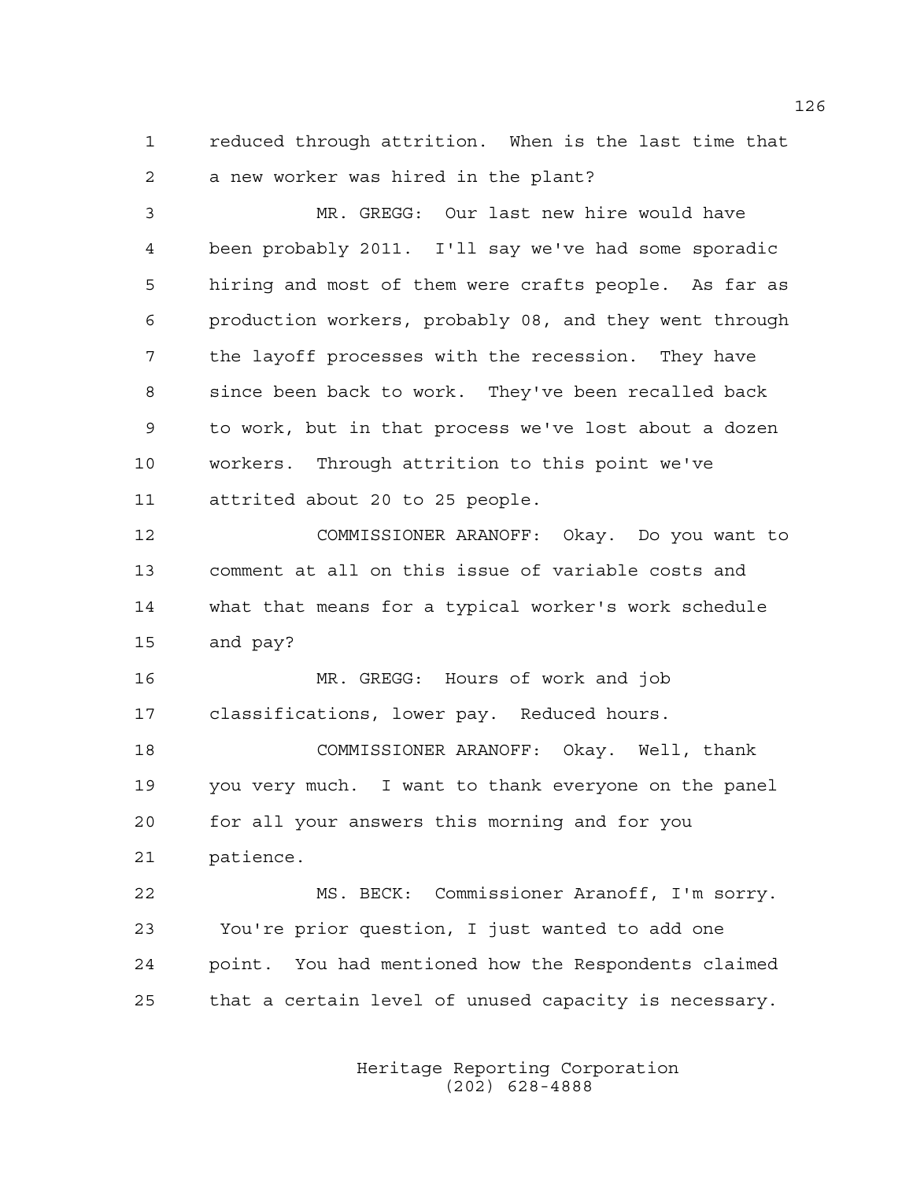reduced through attrition. When is the last time that a new worker was hired in the plant?

MR. GREGG: Our last new hire would have been probably 2011. I'll say we've had some sporadic hiring and most of them were crafts people. As far as production workers, probably 08, and they went through the layoff processes with the recession. They have since been back to work. They've been recalled back to work, but in that process we've lost about a dozen workers. Through attrition to this point we've attrited about 20 to 25 people.

COMMISSIONER ARANOFF: Okay. Do you want to comment at all on this issue of variable costs and what that means for a typical worker's work schedule and pay?

MR. GREGG: Hours of work and job classifications, lower pay. Reduced hours.

COMMISSIONER ARANOFF: Okay. Well, thank you very much. I want to thank everyone on the panel for all your answers this morning and for you patience.

MS. BECK: Commissioner Aranoff, I'm sorry. You're prior question, I just wanted to add one point. You had mentioned how the Respondents claimed that a certain level of unused capacity is necessary.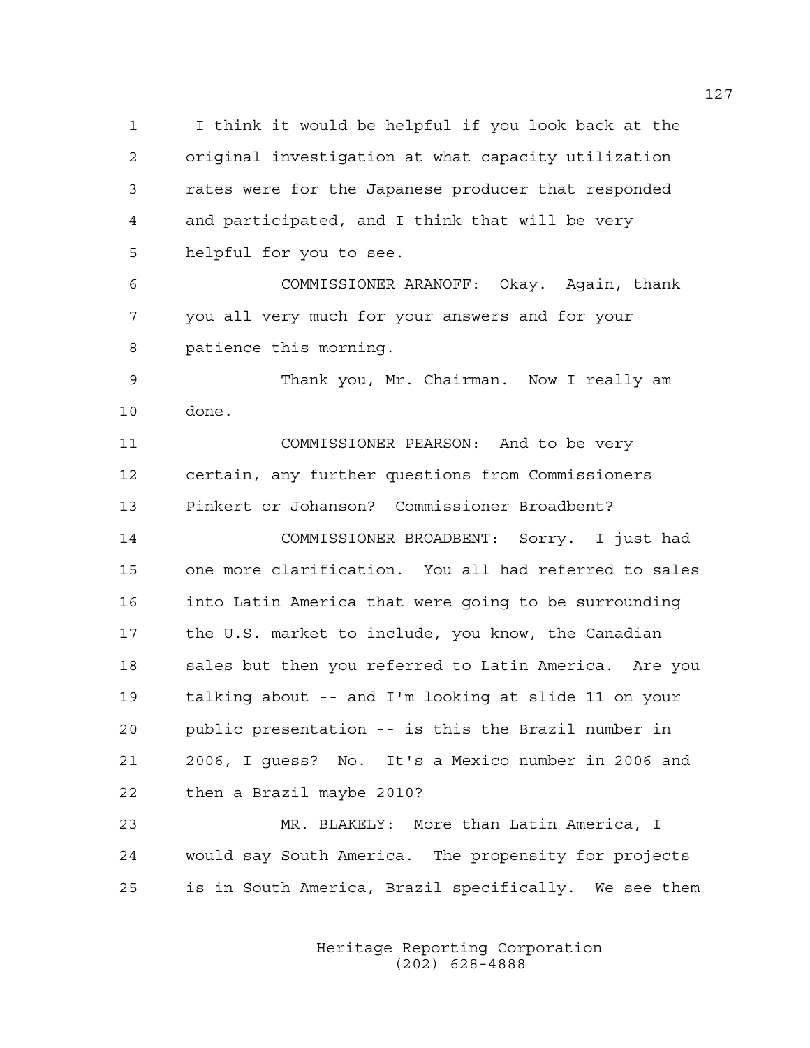I think it would be helpful if you look back at the original investigation at what capacity utilization rates were for the Japanese producer that responded and participated, and I think that will be very helpful for you to see.

COMMISSIONER ARANOFF: Okay. Again, thank you all very much for your answers and for your patience this morning.

Thank you, Mr. Chairman. Now I really am done.

COMMISSIONER PEARSON: And to be very certain, any further questions from Commissioners Pinkert or Johanson? Commissioner Broadbent?

COMMISSIONER BROADBENT: Sorry. I just had one more clarification. You all had referred to sales into Latin America that were going to be surrounding the U.S. market to include, you know, the Canadian sales but then you referred to Latin America. Are you talking about -- and I'm looking at slide 11 on your public presentation -- is this the Brazil number in 2006, I guess? No. It's a Mexico number in 2006 and then a Brazil maybe 2010?

MR. BLAKELY: More than Latin America, I would say South America. The propensity for projects is in South America, Brazil specifically. We see them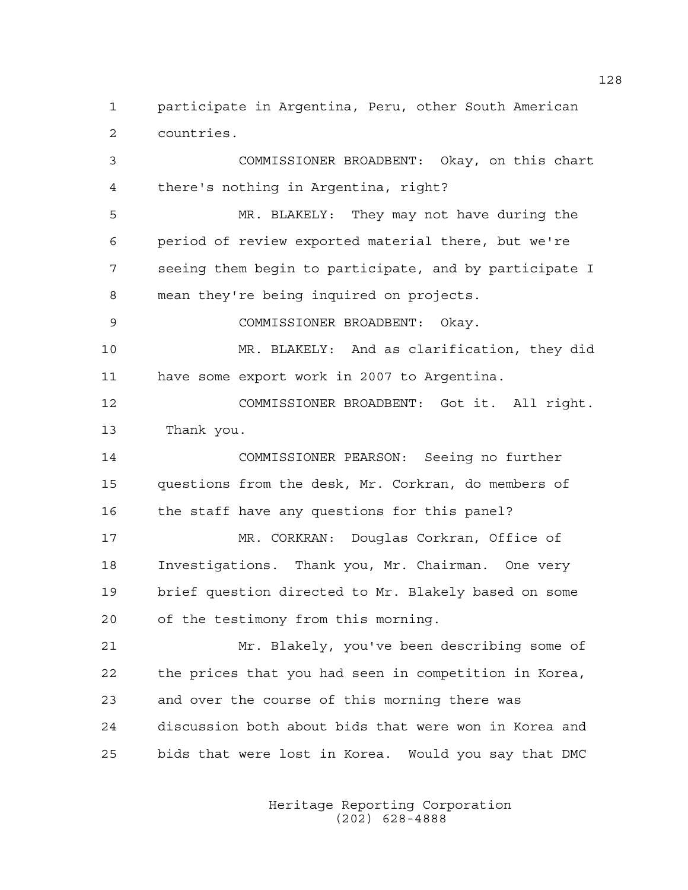1 participate in Argentina, Peru, other South American
2 countries.

3 COMMISSIONER BROADBENT: Okay, on this chart
4 there's nothing in Argentina, right?

5 MR. BLAKELY: They may not have during the
6 period of review exported material there, but we're
7 seeing them begin to participate, and by participate I
8 mean they're being inquired on projects.

9 COMMISSIONER BROADBENT: Okay.

10 MR. BLAKELY: And as clarification, they did
11 have some export work in 2007 to Argentina.

12 COMMISSIONER BROADBENT: Got it. All right.
13 Thank you.

14 COMMISSIONER PEARSON: Seeing no further
15 questions from the desk, Mr. Corkran, do members of
16 the staff have any questions for this panel?

17 MR. CORKRAN: Douglas Corkran, Office of
18 Investigations. Thank you, Mr. Chairman. One very
19 brief question directed to Mr. Blakely based on some
20 of the testimony from this morning.

21 Mr. Blakely, you've been describing some of
22 the prices that you had seen in competition in Korea,
23 and over the course of this morning there was
24 discussion both about bids that were won in Korea and
25 bids that were lost in Korea. Would you say that DMC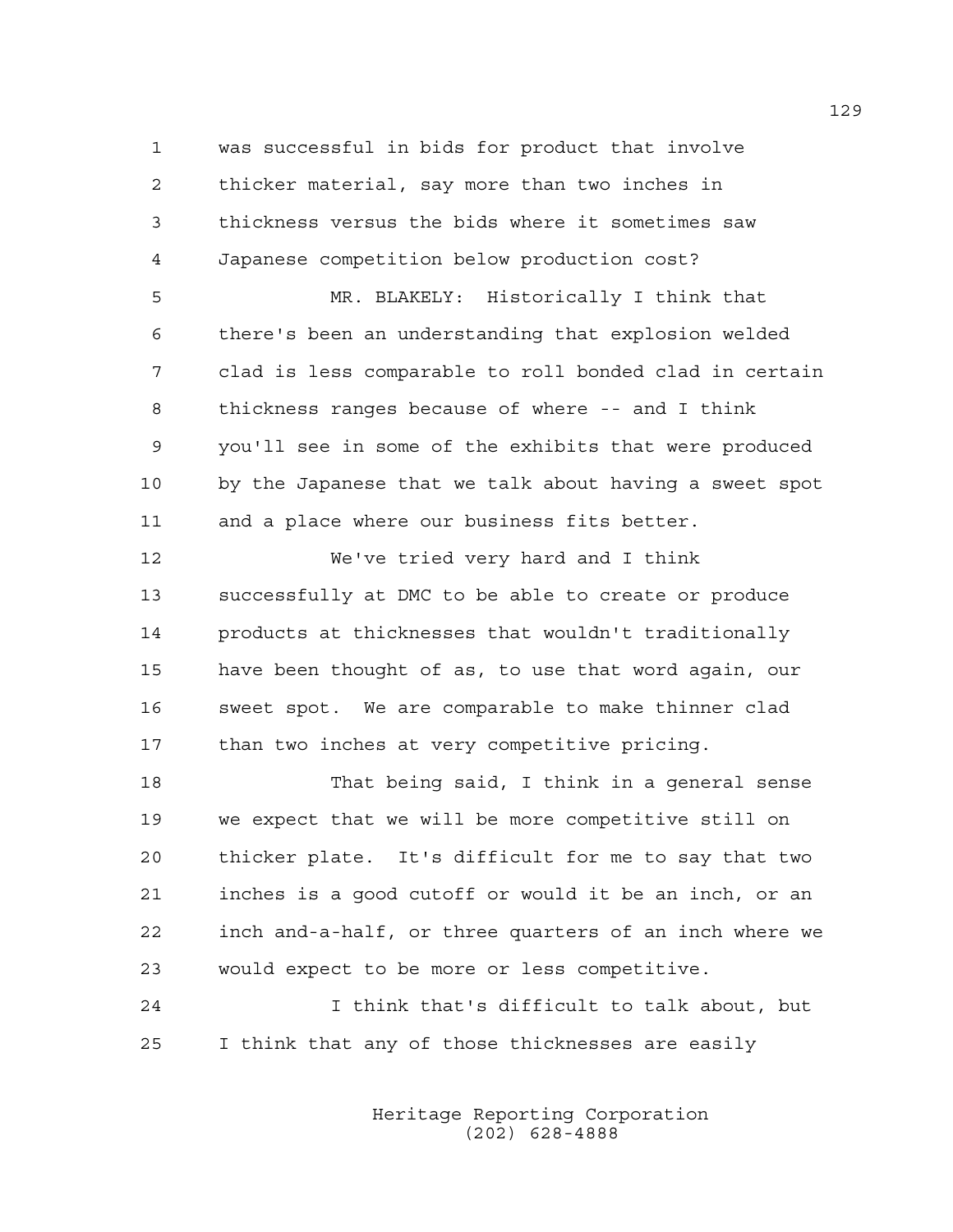was successful in bids for product that involve thicker material, say more than two inches in thickness versus the bids where it sometimes saw Japanese competition below production cost?

MR. BLAKELY: Historically I think that there's been an understanding that explosion welded clad is less comparable to roll bonded clad in certain thickness ranges because of where -- and I think you'll see in some of the exhibits that were produced by the Japanese that we talk about having a sweet spot and a place where our business fits better.

We've tried very hard and I think successfully at DMC to be able to create or produce products at thicknesses that wouldn't traditionally have been thought of as, to use that word again, our sweet spot. We are comparable to make thinner clad than two inches at very competitive pricing.

That being said, I think in a general sense we expect that we will be more competitive still on thicker plate. It's difficult for me to say that two inches is a good cutoff or would it be an inch, or an inch and-a-half, or three quarters of an inch where we would expect to be more or less competitive.

I think that's difficult to talk about, but I think that any of those thicknesses are easily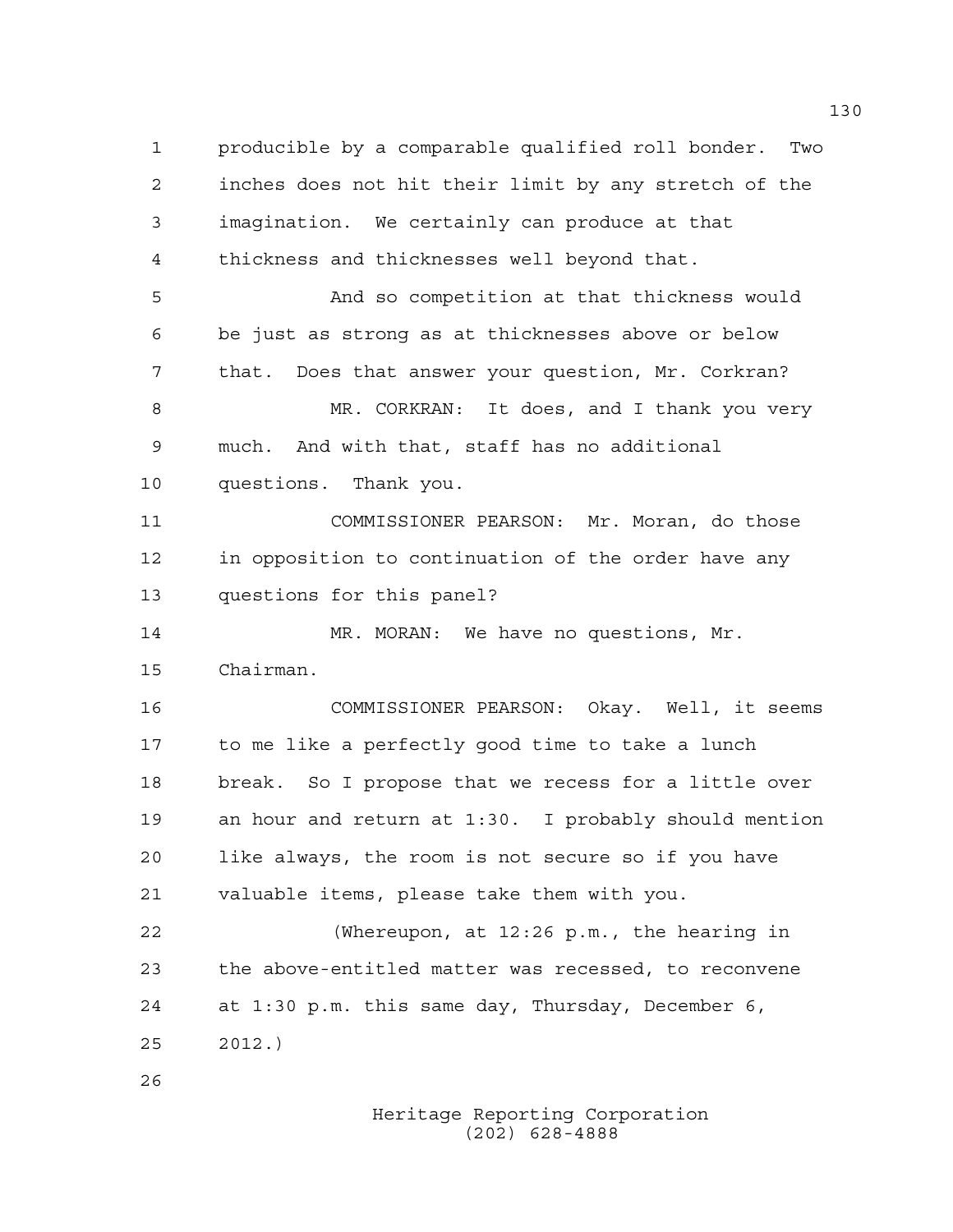producible by a comparable qualified roll bonder. Two inches does not hit their limit by any stretch of the imagination. We certainly can produce at that thickness and thicknesses well beyond that.

And so competition at that thickness would be just as strong as at thicknesses above or below that. Does that answer your question, Mr. Corkran?

MR. CORKRAN: It does, and I thank you very much. And with that, staff has no additional questions. Thank you.

COMMISSIONER PEARSON: Mr. Moran, do those in opposition to continuation of the order have any questions for this panel?

MR. MORAN: We have no questions, Mr. Chairman.

COMMISSIONER PEARSON: Okay. Well, it seems to me like a perfectly good time to take a lunch break. So I propose that we recess for a little over an hour and return at 1:30. I probably should mention like always, the room is not secure so if you have valuable items, please take them with you.

(Whereupon, at 12:26 p.m., the hearing in the above-entitled matter was recessed, to reconvene at 1:30 p.m. this same day, Thursday, December 6, 2012.)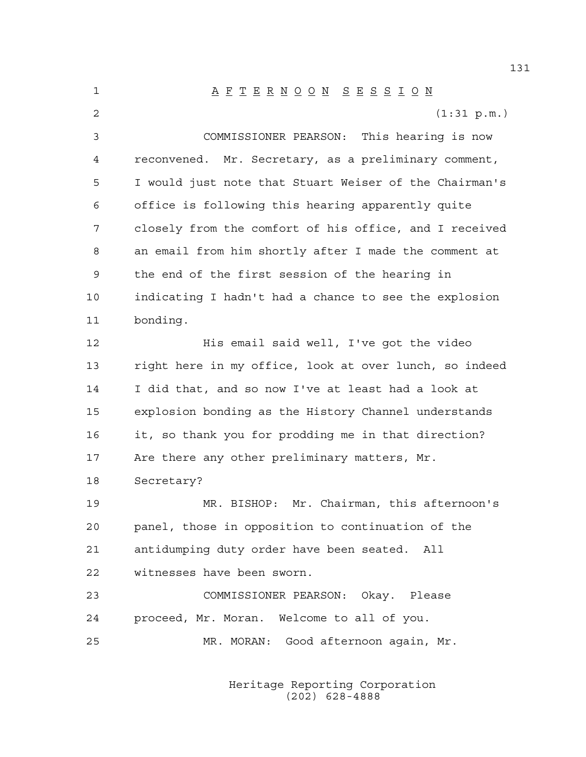A F T E R N O O N  S E S S I O N

(1:31 p.m.)

COMMISSIONER PEARSON: This hearing is now reconvened. Mr. Secretary, as a preliminary comment, I would just note that Stuart Weiser of the Chairman's office is following this hearing apparently quite closely from the comfort of his office, and I received an email from him shortly after I made the comment at the end of the first session of the hearing in indicating I hadn't had a chance to see the explosion bonding.

His email said well, I've got the video right here in my office, look at over lunch, so indeed I did that, and so now I've at least had a look at explosion bonding as the History Channel understands it, so thank you for prodding me in that direction? Are there any other preliminary matters, Mr. Secretary?

MR. BISHOP: Mr. Chairman, this afternoon's panel, those in opposition to continuation of the antidumping duty order have been seated. All witnesses have been sworn.

COMMISSIONER PEARSON: Okay. Please proceed, Mr. Moran. Welcome to all of you.

MR. MORAN: Good afternoon again, Mr.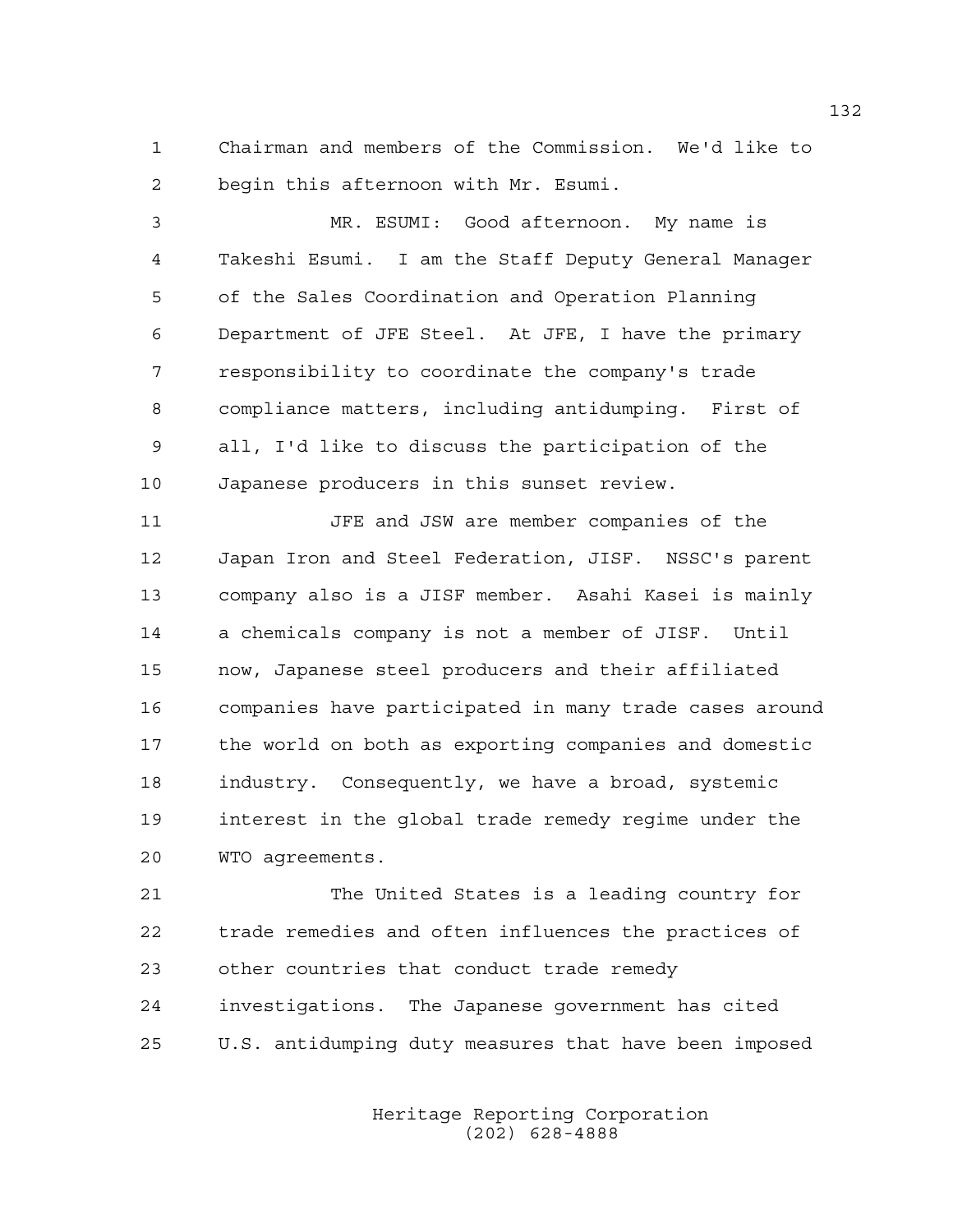Chairman and members of the Commission. We'd like to begin this afternoon with Mr. Esumi.

MR. ESUMI: Good afternoon. My name is Takeshi Esumi. I am the Staff Deputy General Manager of the Sales Coordination and Operation Planning Department of JFE Steel. At JFE, I have the primary responsibility to coordinate the company's trade compliance matters, including antidumping. First of all, I'd like to discuss the participation of the Japanese producers in this sunset review.

JFE and JSW are member companies of the Japan Iron and Steel Federation, JISF. NSSC's parent company also is a JISF member. Asahi Kasei is mainly a chemicals company is not a member of JISF. Until now, Japanese steel producers and their affiliated companies have participated in many trade cases around the world on both as exporting companies and domestic industry. Consequently, we have a broad, systemic interest in the global trade remedy regime under the WTO agreements.

The United States is a leading country for trade remedies and often influences the practices of other countries that conduct trade remedy investigations. The Japanese government has cited U.S. antidumping duty measures that have been imposed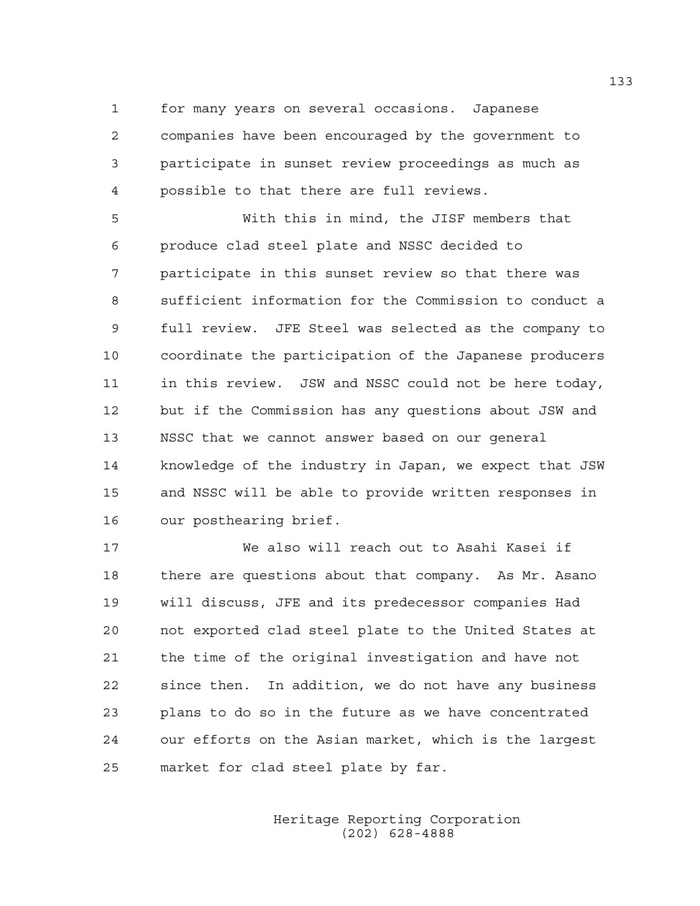for many years on several occasions. Japanese companies have been encouraged by the government to participate in sunset review proceedings as much as possible to that there are full reviews.

With this in mind, the JISF members that produce clad steel plate and NSSC decided to participate in this sunset review so that there was sufficient information for the Commission to conduct a full review. JFE Steel was selected as the company to coordinate the participation of the Japanese producers in this review. JSW and NSSC could not be here today, but if the Commission has any questions about JSW and NSSC that we cannot answer based on our general knowledge of the industry in Japan, we expect that JSW and NSSC will be able to provide written responses in our posthearing brief.

We also will reach out to Asahi Kasei if there are questions about that company. As Mr. Asano will discuss, JFE and its predecessor companies Had not exported clad steel plate to the United States at the time of the original investigation and have not since then. In addition, we do not have any business plans to do so in the future as we have concentrated our efforts on the Asian market, which is the largest market for clad steel plate by far.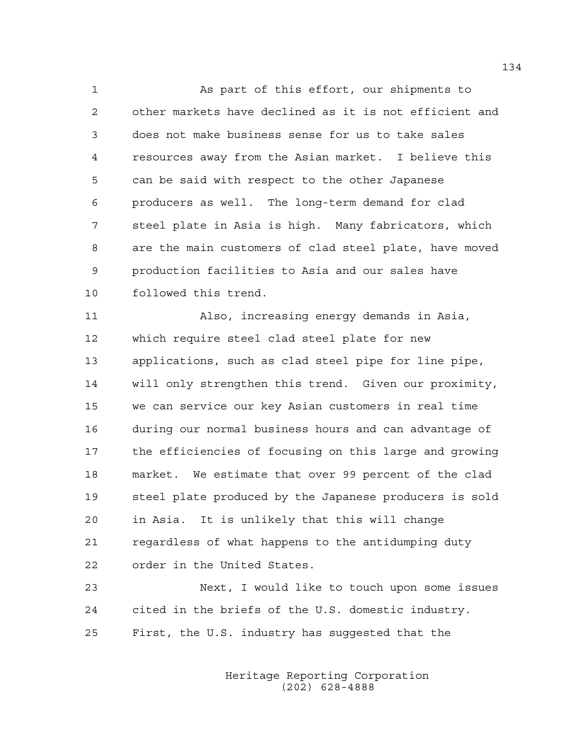As part of this effort, our shipments to other markets have declined as it is not efficient and does not make business sense for us to take sales resources away from the Asian market. I believe this can be said with respect to the other Japanese producers as well. The long-term demand for clad steel plate in Asia is high. Many fabricators, which are the main customers of clad steel plate, have moved production facilities to Asia and our sales have followed this trend.

Also, increasing energy demands in Asia, which require steel clad steel plate for new applications, such as clad steel pipe for line pipe, will only strengthen this trend. Given our proximity, we can service our key Asian customers in real time during our normal business hours and can advantage of the efficiencies of focusing on this large and growing market. We estimate that over 99 percent of the clad steel plate produced by the Japanese producers is sold in Asia. It is unlikely that this will change regardless of what happens to the antidumping duty order in the United States.

Next, I would like to touch upon some issues cited in the briefs of the U.S. domestic industry. First, the U.S. industry has suggested that the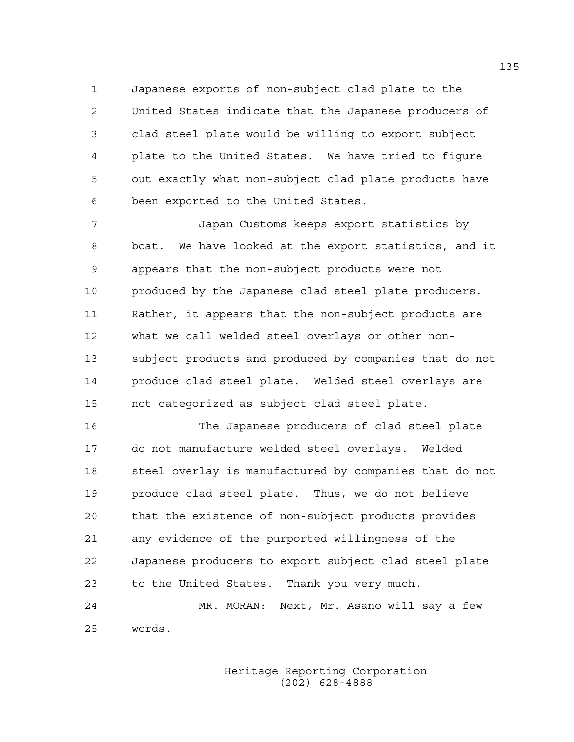Japanese exports of non-subject clad plate to the United States indicate that the Japanese producers of clad steel plate would be willing to export subject plate to the United States. We have tried to figure out exactly what non-subject clad plate products have been exported to the United States.

Japan Customs keeps export statistics by boat. We have looked at the export statistics, and it appears that the non-subject products were not produced by the Japanese clad steel plate producers. Rather, it appears that the non-subject products are what we call welded steel overlays or other non-subject products and produced by companies that do not produce clad steel plate. Welded steel overlays are not categorized as subject clad steel plate.

The Japanese producers of clad steel plate do not manufacture welded steel overlays. Welded steel overlay is manufactured by companies that do not produce clad steel plate. Thus, we do not believe that the existence of non-subject products provides any evidence of the purported willingness of the Japanese producers to export subject clad steel plate to the United States. Thank you very much.

MR. MORAN: Next, Mr. Asano will say a few words.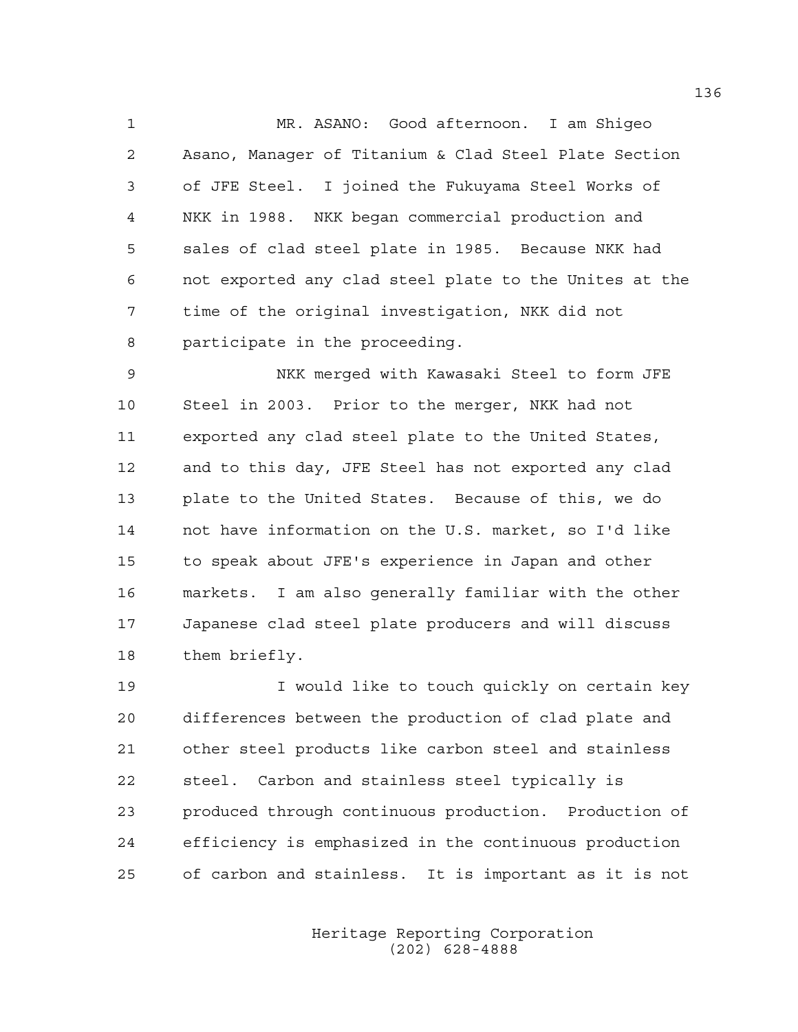MR. ASANO: Good afternoon. I am Shigeo Asano, Manager of Titanium & Clad Steel Plate Section of JFE Steel. I joined the Fukuyama Steel Works of NKK in 1988. NKK began commercial production and sales of clad steel plate in 1985. Because NKK had not exported any clad steel plate to the Unites at the time of the original investigation, NKK did not participate in the proceeding.

NKK merged with Kawasaki Steel to form JFE Steel in 2003. Prior to the merger, NKK had not exported any clad steel plate to the United States, and to this day, JFE Steel has not exported any clad plate to the United States. Because of this, we do not have information on the U.S. market, so I'd like to speak about JFE's experience in Japan and other markets. I am also generally familiar with the other Japanese clad steel plate producers and will discuss them briefly.

I would like to touch quickly on certain key differences between the production of clad plate and other steel products like carbon steel and stainless steel. Carbon and stainless steel typically is produced through continuous production. Production of efficiency is emphasized in the continuous production of carbon and stainless. It is important as it is not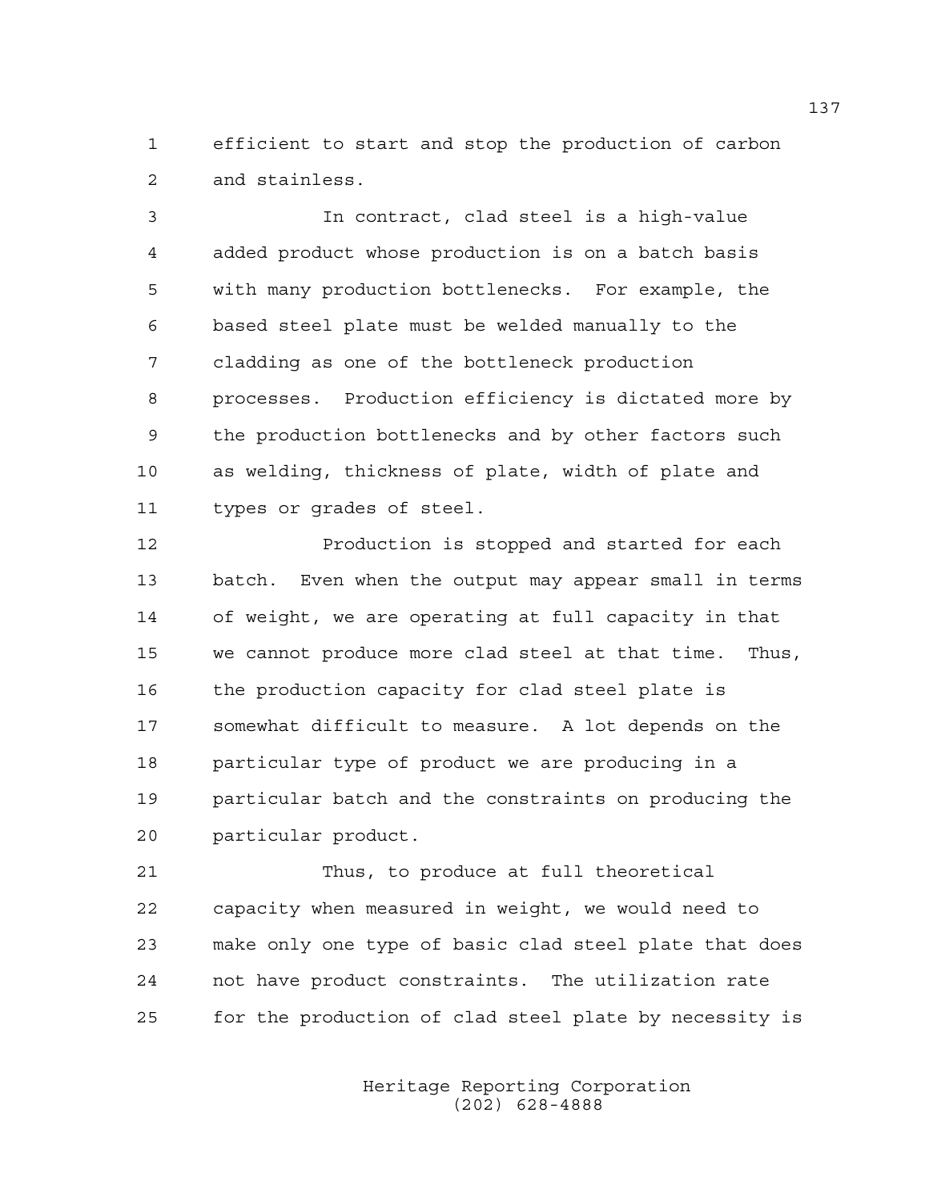efficient to start and stop the production of carbon and stainless.

In contract, clad steel is a high-value added product whose production is on a batch basis with many production bottlenecks. For example, the based steel plate must be welded manually to the cladding as one of the bottleneck production processes. Production efficiency is dictated more by the production bottlenecks and by other factors such as welding, thickness of plate, width of plate and types or grades of steel.

Production is stopped and started for each batch. Even when the output may appear small in terms of weight, we are operating at full capacity in that we cannot produce more clad steel at that time. Thus, the production capacity for clad steel plate is somewhat difficult to measure. A lot depends on the particular type of product we are producing in a particular batch and the constraints on producing the particular product.

Thus, to produce at full theoretical capacity when measured in weight, we would need to make only one type of basic clad steel plate that does not have product constraints. The utilization rate for the production of clad steel plate by necessity is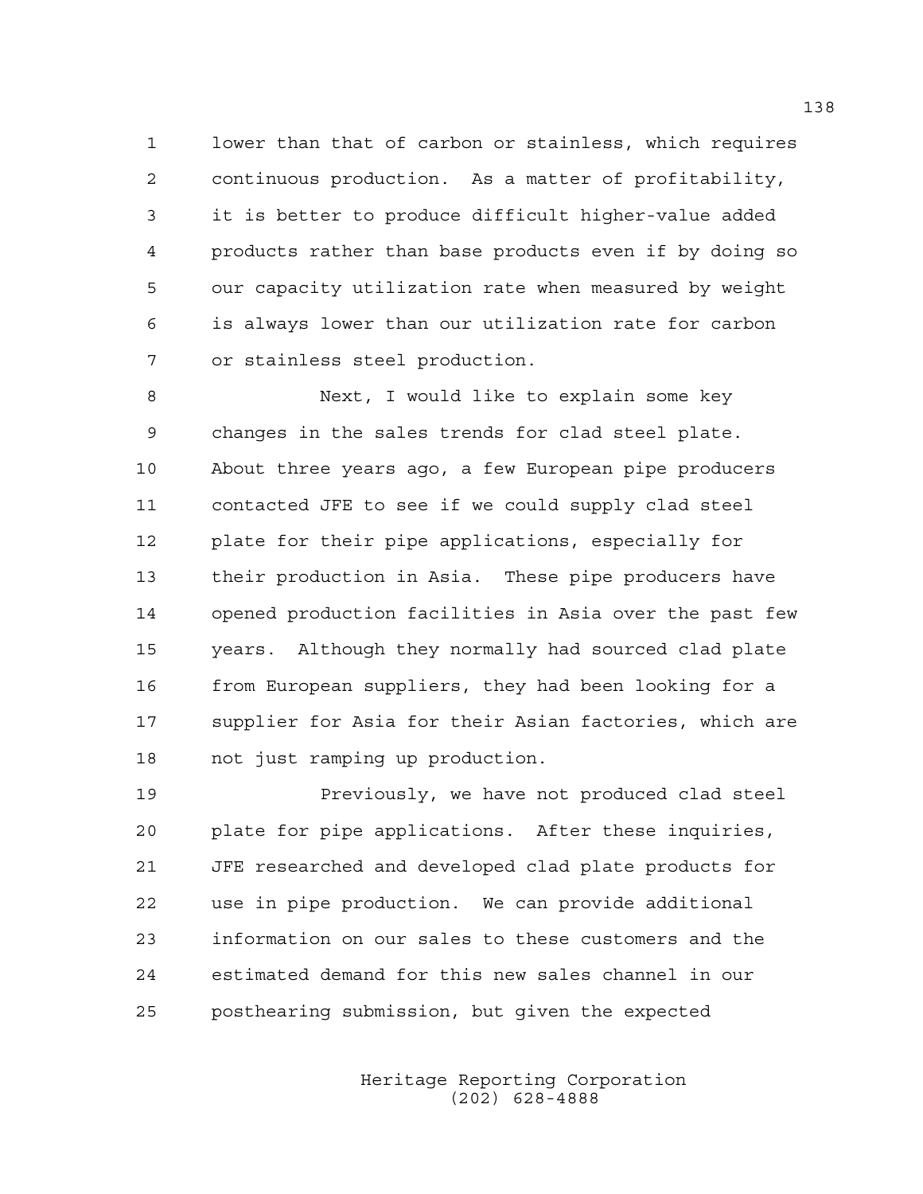lower than that of carbon or stainless, which requires continuous production. As a matter of profitability, it is better to produce difficult higher-value added products rather than base products even if by doing so our capacity utilization rate when measured by weight is always lower than our utilization rate for carbon or stainless steel production.

Next, I would like to explain some key changes in the sales trends for clad steel plate. About three years ago, a few European pipe producers contacted JFE to see if we could supply clad steel plate for their pipe applications, especially for their production in Asia. These pipe producers have opened production facilities in Asia over the past few years. Although they normally had sourced clad plate from European suppliers, they had been looking for a supplier for Asia for their Asian factories, which are not just ramping up production.

Previously, we have not produced clad steel plate for pipe applications. After these inquiries, JFE researched and developed clad plate products for use in pipe production. We can provide additional information on our sales to these customers and the estimated demand for this new sales channel in our posthearing submission, but given the expected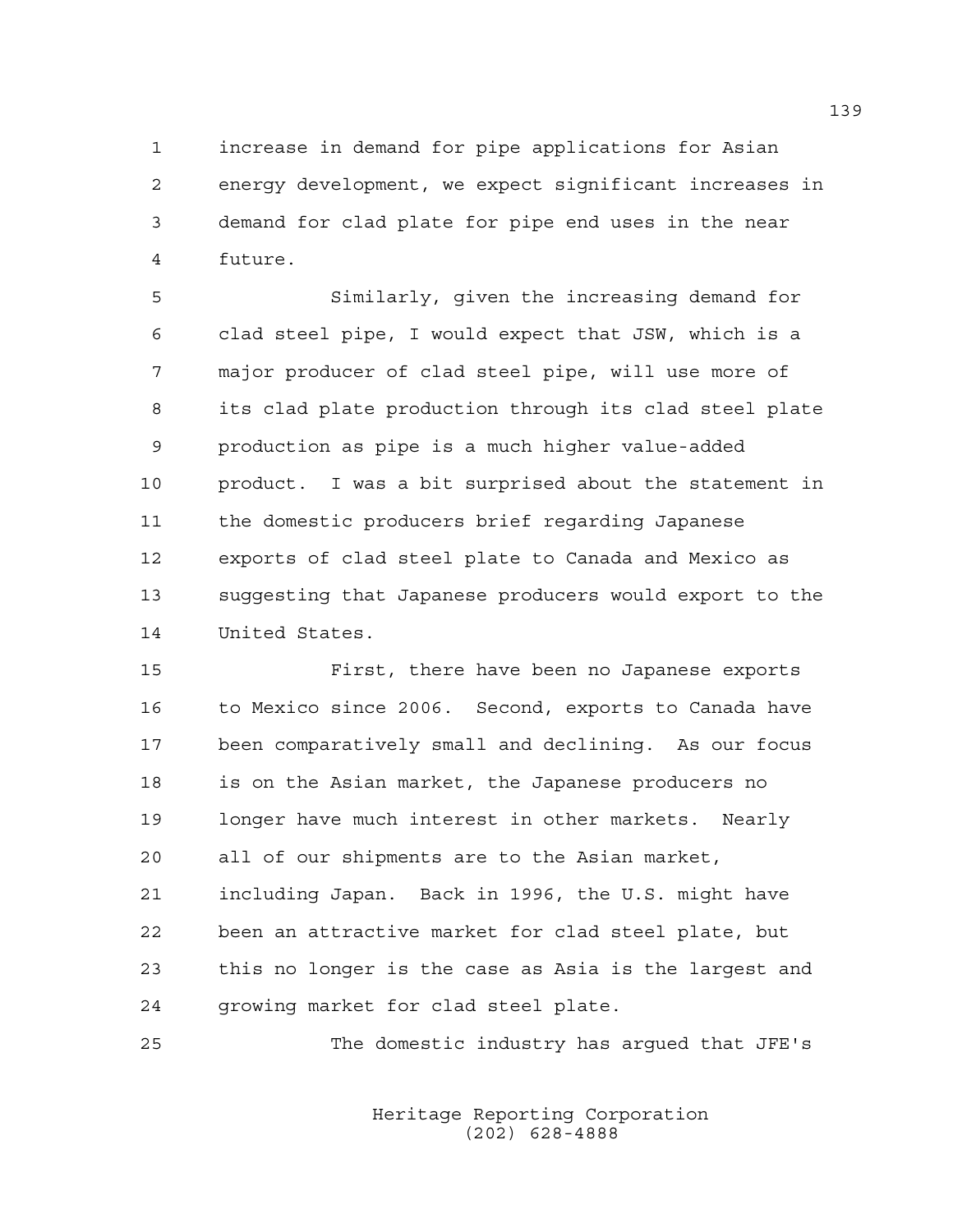increase in demand for pipe applications for Asian energy development, we expect significant increases in demand for clad plate for pipe end uses in the near future.

Similarly, given the increasing demand for clad steel pipe, I would expect that JSW, which is a major producer of clad steel pipe, will use more of its clad plate production through its clad steel plate production as pipe is a much higher value-added product. I was a bit surprised about the statement in the domestic producers brief regarding Japanese exports of clad steel plate to Canada and Mexico as suggesting that Japanese producers would export to the United States.

First, there have been no Japanese exports to Mexico since 2006. Second, exports to Canada have been comparatively small and declining. As our focus is on the Asian market, the Japanese producers no longer have much interest in other markets. Nearly all of our shipments are to the Asian market, including Japan. Back in 1996, the U.S. might have been an attractive market for clad steel plate, but this no longer is the case as Asia is the largest and growing market for clad steel plate.

The domestic industry has argued that JFE's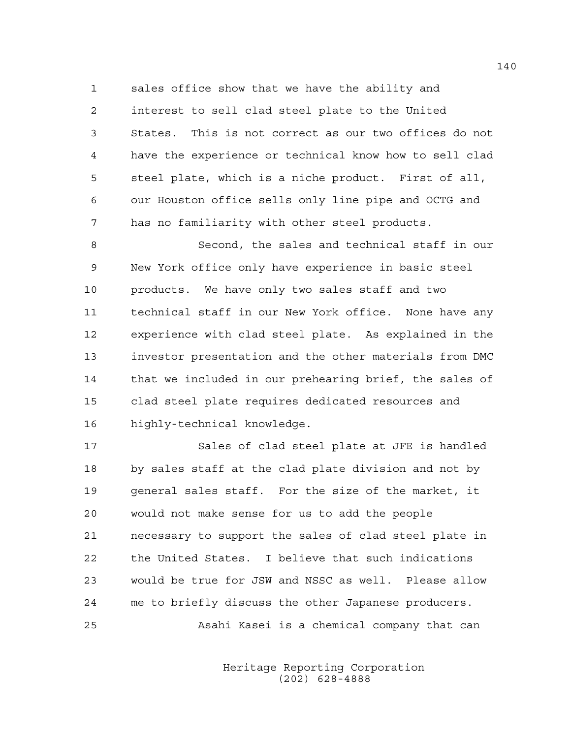sales office show that we have the ability and interest to sell clad steel plate to the United States. This is not correct as our two offices do not have the experience or technical know how to sell clad steel plate, which is a niche product. First of all, our Houston office sells only line pipe and OCTG and has no familiarity with other steel products.

Second, the sales and technical staff in our New York office only have experience in basic steel products. We have only two sales staff and two technical staff in our New York office. None have any experience with clad steel plate. As explained in the investor presentation and the other materials from DMC that we included in our prehearing brief, the sales of clad steel plate requires dedicated resources and highly-technical knowledge.

Sales of clad steel plate at JFE is handled by sales staff at the clad plate division and not by general sales staff. For the size of the market, it would not make sense for us to add the people necessary to support the sales of clad steel plate in the United States. I believe that such indications would be true for JSW and NSSC as well. Please allow me to briefly discuss the other Japanese producers.

Asahi Kasei is a chemical company that can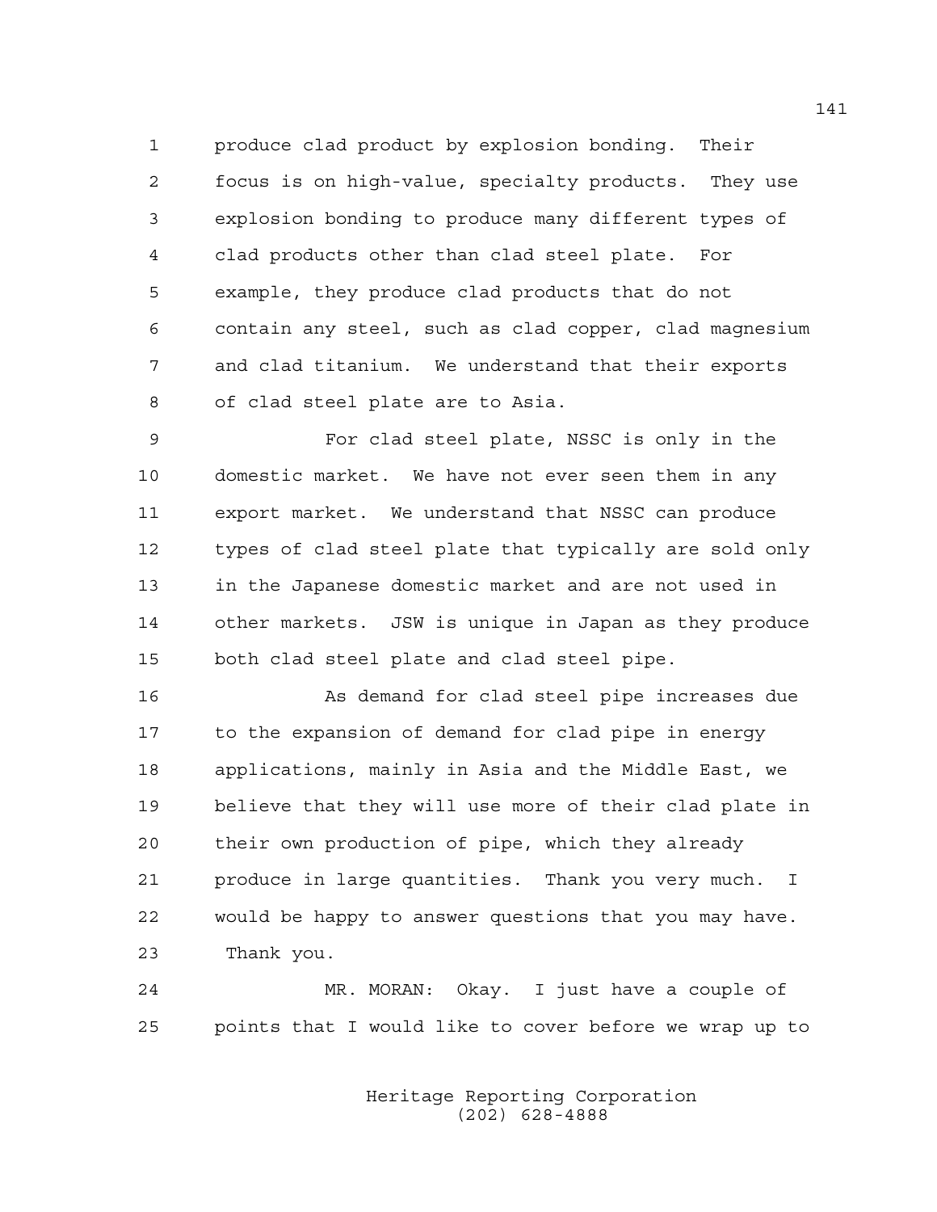produce clad product by explosion bonding. Their focus is on high-value, specialty products. They use explosion bonding to produce many different types of clad products other than clad steel plate. For example, they produce clad products that do not contain any steel, such as clad copper, clad magnesium and clad titanium. We understand that their exports of clad steel plate are to Asia.

For clad steel plate, NSSC is only in the domestic market. We have not ever seen them in any export market. We understand that NSSC can produce types of clad steel plate that typically are sold only in the Japanese domestic market and are not used in other markets. JSW is unique in Japan as they produce both clad steel plate and clad steel pipe.

As demand for clad steel pipe increases due to the expansion of demand for clad pipe in energy applications, mainly in Asia and the Middle East, we believe that they will use more of their clad plate in their own production of pipe, which they already produce in large quantities. Thank you very much. I would be happy to answer questions that you may have. Thank you.

MR. MORAN: Okay. I just have a couple of points that I would like to cover before we wrap up to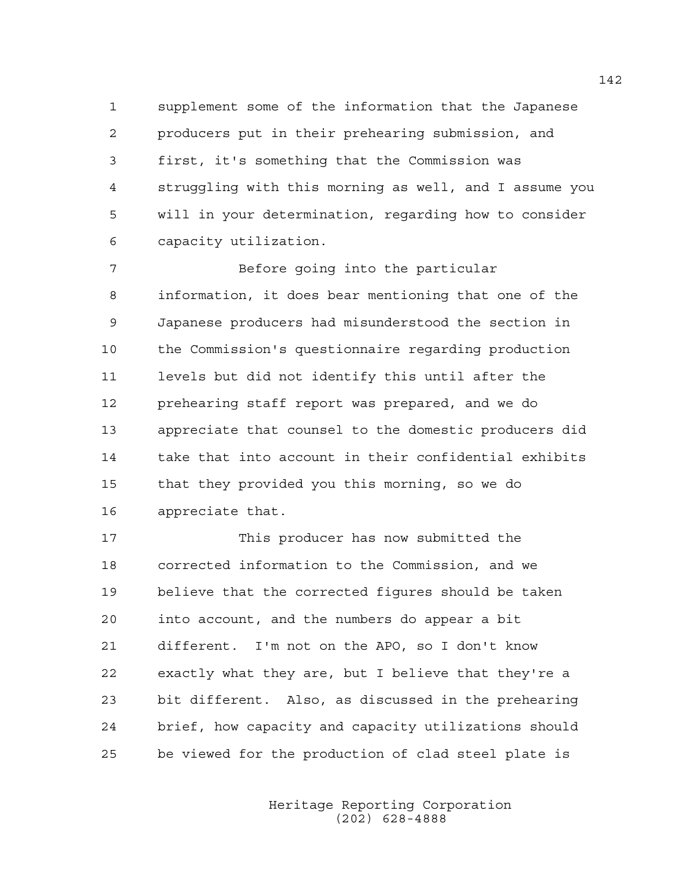supplement some of the information that the Japanese producers put in their prehearing submission, and first, it's something that the Commission was struggling with this morning as well, and I assume you will in your determination, regarding how to consider capacity utilization.

Before going into the particular information, it does bear mentioning that one of the Japanese producers had misunderstood the section in the Commission's questionnaire regarding production levels but did not identify this until after the prehearing staff report was prepared, and we do appreciate that counsel to the domestic producers did take that into account in their confidential exhibits that they provided you this morning, so we do appreciate that.

This producer has now submitted the corrected information to the Commission, and we believe that the corrected figures should be taken into account, and the numbers do appear a bit different. I'm not on the APO, so I don't know exactly what they are, but I believe that they're a bit different. Also, as discussed in the prehearing brief, how capacity and capacity utilizations should be viewed for the production of clad steel plate is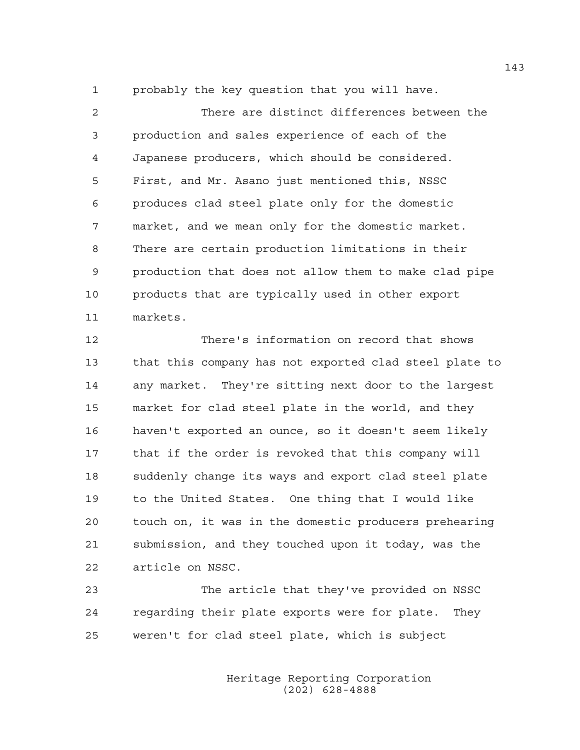probably the key question that you will have.

There are distinct differences between the production and sales experience of each of the Japanese producers, which should be considered. First, and Mr. Asano just mentioned this, NSSC produces clad steel plate only for the domestic market, and we mean only for the domestic market. There are certain production limitations in their production that does not allow them to make clad pipe products that are typically used in other export markets.

There's information on record that shows that this company has not exported clad steel plate to any market. They're sitting next door to the largest market for clad steel plate in the world, and they haven't exported an ounce, so it doesn't seem likely that if the order is revoked that this company will suddenly change its ways and export clad steel plate to the United States. One thing that I would like touch on, it was in the domestic producers prehearing submission, and they touched upon it today, was the article on NSSC.

The article that they've provided on NSSC regarding their plate exports were for plate. They weren't for clad steel plate, which is subject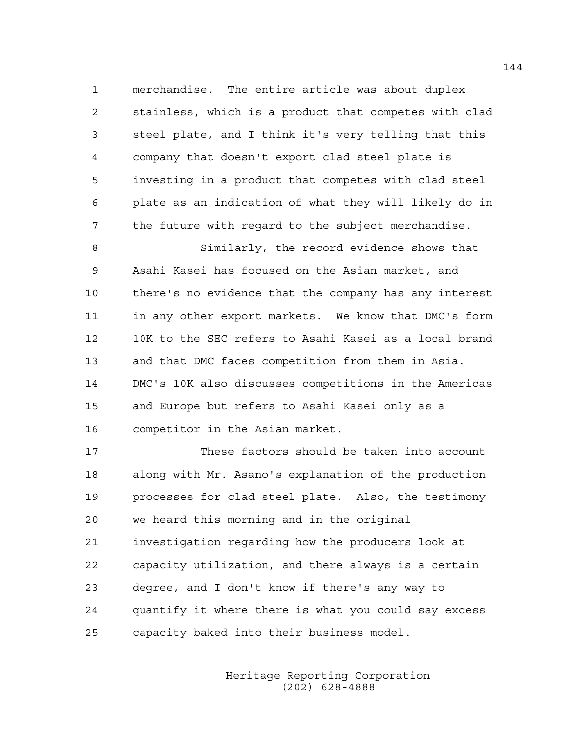merchandise. The entire article was about duplex stainless, which is a product that competes with clad steel plate, and I think it's very telling that this company that doesn't export clad steel plate is investing in a product that competes with clad steel plate as an indication of what they will likely do in the future with regard to the subject merchandise.

Similarly, the record evidence shows that Asahi Kasei has focused on the Asian market, and there's no evidence that the company has any interest in any other export markets. We know that DMC's form 10K to the SEC refers to Asahi Kasei as a local brand and that DMC faces competition from them in Asia. DMC's 10K also discusses competitions in the Americas and Europe but refers to Asahi Kasei only as a competitor in the Asian market.

These factors should be taken into account along with Mr. Asano's explanation of the production processes for clad steel plate. Also, the testimony we heard this morning and in the original investigation regarding how the producers look at capacity utilization, and there always is a certain degree, and I don't know if there's any way to quantify it where there is what you could say excess capacity baked into their business model.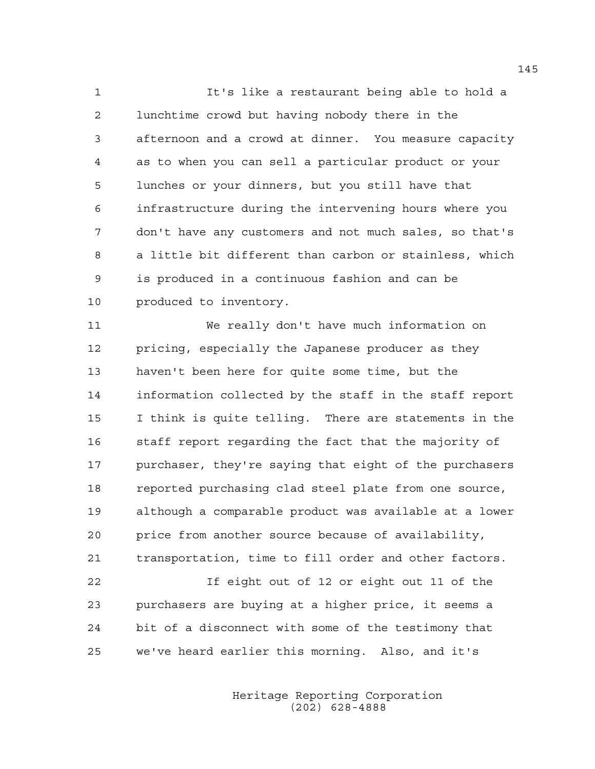It's like a restaurant being able to hold a lunchtime crowd but having nobody there in the afternoon and a crowd at dinner. You measure capacity as to when you can sell a particular product or your lunches or your dinners, but you still have that infrastructure during the intervening hours where you don't have any customers and not much sales, so that's a little bit different than carbon or stainless, which is produced in a continuous fashion and can be produced to inventory.

We really don't have much information on pricing, especially the Japanese producer as they haven't been here for quite some time, but the information collected by the staff in the staff report I think is quite telling. There are statements in the staff report regarding the fact that the majority of purchaser, they're saying that eight of the purchasers reported purchasing clad steel plate from one source, although a comparable product was available at a lower price from another source because of availability, transportation, time to fill order and other factors.

If eight out of 12 or eight out 11 of the purchasers are buying at a higher price, it seems a bit of a disconnect with some of the testimony that we've heard earlier this morning. Also, and it's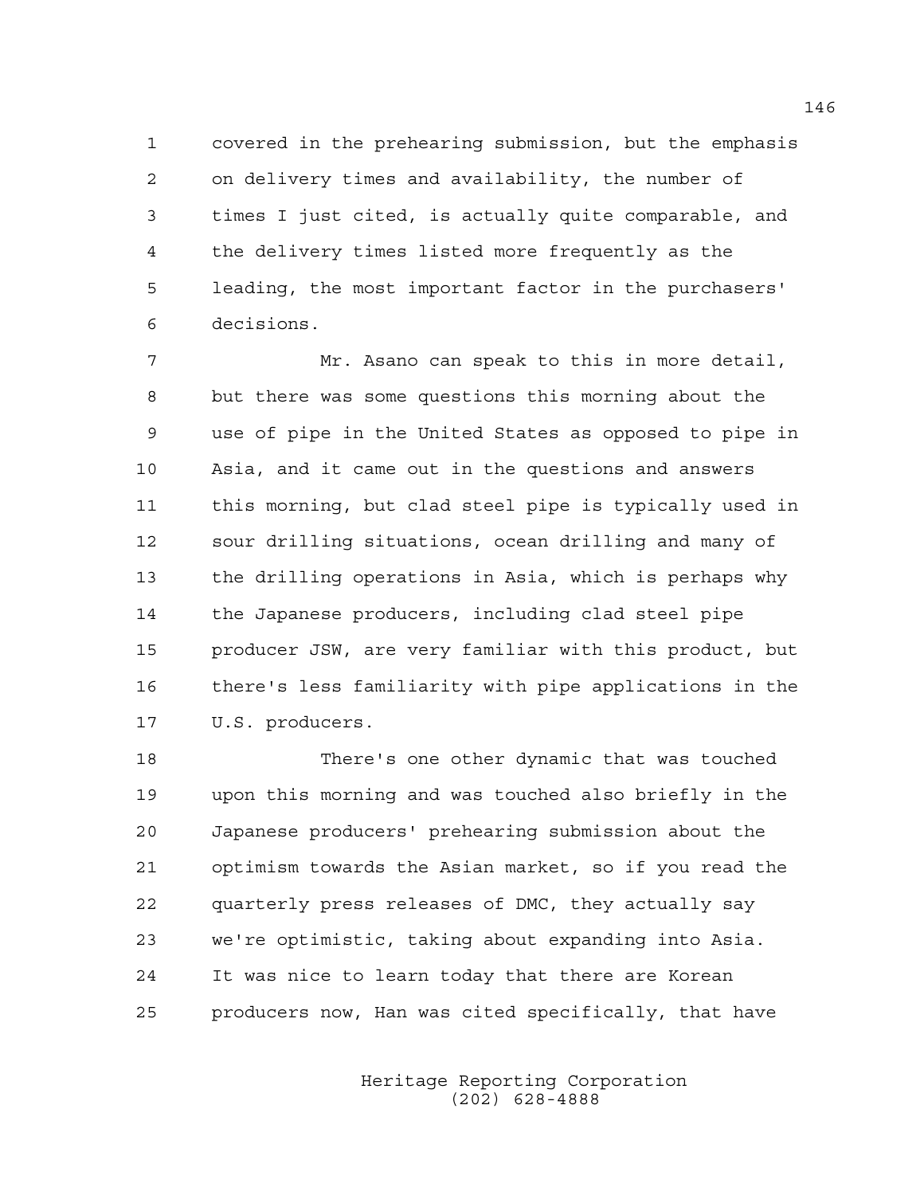covered in the prehearing submission, but the emphasis on delivery times and availability, the number of times I just cited, is actually quite comparable, and the delivery times listed more frequently as the leading, the most important factor in the purchasers' decisions.

Mr. Asano can speak to this in more detail, but there was some questions this morning about the use of pipe in the United States as opposed to pipe in Asia, and it came out in the questions and answers this morning, but clad steel pipe is typically used in sour drilling situations, ocean drilling and many of the drilling operations in Asia, which is perhaps why the Japanese producers, including clad steel pipe producer JSW, are very familiar with this product, but there's less familiarity with pipe applications in the U.S. producers.

There's one other dynamic that was touched upon this morning and was touched also briefly in the Japanese producers' prehearing submission about the optimism towards the Asian market, so if you read the quarterly press releases of DMC, they actually say we're optimistic, taking about expanding into Asia. It was nice to learn today that there are Korean producers now, Han was cited specifically, that have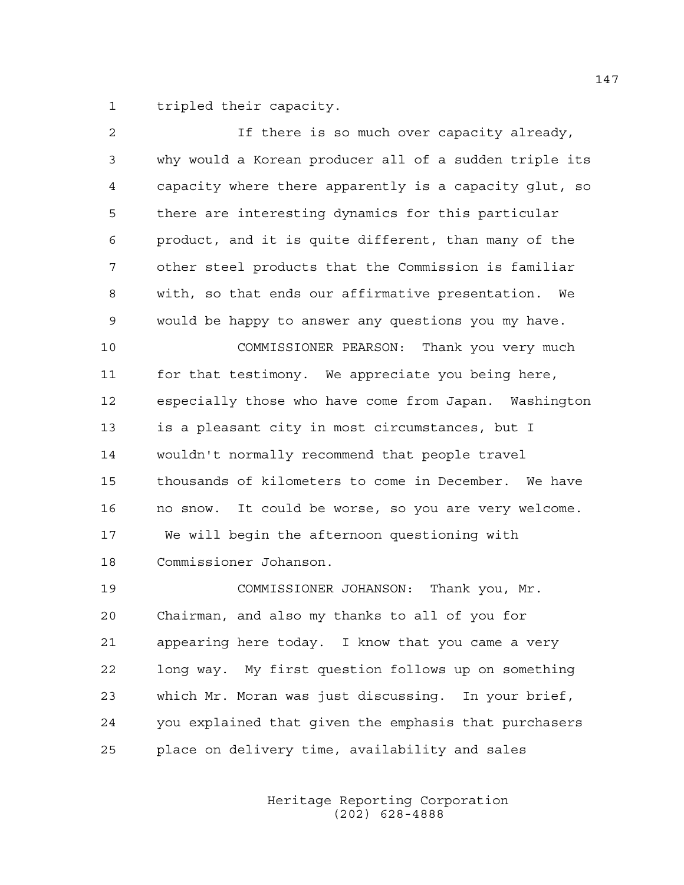tripled their capacity.

If there is so much over capacity already, why would a Korean producer all of a sudden triple its capacity where there apparently is a capacity glut, so there are interesting dynamics for this particular product, and it is quite different, than many of the other steel products that the Commission is familiar with, so that ends our affirmative presentation. We would be happy to answer any questions you my have.

COMMISSIONER PEARSON: Thank you very much for that testimony. We appreciate you being here, especially those who have come from Japan. Washington is a pleasant city in most circumstances, but I wouldn't normally recommend that people travel thousands of kilometers to come in December. We have no snow. It could be worse, so you are very welcome. We will begin the afternoon questioning with Commissioner Johanson.

COMMISSIONER JOHANSON: Thank you, Mr. Chairman, and also my thanks to all of you for appearing here today. I know that you came a very long way. My first question follows up on something which Mr. Moran was just discussing. In your brief, you explained that given the emphasis that purchasers place on delivery time, availability and sales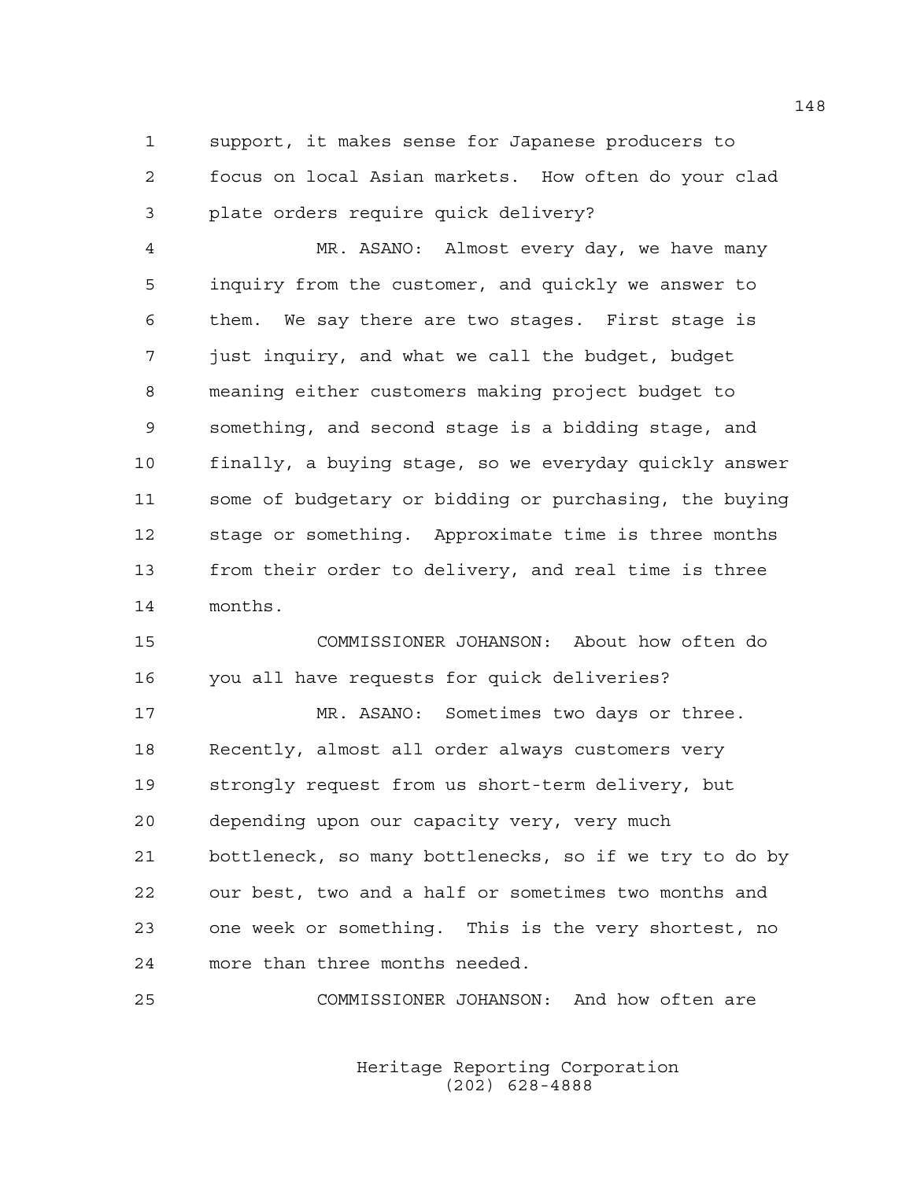support, it makes sense for Japanese producers to focus on local Asian markets. How often do your clad plate orders require quick delivery?

MR. ASANO: Almost every day, we have many inquiry from the customer, and quickly we answer to them. We say there are two stages. First stage is just inquiry, and what we call the budget, budget meaning either customers making project budget to something, and second stage is a bidding stage, and finally, a buying stage, so we everyday quickly answer some of budgetary or bidding or purchasing, the buying stage or something. Approximate time is three months from their order to delivery, and real time is three months.

COMMISSIONER JOHANSON: About how often do you all have requests for quick deliveries?

MR. ASANO: Sometimes two days or three. Recently, almost all order always customers very strongly request from us short-term delivery, but depending upon our capacity very, very much bottleneck, so many bottlenecks, so if we try to do by our best, two and a half or sometimes two months and one week or something. This is the very shortest, no more than three months needed.

COMMISSIONER JOHANSON: And how often are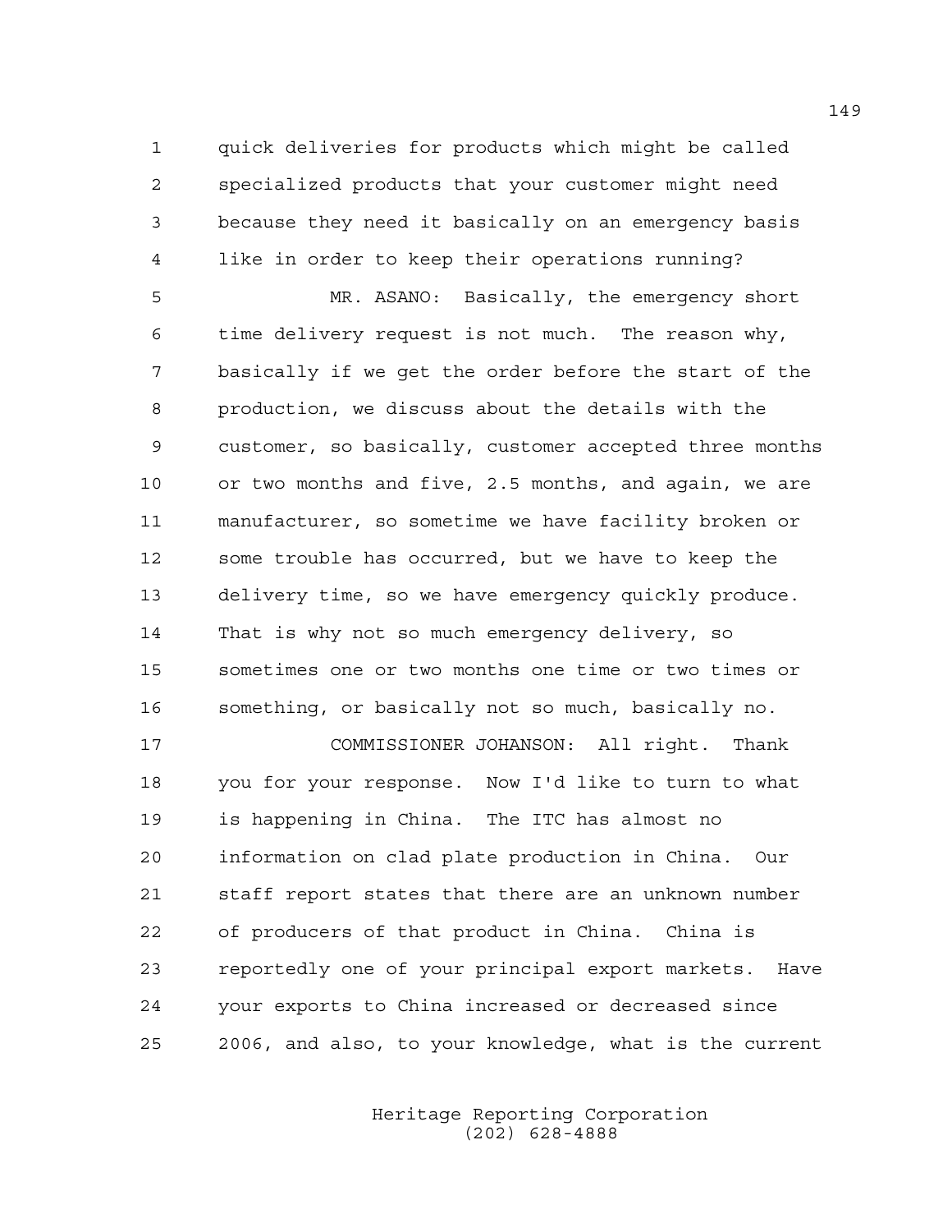quick deliveries for products which might be called specialized products that your customer might need because they need it basically on an emergency basis like in order to keep their operations running?

MR. ASANO: Basically, the emergency short time delivery request is not much. The reason why, basically if we get the order before the start of the production, we discuss about the details with the customer, so basically, customer accepted three months or two months and five, 2.5 months, and again, we are manufacturer, so sometime we have facility broken or some trouble has occurred, but we have to keep the delivery time, so we have emergency quickly produce. That is why not so much emergency delivery, so sometimes one or two months one time or two times or something, or basically not so much, basically no.

COMMISSIONER JOHANSON: All right. Thank you for your response. Now I'd like to turn to what is happening in China. The ITC has almost no information on clad plate production in China. Our staff report states that there are an unknown number of producers of that product in China. China is reportedly one of your principal export markets. Have your exports to China increased or decreased since 2006, and also, to your knowledge, what is the current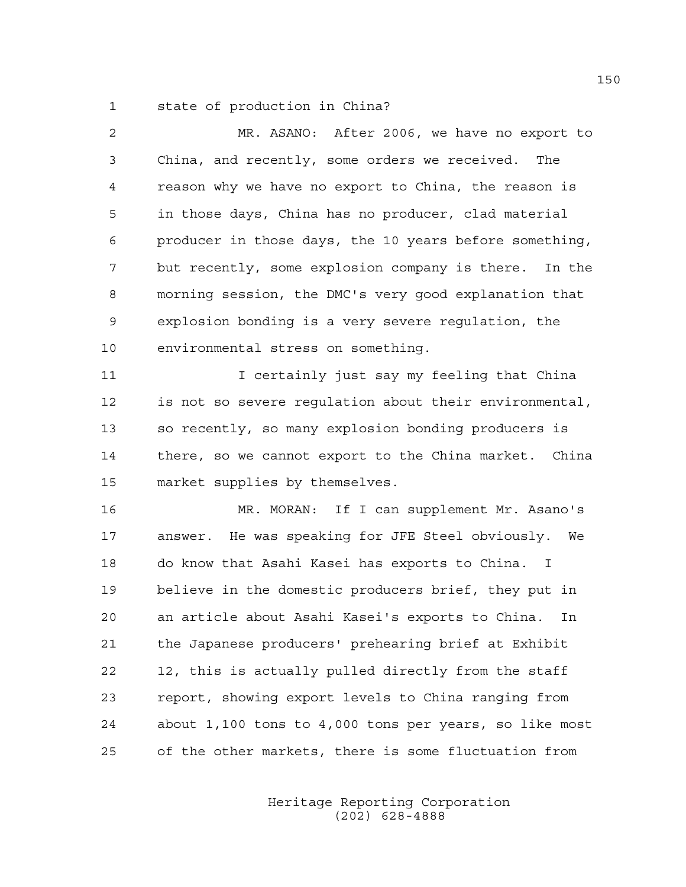1 state of production in China?

2 MR. ASANO: After 2006, we have no export to
3 China, and recently, some orders we received. The
4 reason why we have no export to China, the reason is
5 in those days, China has no producer, clad material
6 producer in those days, the 10 years before something,
7 but recently, some explosion company is there. In the
8 morning session, the DMC's very good explanation that
9 explosion bonding is a very severe regulation, the
10 environmental stress on something.

11 I certainly just say my feeling that China
12 is not so severe regulation about their environmental,
13 so recently, so many explosion bonding producers is
14 there, so we cannot export to the China market. China
15 market supplies by themselves.

16 MR. MORAN: If I can supplement Mr. Asano's
17 answer. He was speaking for JFE Steel obviously. We
18 do know that Asahi Kasei has exports to China. I
19 believe in the domestic producers brief, they put in
20 an article about Asahi Kasei's exports to China. In
21 the Japanese producers' prehearing brief at Exhibit
22 12, this is actually pulled directly from the staff
23 report, showing export levels to China ranging from
24 about 1,100 tons to 4,000 tons per years, so like most
25 of the other markets, there is some fluctuation from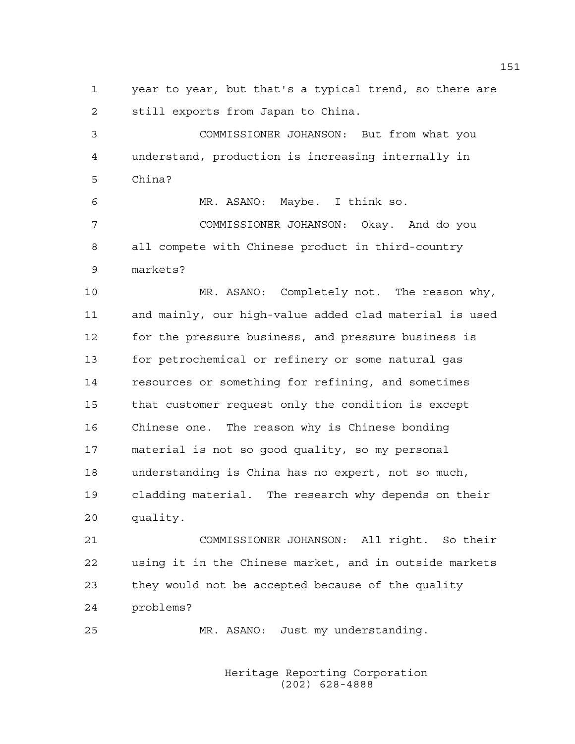year to year, but that's a typical trend, so there are still exports from Japan to China.

COMMISSIONER JOHANSON: But from what you understand, production is increasing internally in China?

MR. ASANO: Maybe. I think so.

COMMISSIONER JOHANSON: Okay. And do you all compete with Chinese product in third-country markets?

MR. ASANO: Completely not. The reason why, and mainly, our high-value added clad material is used for the pressure business, and pressure business is for petrochemical or refinery or some natural gas resources or something for refining, and sometimes that customer request only the condition is except Chinese one. The reason why is Chinese bonding material is not so good quality, so my personal understanding is China has no expert, not so much, cladding material. The research why depends on their quality.

COMMISSIONER JOHANSON: All right. So their using it in the Chinese market, and in outside markets they would not be accepted because of the quality problems?

MR. ASANO: Just my understanding.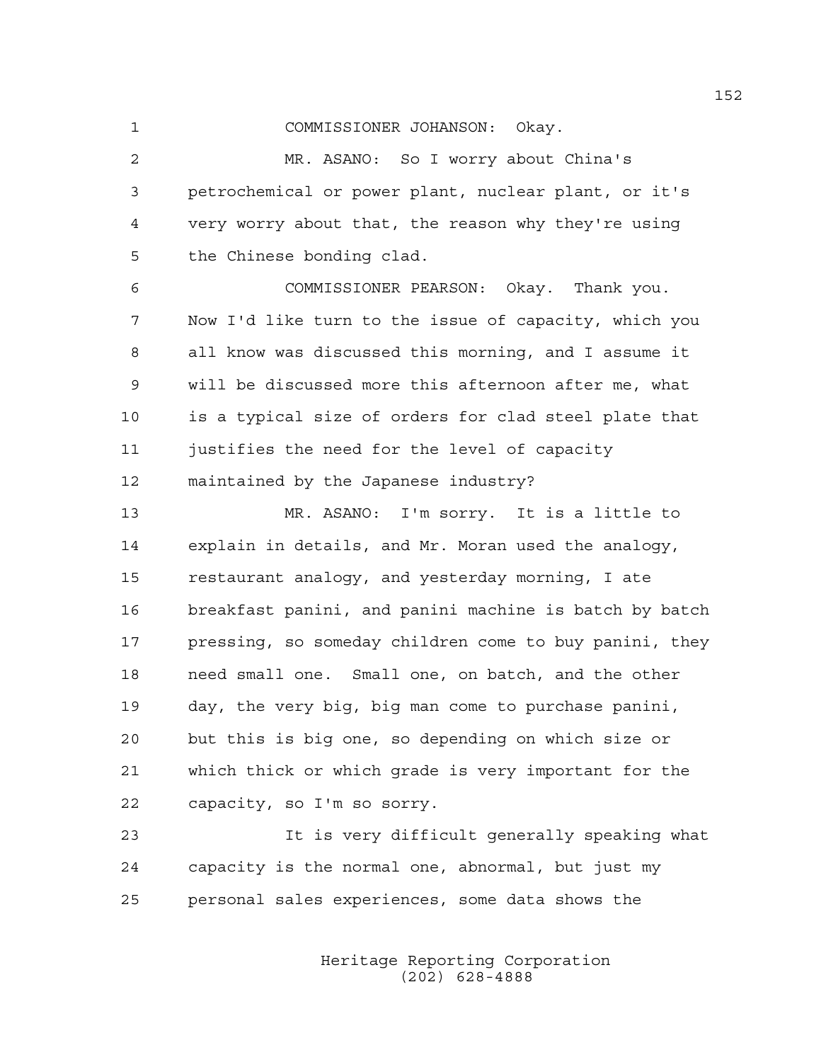COMMISSIONER JOHANSON: Okay.

MR. ASANO: So I worry about China's petrochemical or power plant, nuclear plant, or it's very worry about that, the reason why they're using the Chinese bonding clad.

COMMISSIONER PEARSON: Okay. Thank you. Now I'd like turn to the issue of capacity, which you all know was discussed this morning, and I assume it will be discussed more this afternoon after me, what is a typical size of orders for clad steel plate that justifies the need for the level of capacity maintained by the Japanese industry?

MR. ASANO: I'm sorry. It is a little to explain in details, and Mr. Moran used the analogy, restaurant analogy, and yesterday morning, I ate breakfast panini, and panini machine is batch by batch pressing, so someday children come to buy panini, they need small one. Small one, on batch, and the other day, the very big, big man come to purchase panini, but this is big one, so depending on which size or which thick or which grade is very important for the capacity, so I'm so sorry.

It is very difficult generally speaking what capacity is the normal one, abnormal, but just my personal sales experiences, some data shows the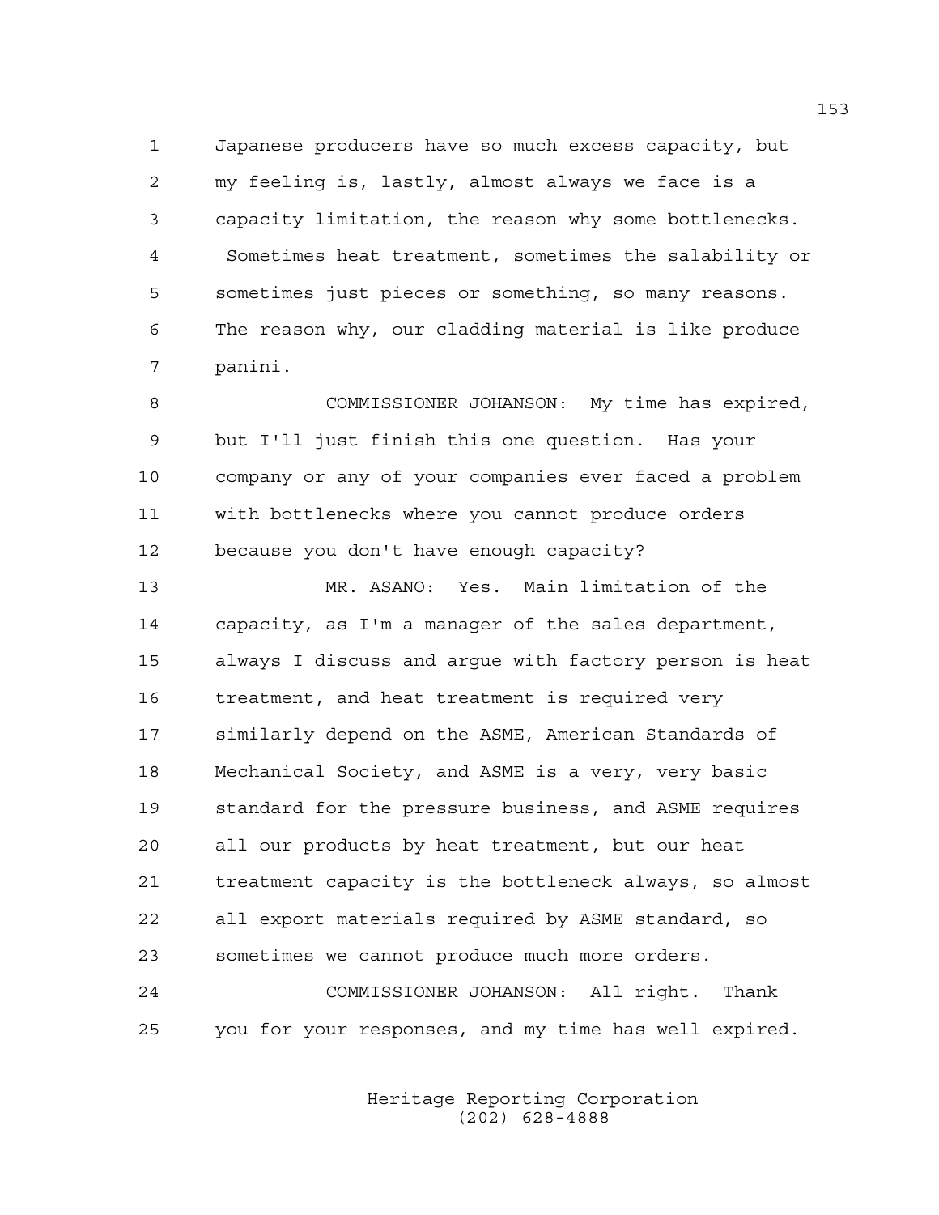Japanese producers have so much excess capacity, but my feeling is, lastly, almost always we face is a capacity limitation, the reason why some bottlenecks. Sometimes heat treatment, sometimes the salability or sometimes just pieces or something, so many reasons. The reason why, our cladding material is like produce panini.

COMMISSIONER JOHANSON: My time has expired, but I'll just finish this one question. Has your company or any of your companies ever faced a problem with bottlenecks where you cannot produce orders because you don't have enough capacity?

MR. ASANO: Yes. Main limitation of the capacity, as I'm a manager of the sales department, always I discuss and argue with factory person is heat treatment, and heat treatment is required very similarly depend on the ASME, American Standards of Mechanical Society, and ASME is a very, very basic standard for the pressure business, and ASME requires all our products by heat treatment, but our heat treatment capacity is the bottleneck always, so almost all export materials required by ASME standard, so sometimes we cannot produce much more orders.

COMMISSIONER JOHANSON: All right. Thank you for your responses, and my time has well expired.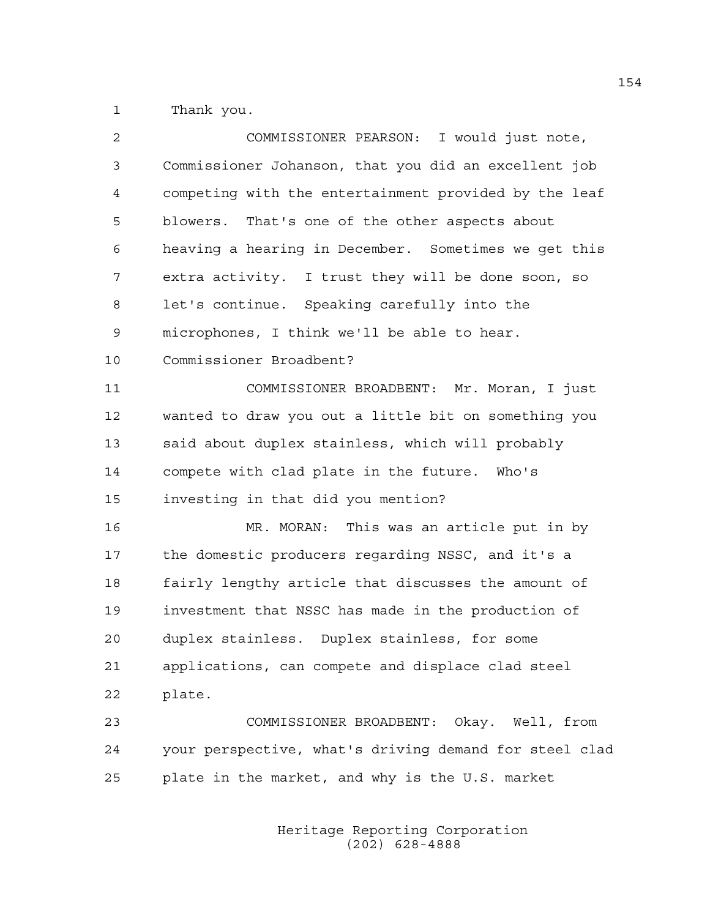Thank you.

COMMISSIONER PEARSON: I would just note, Commissioner Johanson, that you did an excellent job competing with the entertainment provided by the leaf blowers. That's one of the other aspects about heaving a hearing in December. Sometimes we get this extra activity. I trust they will be done soon, so let's continue. Speaking carefully into the microphones, I think we'll be able to hear. Commissioner Broadbent?

COMMISSIONER BROADBENT: Mr. Moran, I just wanted to draw you out a little bit on something you said about duplex stainless, which will probably compete with clad plate in the future. Who's investing in that did you mention?

MR. MORAN: This was an article put in by the domestic producers regarding NSSC, and it's a fairly lengthy article that discusses the amount of investment that NSSC has made in the production of duplex stainless. Duplex stainless, for some applications, can compete and displace clad steel plate.

COMMISSIONER BROADBENT: Okay. Well, from your perspective, what's driving demand for steel clad plate in the market, and why is the U.S. market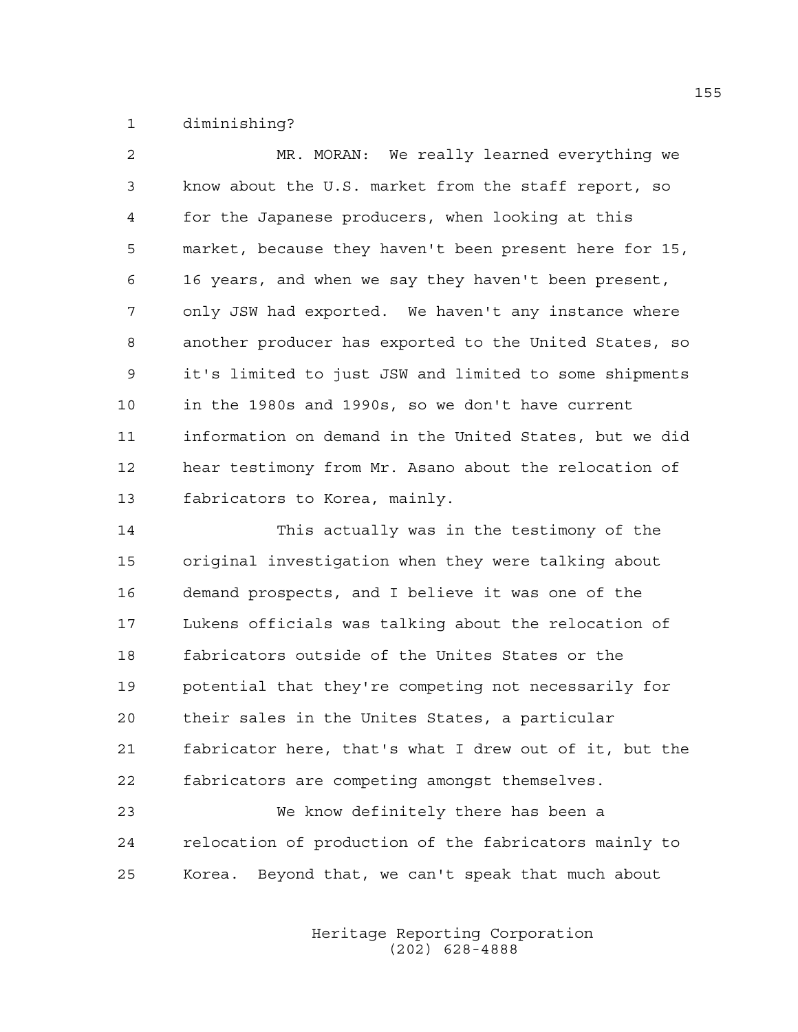diminishing?

MR. MORAN: We really learned everything we know about the U.S. market from the staff report, so for the Japanese producers, when looking at this market, because they haven't been present here for 15, 16 years, and when we say they haven't been present, only JSW had exported. We haven't any instance where another producer has exported to the United States, so it's limited to just JSW and limited to some shipments in the 1980s and 1990s, so we don't have current information on demand in the United States, but we did hear testimony from Mr. Asano about the relocation of fabricators to Korea, mainly.

This actually was in the testimony of the original investigation when they were talking about demand prospects, and I believe it was one of the Lukens officials was talking about the relocation of fabricators outside of the Unites States or the potential that they're competing not necessarily for their sales in the Unites States, a particular fabricator here, that's what I drew out of it, but the fabricators are competing amongst themselves.

We know definitely there has been a relocation of production of the fabricators mainly to Korea. Beyond that, we can't speak that much about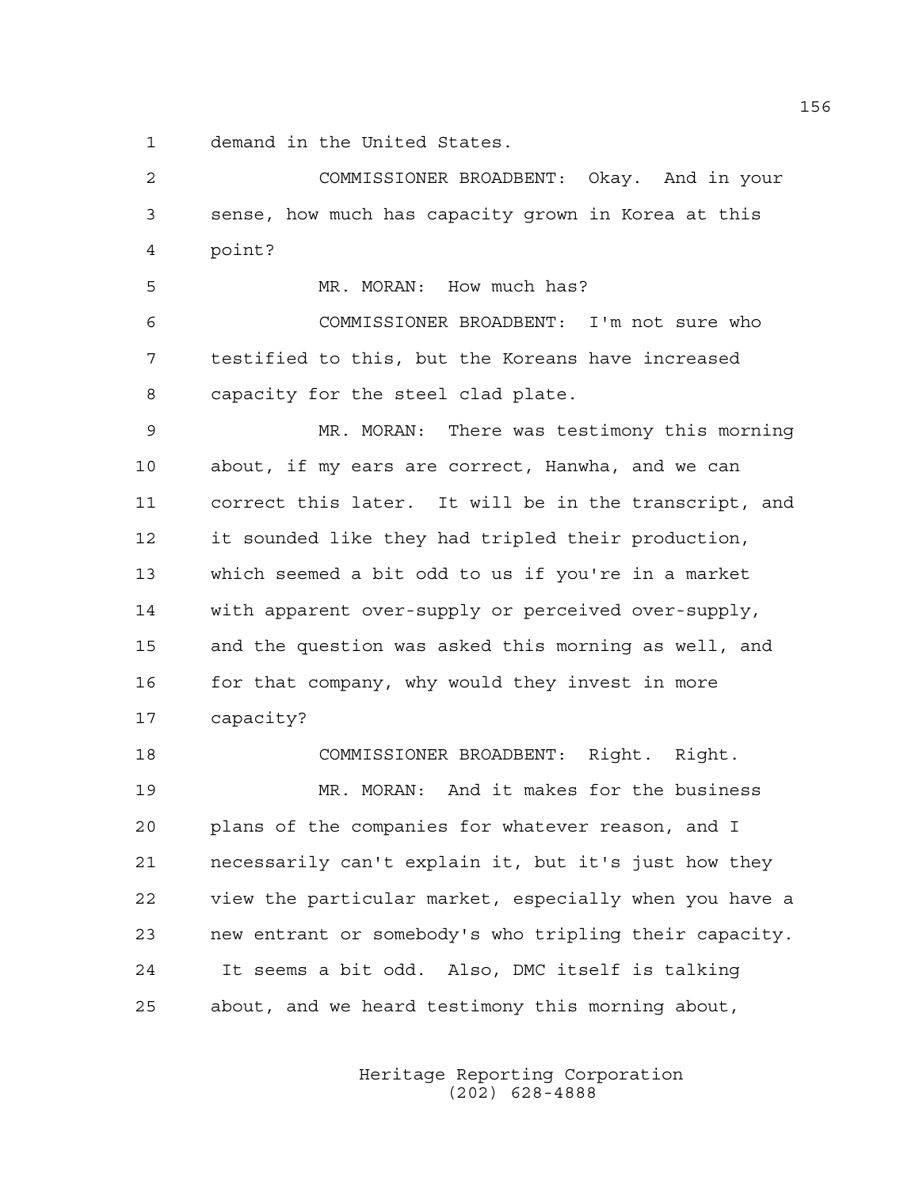demand in the United States.

COMMISSIONER BROADBENT: Okay. And in your sense, how much has capacity grown in Korea at this point?

MR. MORAN: How much has?

COMMISSIONER BROADBENT: I'm not sure who testified to this, but the Koreans have increased capacity for the steel clad plate.

MR. MORAN: There was testimony this morning about, if my ears are correct, Hanwha, and we can correct this later. It will be in the transcript, and it sounded like they had tripled their production, which seemed a bit odd to us if you're in a market with apparent over-supply or perceived over-supply, and the question was asked this morning as well, and for that company, why would they invest in more capacity?

COMMISSIONER BROADBENT: Right. Right.

MR. MORAN: And it makes for the business plans of the companies for whatever reason, and I necessarily can't explain it, but it's just how they view the particular market, especially when you have a new entrant or somebody's who tripling their capacity. It seems a bit odd. Also, DMC itself is talking about, and we heard testimony this morning about,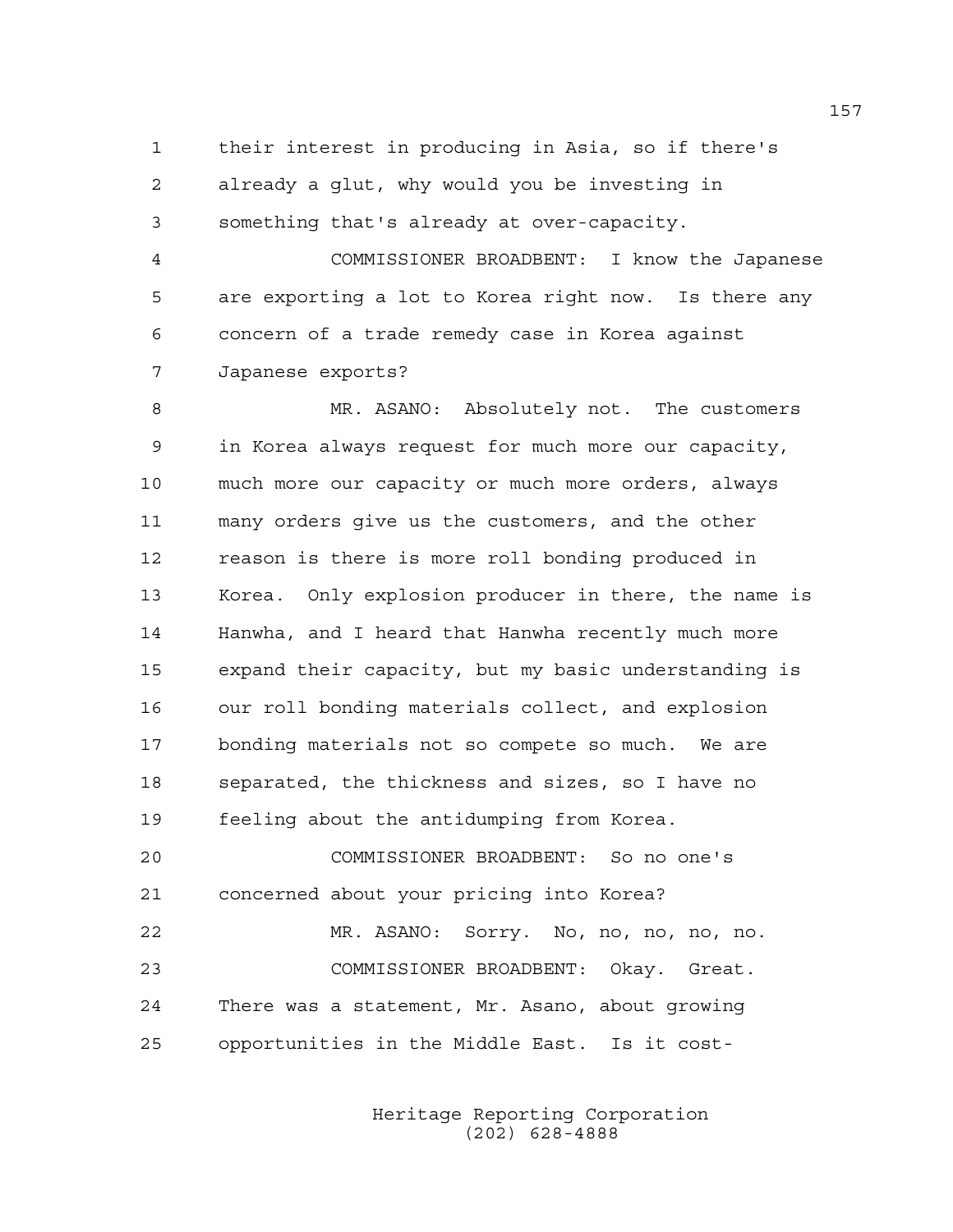their interest in producing in Asia, so if there's already a glut, why would you be investing in something that's already at over-capacity.

COMMISSIONER BROADBENT: I know the Japanese are exporting a lot to Korea right now. Is there any concern of a trade remedy case in Korea against Japanese exports?

MR. ASANO: Absolutely not. The customers in Korea always request for much more our capacity, much more our capacity or much more orders, always many orders give us the customers, and the other reason is there is more roll bonding produced in Korea. Only explosion producer in there, the name is Hanwha, and I heard that Hanwha recently much more expand their capacity, but my basic understanding is our roll bonding materials collect, and explosion bonding materials not so compete so much. We are separated, the thickness and sizes, so I have no feeling about the antidumping from Korea.

COMMISSIONER BROADBENT: So no one's concerned about your pricing into Korea?

MR. ASANO: Sorry. No, no, no, no, no.

COMMISSIONER BROADBENT: Okay. Great. There was a statement, Mr. Asano, about growing opportunities in the Middle East. Is it cost-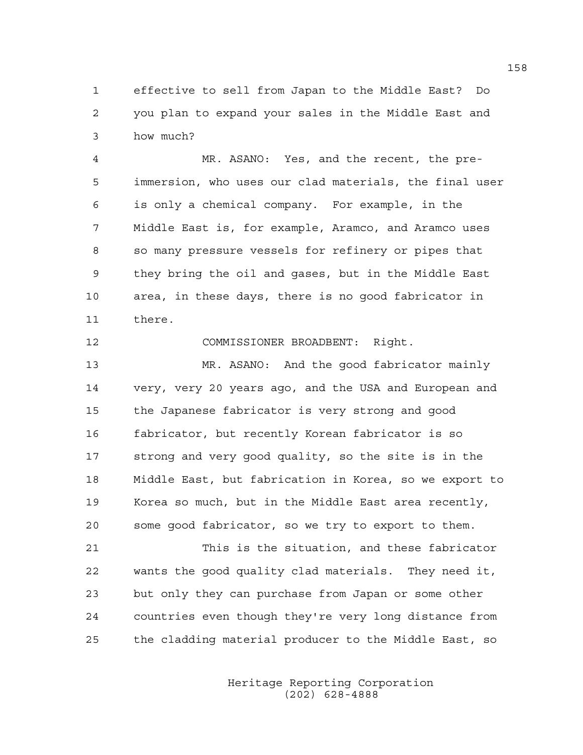effective to sell from Japan to the Middle East? Do you plan to expand your sales in the Middle East and how much?

MR. ASANO: Yes, and the recent, the pre-immersion, who uses our clad materials, the final user is only a chemical company. For example, in the Middle East is, for example, Aramco, and Aramco uses so many pressure vessels for refinery or pipes that they bring the oil and gases, but in the Middle East area, in these days, there is no good fabricator in there.

COMMISSIONER BROADBENT: Right.

MR. ASANO: And the good fabricator mainly very, very 20 years ago, and the USA and European and the Japanese fabricator is very strong and good fabricator, but recently Korean fabricator is so strong and very good quality, so the site is in the Middle East, but fabrication in Korea, so we export to Korea so much, but in the Middle East area recently, some good fabricator, so we try to export to them.

This is the situation, and these fabricator wants the good quality clad materials. They need it, but only they can purchase from Japan or some other countries even though they're very long distance from the cladding material producer to the Middle East, so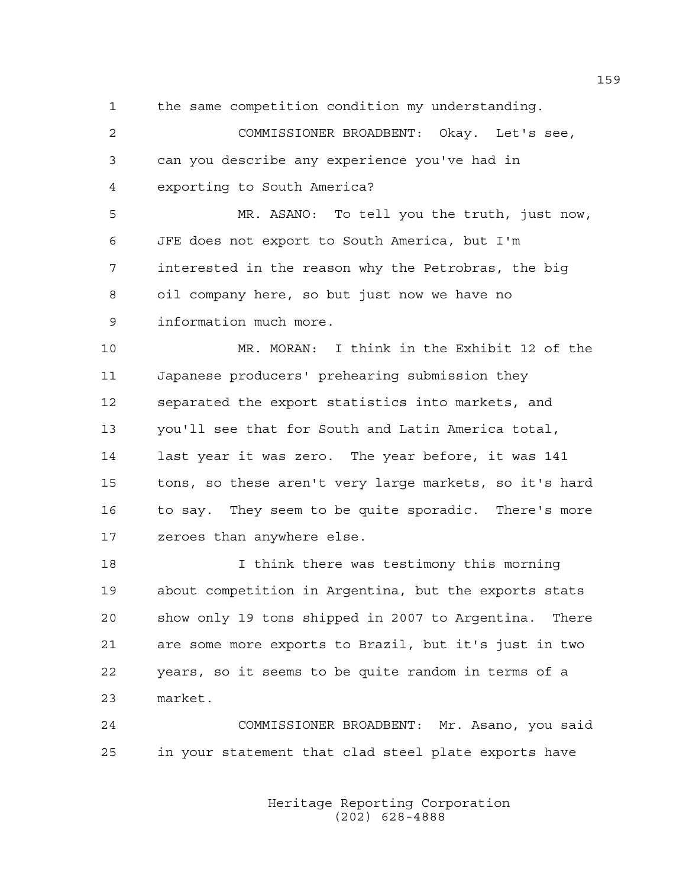the same competition condition my understanding.

COMMISSIONER BROADBENT: Okay. Let's see, can you describe any experience you've had in exporting to South America?

MR. ASANO: To tell you the truth, just now, JFE does not export to South America, but I'm interested in the reason why the Petrobras, the big oil company here, so but just now we have no information much more.

MR. MORAN: I think in the Exhibit 12 of the Japanese producers' prehearing submission they separated the export statistics into markets, and you'll see that for South and Latin America total, last year it was zero. The year before, it was 141 tons, so these aren't very large markets, so it's hard to say. They seem to be quite sporadic. There's more zeroes than anywhere else.

I think there was testimony this morning about competition in Argentina, but the exports stats show only 19 tons shipped in 2007 to Argentina. There are some more exports to Brazil, but it's just in two years, so it seems to be quite random in terms of a market.

COMMISSIONER BROADBENT: Mr. Asano, you said in your statement that clad steel plate exports have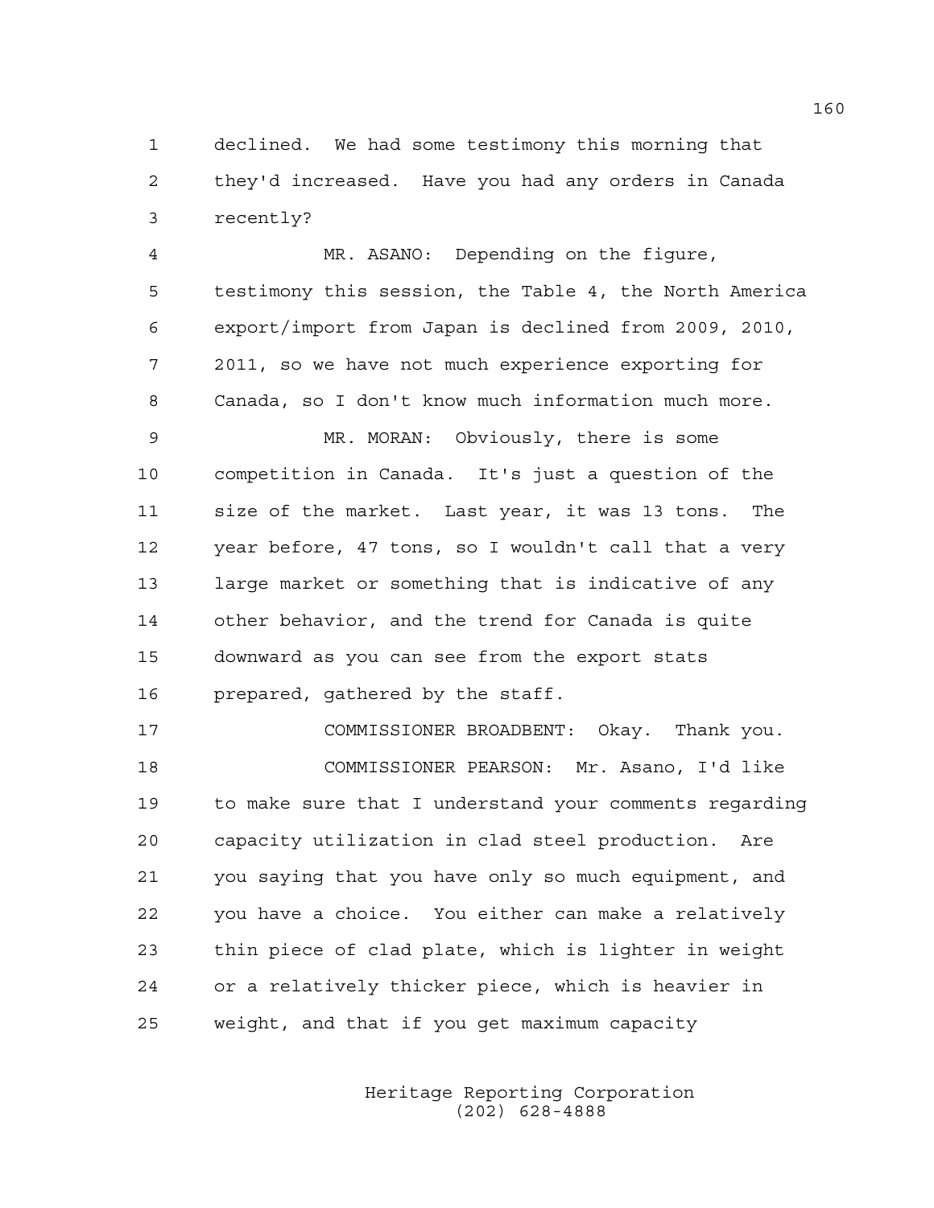declined. We had some testimony this morning that they'd increased. Have you had any orders in Canada recently?

MR. ASANO: Depending on the figure, testimony this session, the Table 4, the North America export/import from Japan is declined from 2009, 2010, 2011, so we have not much experience exporting for Canada, so I don't know much information much more.

MR. MORAN: Obviously, there is some competition in Canada. It's just a question of the size of the market. Last year, it was 13 tons. The year before, 47 tons, so I wouldn't call that a very large market or something that is indicative of any other behavior, and the trend for Canada is quite downward as you can see from the export stats prepared, gathered by the staff.

COMMISSIONER BROADBENT: Okay. Thank you.

COMMISSIONER PEARSON: Mr. Asano, I'd like to make sure that I understand your comments regarding capacity utilization in clad steel production. Are you saying that you have only so much equipment, and you have a choice. You either can make a relatively thin piece of clad plate, which is lighter in weight or a relatively thicker piece, which is heavier in weight, and that if you get maximum capacity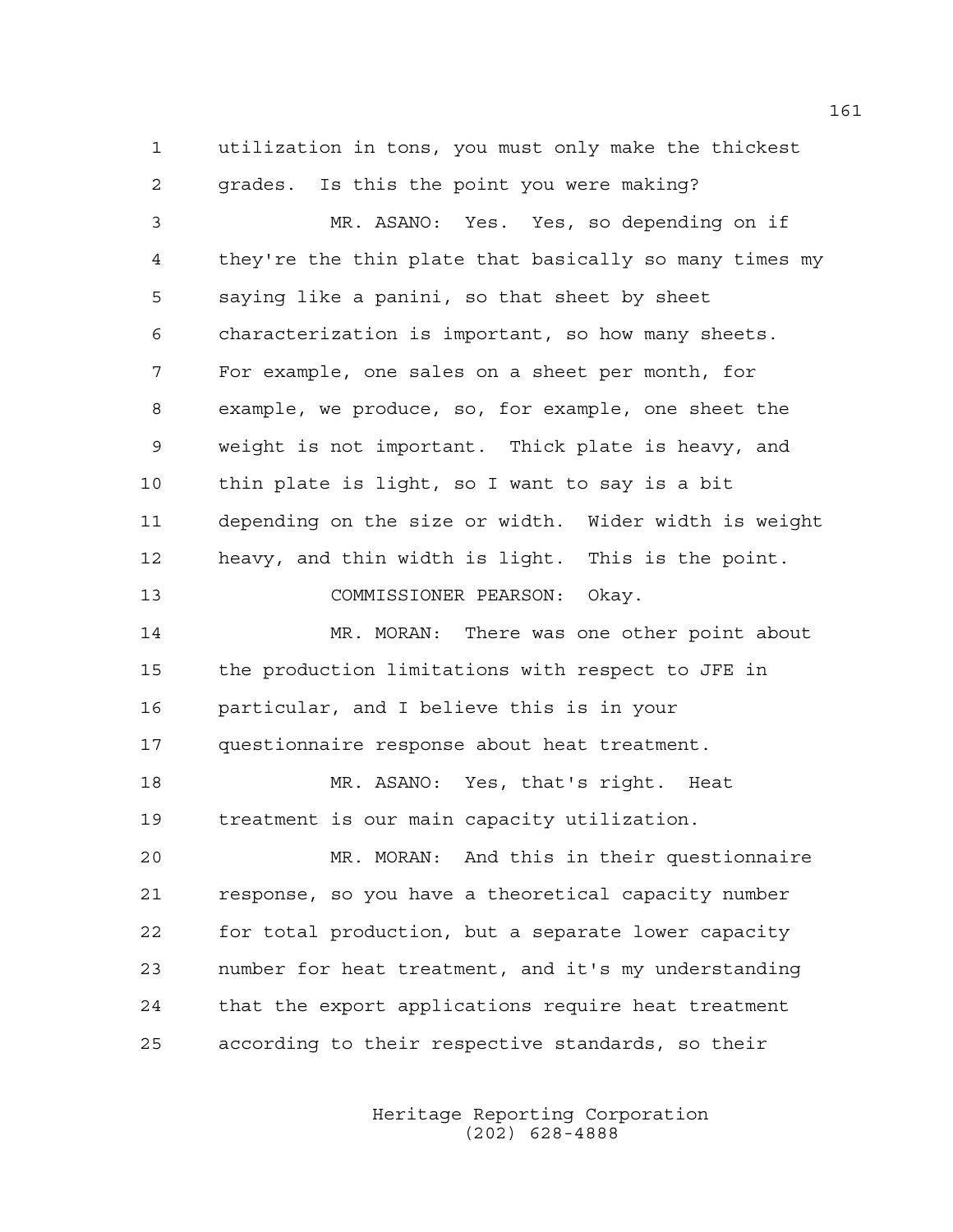utilization in tons, you must only make the thickest grades. Is this the point you were making?

MR. ASANO: Yes. Yes, so depending on if they're the thin plate that basically so many times my saying like a panini, so that sheet by sheet characterization is important, so how many sheets. For example, one sales on a sheet per month, for example, we produce, so, for example, one sheet the weight is not important. Thick plate is heavy, and thin plate is light, so I want to say is a bit depending on the size or width. Wider width is weight heavy, and thin width is light. This is the point.

COMMISSIONER PEARSON: Okay.

MR. MORAN: There was one other point about the production limitations with respect to JFE in particular, and I believe this is in your questionnaire response about heat treatment.

MR. ASANO: Yes, that's right. Heat treatment is our main capacity utilization.

MR. MORAN: And this in their questionnaire response, so you have a theoretical capacity number for total production, but a separate lower capacity number for heat treatment, and it's my understanding that the export applications require heat treatment according to their respective standards, so their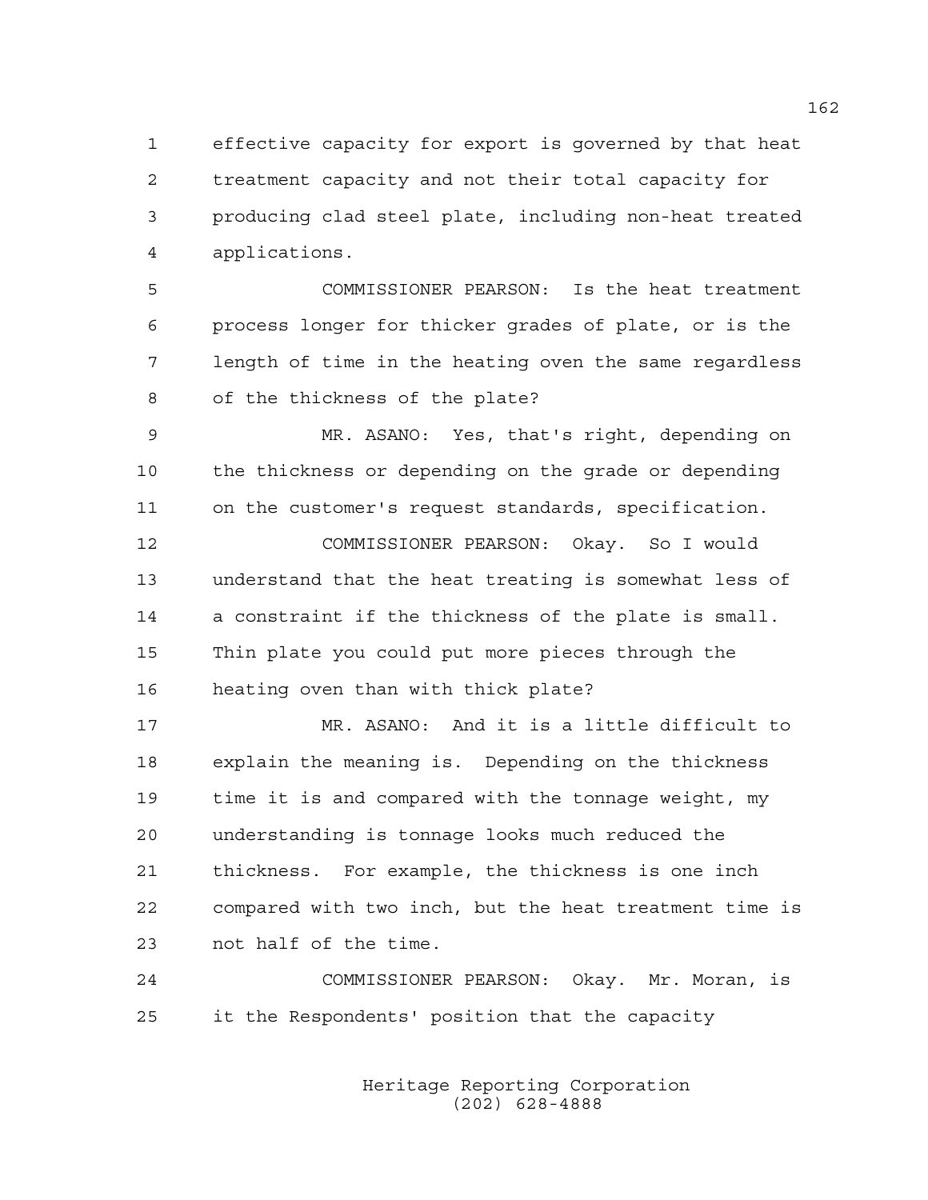effective capacity for export is governed by that heat treatment capacity and not their total capacity for producing clad steel plate, including non-heat treated applications.

COMMISSIONER PEARSON: Is the heat treatment process longer for thicker grades of plate, or is the length of time in the heating oven the same regardless of the thickness of the plate?

MR. ASANO: Yes, that's right, depending on the thickness or depending on the grade or depending on the customer's request standards, specification.

COMMISSIONER PEARSON: Okay. So I would understand that the heat treating is somewhat less of a constraint if the thickness of the plate is small. Thin plate you could put more pieces through the heating oven than with thick plate?

MR. ASANO: And it is a little difficult to explain the meaning is. Depending on the thickness time it is and compared with the tonnage weight, my understanding is tonnage looks much reduced the thickness. For example, the thickness is one inch compared with two inch, but the heat treatment time is not half of the time.

COMMISSIONER PEARSON: Okay. Mr. Moran, is it the Respondents' position that the capacity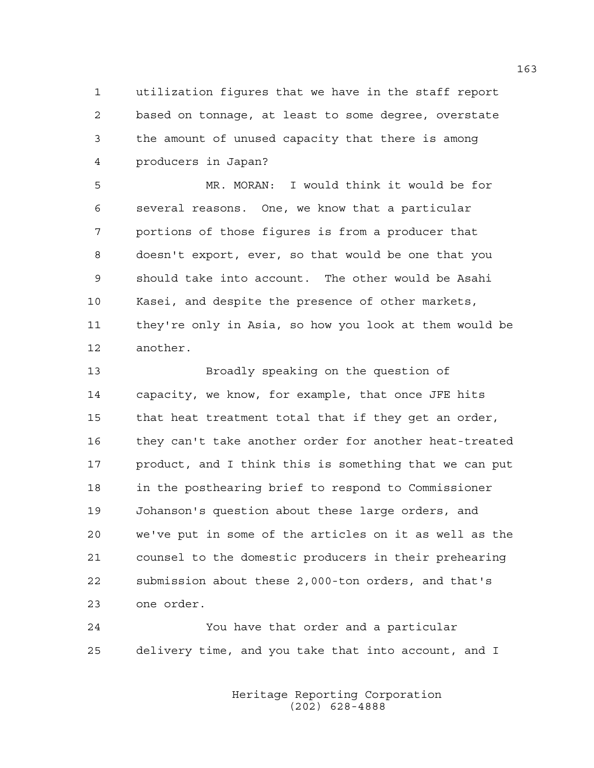utilization figures that we have in the staff report based on tonnage, at least to some degree, overstate the amount of unused capacity that there is among producers in Japan?

MR. MORAN: I would think it would be for several reasons. One, we know that a particular portions of those figures is from a producer that doesn't export, ever, so that would be one that you should take into account. The other would be Asahi Kasei, and despite the presence of other markets, they're only in Asia, so how you look at them would be another.

Broadly speaking on the question of capacity, we know, for example, that once JFE hits that heat treatment total that if they get an order, they can't take another order for another heat-treated product, and I think this is something that we can put in the posthearing brief to respond to Commissioner Johanson's question about these large orders, and we've put in some of the articles on it as well as the counsel to the domestic producers in their prehearing submission about these 2,000-ton orders, and that's one order.

You have that order and a particular delivery time, and you take that into account, and I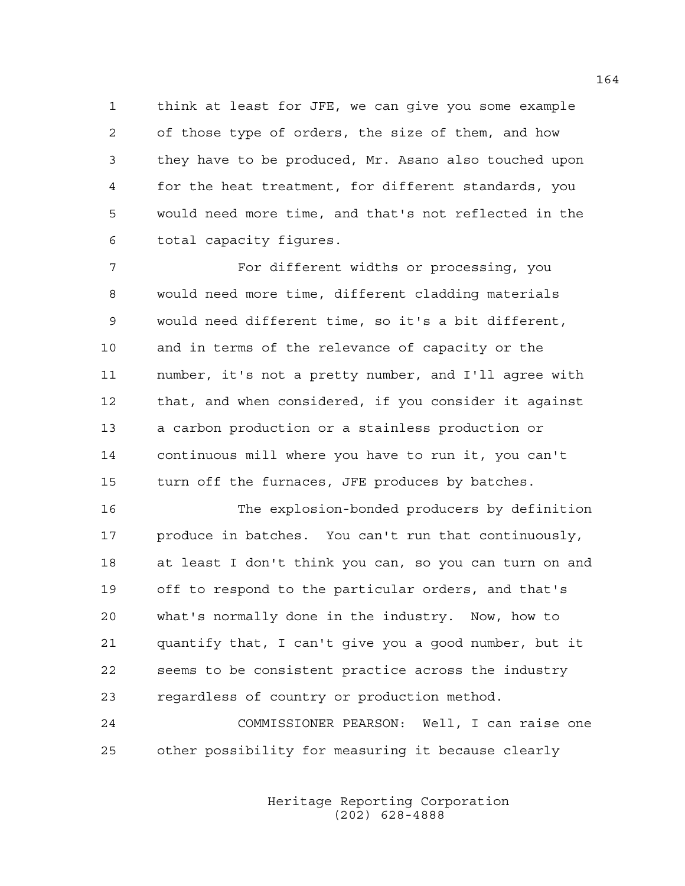think at least for JFE, we can give you some example of those type of orders, the size of them, and how they have to be produced, Mr. Asano also touched upon for the heat treatment, for different standards, you would need more time, and that's not reflected in the total capacity figures.

For different widths or processing, you would need more time, different cladding materials would need different time, so it's a bit different, and in terms of the relevance of capacity or the number, it's not a pretty number, and I'll agree with that, and when considered, if you consider it against a carbon production or a stainless production or continuous mill where you have to run it, you can't turn off the furnaces, JFE produces by batches.

The explosion-bonded producers by definition produce in batches. You can't run that continuously, at least I don't think you can, so you can turn on and off to respond to the particular orders, and that's what's normally done in the industry. Now, how to quantify that, I can't give you a good number, but it seems to be consistent practice across the industry regardless of country or production method.

COMMISSIONER PEARSON: Well, I can raise one other possibility for measuring it because clearly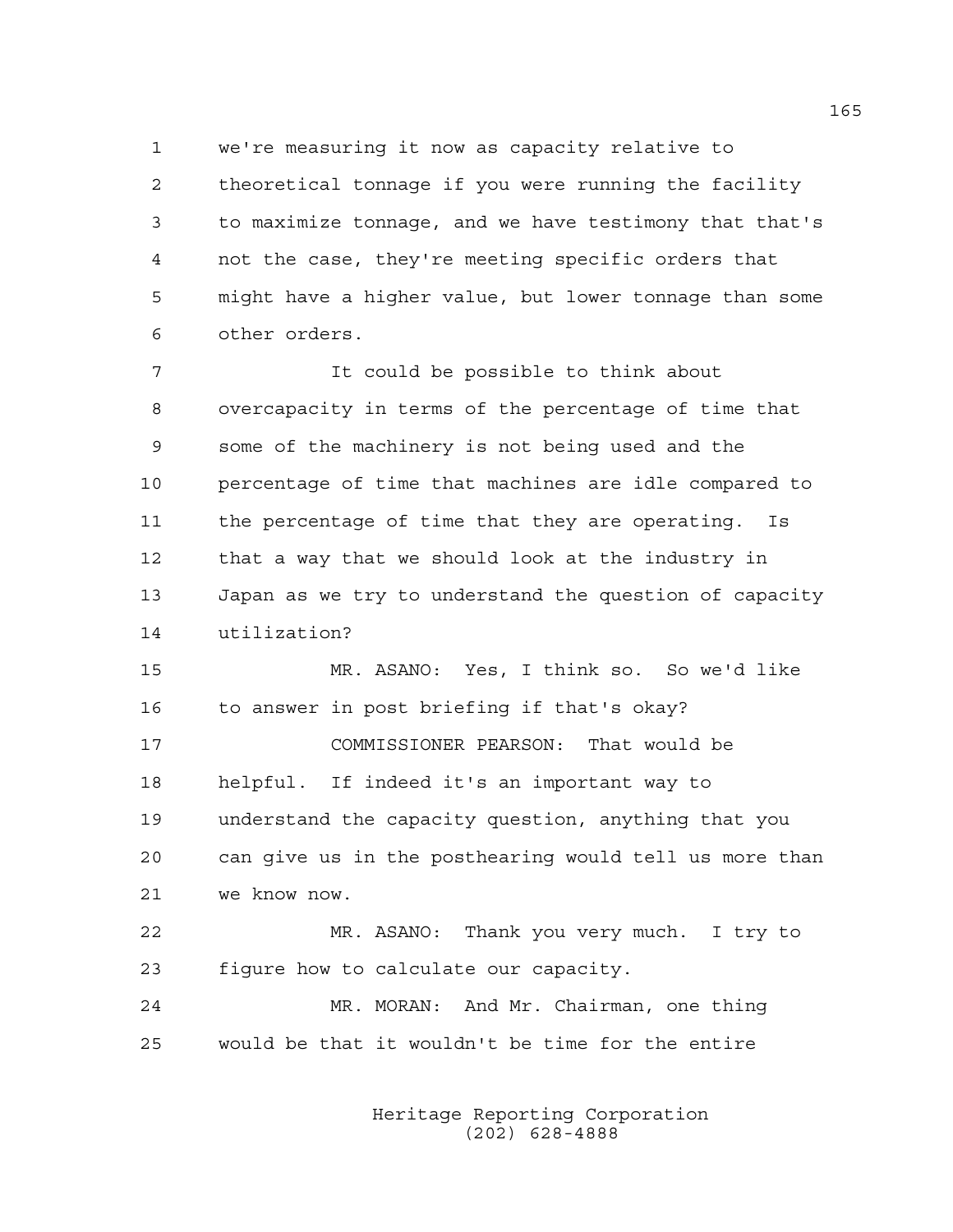we're measuring it now as capacity relative to theoretical tonnage if you were running the facility to maximize tonnage, and we have testimony that that's not the case, they're meeting specific orders that might have a higher value, but lower tonnage than some other orders.

It could be possible to think about overcapacity in terms of the percentage of time that some of the machinery is not being used and the percentage of time that machines are idle compared to the percentage of time that they are operating. Is that a way that we should look at the industry in Japan as we try to understand the question of capacity utilization?

MR. ASANO: Yes, I think so. So we'd like to answer in post briefing if that's okay?

COMMISSIONER PEARSON: That would be helpful. If indeed it's an important way to understand the capacity question, anything that you can give us in the posthearing would tell us more than we know now.

MR. ASANO: Thank you very much. I try to figure how to calculate our capacity.

MR. MORAN: And Mr. Chairman, one thing would be that it wouldn't be time for the entire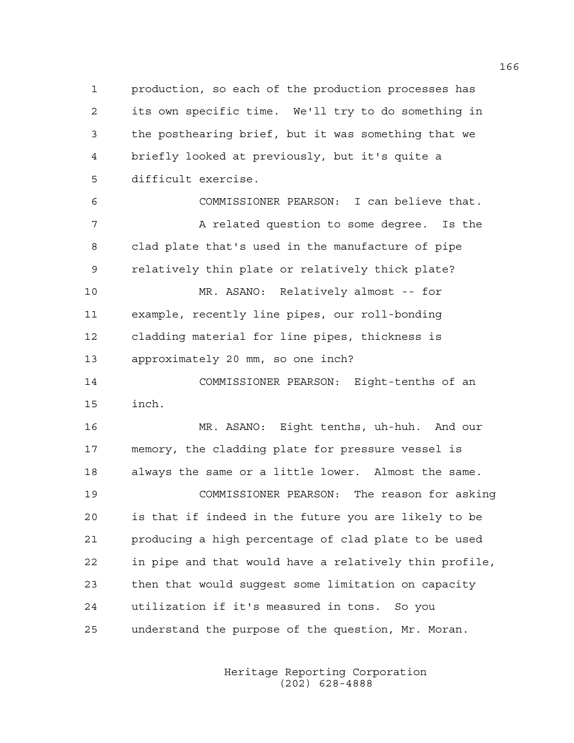production, so each of the production processes has its own specific time. We'll try to do something in the posthearing brief, but it was something that we briefly looked at previously, but it's quite a difficult exercise.

COMMISSIONER PEARSON: I can believe that.

A related question to some degree. Is the clad plate that's used in the manufacture of pipe relatively thin plate or relatively thick plate?

MR. ASANO: Relatively almost -- for example, recently line pipes, our roll-bonding cladding material for line pipes, thickness is approximately 20 mm, so one inch?

COMMISSIONER PEARSON: Eight-tenths of an inch.

MR. ASANO: Eight tenths, uh-huh. And our memory, the cladding plate for pressure vessel is always the same or a little lower. Almost the same.

COMMISSIONER PEARSON: The reason for asking is that if indeed in the future you are likely to be producing a high percentage of clad plate to be used in pipe and that would have a relatively thin profile, then that would suggest some limitation on capacity utilization if it's measured in tons. So you understand the purpose of the question, Mr. Moran.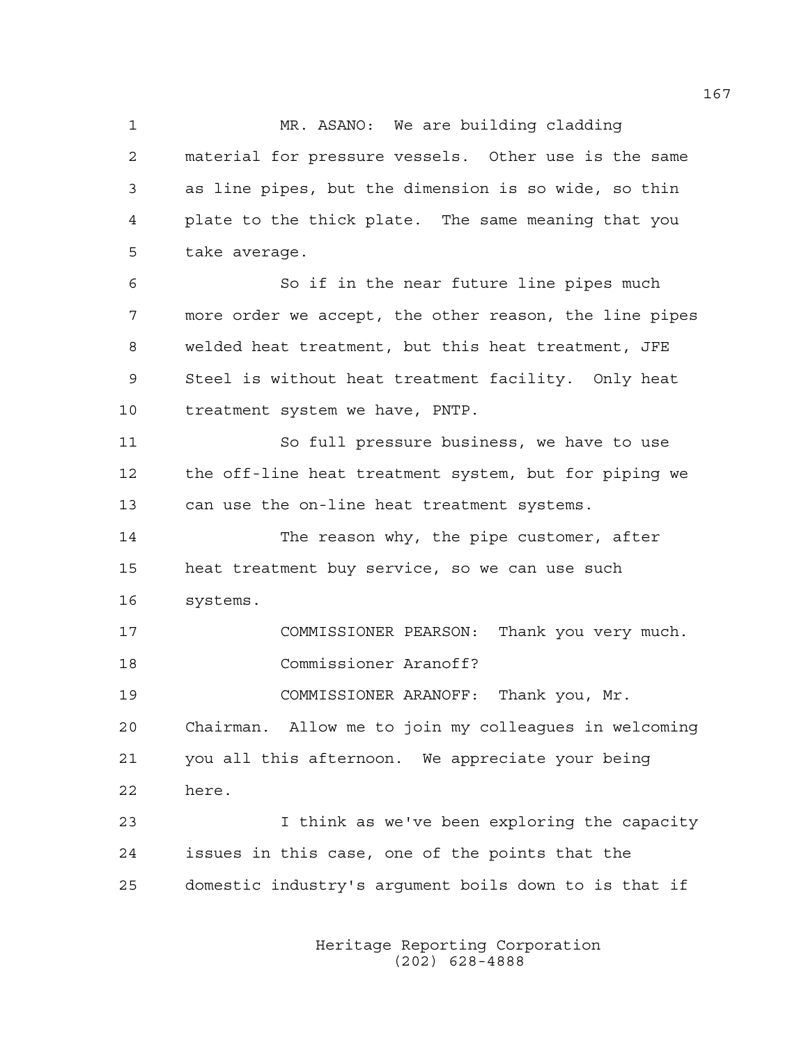MR. ASANO: We are building cladding material for pressure vessels. Other use is the same as line pipes, but the dimension is so wide, so thin plate to the thick plate. The same meaning that you take average.

So if in the near future line pipes much more order we accept, the other reason, the line pipes welded heat treatment, but this heat treatment, JFE Steel is without heat treatment facility. Only heat treatment system we have, PNTP.

So full pressure business, we have to use the off-line heat treatment system, but for piping we can use the on-line heat treatment systems.

The reason why, the pipe customer, after heat treatment buy service, so we can use such systems.

COMMISSIONER PEARSON: Thank you very much. Commissioner Aranoff?

COMMISSIONER ARANOFF: Thank you, Mr. Chairman. Allow me to join my colleagues in welcoming you all this afternoon. We appreciate your being here.

I think as we've been exploring the capacity issues in this case, one of the points that the domestic industry's argument boils down to is that if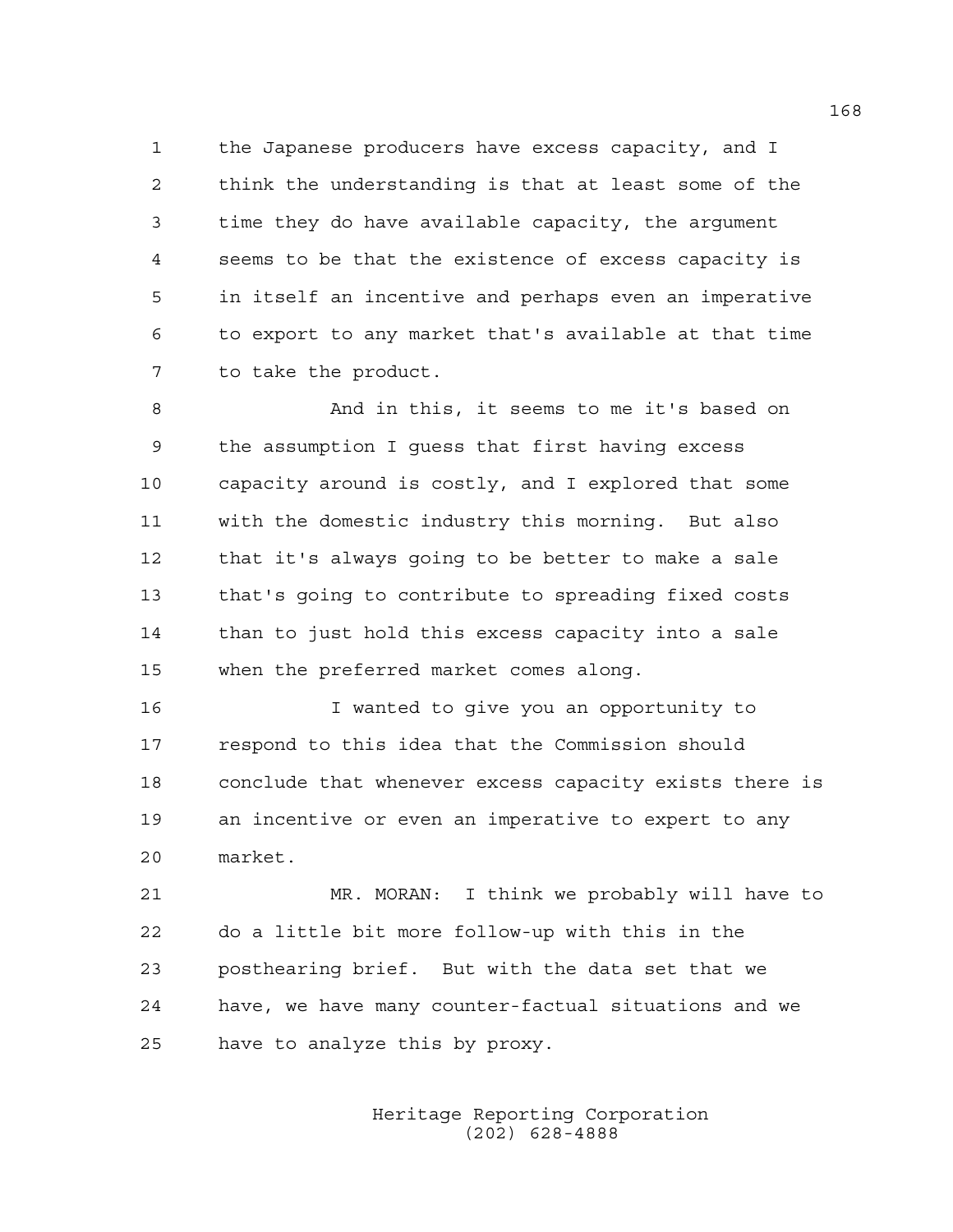the Japanese producers have excess capacity, and I think the understanding is that at least some of the time they do have available capacity, the argument seems to be that the existence of excess capacity is in itself an incentive and perhaps even an imperative to export to any market that's available at that time to take the product.

And in this, it seems to me it's based on the assumption I guess that first having excess capacity around is costly, and I explored that some with the domestic industry this morning. But also that it's always going to be better to make a sale that's going to contribute to spreading fixed costs than to just hold this excess capacity into a sale when the preferred market comes along.

I wanted to give you an opportunity to respond to this idea that the Commission should conclude that whenever excess capacity exists there is an incentive or even an imperative to expert to any market.

MR. MORAN: I think we probably will have to do a little bit more follow-up with this in the posthearing brief. But with the data set that we have, we have many counter-factual situations and we have to analyze this by proxy.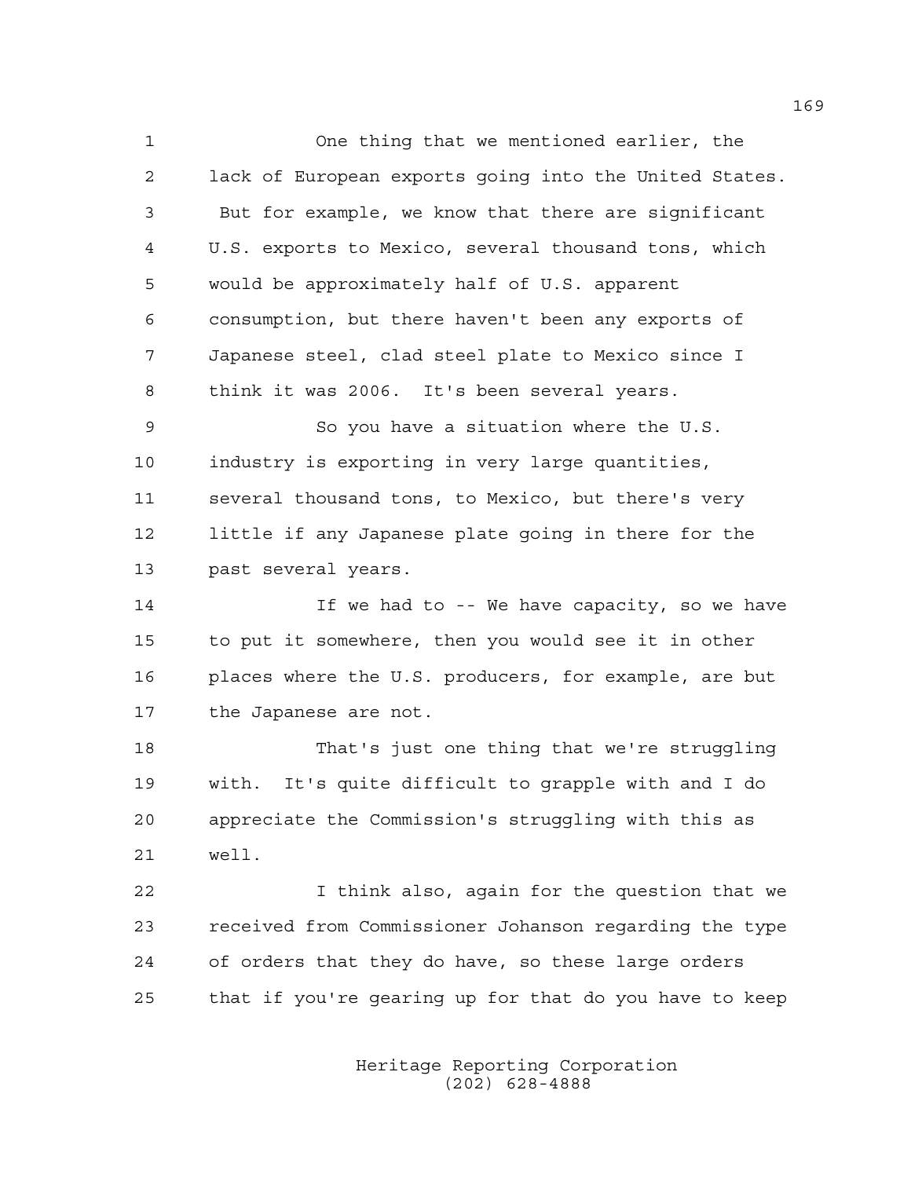One thing that we mentioned earlier, the lack of European exports going into the United States. But for example, we know that there are significant U.S. exports to Mexico, several thousand tons, which would be approximately half of U.S. apparent consumption, but there haven't been any exports of Japanese steel, clad steel plate to Mexico since I think it was 2006. It's been several years.

So you have a situation where the U.S. industry is exporting in very large quantities, several thousand tons, to Mexico, but there's very little if any Japanese plate going in there for the past several years.

If we had to -- We have capacity, so we have to put it somewhere, then you would see it in other places where the U.S. producers, for example, are but the Japanese are not.

That's just one thing that we're struggling with. It's quite difficult to grapple with and I do appreciate the Commission's struggling with this as well.

I think also, again for the question that we received from Commissioner Johanson regarding the type of orders that they do have, so these large orders that if you're gearing up for that do you have to keep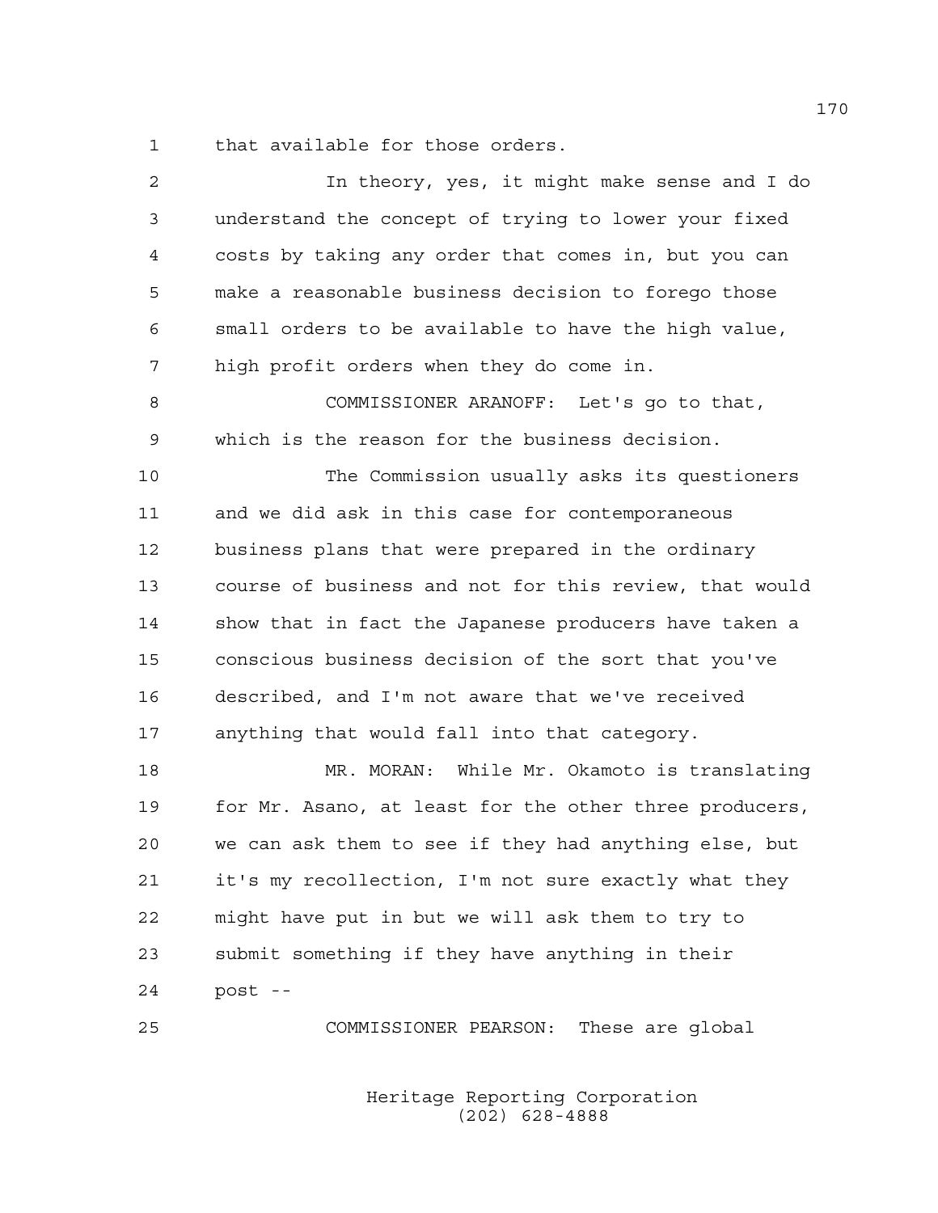that available for those orders.

In theory, yes, it might make sense and I do understand the concept of trying to lower your fixed costs by taking any order that comes in, but you can make a reasonable business decision to forego those small orders to be available to have the high value, high profit orders when they do come in.

COMMISSIONER ARANOFF: Let's go to that, which is the reason for the business decision.

The Commission usually asks its questioners and we did ask in this case for contemporaneous business plans that were prepared in the ordinary course of business and not for this review, that would show that in fact the Japanese producers have taken a conscious business decision of the sort that you've described, and I'm not aware that we've received anything that would fall into that category.

MR. MORAN: While Mr. Okamoto is translating for Mr. Asano, at least for the other three producers, we can ask them to see if they had anything else, but it's my recollection, I'm not sure exactly what they might have put in but we will ask them to try to submit something if they have anything in their post --

COMMISSIONER PEARSON: These are global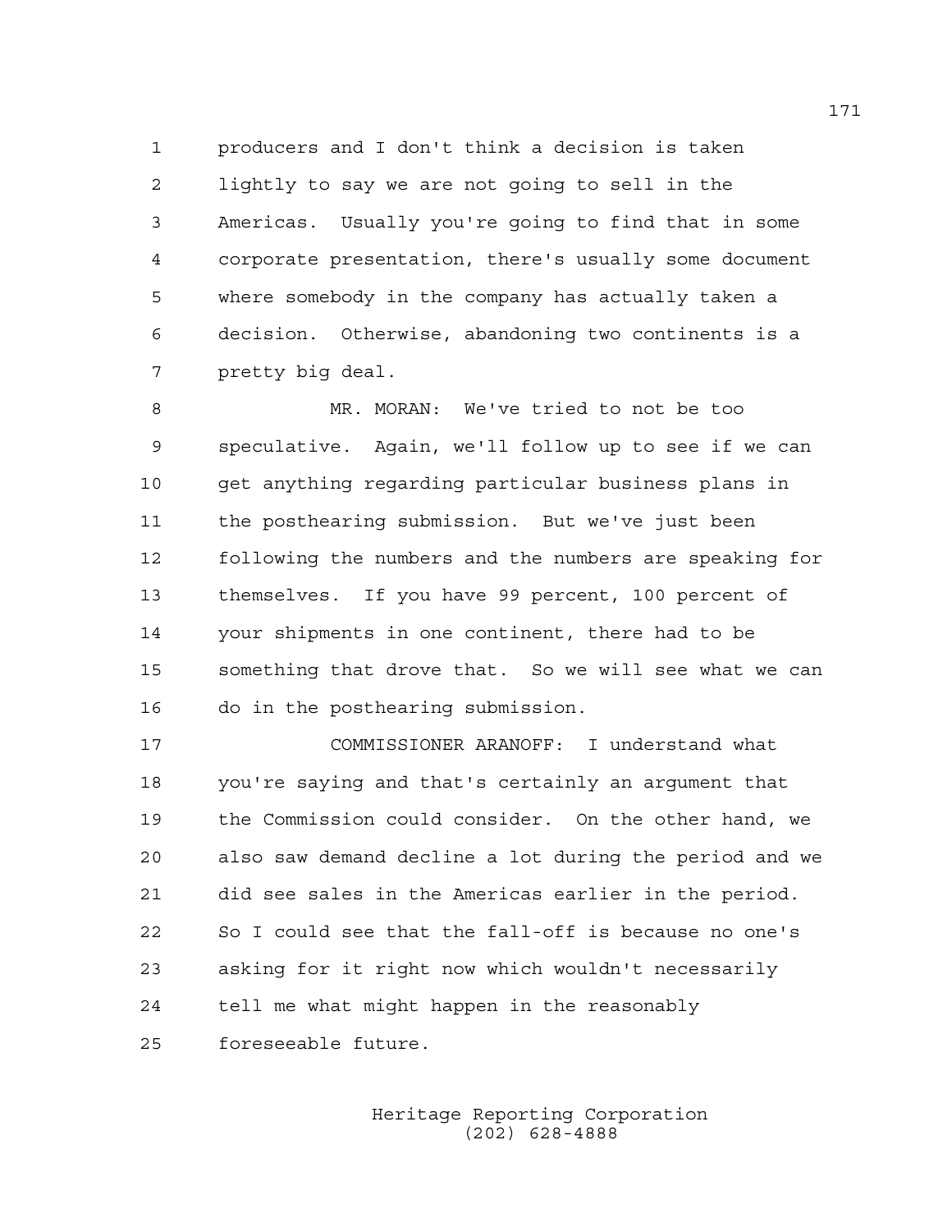producers and I don't think a decision is taken lightly to say we are not going to sell in the Americas. Usually you're going to find that in some corporate presentation, there's usually some document where somebody in the company has actually taken a decision. Otherwise, abandoning two continents is a pretty big deal.

MR. MORAN: We've tried to not be too speculative. Again, we'll follow up to see if we can get anything regarding particular business plans in the posthearing submission. But we've just been following the numbers and the numbers are speaking for themselves. If you have 99 percent, 100 percent of your shipments in one continent, there had to be something that drove that. So we will see what we can do in the posthearing submission.

COMMISSIONER ARANOFF: I understand what you're saying and that's certainly an argument that the Commission could consider. On the other hand, we also saw demand decline a lot during the period and we did see sales in the Americas earlier in the period. So I could see that the fall-off is because no one's asking for it right now which wouldn't necessarily tell me what might happen in the reasonably foreseeable future.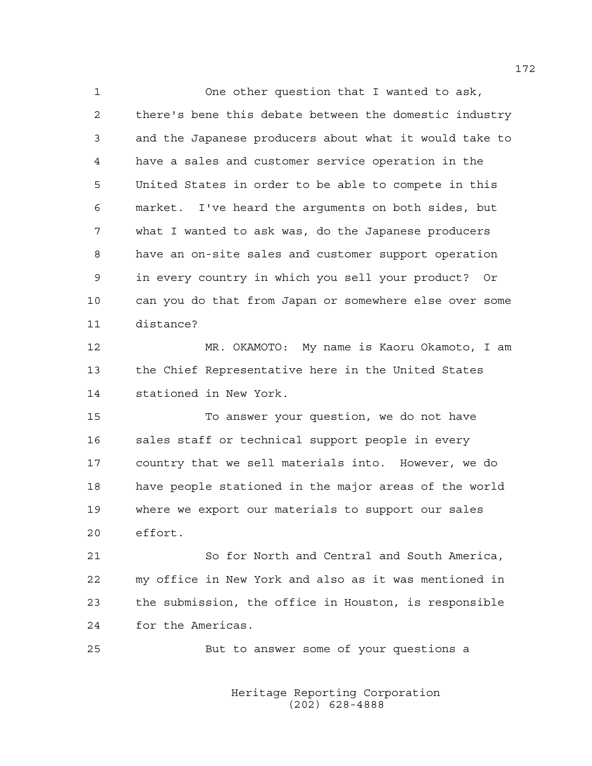One other question that I wanted to ask, there's bene this debate between the domestic industry and the Japanese producers about what it would take to have a sales and customer service operation in the United States in order to be able to compete in this market. I've heard the arguments on both sides, but what I wanted to ask was, do the Japanese producers have an on-site sales and customer support operation in every country in which you sell your product? Or can you do that from Japan or somewhere else over some distance?

MR. OKAMOTO: My name is Kaoru Okamoto, I am the Chief Representative here in the United States stationed in New York.

To answer your question, we do not have sales staff or technical support people in every country that we sell materials into. However, we do have people stationed in the major areas of the world where we export our materials to support our sales effort.

So for North and Central and South America, my office in New York and also as it was mentioned in the submission, the office in Houston, is responsible for the Americas.

But to answer some of your questions a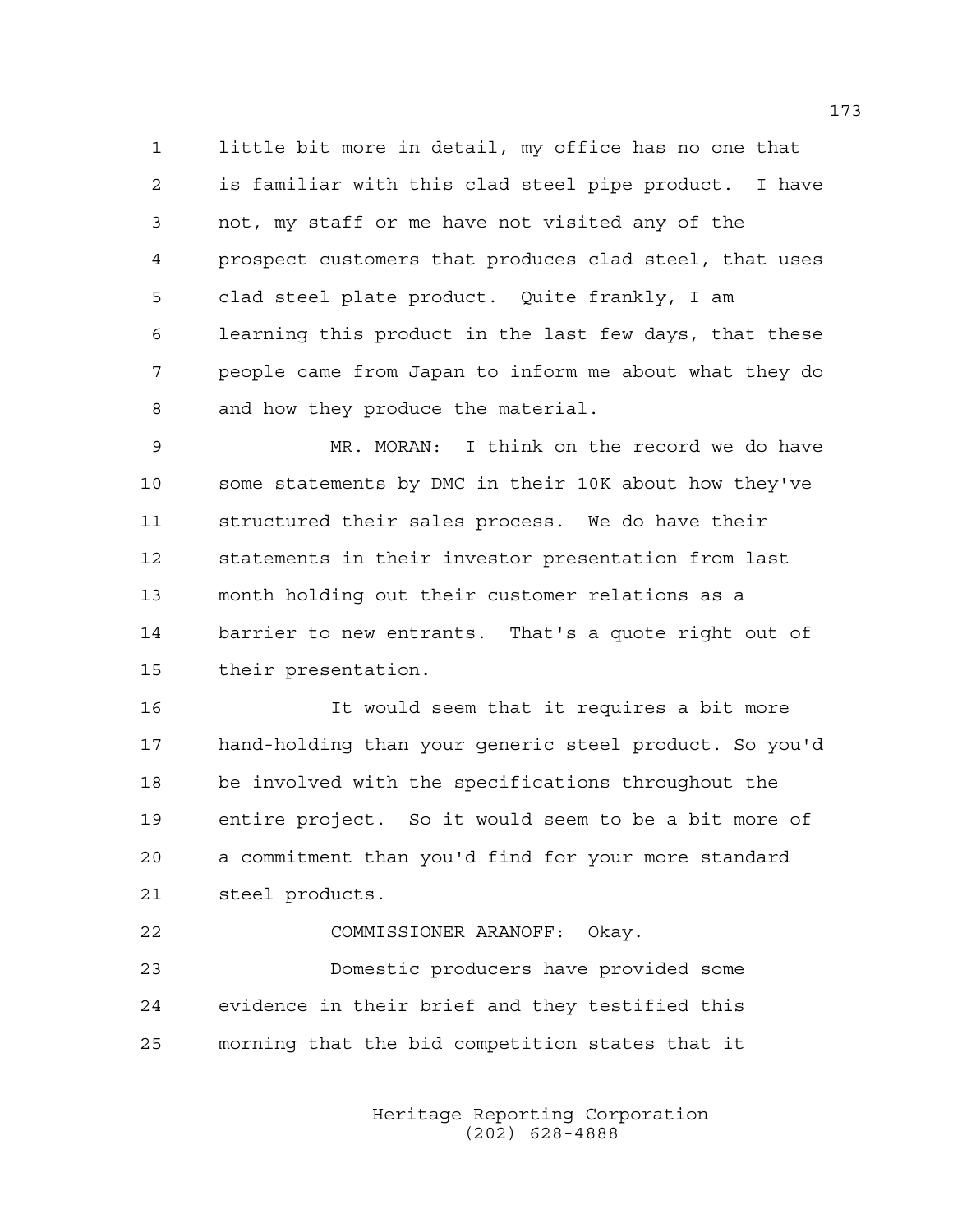little bit more in detail, my office has no one that is familiar with this clad steel pipe product. I have not, my staff or me have not visited any of the prospect customers that produces clad steel, that uses clad steel plate product. Quite frankly, I am learning this product in the last few days, that these people came from Japan to inform me about what they do and how they produce the material.

MR. MORAN: I think on the record we do have some statements by DMC in their 10K about how they've structured their sales process. We do have their statements in their investor presentation from last month holding out their customer relations as a barrier to new entrants. That's a quote right out of their presentation.

It would seem that it requires a bit more hand-holding than your generic steel product. So you'd be involved with the specifications throughout the entire project. So it would seem to be a bit more of a commitment than you'd find for your more standard steel products.

COMMISSIONER ARANOFF: Okay.

Domestic producers have provided some evidence in their brief and they testified this morning that the bid competition states that it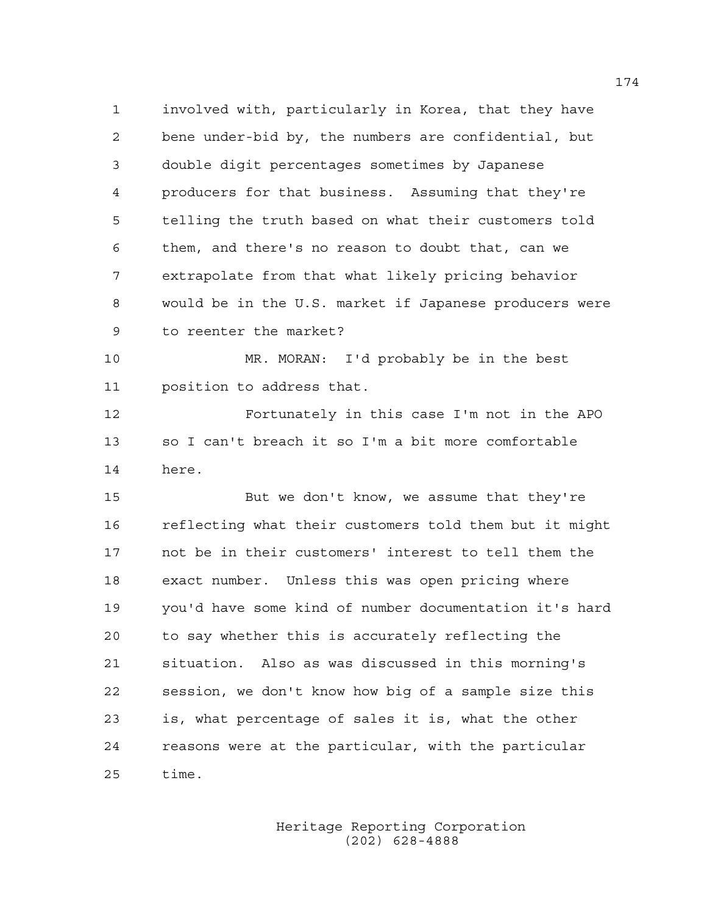involved with, particularly in Korea, that they have bene under-bid by, the numbers are confidential, but double digit percentages sometimes by Japanese producers for that business. Assuming that they're telling the truth based on what their customers told them, and there's no reason to doubt that, can we extrapolate from that what likely pricing behavior would be in the U.S. market if Japanese producers were to reenter the market?

MR. MORAN: I'd probably be in the best position to address that.

Fortunately in this case I'm not in the APO so I can't breach it so I'm a bit more comfortable here.

But we don't know, we assume that they're reflecting what their customers told them but it might not be in their customers' interest to tell them the exact number. Unless this was open pricing where you'd have some kind of number documentation it's hard to say whether this is accurately reflecting the situation. Also as was discussed in this morning's session, we don't know how big of a sample size this is, what percentage of sales it is, what the other reasons were at the particular, with the particular time.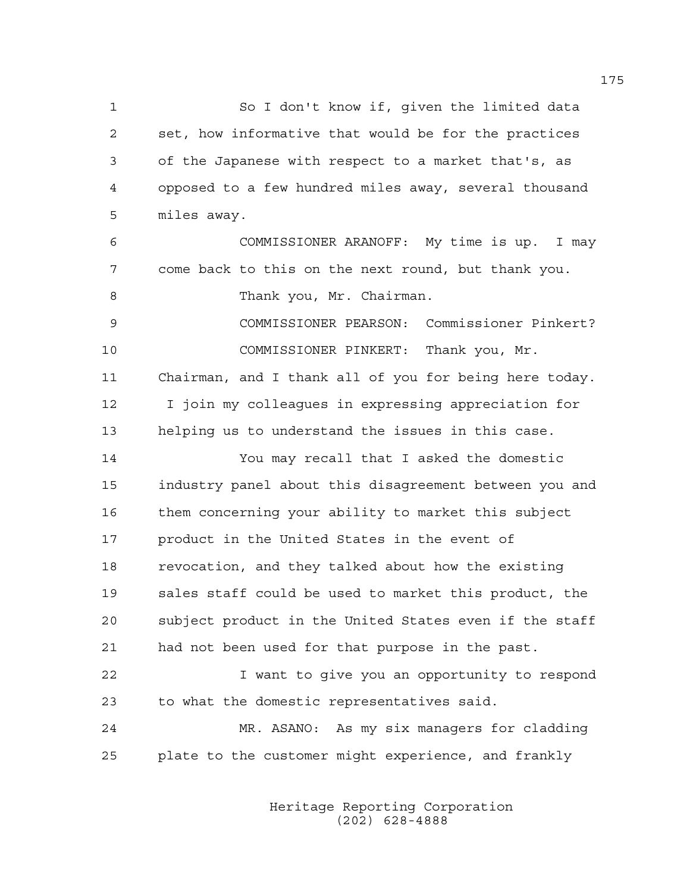So I don't know if, given the limited data set, how informative that would be for the practices of the Japanese with respect to a market that's, as opposed to a few hundred miles away, several thousand miles away.

COMMISSIONER ARANOFF: My time is up. I may come back to this on the next round, but thank you.

Thank you, Mr. Chairman.

COMMISSIONER PEARSON: Commissioner Pinkert?

COMMISSIONER PINKERT: Thank you, Mr. Chairman, and I thank all of you for being here today. I join my colleagues in expressing appreciation for helping us to understand the issues in this case.

You may recall that I asked the domestic industry panel about this disagreement between you and them concerning your ability to market this subject product in the United States in the event of revocation, and they talked about how the existing sales staff could be used to market this product, the subject product in the United States even if the staff had not been used for that purpose in the past.

I want to give you an opportunity to respond to what the domestic representatives said.

MR. ASANO: As my six managers for cladding plate to the customer might experience, and frankly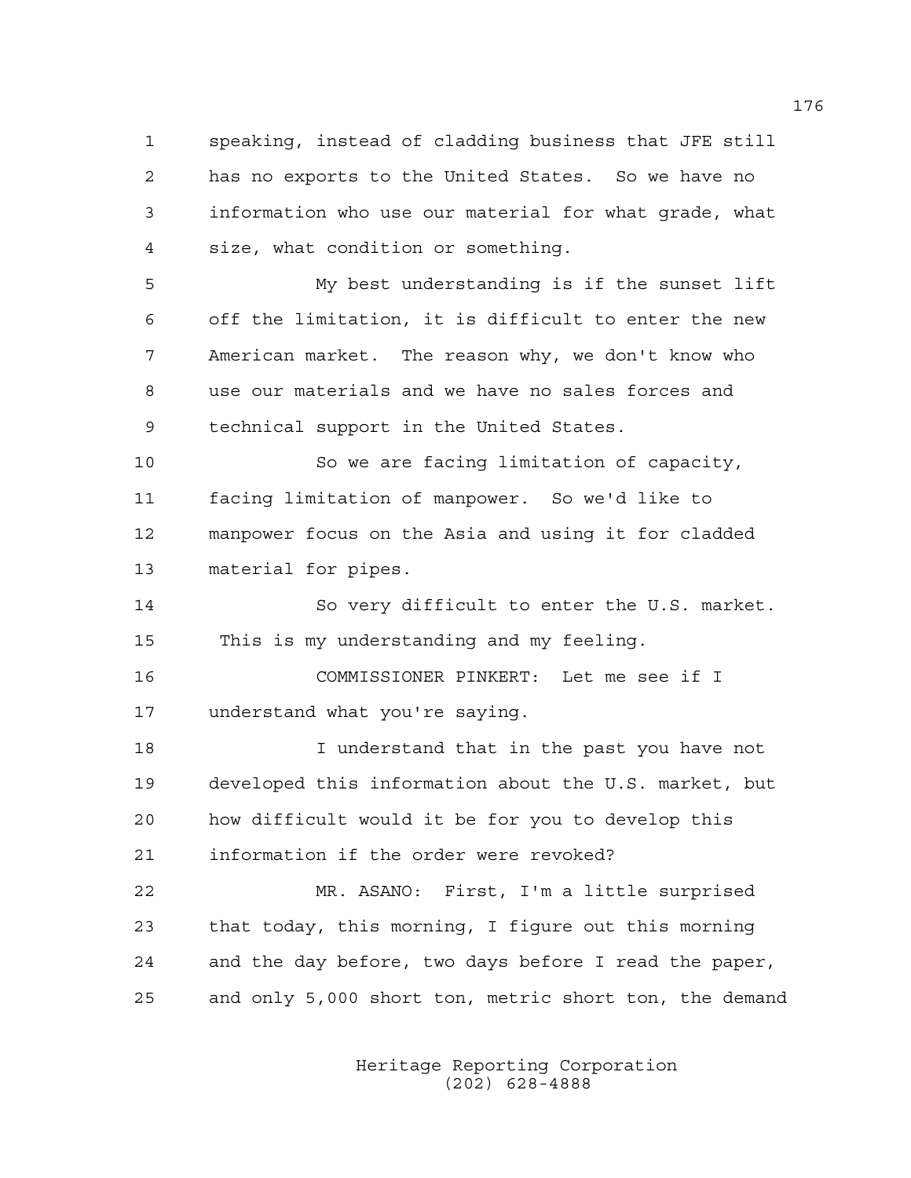speaking, instead of cladding business that JFE still has no exports to the United States. So we have no information who use our material for what grade, what size, what condition or something.

My best understanding is if the sunset lift off the limitation, it is difficult to enter the new American market. The reason why, we don't know who use our materials and we have no sales forces and technical support in the United States.

So we are facing limitation of capacity, facing limitation of manpower. So we'd like to manpower focus on the Asia and using it for cladded material for pipes.

So very difficult to enter the U.S. market. This is my understanding and my feeling.

COMMISSIONER PINKERT: Let me see if I understand what you're saying.

I understand that in the past you have not developed this information about the U.S. market, but how difficult would it be for you to develop this information if the order were revoked?

MR. ASANO: First, I'm a little surprised that today, this morning, I figure out this morning and the day before, two days before I read the paper, and only 5,000 short ton, metric short ton, the demand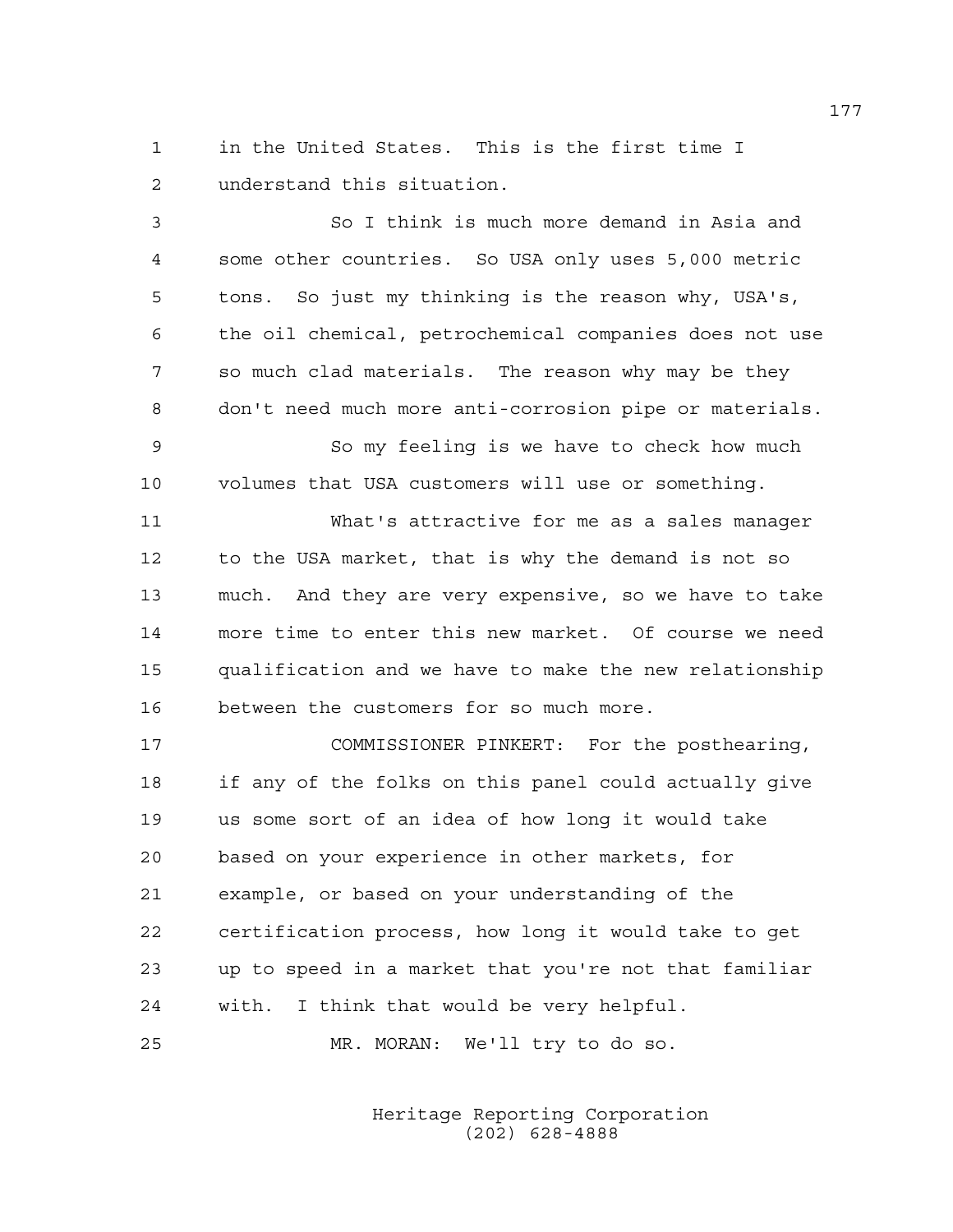in the United States. This is the first time I understand this situation.

So I think is much more demand in Asia and some other countries. So USA only uses 5,000 metric tons. So just my thinking is the reason why, USA's, the oil chemical, petrochemical companies does not use so much clad materials. The reason why may be they don't need much more anti-corrosion pipe or materials.

So my feeling is we have to check how much volumes that USA customers will use or something.

What's attractive for me as a sales manager to the USA market, that is why the demand is not so much. And they are very expensive, so we have to take more time to enter this new market. Of course we need qualification and we have to make the new relationship between the customers for so much more.

COMMISSIONER PINKERT: For the posthearing, if any of the folks on this panel could actually give us some sort of an idea of how long it would take based on your experience in other markets, for example, or based on your understanding of the certification process, how long it would take to get up to speed in a market that you're not that familiar with. I think that would be very helpful.

MR. MORAN: We'll try to do so.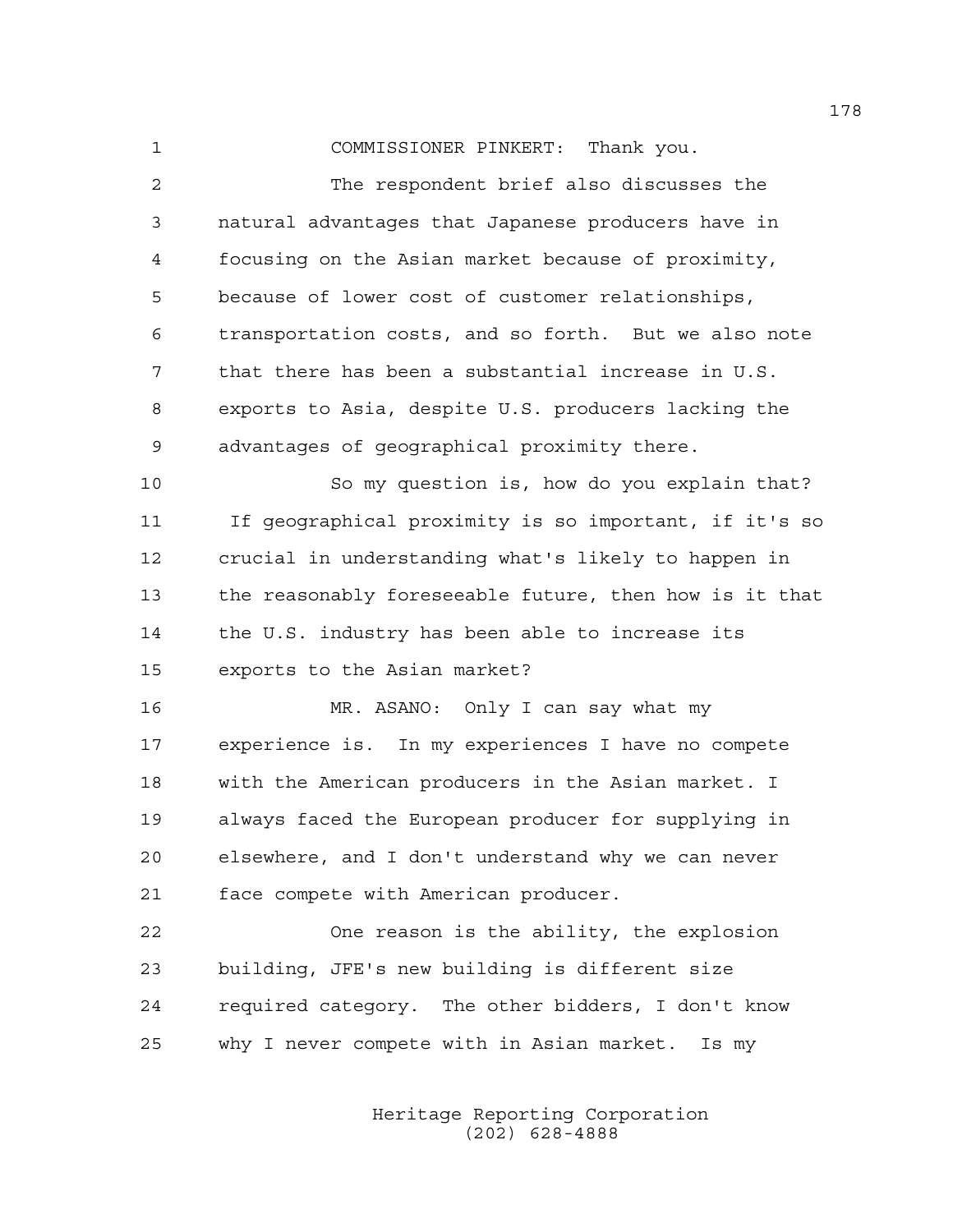COMMISSIONER PINKERT: Thank you.

The respondent brief also discusses the natural advantages that Japanese producers have in focusing on the Asian market because of proximity, because of lower cost of customer relationships, transportation costs, and so forth. But we also note that there has been a substantial increase in U.S. exports to Asia, despite U.S. producers lacking the advantages of geographical proximity there.

So my question is, how do you explain that? If geographical proximity is so important, if it's so crucial in understanding what's likely to happen in the reasonably foreseeable future, then how is it that the U.S. industry has been able to increase its exports to the Asian market?

MR. ASANO: Only I can say what my experience is. In my experiences I have no compete with the American producers in the Asian market. I always faced the European producer for supplying in elsewhere, and I don't understand why we can never face compete with American producer.

One reason is the ability, the explosion building, JFE's new building is different size required category. The other bidders, I don't know why I never compete with in Asian market. Is my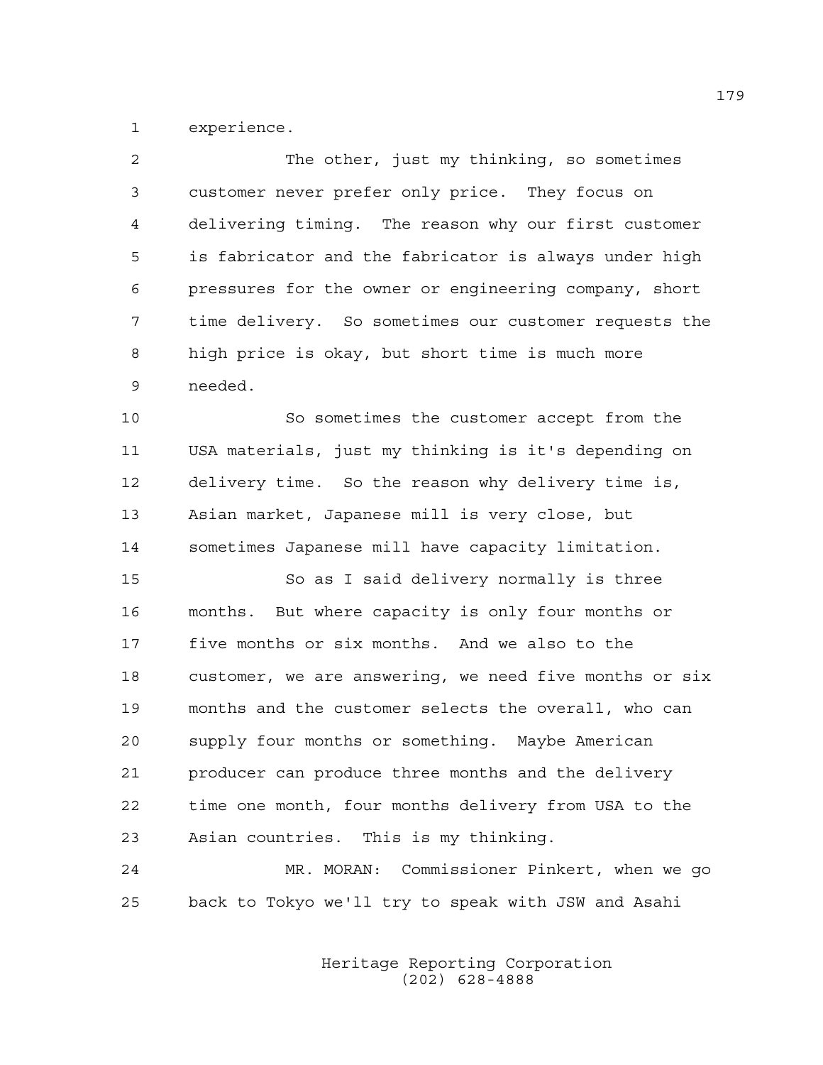experience.

The other, just my thinking, so sometimes customer never prefer only price. They focus on delivering timing. The reason why our first customer is fabricator and the fabricator is always under high pressures for the owner or engineering company, short time delivery. So sometimes our customer requests the high price is okay, but short time is much more needed.

So sometimes the customer accept from the USA materials, just my thinking is it's depending on delivery time. So the reason why delivery time is, Asian market, Japanese mill is very close, but sometimes Japanese mill have capacity limitation.

So as I said delivery normally is three months. But where capacity is only four months or five months or six months. And we also to the customer, we are answering, we need five months or six months and the customer selects the overall, who can supply four months or something. Maybe American producer can produce three months and the delivery time one month, four months delivery from USA to the Asian countries. This is my thinking.

MR. MORAN: Commissioner Pinkert, when we go back to Tokyo we'll try to speak with JSW and Asahi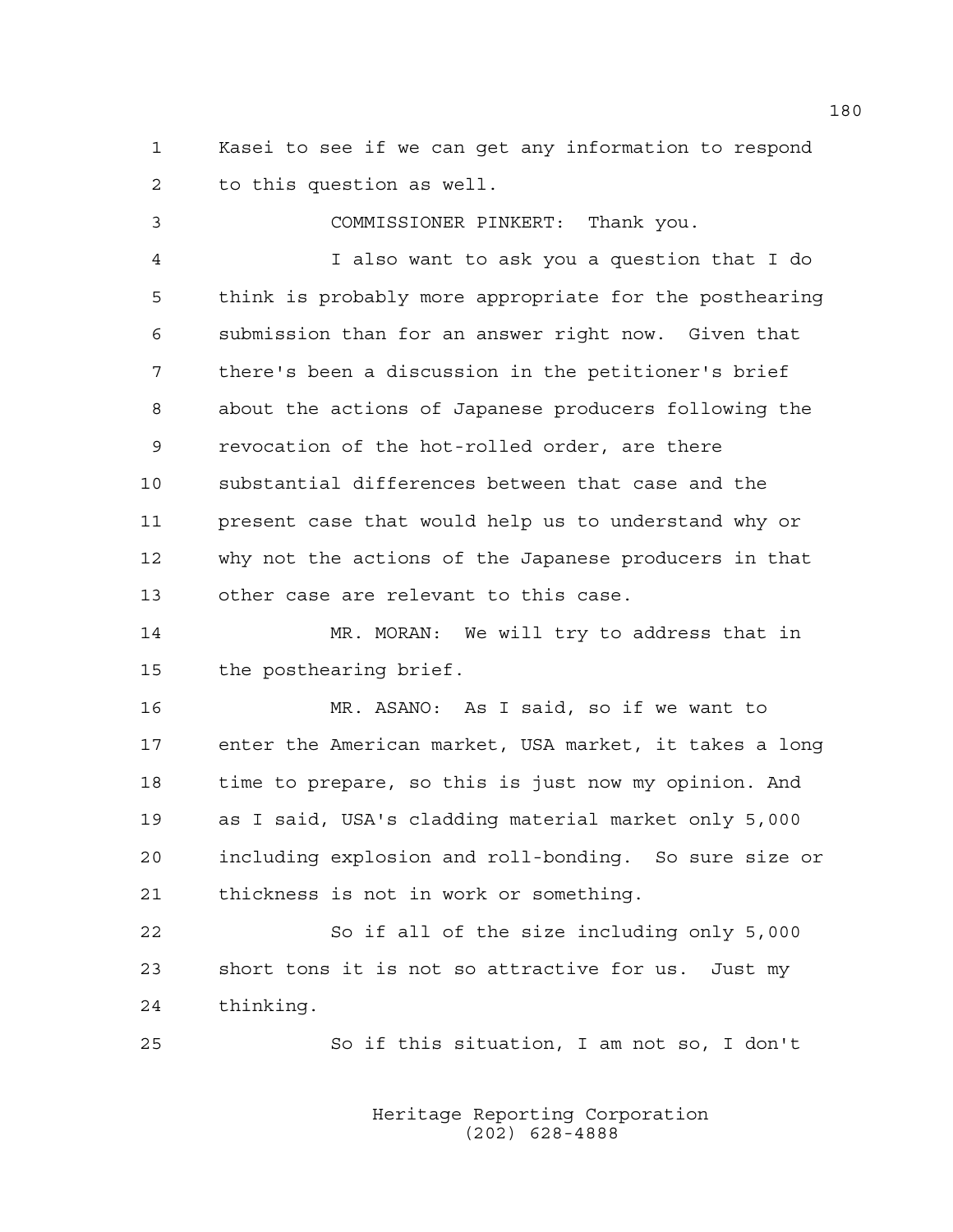Kasei to see if we can get any information to respond to this question as well.

COMMISSIONER PINKERT: Thank you.

I also want to ask you a question that I do think is probably more appropriate for the posthearing submission than for an answer right now. Given that there's been a discussion in the petitioner's brief about the actions of Japanese producers following the revocation of the hot-rolled order, are there substantial differences between that case and the present case that would help us to understand why or why not the actions of the Japanese producers in that other case are relevant to this case.

MR. MORAN: We will try to address that in the posthearing brief.

MR. ASANO: As I said, so if we want to enter the American market, USA market, it takes a long time to prepare, so this is just now my opinion. And as I said, USA's cladding material market only 5,000 including explosion and roll-bonding. So sure size or thickness is not in work or something.

So if all of the size including only 5,000 short tons it is not so attractive for us. Just my thinking.

So if this situation, I am not so, I don't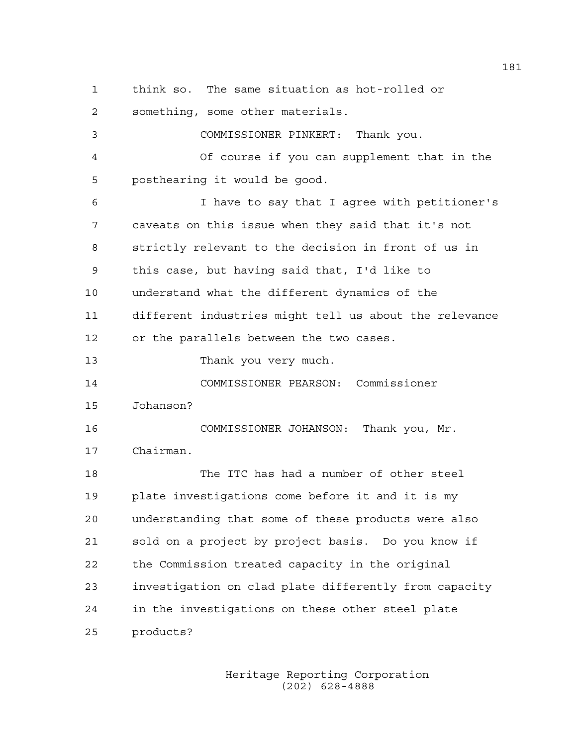think so. The same situation as hot-rolled or something, some other materials.

COMMISSIONER PINKERT: Thank you.

Of course if you can supplement that in the posthearing it would be good.

I have to say that I agree with petitioner's caveats on this issue when they said that it's not strictly relevant to the decision in front of us in this case, but having said that, I'd like to understand what the different dynamics of the different industries might tell us about the relevance or the parallels between the two cases.

Thank you very much.

COMMISSIONER PEARSON: Commissioner Johanson?

COMMISSIONER JOHANSON: Thank you, Mr. Chairman.

The ITC has had a number of other steel plate investigations come before it and it is my understanding that some of these products were also sold on a project by project basis. Do you know if the Commission treated capacity in the original investigation on clad plate differently from capacity in the investigations on these other steel plate products?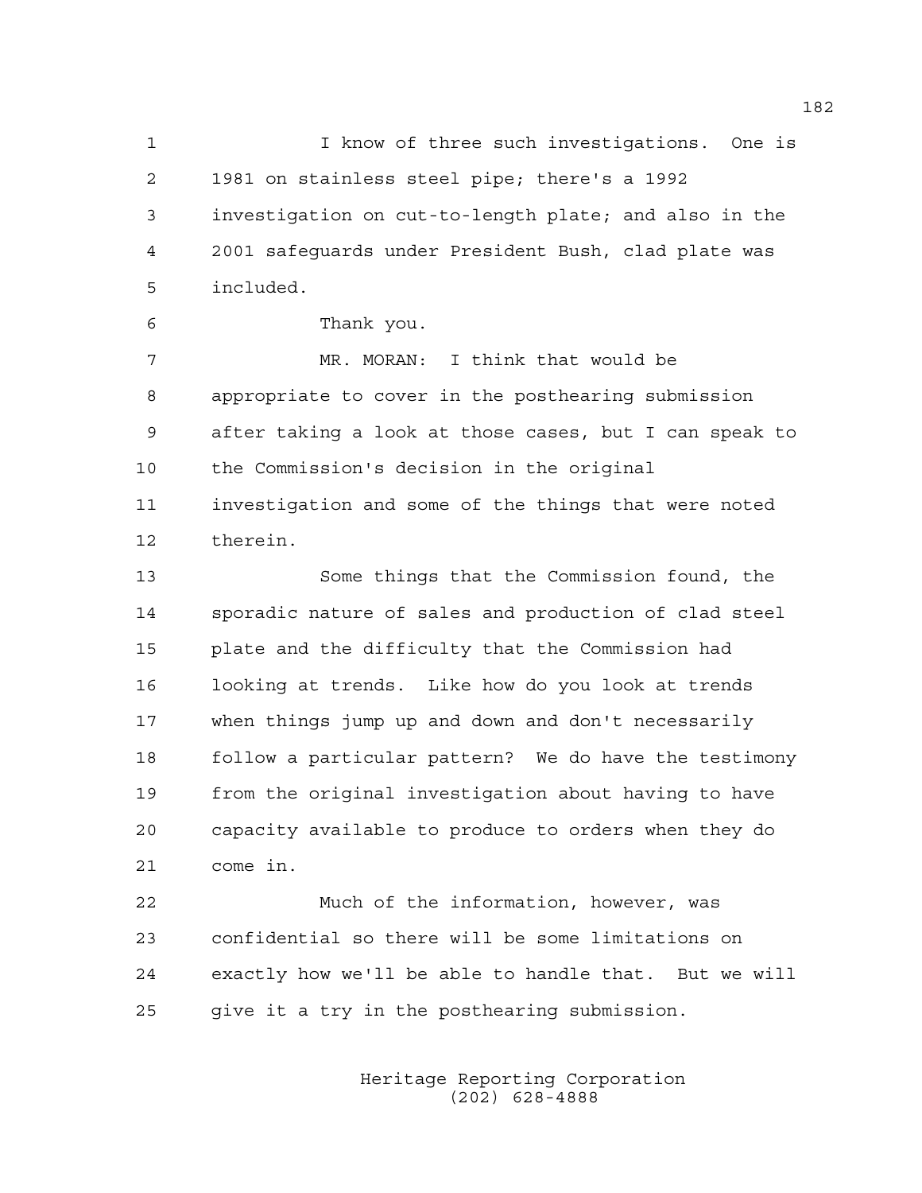I know of three such investigations. One is 1981 on stainless steel pipe; there's a 1992 investigation on cut-to-length plate; and also in the 2001 safeguards under President Bush, clad plate was included.

Thank you.

MR. MORAN: I think that would be appropriate to cover in the posthearing submission after taking a look at those cases, but I can speak to the Commission's decision in the original investigation and some of the things that were noted therein.

Some things that the Commission found, the sporadic nature of sales and production of clad steel plate and the difficulty that the Commission had looking at trends. Like how do you look at trends when things jump up and down and don't necessarily follow a particular pattern? We do have the testimony from the original investigation about having to have capacity available to produce to orders when they do come in.

Much of the information, however, was confidential so there will be some limitations on exactly how we'll be able to handle that. But we will give it a try in the posthearing submission.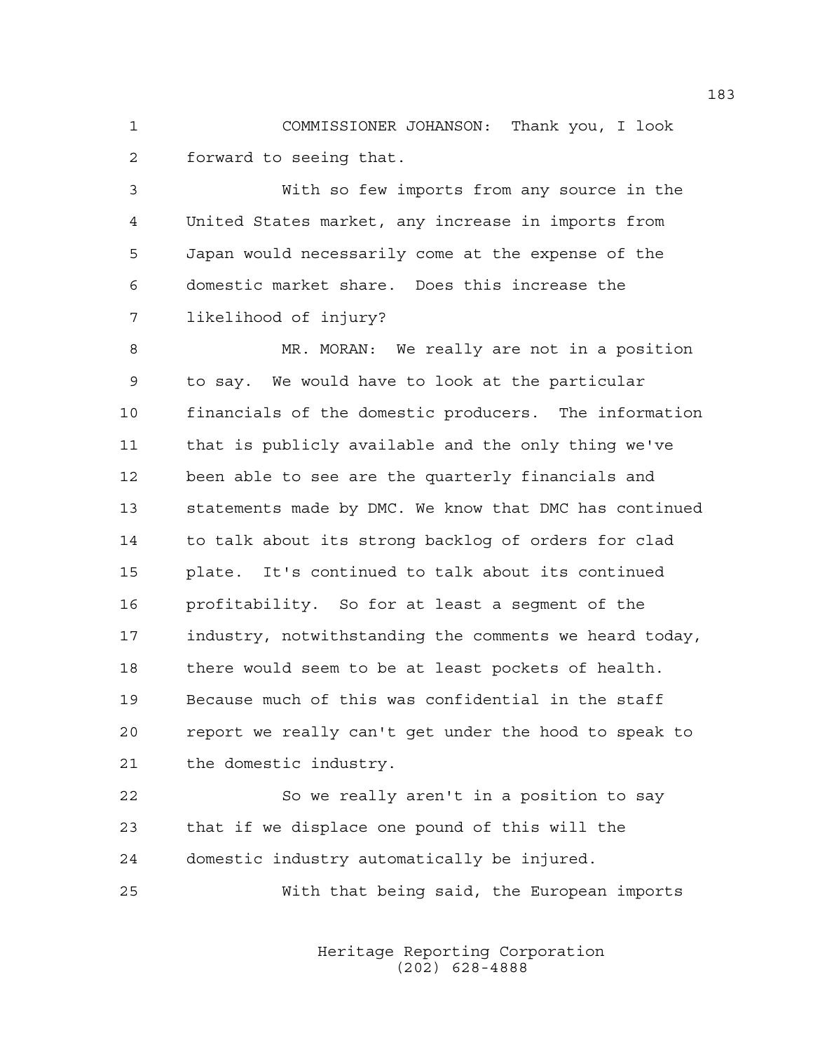COMMISSIONER JOHANSON: Thank you, I look forward to seeing that.

With so few imports from any source in the United States market, any increase in imports from Japan would necessarily come at the expense of the domestic market share. Does this increase the likelihood of injury?

MR. MORAN: We really are not in a position to say. We would have to look at the particular financials of the domestic producers. The information that is publicly available and the only thing we've been able to see are the quarterly financials and statements made by DMC. We know that DMC has continued to talk about its strong backlog of orders for clad plate. It's continued to talk about its continued profitability. So for at least a segment of the industry, notwithstanding the comments we heard today, there would seem to be at least pockets of health. Because much of this was confidential in the staff report we really can't get under the hood to speak to the domestic industry.

So we really aren't in a position to say that if we displace one pound of this will the domestic industry automatically be injured.

With that being said, the European imports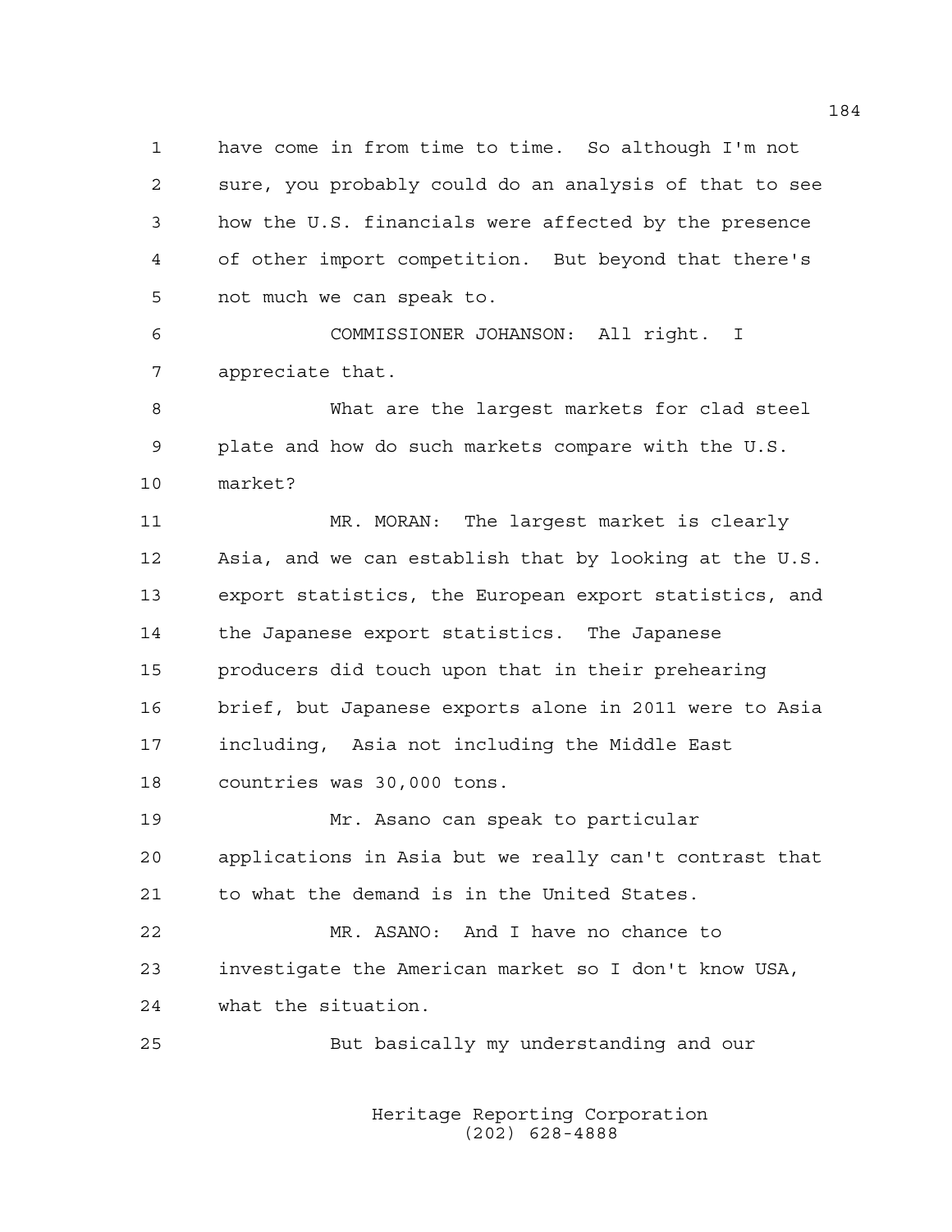have come in from time to time. So although I'm not sure, you probably could do an analysis of that to see how the U.S. financials were affected by the presence of other import competition. But beyond that there's not much we can speak to.

COMMISSIONER JOHANSON: All right. I appreciate that.

What are the largest markets for clad steel plate and how do such markets compare with the U.S. market?

MR. MORAN: The largest market is clearly Asia, and we can establish that by looking at the U.S. export statistics, the European export statistics, and the Japanese export statistics. The Japanese producers did touch upon that in their prehearing brief, but Japanese exports alone in 2011 were to Asia including, Asia not including the Middle East countries was 30,000 tons.

Mr. Asano can speak to particular applications in Asia but we really can't contrast that to what the demand is in the United States.

MR. ASANO: And I have no chance to investigate the American market so I don't know USA, what the situation.

But basically my understanding and our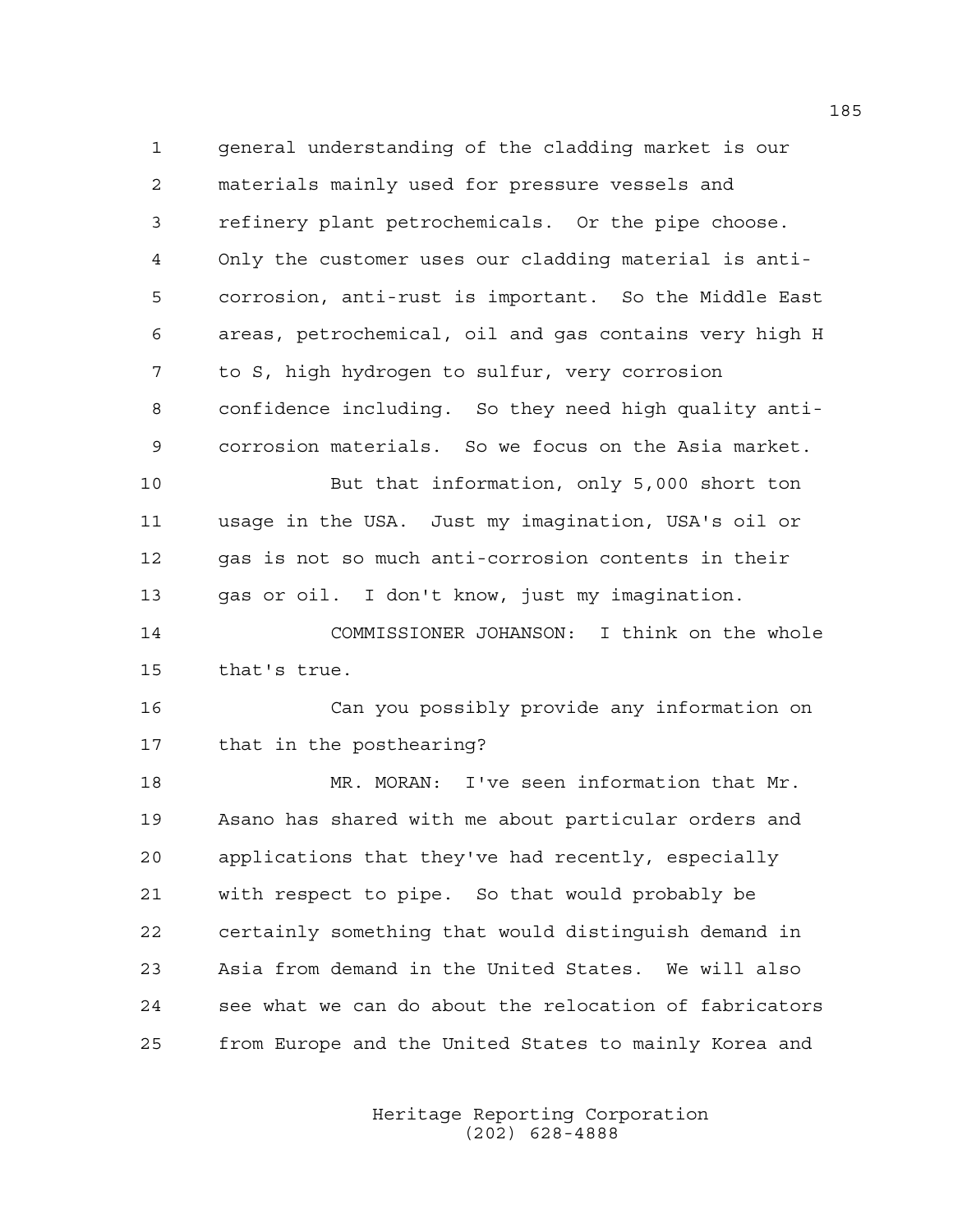general understanding of the cladding market is our materials mainly used for pressure vessels and refinery plant petrochemicals. Or the pipe choose. Only the customer uses our cladding material is anti-corrosion, anti-rust is important. So the Middle East areas, petrochemical, oil and gas contains very high H to S, high hydrogen to sulfur, very corrosion confidence including. So they need high quality anti-corrosion materials. So we focus on the Asia market.

But that information, only 5,000 short ton usage in the USA. Just my imagination, USA's oil or gas is not so much anti-corrosion contents in their gas or oil. I don't know, just my imagination.

COMMISSIONER JOHANSON: I think on the whole that's true.

Can you possibly provide any information on that in the posthearing?

MR. MORAN: I've seen information that Mr. Asano has shared with me about particular orders and applications that they've had recently, especially with respect to pipe. So that would probably be certainly something that would distinguish demand in Asia from demand in the United States. We will also see what we can do about the relocation of fabricators from Europe and the United States to mainly Korea and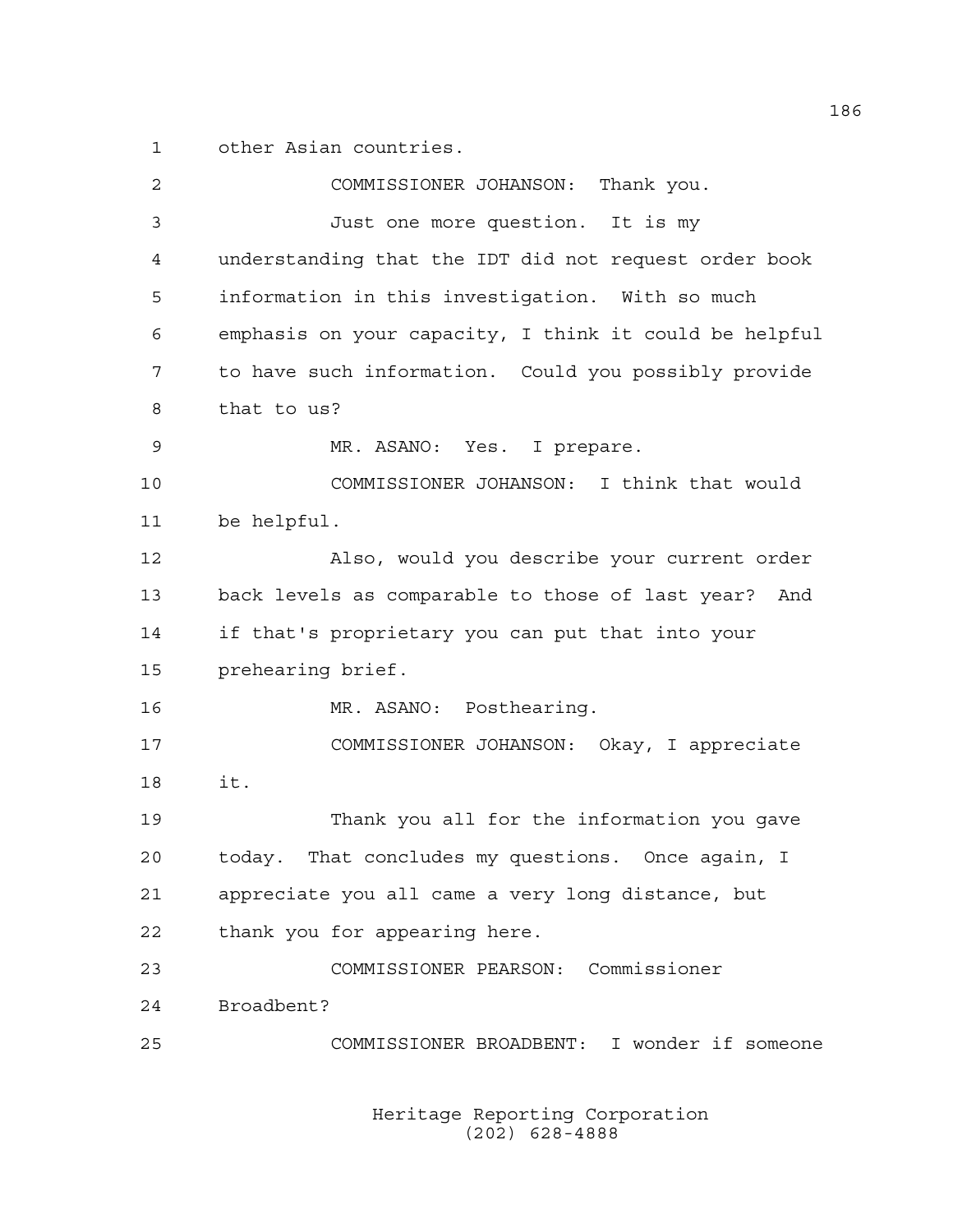other Asian countries.

COMMISSIONER JOHANSON: Thank you.

Just one more question. It is my understanding that the IDT did not request order book information in this investigation. With so much emphasis on your capacity, I think it could be helpful to have such information. Could you possibly provide that to us?

MR. ASANO: Yes. I prepare.

COMMISSIONER JOHANSON: I think that would be helpful.

Also, would you describe your current order back levels as comparable to those of last year? And if that's proprietary you can put that into your prehearing brief.

MR. ASANO: Posthearing.

COMMISSIONER JOHANSON: Okay, I appreciate it.

Thank you all for the information you gave today. That concludes my questions. Once again, I appreciate you all came a very long distance, but thank you for appearing here.

COMMISSIONER PEARSON: Commissioner Broadbent?

COMMISSIONER BROADBENT: I wonder if someone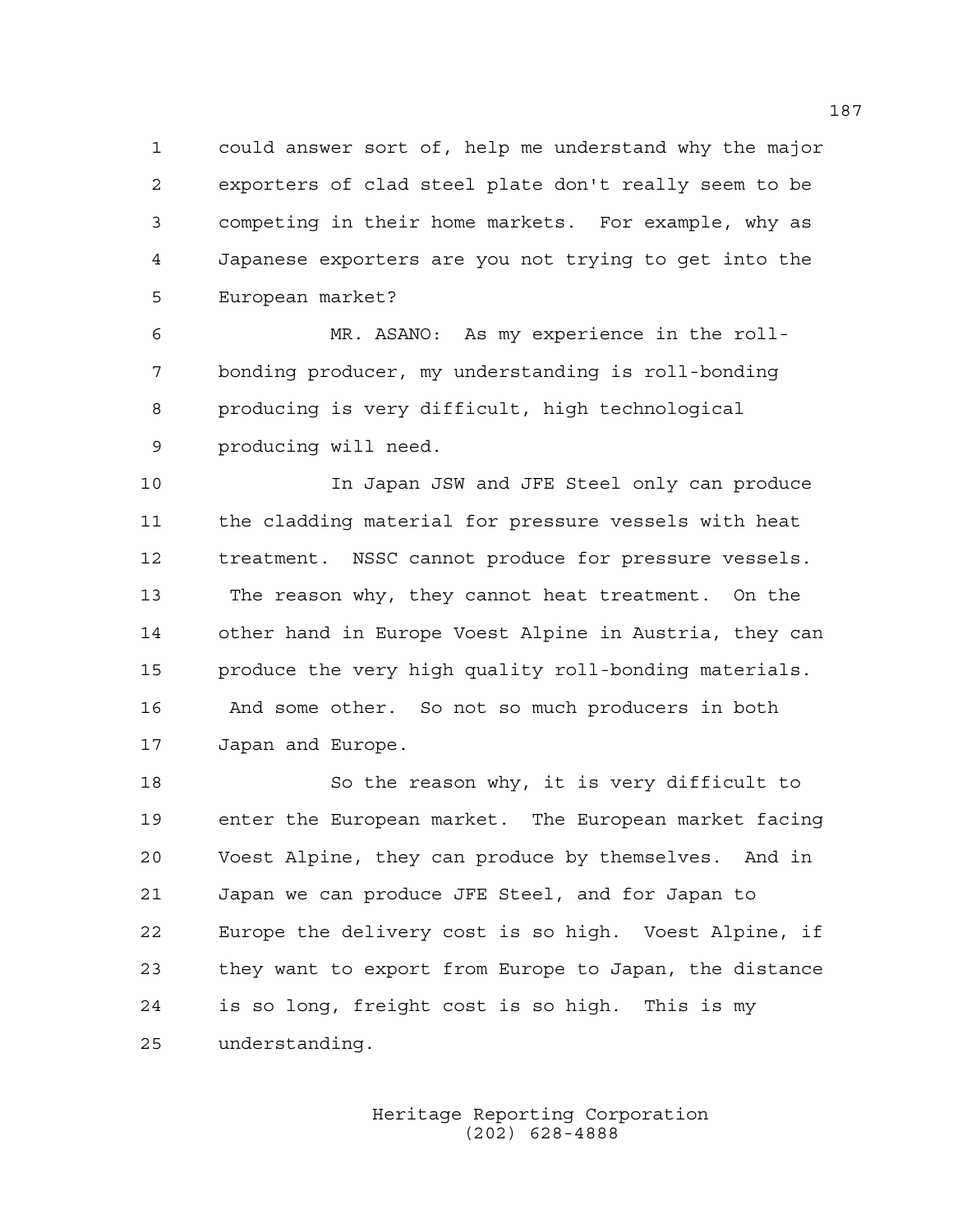could answer sort of, help me understand why the major exporters of clad steel plate don't really seem to be competing in their home markets. For example, why as Japanese exporters are you not trying to get into the European market?

MR. ASANO: As my experience in the roll-bonding producer, my understanding is roll-bonding producing is very difficult, high technological producing will need.

In Japan JSW and JFE Steel only can produce the cladding material for pressure vessels with heat treatment. NSSC cannot produce for pressure vessels. The reason why, they cannot heat treatment. On the other hand in Europe Voest Alpine in Austria, they can produce the very high quality roll-bonding materials. And some other. So not so much producers in both Japan and Europe.

So the reason why, it is very difficult to enter the European market. The European market facing Voest Alpine, they can produce by themselves. And in Japan we can produce JFE Steel, and for Japan to Europe the delivery cost is so high. Voest Alpine, if they want to export from Europe to Japan, the distance is so long, freight cost is so high. This is my understanding.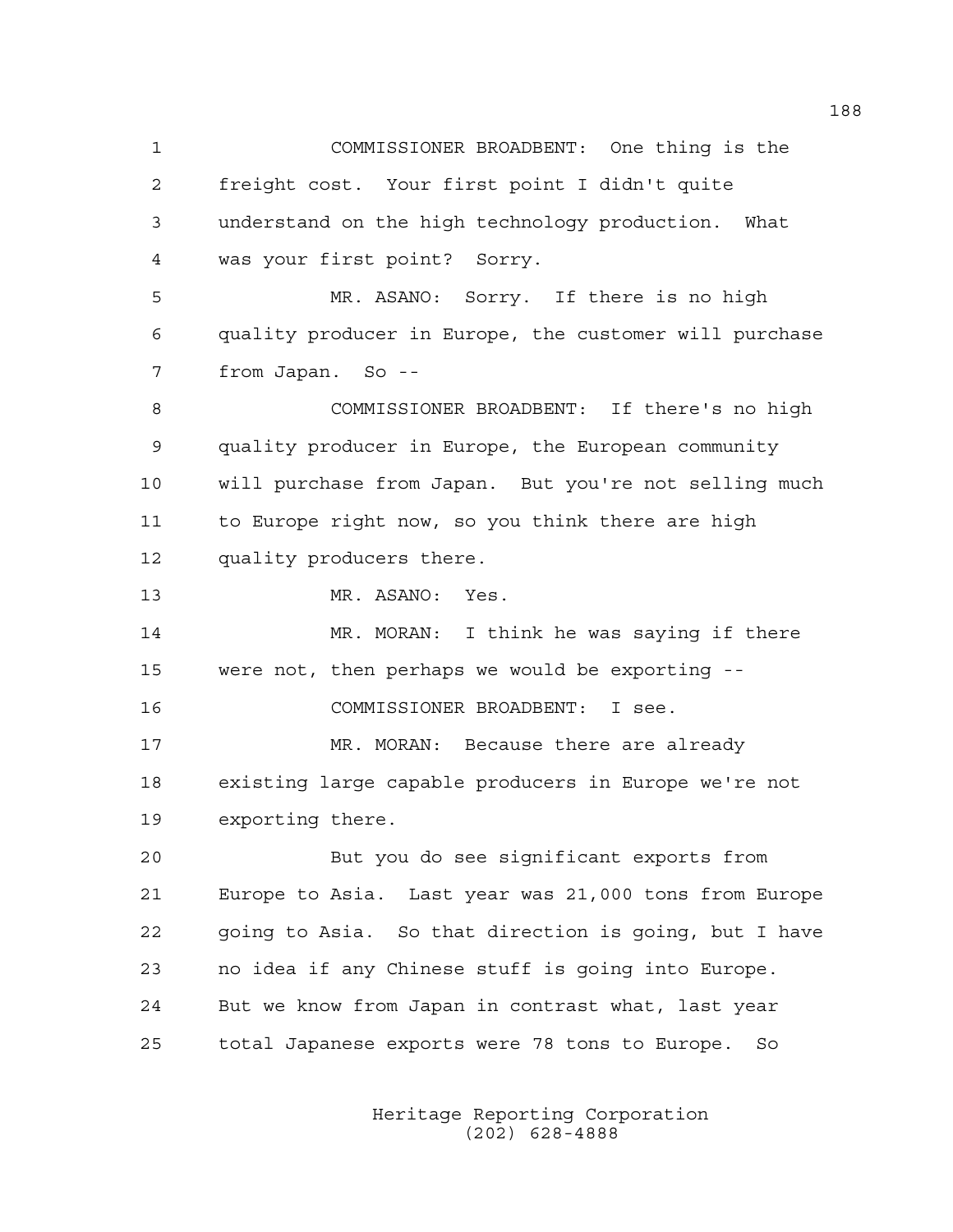COMMISSIONER BROADBENT: One thing is the freight cost. Your first point I didn't quite understand on the high technology production. What was your first point? Sorry.

MR. ASANO: Sorry. If there is no high quality producer in Europe, the customer will purchase from Japan. So --

COMMISSIONER BROADBENT: If there's no high quality producer in Europe, the European community will purchase from Japan. But you're not selling much to Europe right now, so you think there are high quality producers there.

MR. ASANO: Yes.

MR. MORAN: I think he was saying if there were not, then perhaps we would be exporting --

COMMISSIONER BROADBENT: I see.

MR. MORAN: Because there are already existing large capable producers in Europe we're not exporting there.

But you do see significant exports from Europe to Asia. Last year was 21,000 tons from Europe going to Asia. So that direction is going, but I have no idea if any Chinese stuff is going into Europe. But we know from Japan in contrast what, last year total Japanese exports were 78 tons to Europe. So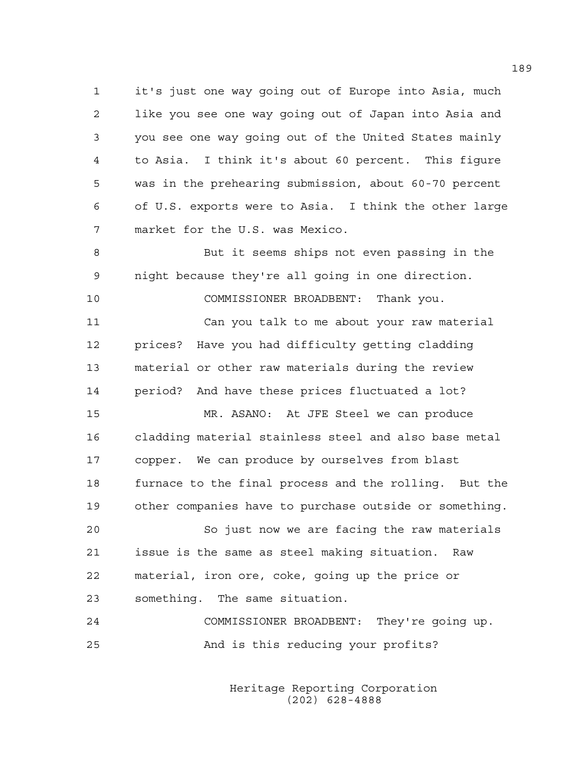it's just one way going out of Europe into Asia, much like you see one way going out of Japan into Asia and you see one way going out of the United States mainly to Asia. I think it's about 60 percent. This figure was in the prehearing submission, about 60-70 percent of U.S. exports were to Asia. I think the other large market for the U.S. was Mexico.

But it seems ships not even passing in the night because they're all going in one direction.

COMMISSIONER BROADBENT: Thank you.

Can you talk to me about your raw material prices? Have you had difficulty getting cladding material or other raw materials during the review period? And have these prices fluctuated a lot?

MR. ASANO: At JFE Steel we can produce cladding material stainless steel and also base metal copper. We can produce by ourselves from blast furnace to the final process and the rolling. But the other companies have to purchase outside or something.

So just now we are facing the raw materials issue is the same as steel making situation. Raw material, iron ore, coke, going up the price or something. The same situation.

COMMISSIONER BROADBENT: They're going up.

And is this reducing your profits?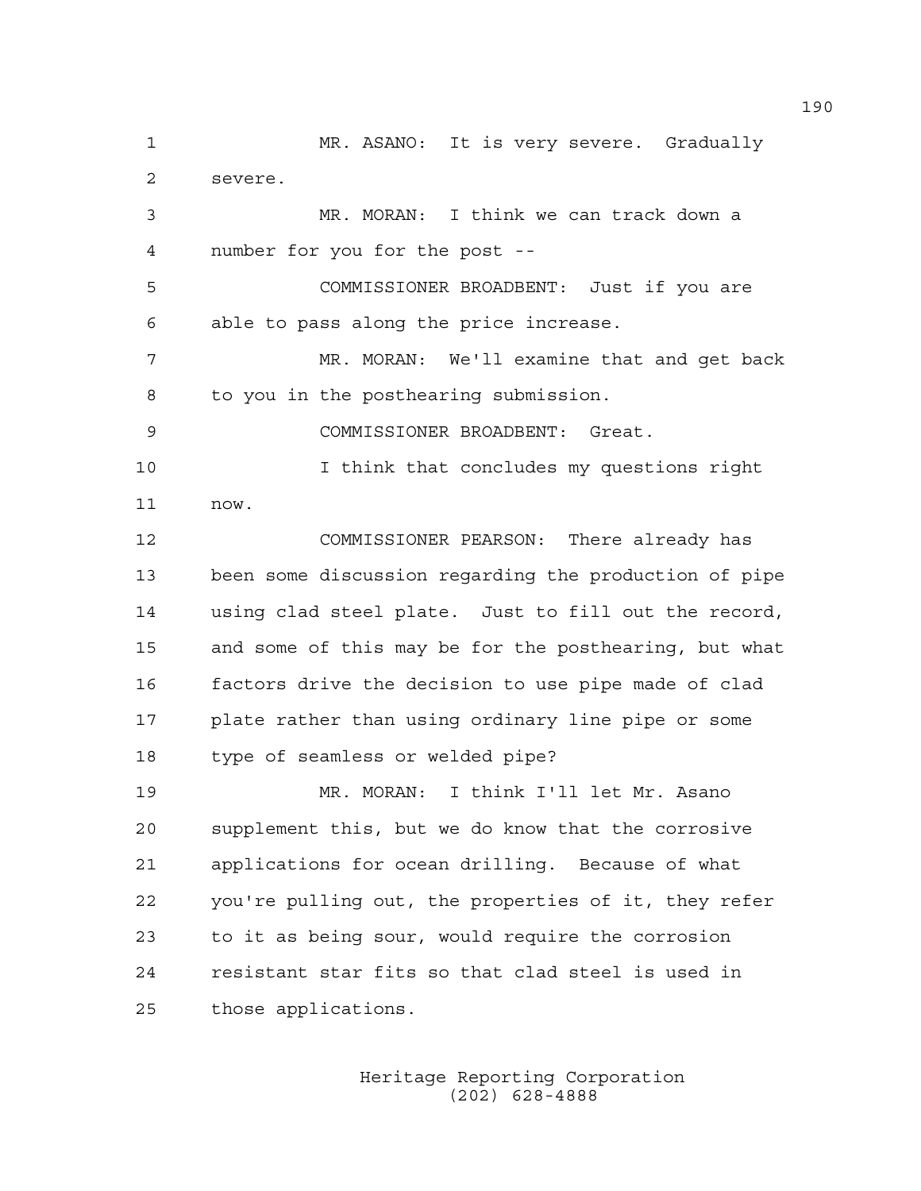MR. ASANO: It is very severe. Gradually severe.

MR. MORAN: I think we can track down a number for you for the post --

COMMISSIONER BROADBENT: Just if you are able to pass along the price increase.

MR. MORAN: We'll examine that and get back to you in the posthearing submission.

COMMISSIONER BROADBENT: Great.

I think that concludes my questions right now.

COMMISSIONER PEARSON: There already has been some discussion regarding the production of pipe using clad steel plate. Just to fill out the record, and some of this may be for the posthearing, but what factors drive the decision to use pipe made of clad plate rather than using ordinary line pipe or some type of seamless or welded pipe?

MR. MORAN: I think I'll let Mr. Asano supplement this, but we do know that the corrosive applications for ocean drilling. Because of what you're pulling out, the properties of it, they refer to it as being sour, would require the corrosion resistant star fits so that clad steel is used in those applications.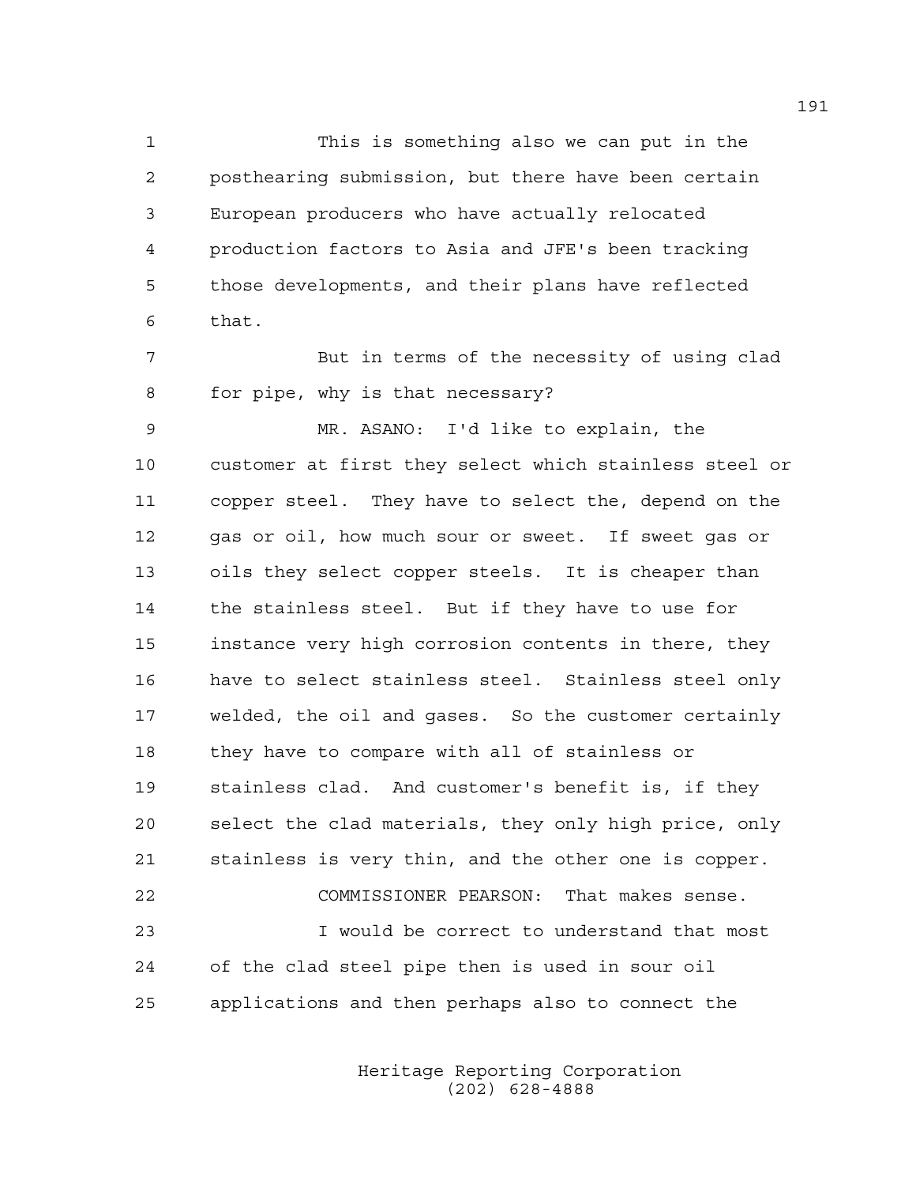This is something also we can put in the posthearing submission, but there have been certain European producers who have actually relocated production factors to Asia and JFE's been tracking those developments, and their plans have reflected that.

But in terms of the necessity of using clad for pipe, why is that necessary?

MR. ASANO: I'd like to explain, the customer at first they select which stainless steel or copper steel. They have to select the, depend on the gas or oil, how much sour or sweet. If sweet gas or oils they select copper steels. It is cheaper than the stainless steel. But if they have to use for instance very high corrosion contents in there, they have to select stainless steel. Stainless steel only welded, the oil and gases. So the customer certainly they have to compare with all of stainless or stainless clad. And customer's benefit is, if they select the clad materials, they only high price, only stainless is very thin, and the other one is copper.

COMMISSIONER PEARSON: That makes sense.

I would be correct to understand that most of the clad steel pipe then is used in sour oil applications and then perhaps also to connect the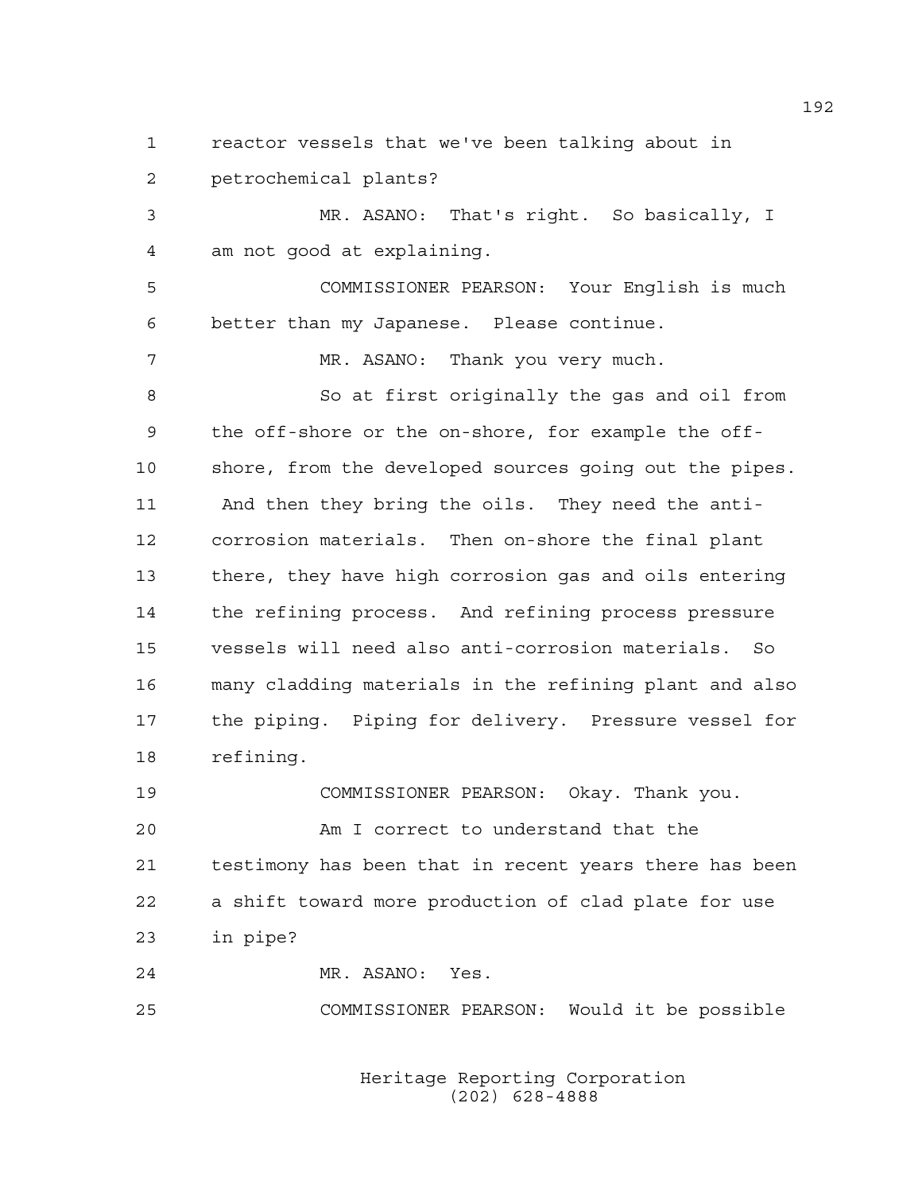reactor vessels that we've been talking about in petrochemical plants?

MR. ASANO: That's right. So basically, I am not good at explaining.

COMMISSIONER PEARSON: Your English is much better than my Japanese. Please continue.

MR. ASANO: Thank you very much.

So at first originally the gas and oil from the off-shore or the on-shore, for example the off-shore, from the developed sources going out the pipes. And then they bring the oils. They need the anti-corrosion materials. Then on-shore the final plant there, they have high corrosion gas and oils entering the refining process. And refining process pressure vessels will need also anti-corrosion materials. So many cladding materials in the refining plant and also the piping. Piping for delivery. Pressure vessel for refining.

COMMISSIONER PEARSON: Okay. Thank you.

Am I correct to understand that the testimony has been that in recent years there has been a shift toward more production of clad plate for use in pipe?

MR. ASANO: Yes.

COMMISSIONER PEARSON: Would it be possible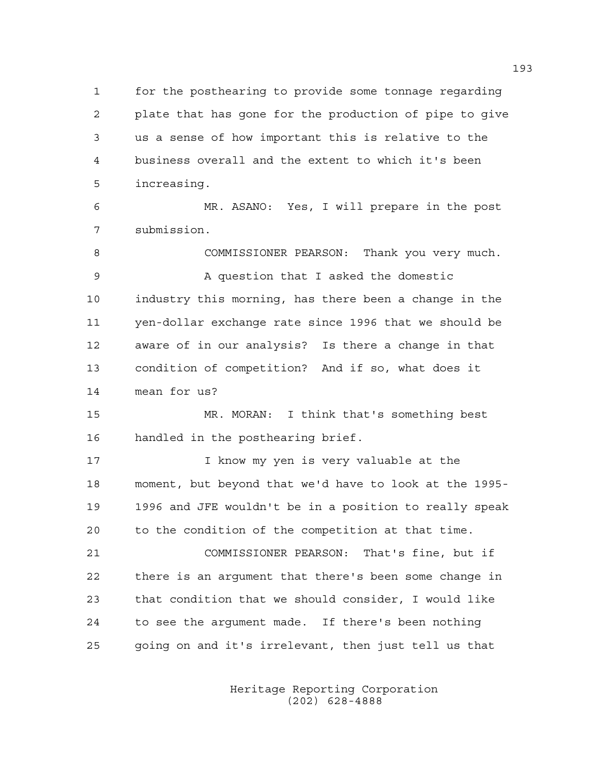for the posthearing to provide some tonnage regarding plate that has gone for the production of pipe to give us a sense of how important this is relative to the business overall and the extent to which it's been increasing.

MR. ASANO: Yes, I will prepare in the post submission.

COMMISSIONER PEARSON: Thank you very much.

A question that I asked the domestic industry this morning, has there been a change in the yen-dollar exchange rate since 1996 that we should be aware of in our analysis? Is there a change in that condition of competition? And if so, what does it mean for us?

MR. MORAN: I think that's something best handled in the posthearing brief.

I know my yen is very valuable at the moment, but beyond that we'd have to look at the 1995-1996 and JFE wouldn't be in a position to really speak to the condition of the competition at that time.

COMMISSIONER PEARSON: That's fine, but if there is an argument that there's been some change in that condition that we should consider, I would like to see the argument made. If there's been nothing going on and it's irrelevant, then just tell us that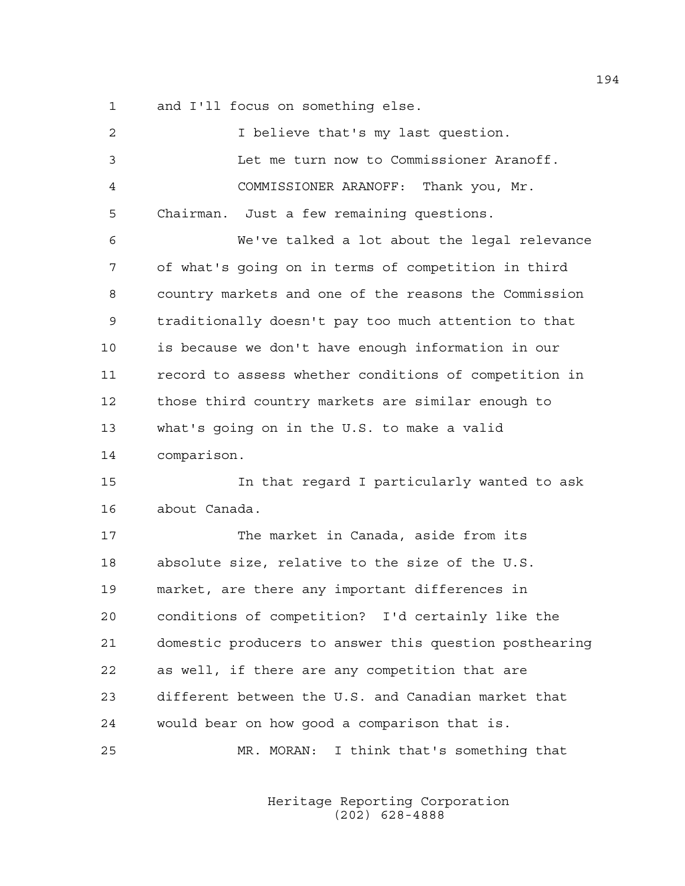and I'll focus on something else.

I believe that's my last question.

Let me turn now to Commissioner Aranoff.

COMMISSIONER ARANOFF: Thank you, Mr. Chairman. Just a few remaining questions.

We've talked a lot about the legal relevance of what's going on in terms of competition in third country markets and one of the reasons the Commission traditionally doesn't pay too much attention to that is because we don't have enough information in our record to assess whether conditions of competition in those third country markets are similar enough to what's going on in the U.S. to make a valid comparison.

In that regard I particularly wanted to ask about Canada.

The market in Canada, aside from its absolute size, relative to the size of the U.S. market, are there any important differences in conditions of competition? I'd certainly like the domestic producers to answer this question posthearing as well, if there are any competition that are different between the U.S. and Canadian market that would bear on how good a comparison that is.

MR. MORAN: I think that's something that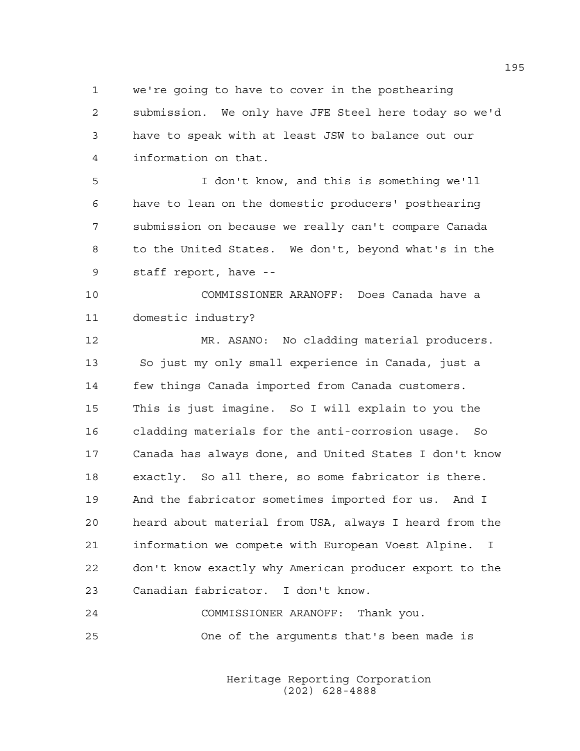we're going to have to cover in the posthearing submission. We only have JFE Steel here today so we'd have to speak with at least JSW to balance out our information on that.

I don't know, and this is something we'll have to lean on the domestic producers' posthearing submission on because we really can't compare Canada to the United States. We don't, beyond what's in the staff report, have --

COMMISSIONER ARANOFF: Does Canada have a domestic industry?

MR. ASANO: No cladding material producers. So just my only small experience in Canada, just a few things Canada imported from Canada customers. This is just imagine. So I will explain to you the cladding materials for the anti-corrosion usage. So Canada has always done, and United States I don't know exactly. So all there, so some fabricator is there. And the fabricator sometimes imported for us. And I heard about material from USA, always I heard from the information we compete with European Voest Alpine. I don't know exactly why American producer export to the Canadian fabricator. I don't know.

COMMISSIONER ARANOFF: Thank you.

One of the arguments that's been made is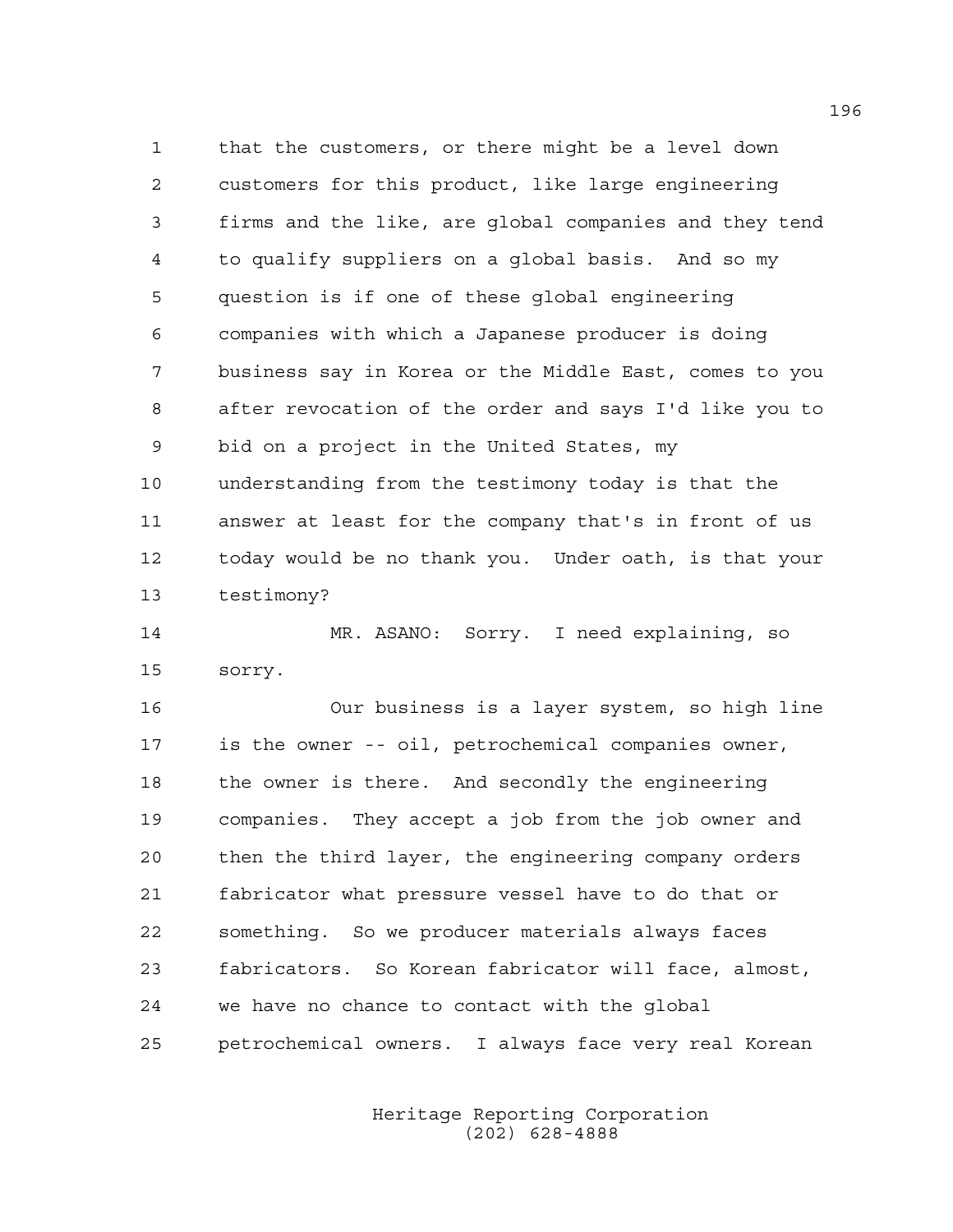that the customers, or there might be a level down customers for this product, like large engineering firms and the like, are global companies and they tend to qualify suppliers on a global basis. And so my question is if one of these global engineering companies with which a Japanese producer is doing business say in Korea or the Middle East, comes to you after revocation of the order and says I'd like you to bid on a project in the United States, my understanding from the testimony today is that the answer at least for the company that's in front of us today would be no thank you. Under oath, is that your testimony?

MR. ASANO: Sorry. I need explaining, so sorry.

Our business is a layer system, so high line is the owner -- oil, petrochemical companies owner, the owner is there. And secondly the engineering companies. They accept a job from the job owner and then the third layer, the engineering company orders fabricator what pressure vessel have to do that or something. So we producer materials always faces fabricators. So Korean fabricator will face, almost, we have no chance to contact with the global petrochemical owners. I always face very real Korean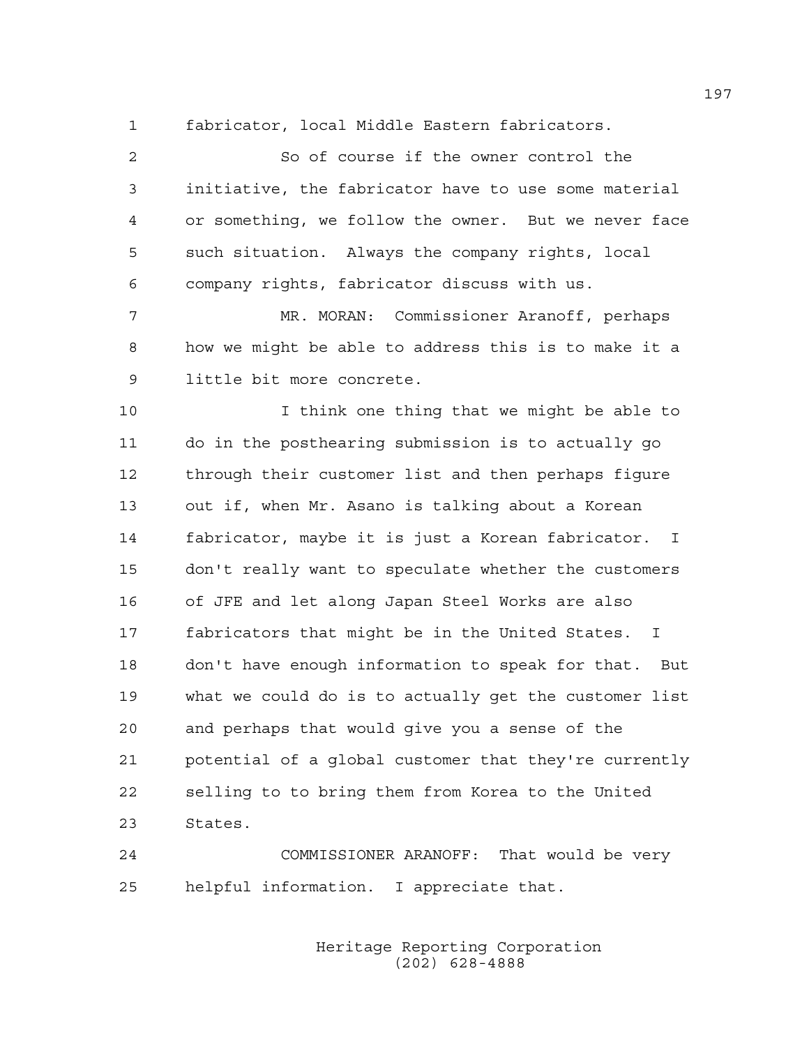fabricator, local Middle Eastern fabricators.

So of course if the owner control the initiative, the fabricator have to use some material or something, we follow the owner. But we never face such situation. Always the company rights, local company rights, fabricator discuss with us.

MR. MORAN: Commissioner Aranoff, perhaps how we might be able to address this is to make it a little bit more concrete.

I think one thing that we might be able to do in the posthearing submission is to actually go through their customer list and then perhaps figure out if, when Mr. Asano is talking about a Korean fabricator, maybe it is just a Korean fabricator. I don't really want to speculate whether the customers of JFE and let along Japan Steel Works are also fabricators that might be in the United States. I don't have enough information to speak for that. But what we could do is to actually get the customer list and perhaps that would give you a sense of the potential of a global customer that they're currently selling to to bring them from Korea to the United States.

COMMISSIONER ARANOFF: That would be very helpful information. I appreciate that.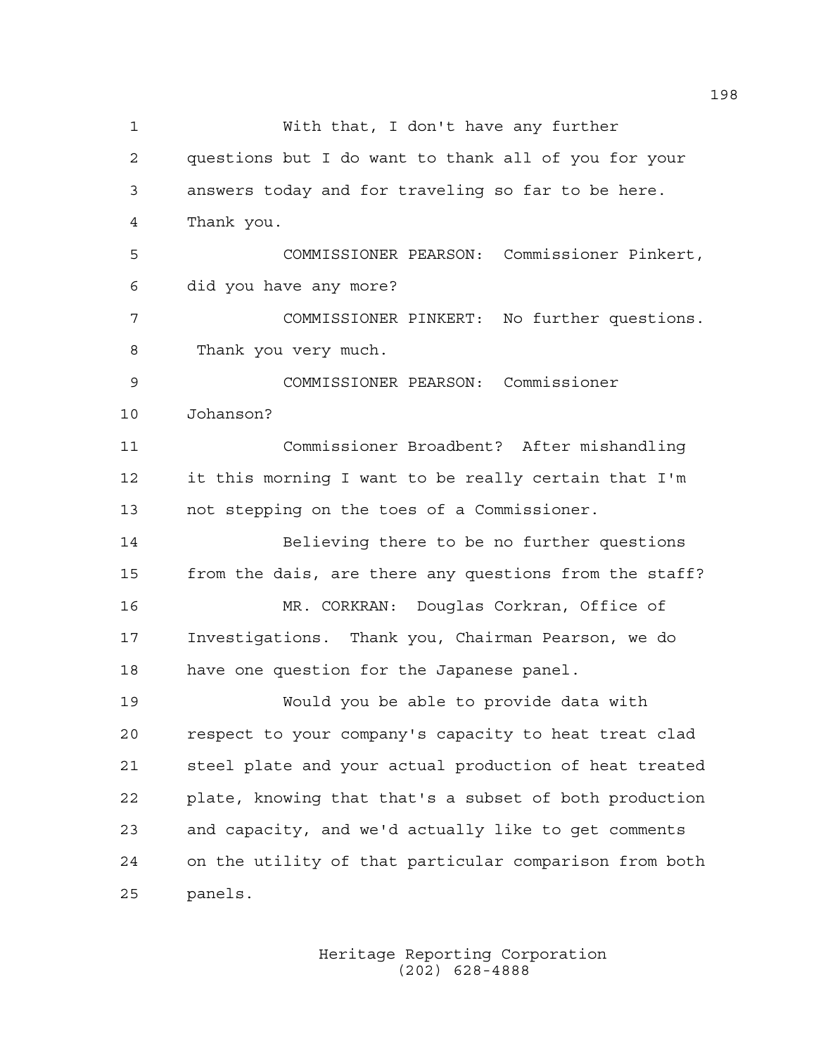With that, I don't have any further questions but I do want to thank all of you for your answers today and for traveling so far to be here. Thank you.

COMMISSIONER PEARSON: Commissioner Pinkert, did you have any more?

COMMISSIONER PINKERT: No further questions. Thank you very much.

COMMISSIONER PEARSON: Commissioner Johanson?

Commissioner Broadbent? After mishandling it this morning I want to be really certain that I'm not stepping on the toes of a Commissioner.

Believing there to be no further questions from the dais, are there any questions from the staff?

MR. CORKRAN: Douglas Corkran, Office of Investigations. Thank you, Chairman Pearson, we do have one question for the Japanese panel.

Would you be able to provide data with respect to your company's capacity to heat treat clad steel plate and your actual production of heat treated plate, knowing that that's a subset of both production and capacity, and we'd actually like to get comments on the utility of that particular comparison from both panels.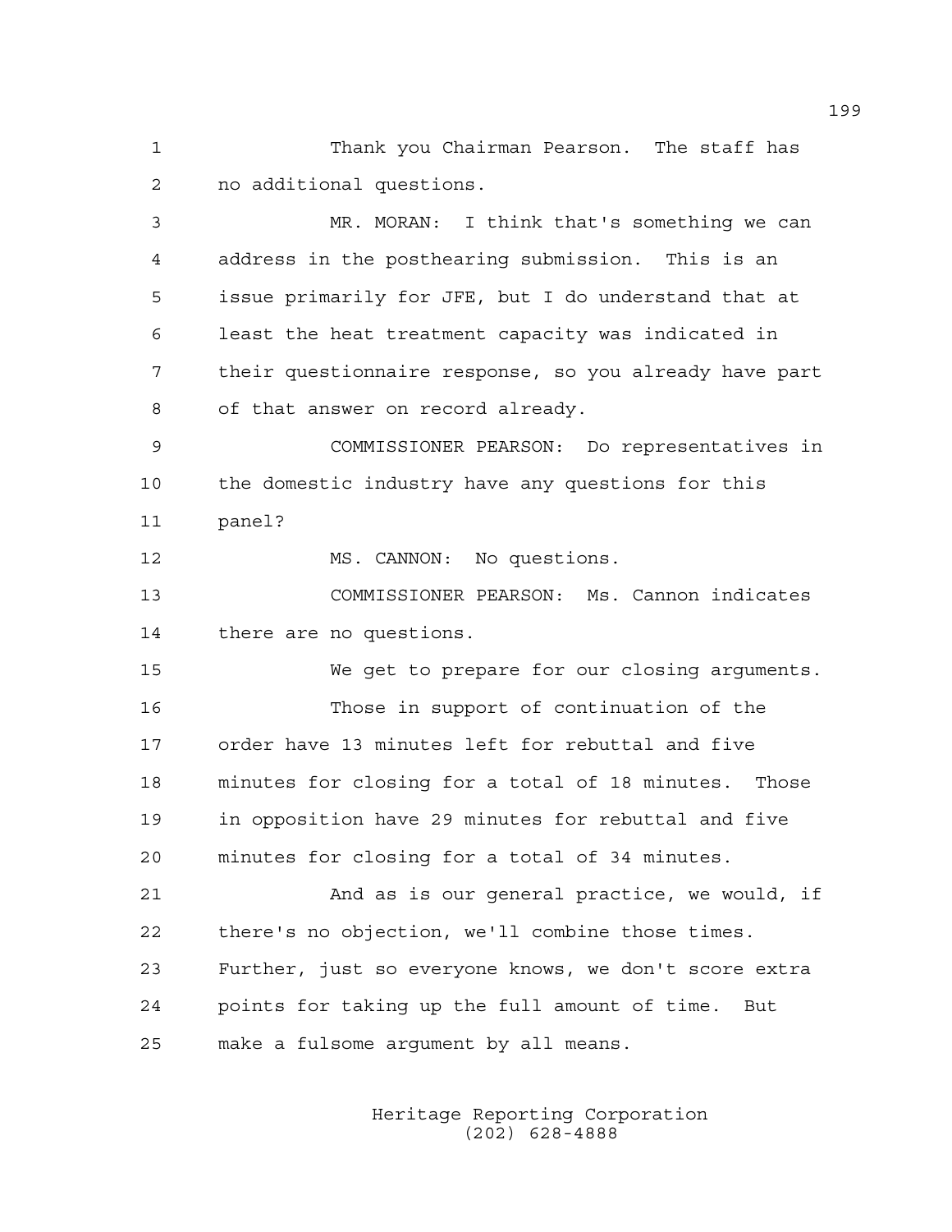Thank you Chairman Pearson. The staff has no additional questions.

MR. MORAN: I think that's something we can address in the posthearing submission. This is an issue primarily for JFE, but I do understand that at least the heat treatment capacity was indicated in their questionnaire response, so you already have part of that answer on record already.

COMMISSIONER PEARSON: Do representatives in the domestic industry have any questions for this panel?

MS. CANNON: No questions.

COMMISSIONER PEARSON: Ms. Cannon indicates there are no questions.

We get to prepare for our closing arguments.

Those in support of continuation of the order have 13 minutes left for rebuttal and five minutes for closing for a total of 18 minutes. Those in opposition have 29 minutes for rebuttal and five minutes for closing for a total of 34 minutes.

And as is our general practice, we would, if there's no objection, we'll combine those times. Further, just so everyone knows, we don't score extra points for taking up the full amount of time. But make a fulsome argument by all means.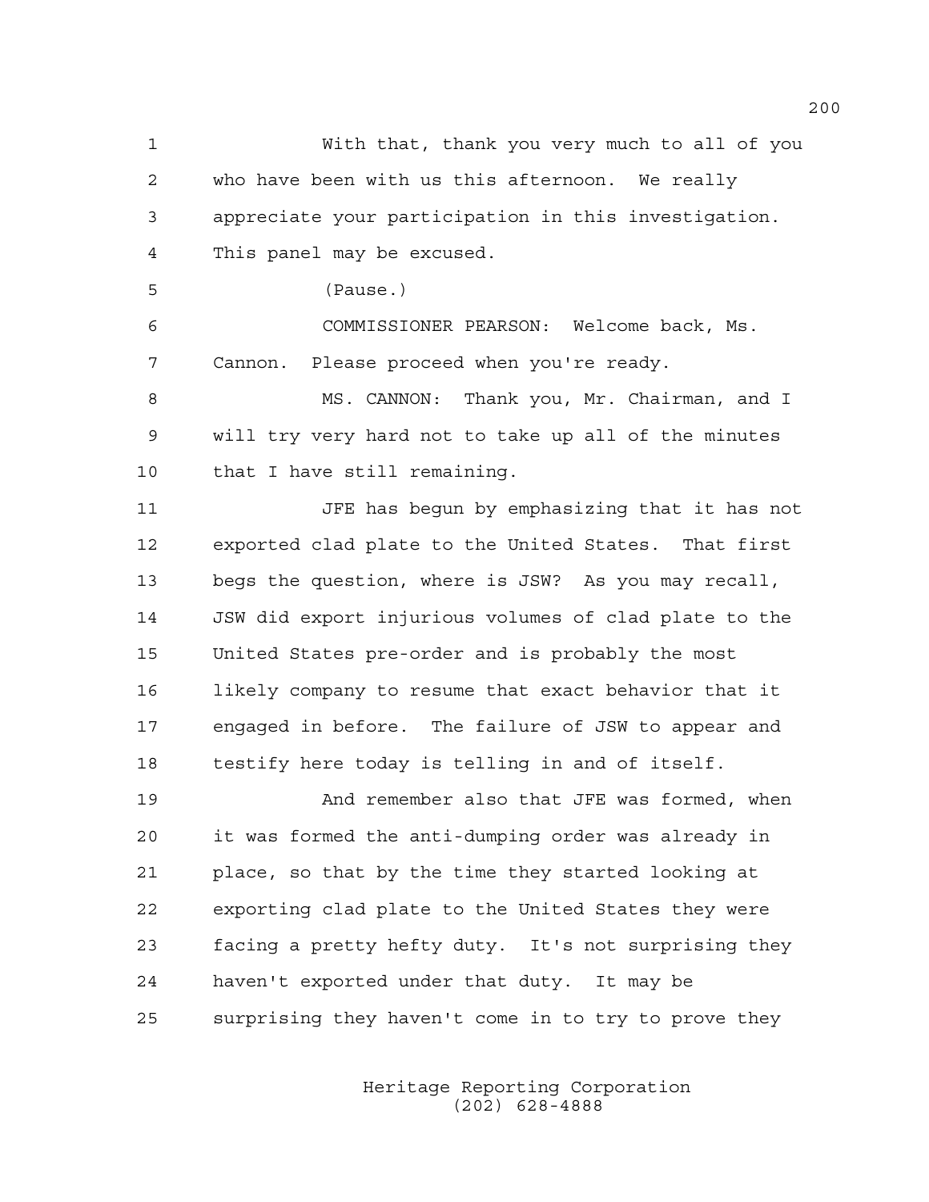With that, thank you very much to all of you who have been with us this afternoon. We really appreciate your participation in this investigation. This panel may be excused.

(Pause.)

COMMISSIONER PEARSON: Welcome back, Ms. Cannon. Please proceed when you're ready.

MS. CANNON: Thank you, Mr. Chairman, and I will try very hard not to take up all of the minutes that I have still remaining.

JFE has begun by emphasizing that it has not exported clad plate to the United States. That first begs the question, where is JSW? As you may recall, JSW did export injurious volumes of clad plate to the United States pre-order and is probably the most likely company to resume that exact behavior that it engaged in before. The failure of JSW to appear and testify here today is telling in and of itself.

And remember also that JFE was formed, when it was formed the anti-dumping order was already in place, so that by the time they started looking at exporting clad plate to the United States they were facing a pretty hefty duty. It's not surprising they haven't exported under that duty. It may be surprising they haven't come in to try to prove they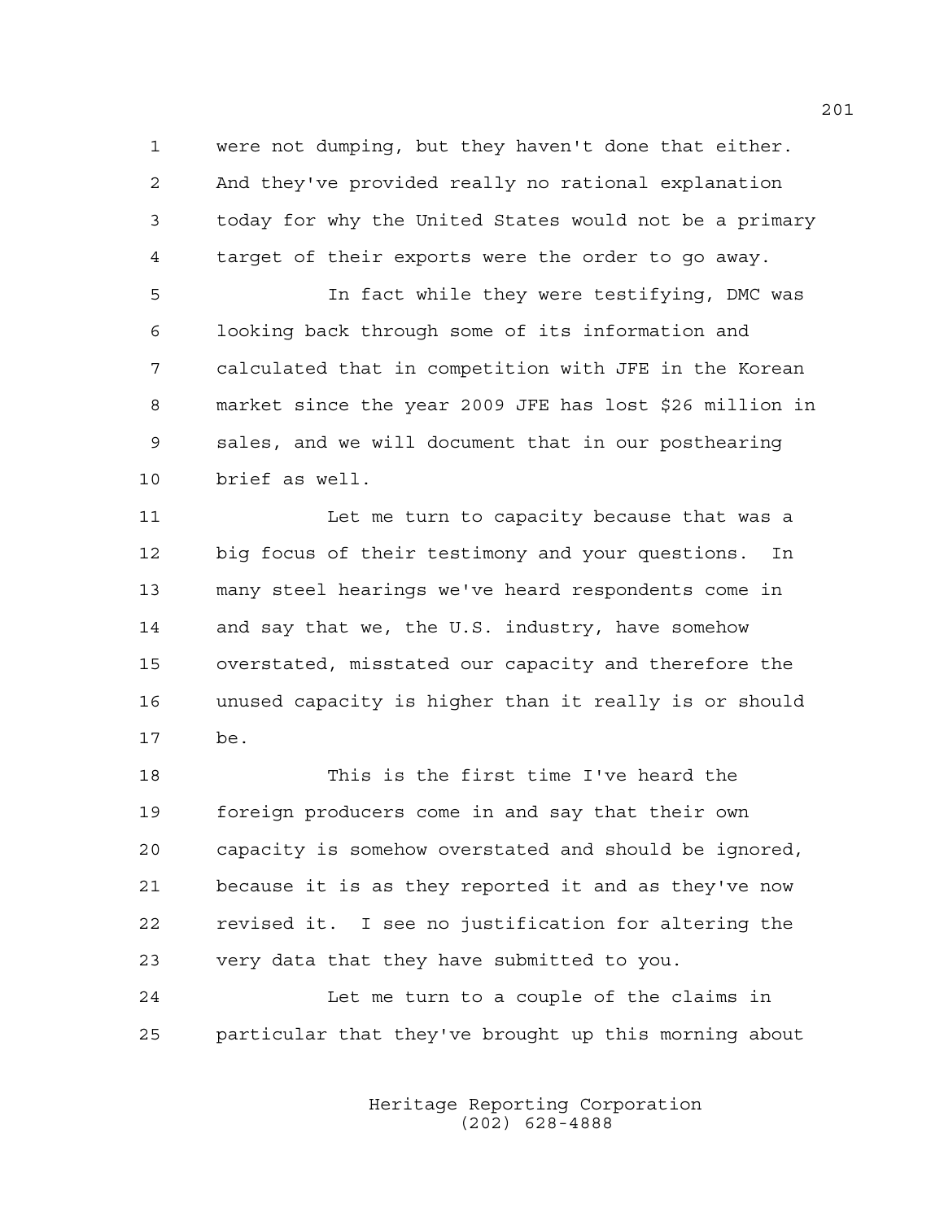were not dumping, but they haven't done that either. And they've provided really no rational explanation today for why the United States would not be a primary target of their exports were the order to go away.

In fact while they were testifying, DMC was looking back through some of its information and calculated that in competition with JFE in the Korean market since the year 2009 JFE has lost $26 million in sales, and we will document that in our posthearing brief as well.

Let me turn to capacity because that was a big focus of their testimony and your questions. In many steel hearings we've heard respondents come in and say that we, the U.S. industry, have somehow overstated, misstated our capacity and therefore the unused capacity is higher than it really is or should be.

This is the first time I've heard the foreign producers come in and say that their own capacity is somehow overstated and should be ignored, because it is as they reported it and as they've now revised it. I see no justification for altering the very data that they have submitted to you.

Let me turn to a couple of the claims in particular that they've brought up this morning about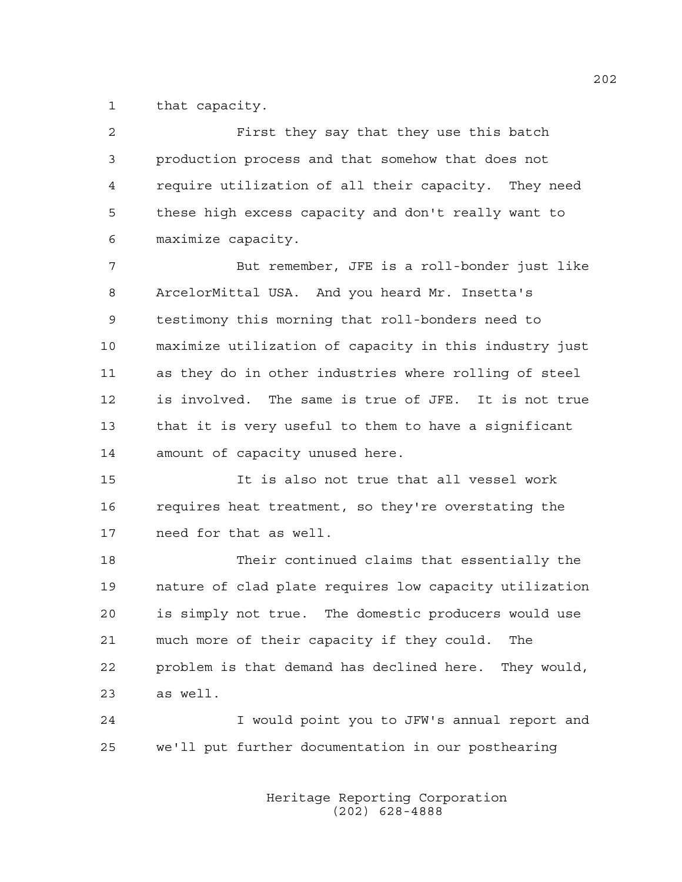that capacity.

First they say that they use this batch production process and that somehow that does not require utilization of all their capacity. They need these high excess capacity and don't really want to maximize capacity.

But remember, JFE is a roll-bonder just like ArcelorMittal USA. And you heard Mr. Insetta's testimony this morning that roll-bonders need to maximize utilization of capacity in this industry just as they do in other industries where rolling of steel is involved. The same is true of JFE. It is not true that it is very useful to them to have a significant amount of capacity unused here.

It is also not true that all vessel work requires heat treatment, so they're overstating the need for that as well.

Their continued claims that essentially the nature of clad plate requires low capacity utilization is simply not true. The domestic producers would use much more of their capacity if they could. The problem is that demand has declined here. They would, as well.

I would point you to JFW's annual report and we'll put further documentation in our posthearing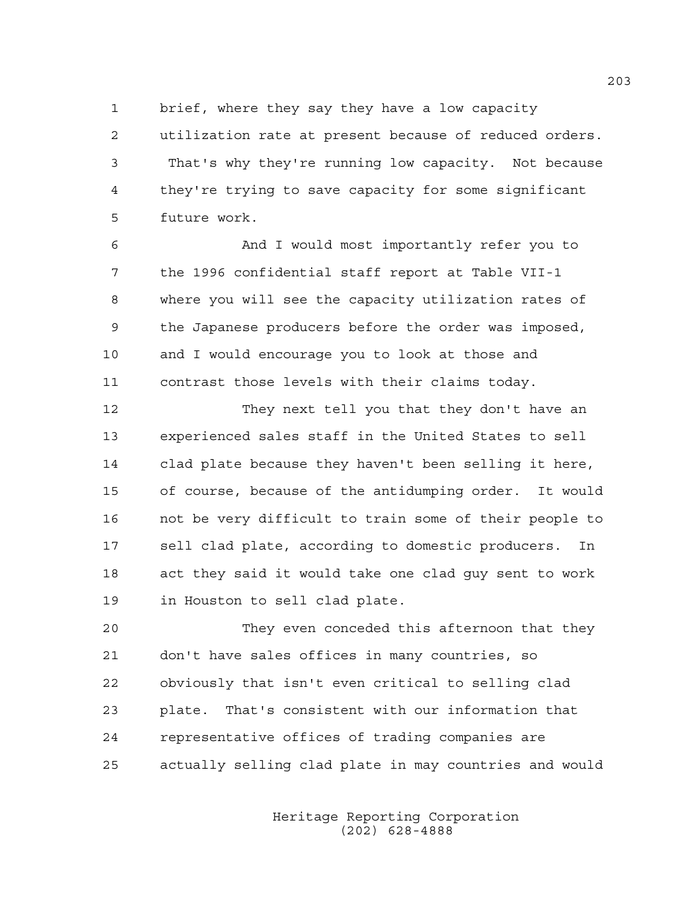brief, where they say they have a low capacity utilization rate at present because of reduced orders. That's why they're running low capacity. Not because they're trying to save capacity for some significant future work.

And I would most importantly refer you to the 1996 confidential staff report at Table VII-1 where you will see the capacity utilization rates of the Japanese producers before the order was imposed, and I would encourage you to look at those and contrast those levels with their claims today.

They next tell you that they don't have an experienced sales staff in the United States to sell clad plate because they haven't been selling it here, of course, because of the antidumping order. It would not be very difficult to train some of their people to sell clad plate, according to domestic producers. In act they said it would take one clad guy sent to work in Houston to sell clad plate.

They even conceded this afternoon that they don't have sales offices in many countries, so obviously that isn't even critical to selling clad plate. That's consistent with our information that representative offices of trading companies are actually selling clad plate in may countries and would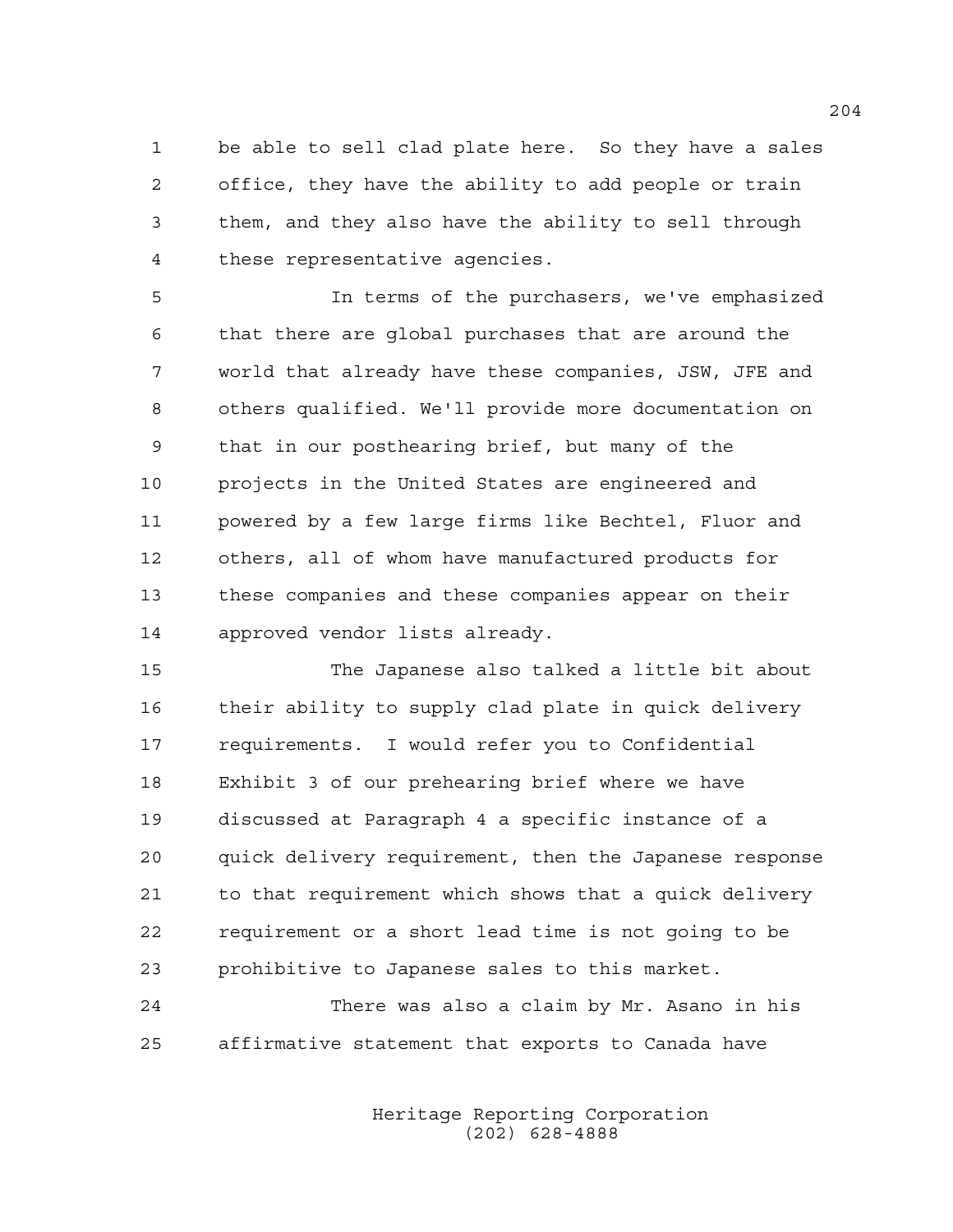be able to sell clad plate here. So they have a sales office, they have the ability to add people or train them, and they also have the ability to sell through these representative agencies.

In terms of the purchasers, we've emphasized that there are global purchases that are around the world that already have these companies, JSW, JFE and others qualified. We'll provide more documentation on that in our posthearing brief, but many of the projects in the United States are engineered and powered by a few large firms like Bechtel, Fluor and others, all of whom have manufactured products for these companies and these companies appear on their approved vendor lists already.

The Japanese also talked a little bit about their ability to supply clad plate in quick delivery requirements. I would refer you to Confidential Exhibit 3 of our prehearing brief where we have discussed at Paragraph 4 a specific instance of a quick delivery requirement, then the Japanese response to that requirement which shows that a quick delivery requirement or a short lead time is not going to be prohibitive to Japanese sales to this market.

There was also a claim by Mr. Asano in his affirmative statement that exports to Canada have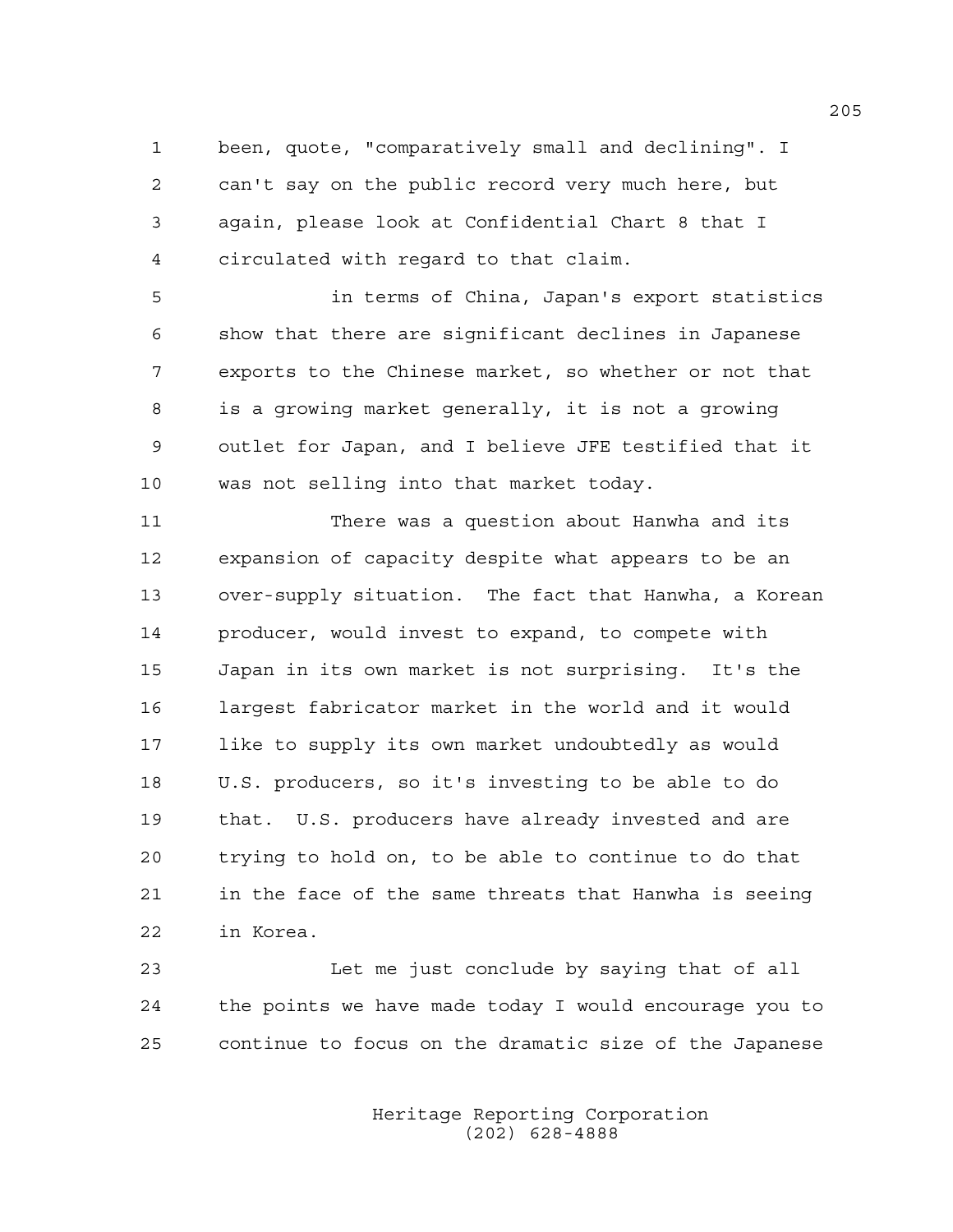been, quote, "comparatively small and declining". I can't say on the public record very much here, but again, please look at Confidential Chart 8 that I circulated with regard to that claim.

in terms of China, Japan's export statistics show that there are significant declines in Japanese exports to the Chinese market, so whether or not that is a growing market generally, it is not a growing outlet for Japan, and I believe JFE testified that it was not selling into that market today.

There was a question about Hanwha and its expansion of capacity despite what appears to be an over-supply situation. The fact that Hanwha, a Korean producer, would invest to expand, to compete with Japan in its own market is not surprising. It's the largest fabricator market in the world and it would like to supply its own market undoubtedly as would U.S. producers, so it's investing to be able to do that. U.S. producers have already invested and are trying to hold on, to be able to continue to do that in the face of the same threats that Hanwha is seeing in Korea.

Let me just conclude by saying that of all the points we have made today I would encourage you to continue to focus on the dramatic size of the Japanese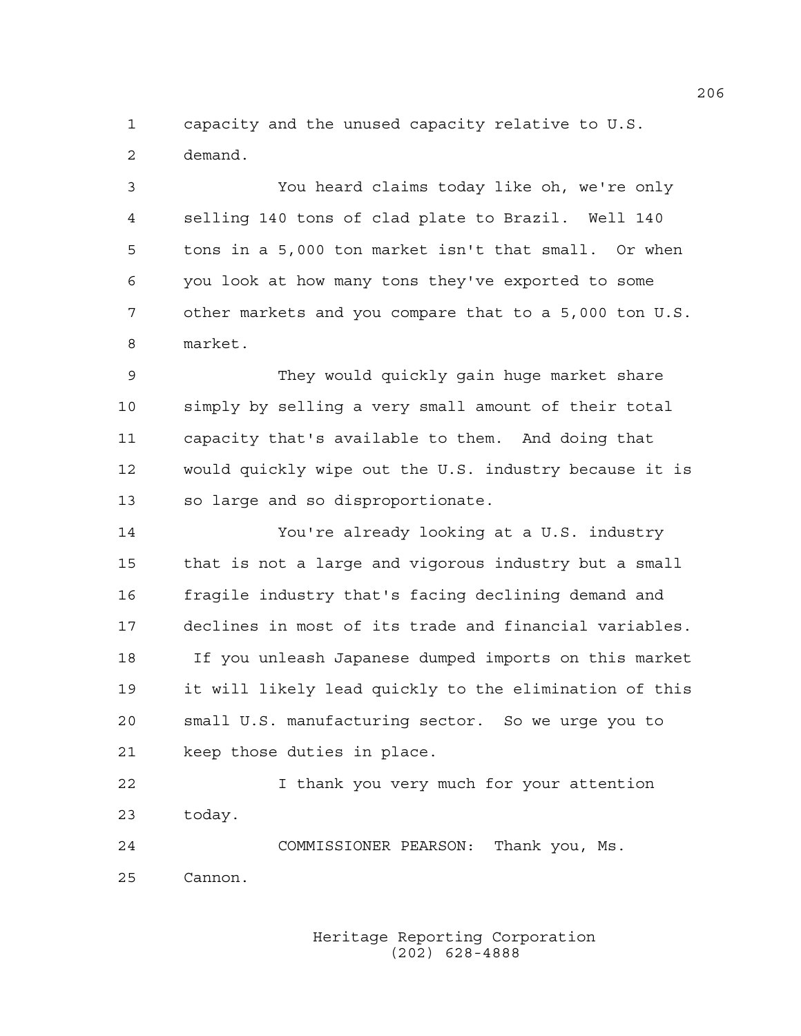capacity and the unused capacity relative to U.S. demand.

You heard claims today like oh, we're only selling 140 tons of clad plate to Brazil. Well 140 tons in a 5,000 ton market isn't that small. Or when you look at how many tons they've exported to some other markets and you compare that to a 5,000 ton U.S. market.

They would quickly gain huge market share simply by selling a very small amount of their total capacity that's available to them. And doing that would quickly wipe out the U.S. industry because it is so large and so disproportionate.

You're already looking at a U.S. industry that is not a large and vigorous industry but a small fragile industry that's facing declining demand and declines in most of its trade and financial variables. If you unleash Japanese dumped imports on this market it will likely lead quickly to the elimination of this small U.S. manufacturing sector. So we urge you to keep those duties in place.

I thank you very much for your attention today.

COMMISSIONER PEARSON: Thank you, Ms. Cannon.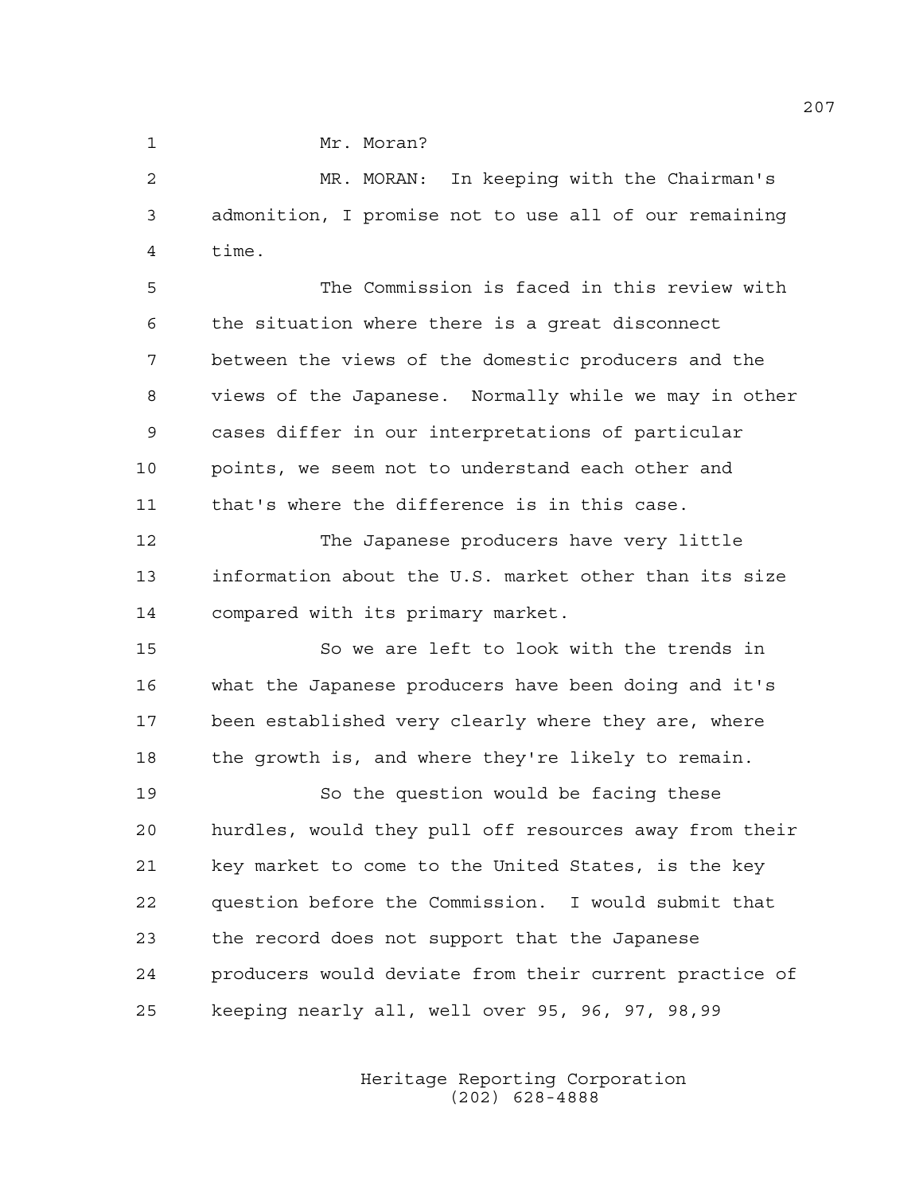Mr. Moran?

MR. MORAN: In keeping with the Chairman's admonition, I promise not to use all of our remaining time.

The Commission is faced in this review with the situation where there is a great disconnect between the views of the domestic producers and the views of the Japanese. Normally while we may in other cases differ in our interpretations of particular points, we seem not to understand each other and that's where the difference is in this case.

The Japanese producers have very little information about the U.S. market other than its size compared with its primary market.

So we are left to look with the trends in what the Japanese producers have been doing and it's been established very clearly where they are, where the growth is, and where they're likely to remain.

So the question would be facing these hurdles, would they pull off resources away from their key market to come to the United States, is the key question before the Commission. I would submit that the record does not support that the Japanese producers would deviate from their current practice of keeping nearly all, well over 95, 96, 97, 98,99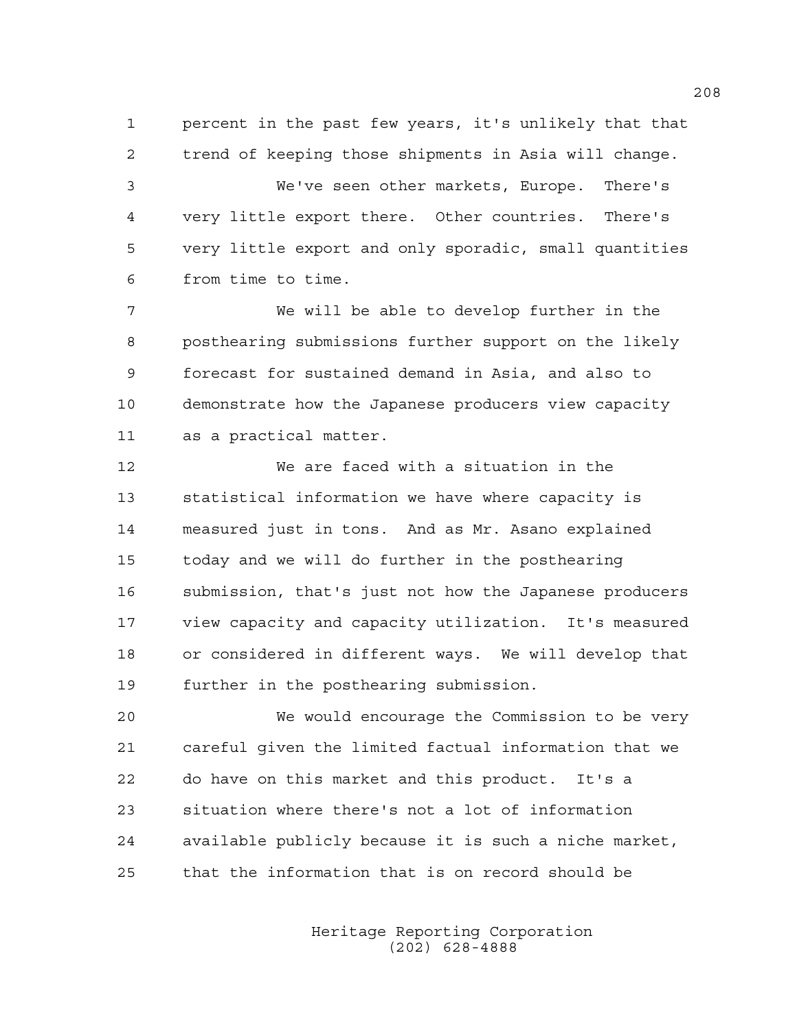percent in the past few years, it's unlikely that that trend of keeping those shipments in Asia will change.

We've seen other markets, Europe. There's very little export there. Other countries. There's very little export and only sporadic, small quantities from time to time.

We will be able to develop further in the posthearing submissions further support on the likely forecast for sustained demand in Asia, and also to demonstrate how the Japanese producers view capacity as a practical matter.

We are faced with a situation in the statistical information we have where capacity is measured just in tons. And as Mr. Asano explained today and we will do further in the posthearing submission, that's just not how the Japanese producers view capacity and capacity utilization. It's measured or considered in different ways. We will develop that further in the posthearing submission.

We would encourage the Commission to be very careful given the limited factual information that we do have on this market and this product. It's a situation where there's not a lot of information available publicly because it is such a niche market, that the information that is on record should be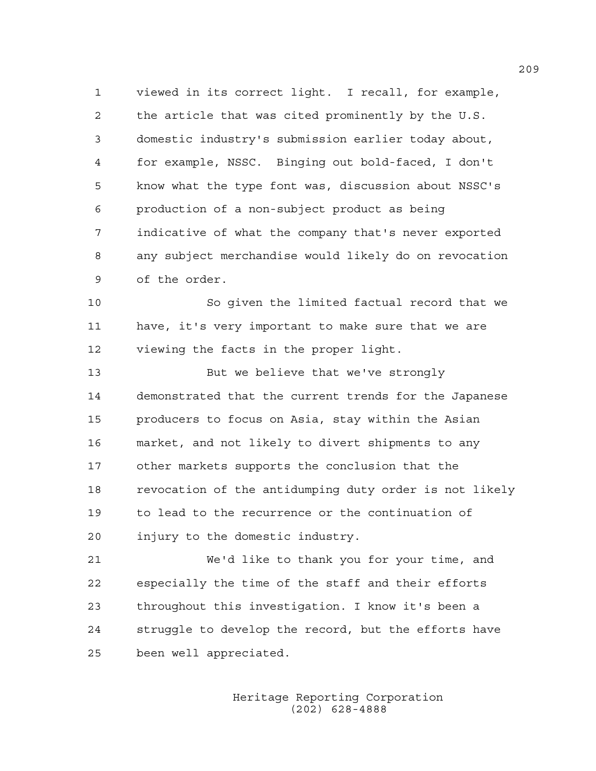viewed in its correct light. I recall, for example, the article that was cited prominently by the U.S. domestic industry's submission earlier today about, for example, NSSC. Binging out bold-faced, I don't know what the type font was, discussion about NSSC's production of a non-subject product as being indicative of what the company that's never exported any subject merchandise would likely do on revocation of the order.

So given the limited factual record that we have, it's very important to make sure that we are viewing the facts in the proper light.

But we believe that we've strongly demonstrated that the current trends for the Japanese producers to focus on Asia, stay within the Asian market, and not likely to divert shipments to any other markets supports the conclusion that the revocation of the antidumping duty order is not likely to lead to the recurrence or the continuation of injury to the domestic industry.

We'd like to thank you for your time, and especially the time of the staff and their efforts throughout this investigation. I know it's been a struggle to develop the record, but the efforts have been well appreciated.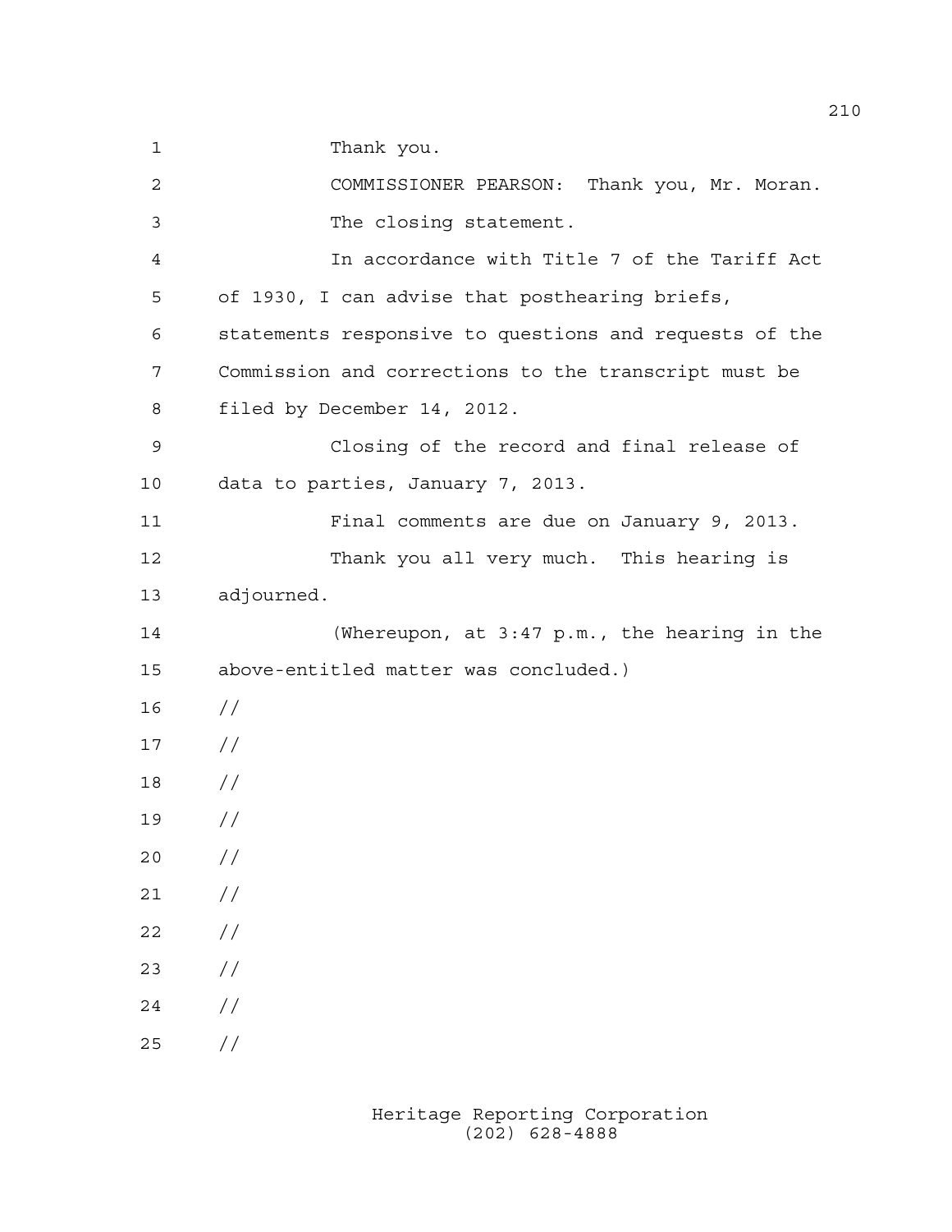1 Thank you.

2 COMMISSIONER PEARSON: Thank you, Mr. Moran.

3 The closing statement.

4 In accordance with Title 7 of the Tariff Act

5 of 1930, I can advise that posthearing briefs,

6 statements responsive to questions and requests of the

7 Commission and corrections to the transcript must be

8 filed by December 14, 2012.

9 Closing of the record and final release of

10 data to parties, January 7, 2013.

11 Final comments are due on January 9, 2013.

12 Thank you all very much. This hearing is

13 adjourned.

14 (Whereupon, at 3:47 p.m., the hearing in the

15 above-entitled matter was concluded.)

16 //

17 //

18 //

19 //

20 //

21 //

22 //

23 //

24 //

25 //

Heritage Reporting Corporation
(202) 628-4888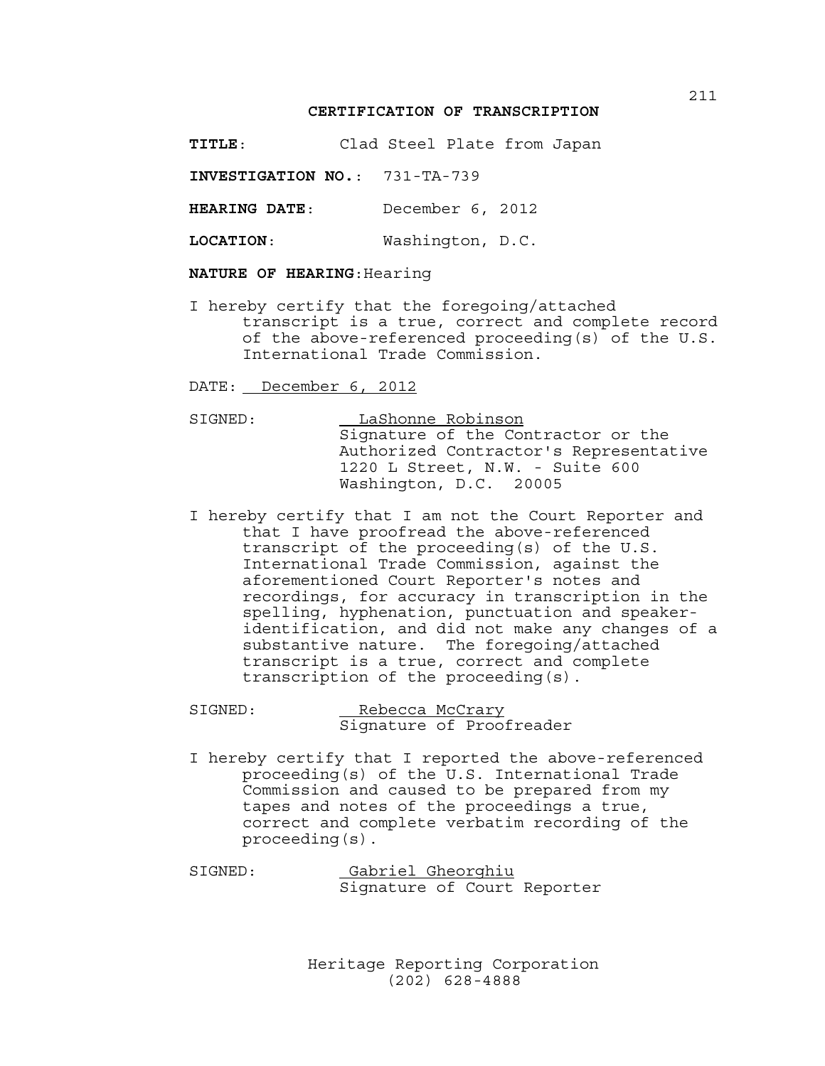## CERTIFICATION OF TRANSCRIPTION

**TITLE**: Clad Steel Plate from Japan

**INVESTIGATION NO.**: 731-TA-739

**HEARING DATE**: December 6, 2012

**LOCATION**: Washington, D.C.

**NATURE OF HEARING**: Hearing

I hereby certify that the foregoing/attached transcript is a true, correct and complete record of the above-referenced proceeding(s) of the U.S. International Trade Commission.

DATE: December 6, 2012

SIGNED: LaShonne Robinson
Signature of the Contractor or the Authorized Contractor's Representative
1220 L Street, N.W. - Suite 600
Washington, D.C. 20005

I hereby certify that I am not the Court Reporter and that I have proofread the above-referenced transcript of the proceeding(s) of the U.S. International Trade Commission, against the aforementioned Court Reporter's notes and recordings, for accuracy in transcription in the spelling, hyphenation, punctuation and speaker-identification, and did not make any changes of a substantive nature. The foregoing/attached transcript is a true, correct and complete transcription of the proceeding(s).

SIGNED: Rebecca McCrary
Signature of Proofreader

I hereby certify that I reported the above-referenced proceeding(s) of the U.S. International Trade Commission and caused to be prepared from my tapes and notes of the proceedings a true, correct and complete verbatim recording of the proceeding(s).

SIGNED: Gabriel Gheorghiu
Signature of Court Reporter